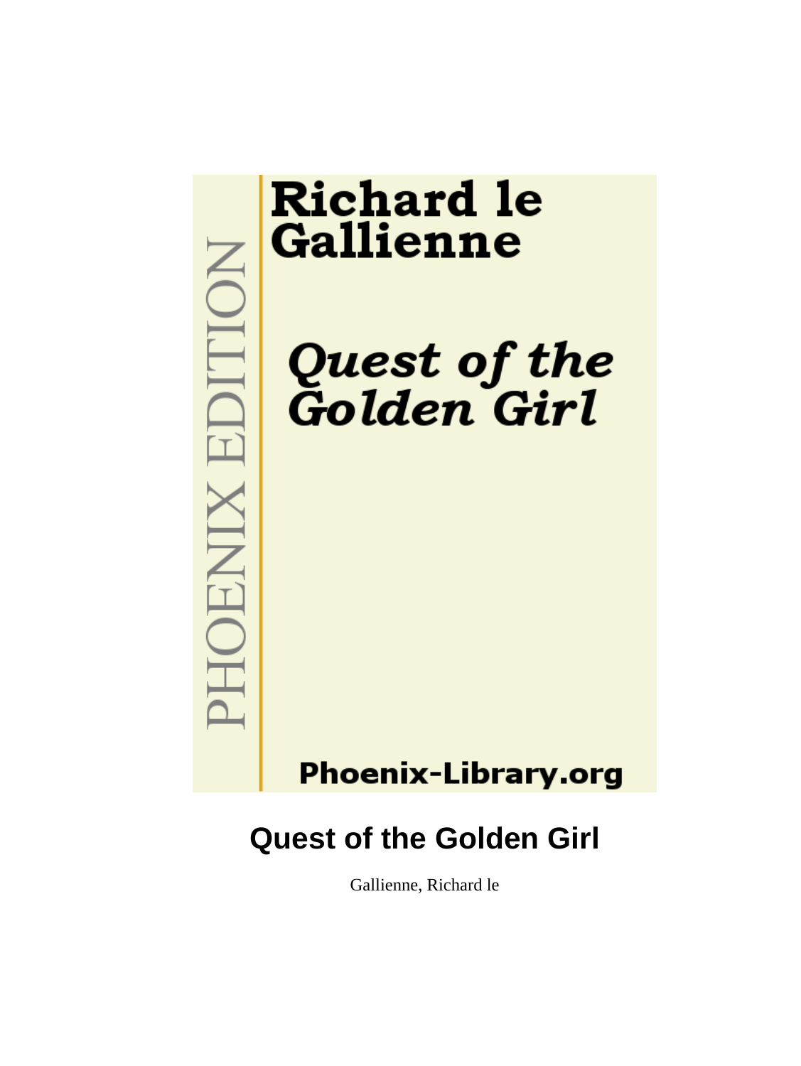PHOENIX EDITION

**Richard le Gallienne**

***Quest of the Golden Girl***

**Phoenix-Library.org**

# Quest of the Golden Girl

Gallienne, Richard le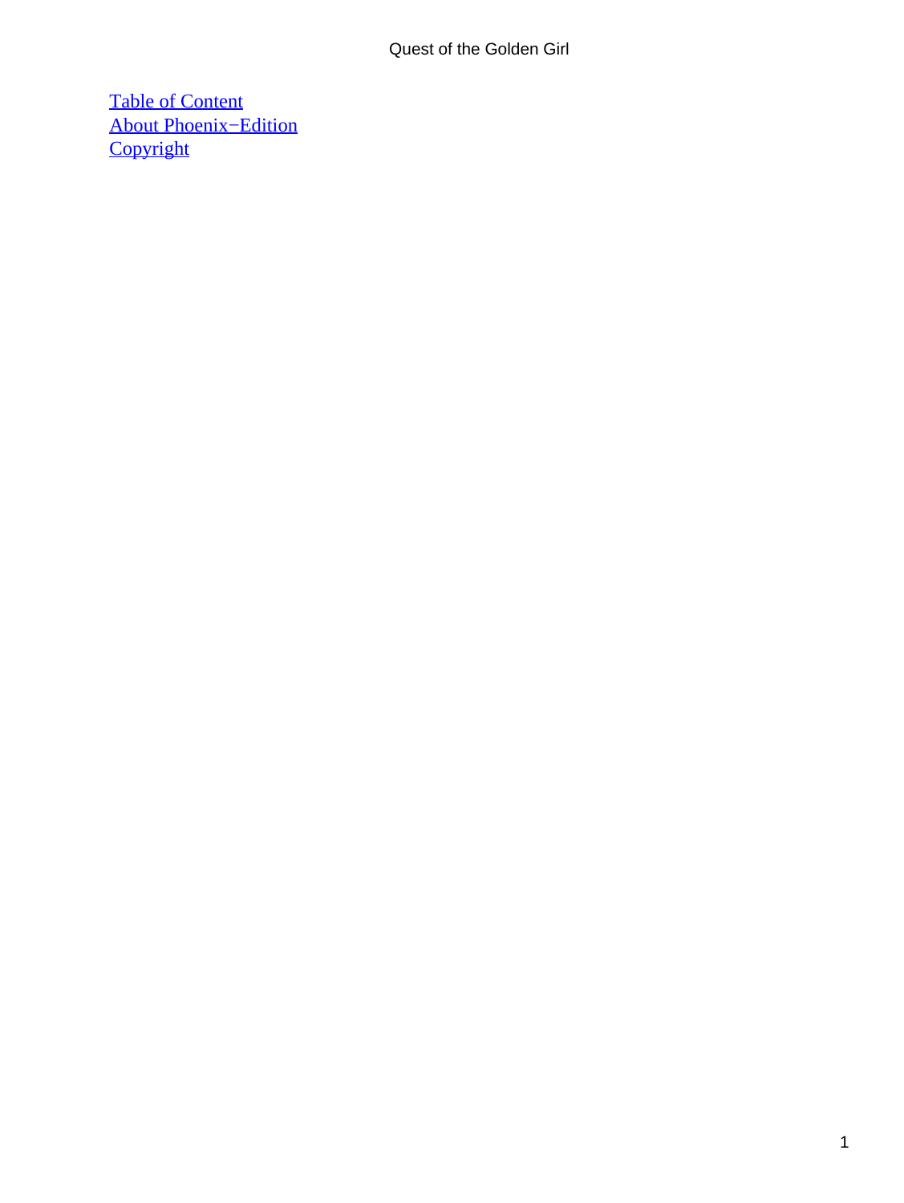[Table of Content](#)
[About Phoenix−Edition](#)
[Copyright](#)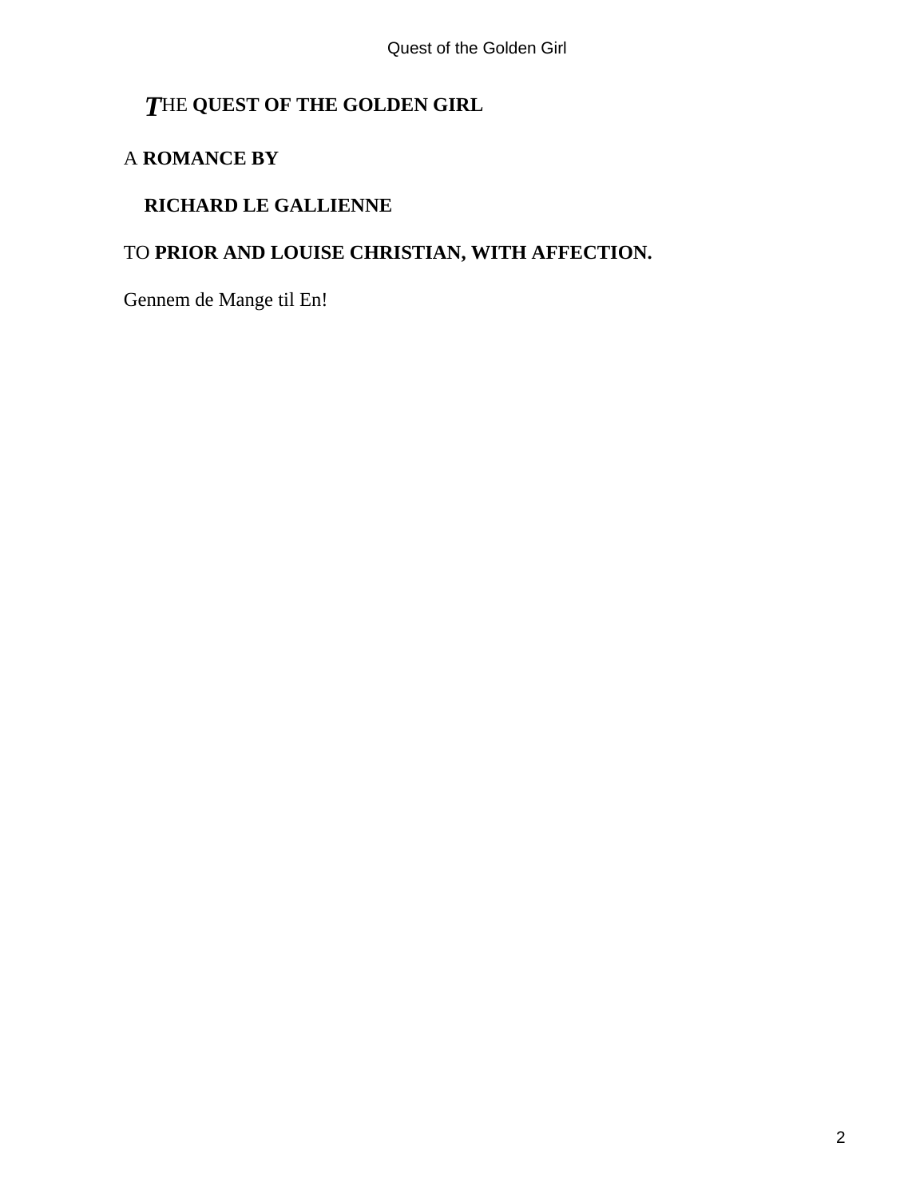# THE QUEST OF THE GOLDEN GIRL

A **ROMANCE BY**

**RICHARD LE GALLIENNE**

TO **PRIOR AND LOUISE CHRISTIAN, WITH AFFECTION.**

Gennem de Mange til En!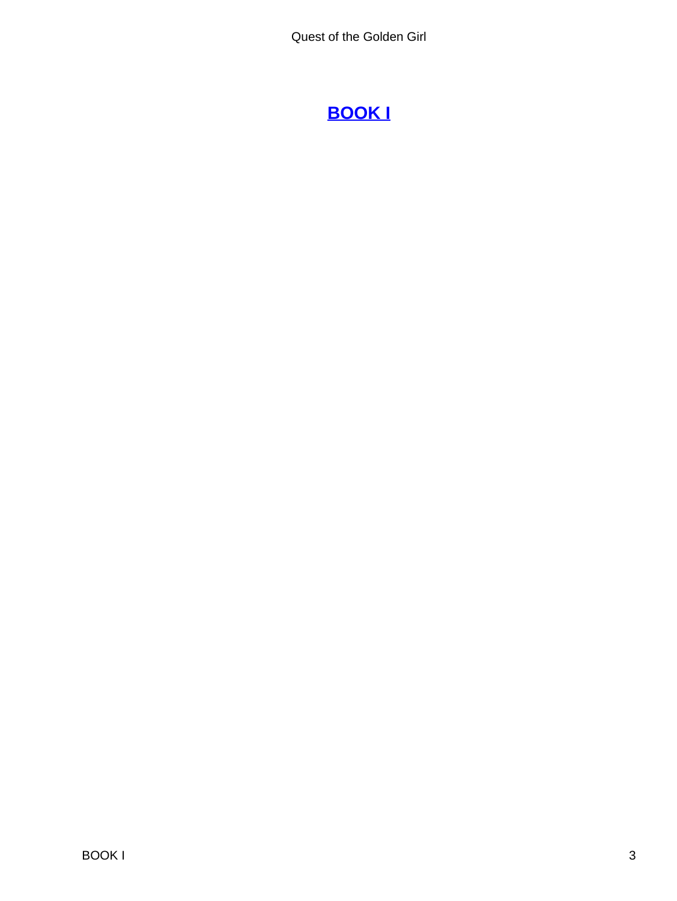## BOOK I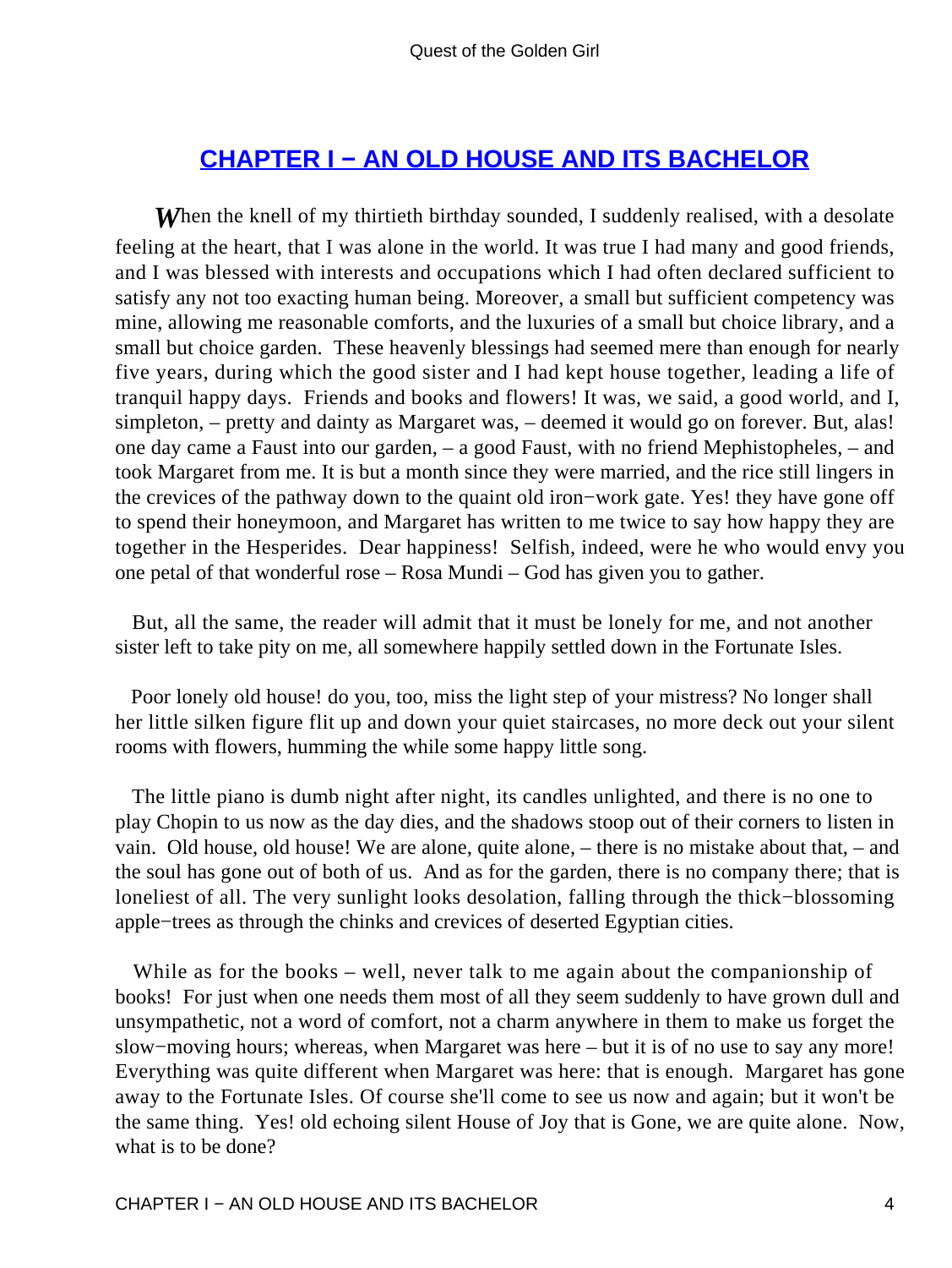## CHAPTER I − AN OLD HOUSE AND ITS BACHELOR

When the knell of my thirtieth birthday sounded, I suddenly realised, with a desolate feeling at the heart, that I was alone in the world. It was true I had many and good friends, and I was blessed with interests and occupations which I had often declared sufficient to satisfy any not too exacting human being. Moreover, a small but sufficient competency was mine, allowing me reasonable comforts, and the luxuries of a small but choice library, and a small but choice garden. These heavenly blessings had seemed mere than enough for nearly five years, during which the good sister and I had kept house together, leading a life of tranquil happy days. Friends and books and flowers! It was, we said, a good world, and I, simpleton, – pretty and dainty as Margaret was, – deemed it would go on forever. But, alas! one day came a Faust into our garden, – a good Faust, with no friend Mephistopheles, – and took Margaret from me. It is but a month since they were married, and the rice still lingers in the crevices of the pathway down to the quaint old iron−work gate. Yes! they have gone off to spend their honeymoon, and Margaret has written to me twice to say how happy they are together in the Hesperides. Dear happiness! Selfish, indeed, were he who would envy you one petal of that wonderful rose – Rosa Mundi – God has given you to gather.

But, all the same, the reader will admit that it must be lonely for me, and not another sister left to take pity on me, all somewhere happily settled down in the Fortunate Isles.

Poor lonely old house! do you, too, miss the light step of your mistress? No longer shall her little silken figure flit up and down your quiet staircases, no more deck out your silent rooms with flowers, humming the while some happy little song.

The little piano is dumb night after night, its candles unlighted, and there is no one to play Chopin to us now as the day dies, and the shadows stoop out of their corners to listen in vain. Old house, old house! We are alone, quite alone, – there is no mistake about that, – and the soul has gone out of both of us. And as for the garden, there is no company there; that is loneliest of all. The very sunlight looks desolation, falling through the thick−blossoming apple−trees as through the chinks and crevices of deserted Egyptian cities.

While as for the books – well, never talk to me again about the companionship of books! For just when one needs them most of all they seem suddenly to have grown dull and unsympathetic, not a word of comfort, not a charm anywhere in them to make us forget the slow−moving hours; whereas, when Margaret was here – but it is of no use to say any more! Everything was quite different when Margaret was here: that is enough. Margaret has gone away to the Fortunate Isles. Of course she'll come to see us now and again; but it won't be the same thing. Yes! old echoing silent House of Joy that is Gone, we are quite alone. Now, what is to be done?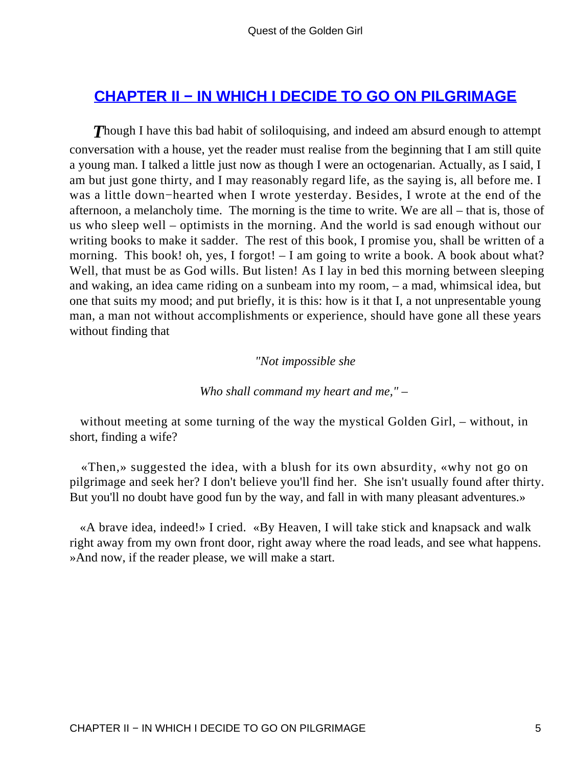## CHAPTER II − IN WHICH I DECIDE TO GO ON PILGRIMAGE

Though I have this bad habit of soliloquising, and indeed am absurd enough to attempt conversation with a house, yet the reader must realise from the beginning that I am still quite a young man. I talked a little just now as though I were an octogenarian. Actually, as I said, I am but just gone thirty, and I may reasonably regard life, as the saying is, all before me. I was a little down−hearted when I wrote yesterday. Besides, I wrote at the end of the afternoon, a melancholy time. The morning is the time to write. We are all – that is, those of us who sleep well – optimists in the morning. And the world is sad enough without our writing books to make it sadder. The rest of this book, I promise you, shall be written of a morning. This book! oh, yes, I forgot! – I am going to write a book. A book about what? Well, that must be as God wills. But listen! As I lay in bed this morning between sleeping and waking, an idea came riding on a sunbeam into my room, – a mad, whimsical idea, but one that suits my mood; and put briefly, it is this: how is it that I, a not unpresentable young man, a man not without accomplishments or experience, should have gone all these years without finding that

*"Not impossible she*

*Who shall command my heart and me,"* –

without meeting at some turning of the way the mystical Golden Girl, – without, in short, finding a wife?

«Then,» suggested the idea, with a blush for its own absurdity, «why not go on pilgrimage and seek her? I don't believe you'll find her. She isn't usually found after thirty. But you'll no doubt have good fun by the way, and fall in with many pleasant adventures.»

«A brave idea, indeed!» I cried. «By Heaven, I will take stick and knapsack and walk right away from my own front door, right away where the road leads, and see what happens. »And now, if the reader please, we will make a start.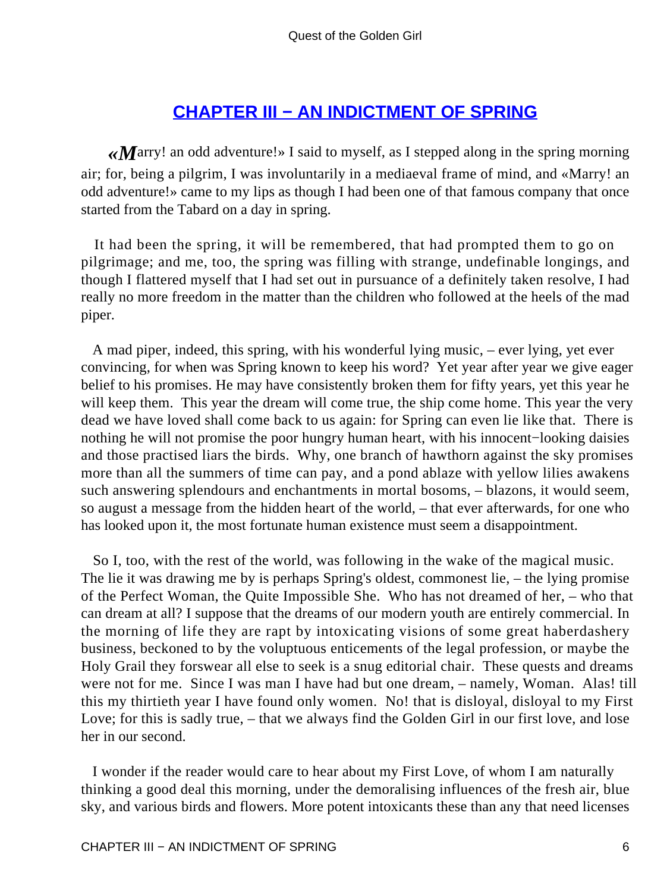## CHAPTER III − AN INDICTMENT OF SPRING

«Marry! an odd adventure!» I said to myself, as I stepped along in the spring morning air; for, being a pilgrim, I was involuntarily in a mediaeval frame of mind, and «Marry! an odd adventure!» came to my lips as though I had been one of that famous company that once started from the Tabard on a day in spring.

It had been the spring, it will be remembered, that had prompted them to go on pilgrimage; and me, too, the spring was filling with strange, undefinable longings, and though I flattered myself that I had set out in pursuance of a definitely taken resolve, I had really no more freedom in the matter than the children who followed at the heels of the mad piper.

A mad piper, indeed, this spring, with his wonderful lying music, – ever lying, yet ever convincing, for when was Spring known to keep his word? Yet year after year we give eager belief to his promises. He may have consistently broken them for fifty years, yet this year he will keep them. This year the dream will come true, the ship come home. This year the very dead we have loved shall come back to us again: for Spring can even lie like that. There is nothing he will not promise the poor hungry human heart, with his innocent−looking daisies and those practised liars the birds. Why, one branch of hawthorn against the sky promises more than all the summers of time can pay, and a pond ablaze with yellow lilies awakens such answering splendours and enchantments in mortal bosoms, – blazons, it would seem, so august a message from the hidden heart of the world, – that ever afterwards, for one who has looked upon it, the most fortunate human existence must seem a disappointment.

So I, too, with the rest of the world, was following in the wake of the magical music. The lie it was drawing me by is perhaps Spring's oldest, commonest lie, – the lying promise of the Perfect Woman, the Quite Impossible She. Who has not dreamed of her, – who that can dream at all? I suppose that the dreams of our modern youth are entirely commercial. In the morning of life they are rapt by intoxicating visions of some great haberdashery business, beckoned to by the voluptuous enticements of the legal profession, or maybe the Holy Grail they forswear all else to seek is a snug editorial chair. These quests and dreams were not for me. Since I was man I have had but one dream, – namely, Woman. Alas! till this my thirtieth year I have found only women. No! that is disloyal, disloyal to my First Love; for this is sadly true, – that we always find the Golden Girl in our first love, and lose her in our second.

I wonder if the reader would care to hear about my First Love, of whom I am naturally thinking a good deal this morning, under the demoralising influences of the fresh air, blue sky, and various birds and flowers. More potent intoxicants these than any that need licenses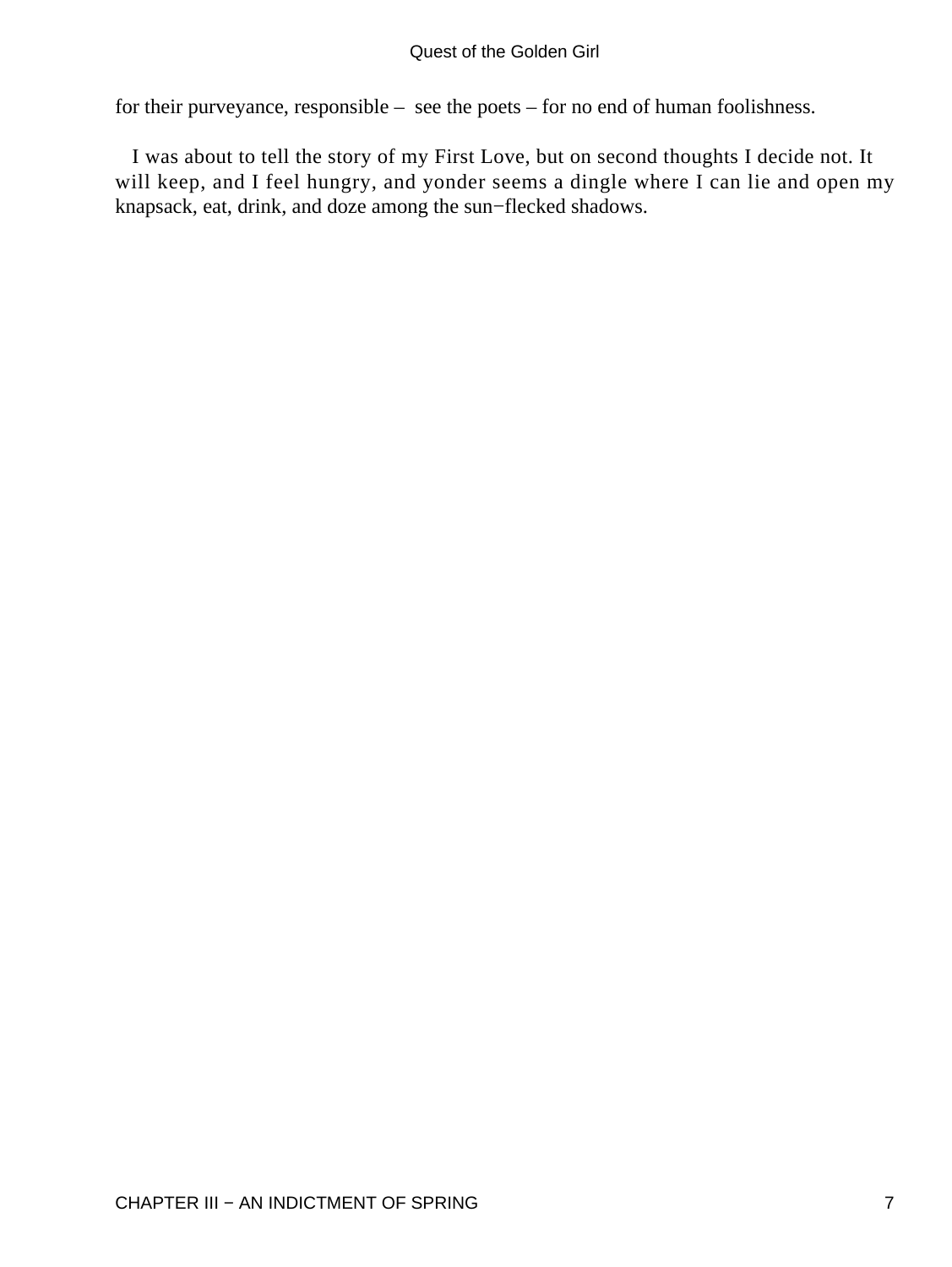for their purveyance, responsible – see the poets – for no end of human foolishness.

I was about to tell the story of my First Love, but on second thoughts I decide not. It will keep, and I feel hungry, and yonder seems a dingle where I can lie and open my knapsack, eat, drink, and doze among the sun−flecked shadows.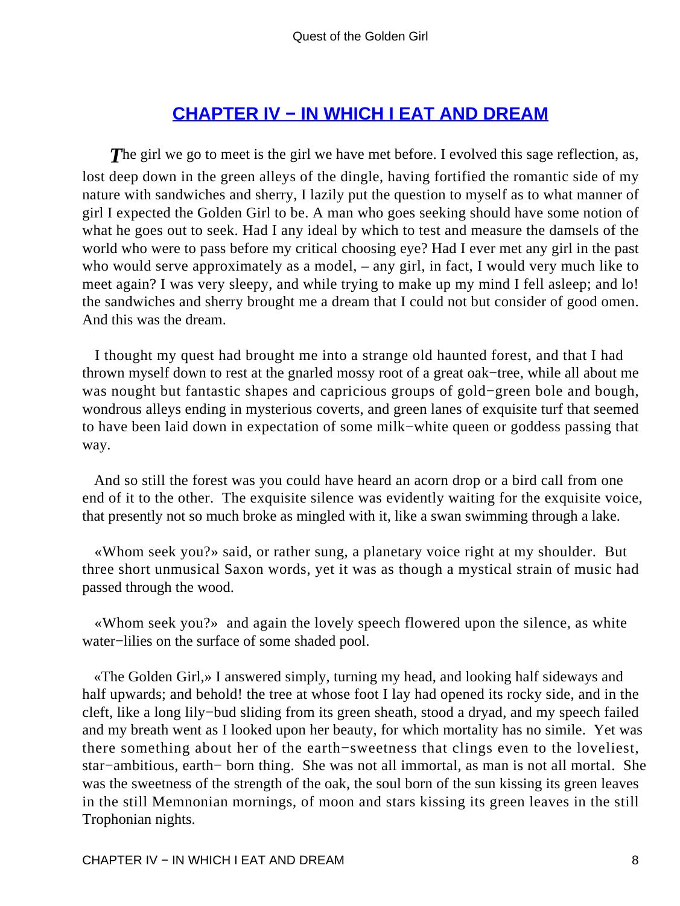## CHAPTER IV − IN WHICH I EAT AND DREAM

*T*he girl we go to meet is the girl we have met before. I evolved this sage reflection, as, lost deep down in the green alleys of the dingle, having fortified the romantic side of my nature with sandwiches and sherry, I lazily put the question to myself as to what manner of girl I expected the Golden Girl to be. A man who goes seeking should have some notion of what he goes out to seek. Had I any ideal by which to test and measure the damsels of the world who were to pass before my critical choosing eye? Had I ever met any girl in the past who would serve approximately as a model, – any girl, in fact, I would very much like to meet again? I was very sleepy, and while trying to make up my mind I fell asleep; and lo! the sandwiches and sherry brought me a dream that I could not but consider of good omen. And this was the dream.

I thought my quest had brought me into a strange old haunted forest, and that I had thrown myself down to rest at the gnarled mossy root of a great oak−tree, while all about me was nought but fantastic shapes and capricious groups of gold−green bole and bough, wondrous alleys ending in mysterious coverts, and green lanes of exquisite turf that seemed to have been laid down in expectation of some milk−white queen or goddess passing that way.

And so still the forest was you could have heard an acorn drop or a bird call from one end of it to the other. The exquisite silence was evidently waiting for the exquisite voice, that presently not so much broke as mingled with it, like a swan swimming through a lake.

«Whom seek you?» said, or rather sung, a planetary voice right at my shoulder. But three short unmusical Saxon words, yet it was as though a mystical strain of music had passed through the wood.

«Whom seek you?» and again the lovely speech flowered upon the silence, as white water−lilies on the surface of some shaded pool.

«The Golden Girl,» I answered simply, turning my head, and looking half sideways and half upwards; and behold! the tree at whose foot I lay had opened its rocky side, and in the cleft, like a long lily−bud sliding from its green sheath, stood a dryad, and my speech failed and my breath went as I looked upon her beauty, for which mortality has no simile. Yet was there something about her of the earth−sweetness that clings even to the loveliest, star−ambitious, earth− born thing. She was not all immortal, as man is not all mortal. She was the sweetness of the strength of the oak, the soul born of the sun kissing its green leaves in the still Memnonian mornings, of moon and stars kissing its green leaves in the still Trophonian nights.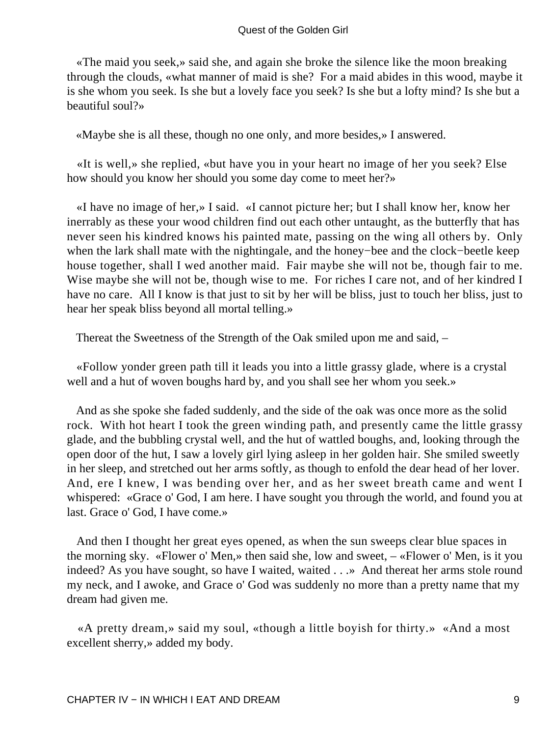«The maid you seek,» said she, and again she broke the silence like the moon breaking through the clouds, «what manner of maid is she? For a maid abides in this wood, maybe it is she whom you seek. Is she but a lovely face you seek? Is she but a lofty mind? Is she but a beautiful soul?»

«Maybe she is all these, though no one only, and more besides,» I answered.

«It is well,» she replied, «but have you in your heart no image of her you seek? Else how should you know her should you some day come to meet her?»

«I have no image of her,» I said. «I cannot picture her; but I shall know her, know her inerrably as these your wood children find out each other untaught, as the butterfly that has never seen his kindred knows his painted mate, passing on the wing all others by. Only when the lark shall mate with the nightingale, and the honey−bee and the clock−beetle keep house together, shall I wed another maid. Fair maybe she will not be, though fair to me. Wise maybe she will not be, though wise to me. For riches I care not, and of her kindred I have no care. All I know is that just to sit by her will be bliss, just to touch her bliss, just to hear her speak bliss beyond all mortal telling.»

Thereat the Sweetness of the Strength of the Oak smiled upon me and said, –

«Follow yonder green path till it leads you into a little grassy glade, where is a crystal well and a hut of woven boughs hard by, and you shall see her whom you seek.»

And as she spoke she faded suddenly, and the side of the oak was once more as the solid rock. With hot heart I took the green winding path, and presently came the little grassy glade, and the bubbling crystal well, and the hut of wattled boughs, and, looking through the open door of the hut, I saw a lovely girl lying asleep in her golden hair. She smiled sweetly in her sleep, and stretched out her arms softly, as though to enfold the dear head of her lover. And, ere I knew, I was bending over her, and as her sweet breath came and went I whispered: «Grace o' God, I am here. I have sought you through the world, and found you at last. Grace o' God, I have come.»

And then I thought her great eyes opened, as when the sun sweeps clear blue spaces in the morning sky. «Flower o' Men,» then said she, low and sweet, – «Flower o' Men, is it you indeed? As you have sought, so have I waited, waited . . .» And thereat her arms stole round my neck, and I awoke, and Grace o' God was suddenly no more than a pretty name that my dream had given me.

«A pretty dream,» said my soul, «though a little boyish for thirty.» «And a most excellent sherry,» added my body.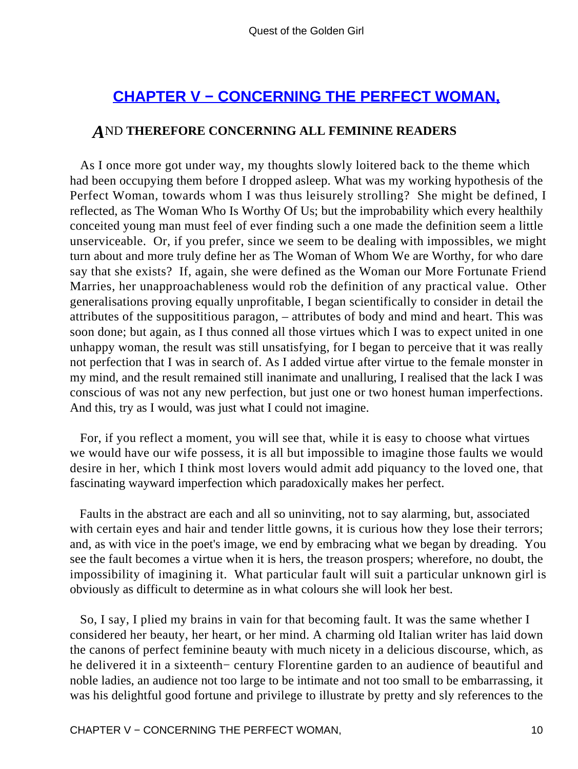## CHAPTER V − CONCERNING THE PERFECT WOMAN,

### AND THEREFORE CONCERNING ALL FEMININE READERS

As I once more got under way, my thoughts slowly loitered back to the theme which had been occupying them before I dropped asleep. What was my working hypothesis of the Perfect Woman, towards whom I was thus leisurely strolling? She might be defined, I reflected, as The Woman Who Is Worthy Of Us; but the improbability which every healthily conceited young man must feel of ever finding such a one made the definition seem a little unserviceable. Or, if you prefer, since we seem to be dealing with impossibles, we might turn about and more truly define her as The Woman of Whom We are Worthy, for who dare say that she exists? If, again, she were defined as the Woman our More Fortunate Friend Marries, her unapproachableness would rob the definition of any practical value. Other generalisations proving equally unprofitable, I began scientifically to consider in detail the attributes of the supposititious paragon, – attributes of body and mind and heart. This was soon done; but again, as I thus conned all those virtues which I was to expect united in one unhappy woman, the result was still unsatisfying, for I began to perceive that it was really not perfection that I was in search of. As I added virtue after virtue to the female monster in my mind, and the result remained still inanimate and unalluring, I realised that the lack I was conscious of was not any new perfection, but just one or two honest human imperfections. And this, try as I would, was just what I could not imagine.

For, if you reflect a moment, you will see that, while it is easy to choose what virtues we would have our wife possess, it is all but impossible to imagine those faults we would desire in her, which I think most lovers would admit add piquancy to the loved one, that fascinating wayward imperfection which paradoxically makes her perfect.

Faults in the abstract are each and all so uninviting, not to say alarming, but, associated with certain eyes and hair and tender little gowns, it is curious how they lose their terrors; and, as with vice in the poet's image, we end by embracing what we began by dreading. You see the fault becomes a virtue when it is hers, the treason prospers; wherefore, no doubt, the impossibility of imagining it. What particular fault will suit a particular unknown girl is obviously as difficult to determine as in what colours she will look her best.

So, I say, I plied my brains in vain for that becoming fault. It was the same whether I considered her beauty, her heart, or her mind. A charming old Italian writer has laid down the canons of perfect feminine beauty with much nicety in a delicious discourse, which, as he delivered it in a sixteenth− century Florentine garden to an audience of beautiful and noble ladies, an audience not too large to be intimate and not too small to be embarrassing, it was his delightful good fortune and privilege to illustrate by pretty and sly references to the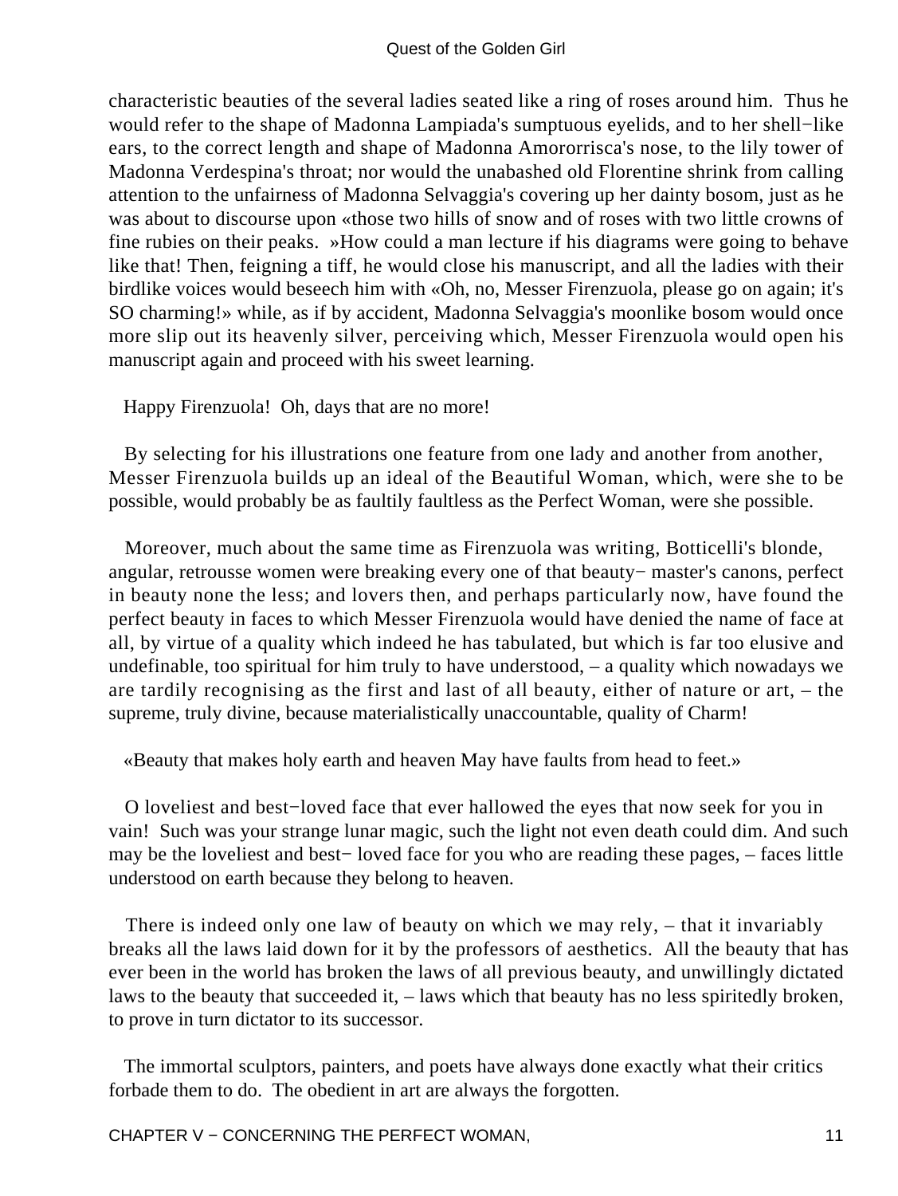characteristic beauties of the several ladies seated like a ring of roses around him. Thus he would refer to the shape of Madonna Lampiada's sumptuous eyelids, and to her shell−like ears, to the correct length and shape of Madonna Amororrisca's nose, to the lily tower of Madonna Verdespina's throat; nor would the unabashed old Florentine shrink from calling attention to the unfairness of Madonna Selvaggia's covering up her dainty bosom, just as he was about to discourse upon «those two hills of snow and of roses with two little crowns of fine rubies on their peaks. »How could a man lecture if his diagrams were going to behave like that! Then, feigning a tiff, he would close his manuscript, and all the ladies with their birdlike voices would beseech him with «Oh, no, Messer Firenzuola, please go on again; it's SO charming!» while, as if by accident, Madonna Selvaggia's moonlike bosom would once more slip out its heavenly silver, perceiving which, Messer Firenzuola would open his manuscript again and proceed with his sweet learning.

Happy Firenzuola! Oh, days that are no more!

By selecting for his illustrations one feature from one lady and another from another, Messer Firenzuola builds up an ideal of the Beautiful Woman, which, were she to be possible, would probably be as faultily faultless as the Perfect Woman, were she possible.

Moreover, much about the same time as Firenzuola was writing, Botticelli's blonde, angular, retrousse women were breaking every one of that beauty− master's canons, perfect in beauty none the less; and lovers then, and perhaps particularly now, have found the perfect beauty in faces to which Messer Firenzuola would have denied the name of face at all, by virtue of a quality which indeed he has tabulated, but which is far too elusive and undefinable, too spiritual for him truly to have understood, – a quality which nowadays we are tardily recognising as the first and last of all beauty, either of nature or art, – the supreme, truly divine, because materialistically unaccountable, quality of Charm!

«Beauty that makes holy earth and heaven May have faults from head to feet.»

O loveliest and best−loved face that ever hallowed the eyes that now seek for you in vain! Such was your strange lunar magic, such the light not even death could dim. And such may be the loveliest and best− loved face for you who are reading these pages, – faces little understood on earth because they belong to heaven.

There is indeed only one law of beauty on which we may rely, – that it invariably breaks all the laws laid down for it by the professors of aesthetics. All the beauty that has ever been in the world has broken the laws of all previous beauty, and unwillingly dictated laws to the beauty that succeeded it, – laws which that beauty has no less spiritedly broken, to prove in turn dictator to its successor.

The immortal sculptors, painters, and poets have always done exactly what their critics forbade them to do. The obedient in art are always the forgotten.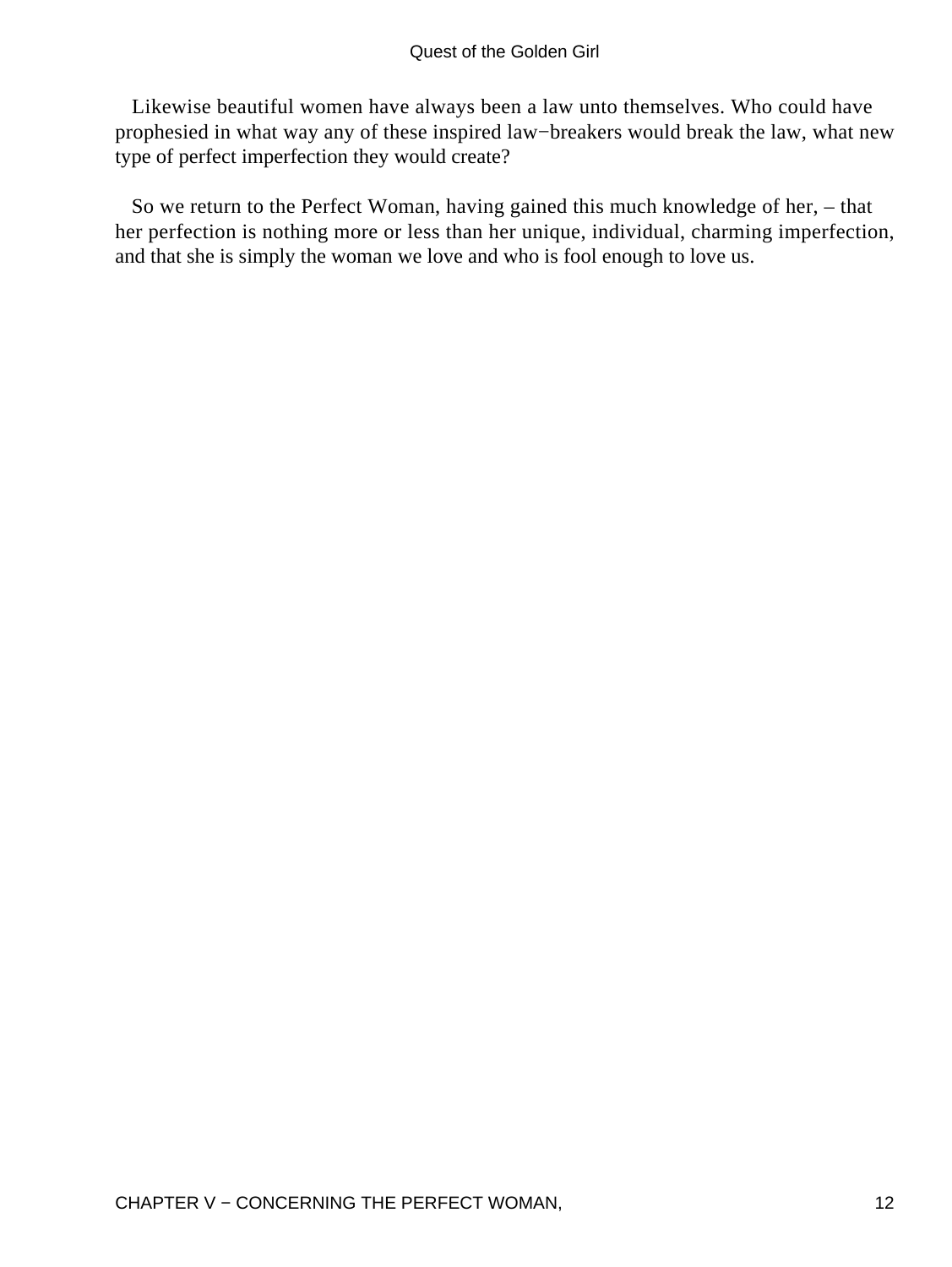Likewise beautiful women have always been a law unto themselves. Who could have prophesied in what way any of these inspired law−breakers would break the law, what new type of perfect imperfection they would create?

So we return to the Perfect Woman, having gained this much knowledge of her, – that her perfection is nothing more or less than her unique, individual, charming imperfection, and that she is simply the woman we love and who is fool enough to love us.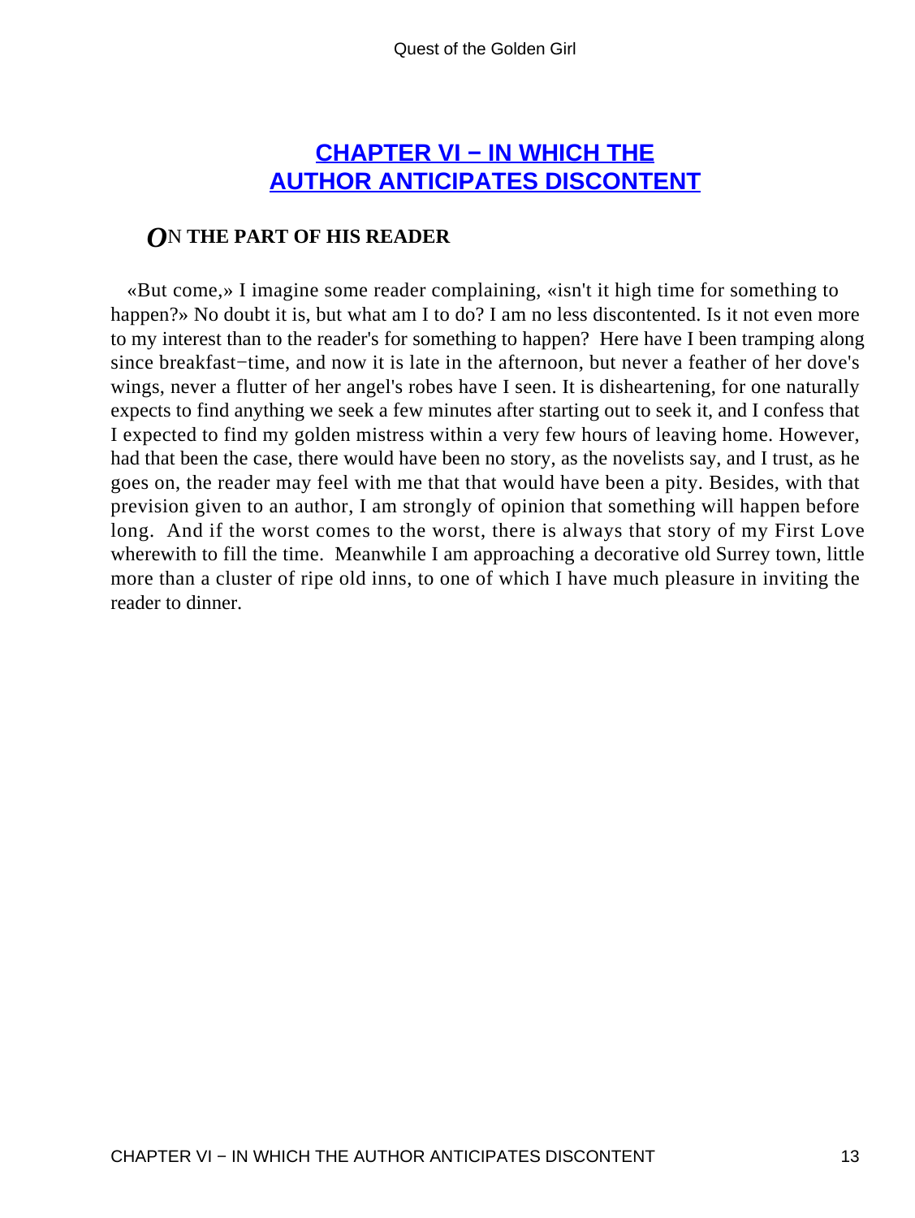## CHAPTER VI − IN WHICH THE AUTHOR ANTICIPATES DISCONTENT

***O*N THE PART OF HIS READER**

«But come,» I imagine some reader complaining, «isn't it high time for something to happen?» No doubt it is, but what am I to do? I am no less discontented. Is it not even more to my interest than to the reader's for something to happen? Here have I been tramping along since breakfast−time, and now it is late in the afternoon, but never a feather of her dove's wings, never a flutter of her angel's robes have I seen. It is disheartening, for one naturally expects to find anything we seek a few minutes after starting out to seek it, and I confess that I expected to find my golden mistress within a very few hours of leaving home. However, had that been the case, there would have been no story, as the novelists say, and I trust, as he goes on, the reader may feel with me that that would have been a pity. Besides, with that prevision given to an author, I am strongly of opinion that something will happen before long. And if the worst comes to the worst, there is always that story of my First Love wherewith to fill the time. Meanwhile I am approaching a decorative old Surrey town, little more than a cluster of ripe old inns, to one of which I have much pleasure in inviting the reader to dinner.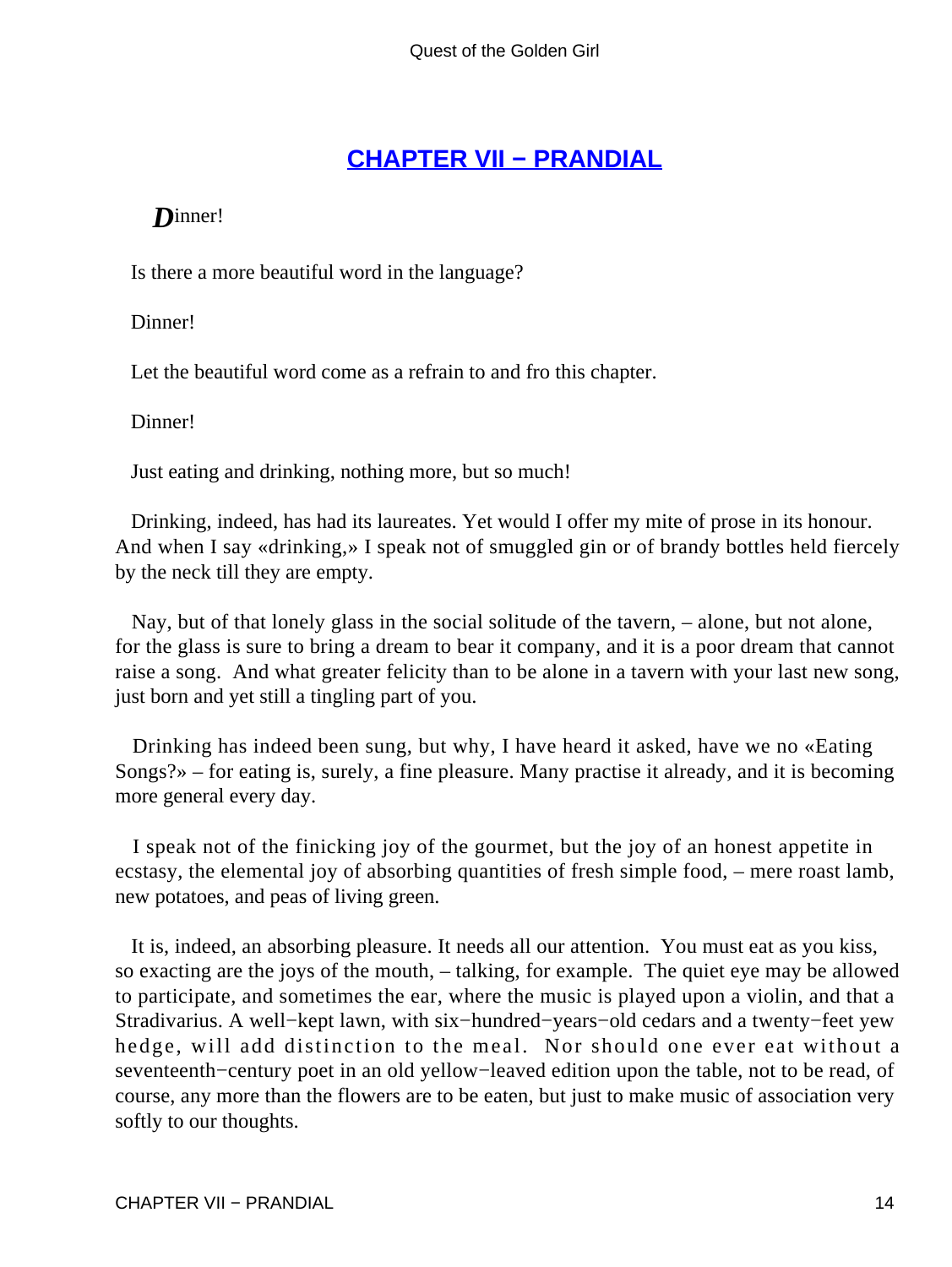## CHAPTER VII − PRANDIAL

*D*inner!

Is there a more beautiful word in the language?

Dinner!

Let the beautiful word come as a refrain to and fro this chapter.

Dinner!

Just eating and drinking, nothing more, but so much!

Drinking, indeed, has had its laureates. Yet would I offer my mite of prose in its honour. And when I say «drinking,» I speak not of smuggled gin or of brandy bottles held fiercely by the neck till they are empty.

Nay, but of that lonely glass in the social solitude of the tavern, – alone, but not alone, for the glass is sure to bring a dream to bear it company, and it is a poor dream that cannot raise a song. And what greater felicity than to be alone in a tavern with your last new song, just born and yet still a tingling part of you.

Drinking has indeed been sung, but why, I have heard it asked, have we no «Eating Songs?» – for eating is, surely, a fine pleasure. Many practise it already, and it is becoming more general every day.

I speak not of the finicking joy of the gourmet, but the joy of an honest appetite in ecstasy, the elemental joy of absorbing quantities of fresh simple food, – mere roast lamb, new potatoes, and peas of living green.

It is, indeed, an absorbing pleasure. It needs all our attention. You must eat as you kiss, so exacting are the joys of the mouth, – talking, for example. The quiet eye may be allowed to participate, and sometimes the ear, where the music is played upon a violin, and that a Stradivarius. A well−kept lawn, with six−hundred−years−old cedars and a twenty−feet yew hedge, will add distinction to the meal. Nor should one ever eat without a seventeenth−century poet in an old yellow−leaved edition upon the table, not to be read, of course, any more than the flowers are to be eaten, but just to make music of association very softly to our thoughts.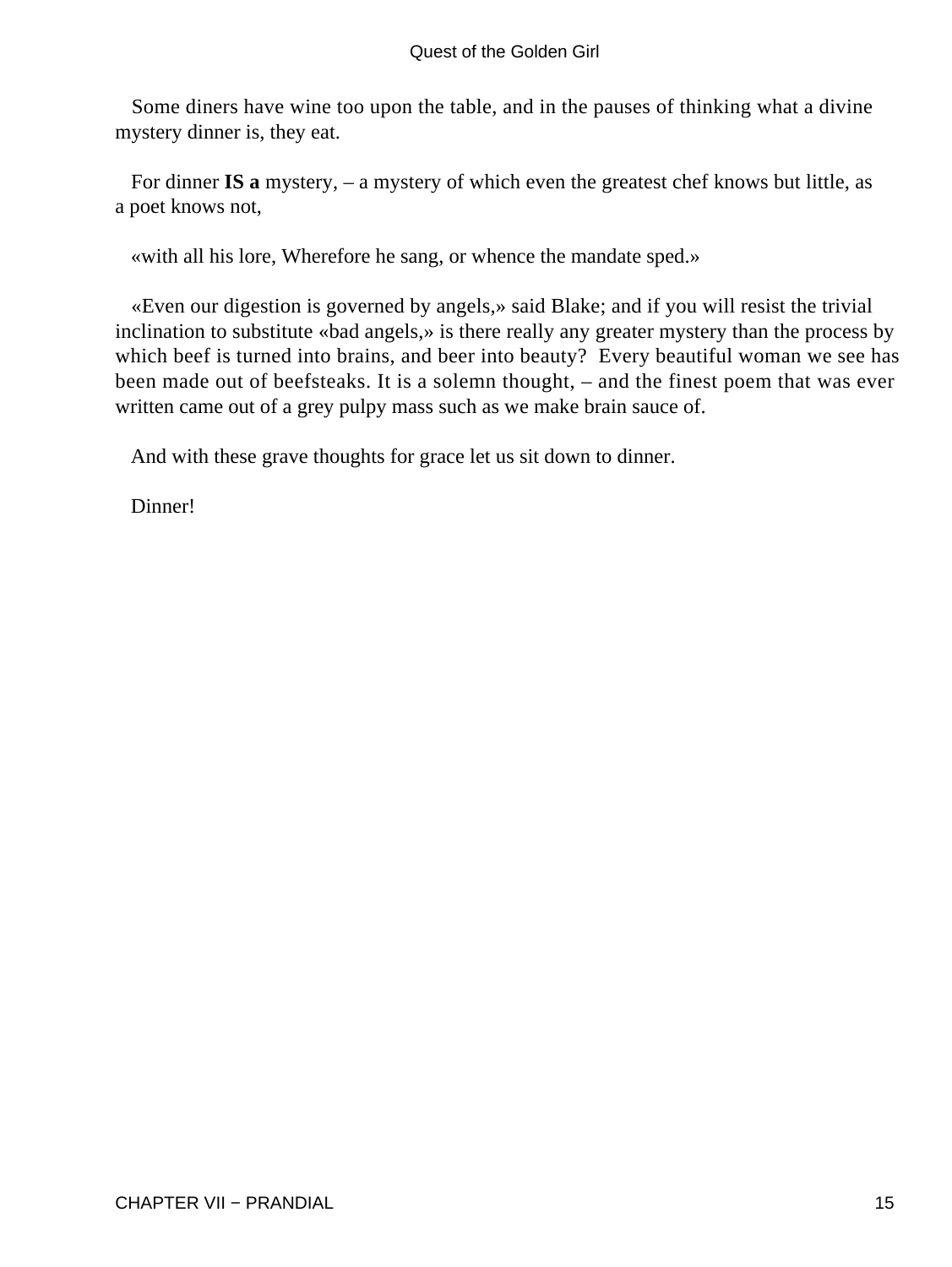Some diners have wine too upon the table, and in the pauses of thinking what a divine mystery dinner is, they eat.

For dinner **IS a** mystery, – a mystery of which even the greatest chef knows but little, as a poet knows not,

«with all his lore, Wherefore he sang, or whence the mandate sped.»

«Even our digestion is governed by angels,» said Blake; and if you will resist the trivial inclination to substitute «bad angels,» is there really any greater mystery than the process by which beef is turned into brains, and beer into beauty? Every beautiful woman we see has been made out of beefsteaks. It is a solemn thought, – and the finest poem that was ever written came out of a grey pulpy mass such as we make brain sauce of.

And with these grave thoughts for grace let us sit down to dinner.

Dinner!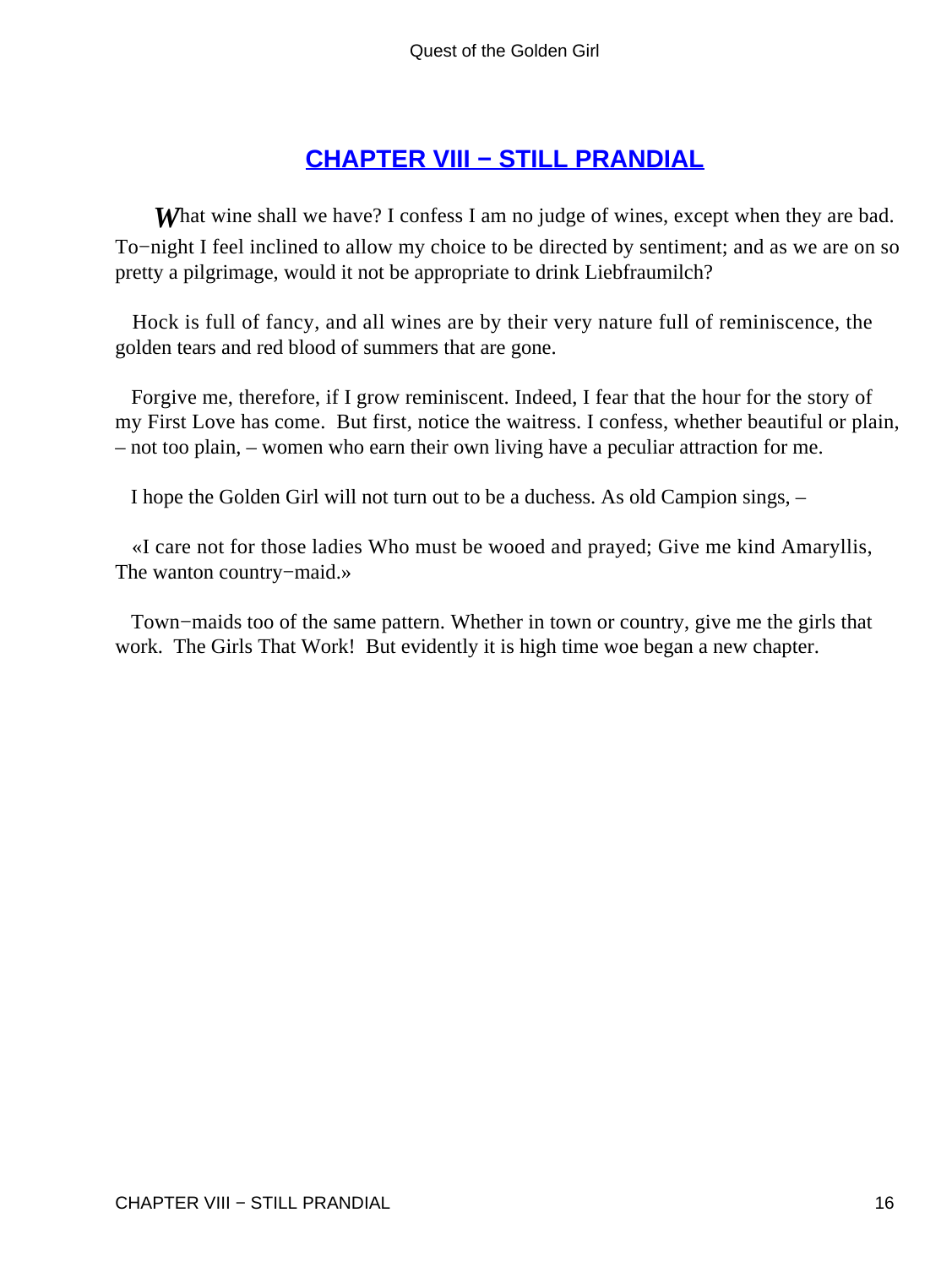## CHAPTER VIII − STILL PRANDIAL

What wine shall we have? I confess I am no judge of wines, except when they are bad. To−night I feel inclined to allow my choice to be directed by sentiment; and as we are on so pretty a pilgrimage, would it not be appropriate to drink Liebfraumilch?

Hock is full of fancy, and all wines are by their very nature full of reminiscence, the golden tears and red blood of summers that are gone.

Forgive me, therefore, if I grow reminiscent. Indeed, I fear that the hour for the story of my First Love has come. But first, notice the waitress. I confess, whether beautiful or plain, – not too plain, – women who earn their own living have a peculiar attraction for me.

I hope the Golden Girl will not turn out to be a duchess. As old Campion sings, –

«I care not for those ladies Who must be wooed and prayed; Give me kind Amaryllis, The wanton country−maid.»

Town−maids too of the same pattern. Whether in town or country, give me the girls that work. The Girls That Work! But evidently it is high time woe began a new chapter.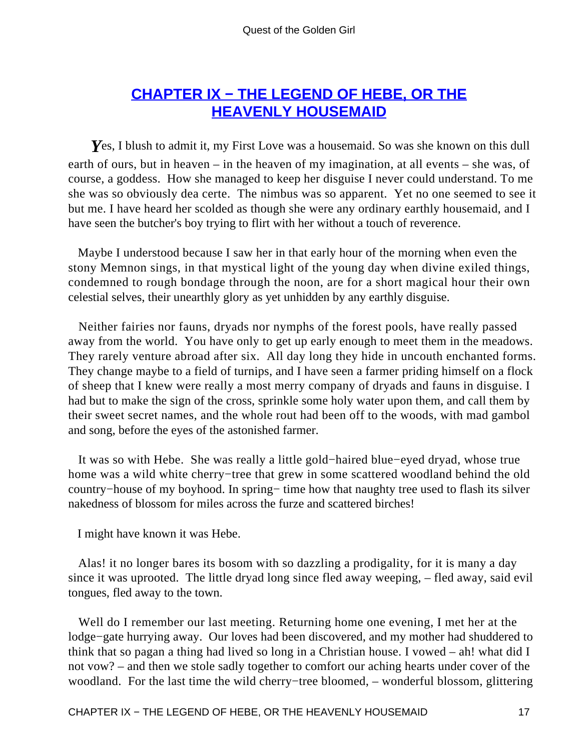## CHAPTER IX − THE LEGEND OF HEBE, OR THE HEAVENLY HOUSEMAID

*Y*es, I blush to admit it, my First Love was a housemaid. So was she known on this dull earth of ours, but in heaven – in the heaven of my imagination, at all events – she was, of course, a goddess. How she managed to keep her disguise I never could understand. To me she was so obviously dea certe. The nimbus was so apparent. Yet no one seemed to see it but me. I have heard her scolded as though she were any ordinary earthly housemaid, and I have seen the butcher's boy trying to flirt with her without a touch of reverence.

Maybe I understood because I saw her in that early hour of the morning when even the stony Memnon sings, in that mystical light of the young day when divine exiled things, condemned to rough bondage through the noon, are for a short magical hour their own celestial selves, their unearthly glory as yet unhidden by any earthly disguise.

Neither fairies nor fauns, dryads nor nymphs of the forest pools, have really passed away from the world. You have only to get up early enough to meet them in the meadows. They rarely venture abroad after six. All day long they hide in uncouth enchanted forms. They change maybe to a field of turnips, and I have seen a farmer priding himself on a flock of sheep that I knew were really a most merry company of dryads and fauns in disguise. I had but to make the sign of the cross, sprinkle some holy water upon them, and call them by their sweet secret names, and the whole rout had been off to the woods, with mad gambol and song, before the eyes of the astonished farmer.

It was so with Hebe. She was really a little gold−haired blue−eyed dryad, whose true home was a wild white cherry−tree that grew in some scattered woodland behind the old country−house of my boyhood. In spring− time how that naughty tree used to flash its silver nakedness of blossom for miles across the furze and scattered birches!

I might have known it was Hebe.

Alas! it no longer bares its bosom with so dazzling a prodigality, for it is many a day since it was uprooted. The little dryad long since fled away weeping, – fled away, said evil tongues, fled away to the town.

Well do I remember our last meeting. Returning home one evening, I met her at the lodge−gate hurrying away. Our loves had been discovered, and my mother had shuddered to think that so pagan a thing had lived so long in a Christian house. I vowed – ah! what did I not vow? – and then we stole sadly together to comfort our aching hearts under cover of the woodland. For the last time the wild cherry−tree bloomed, – wonderful blossom, glittering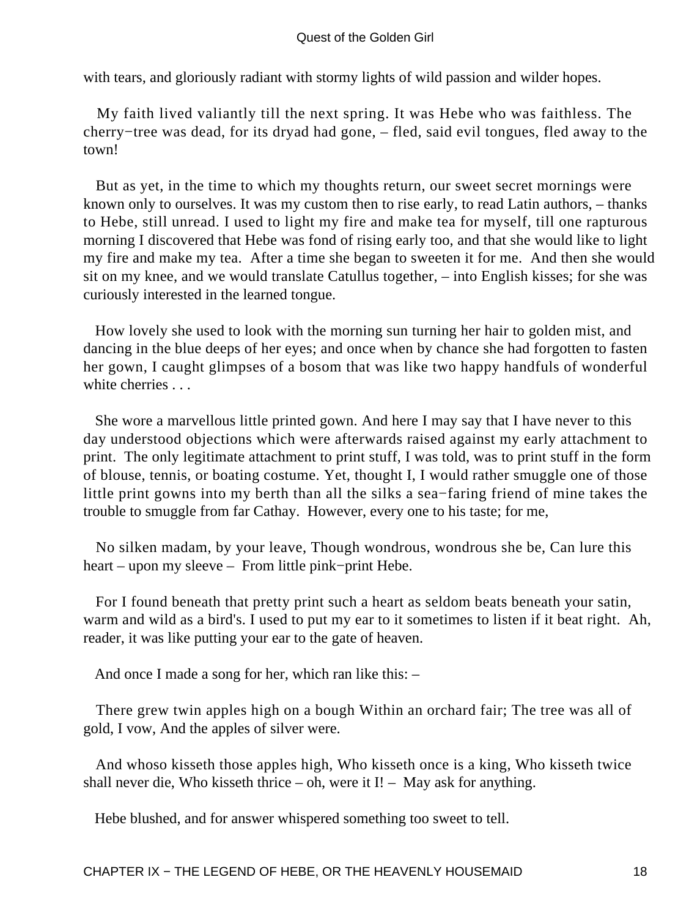with tears, and gloriously radiant with stormy lights of wild passion and wilder hopes.

My faith lived valiantly till the next spring. It was Hebe who was faithless. The cherry−tree was dead, for its dryad had gone, – fled, said evil tongues, fled away to the town!

But as yet, in the time to which my thoughts return, our sweet secret mornings were known only to ourselves. It was my custom then to rise early, to read Latin authors, – thanks to Hebe, still unread. I used to light my fire and make tea for myself, till one rapturous morning I discovered that Hebe was fond of rising early too, and that she would like to light my fire and make my tea. After a time she began to sweeten it for me. And then she would sit on my knee, and we would translate Catullus together, – into English kisses; for she was curiously interested in the learned tongue.

How lovely she used to look with the morning sun turning her hair to golden mist, and dancing in the blue deeps of her eyes; and once when by chance she had forgotten to fasten her gown, I caught glimpses of a bosom that was like two happy handfuls of wonderful white cherries . . .

She wore a marvellous little printed gown. And here I may say that I have never to this day understood objections which were afterwards raised against my early attachment to print. The only legitimate attachment to print stuff, I was told, was to print stuff in the form of blouse, tennis, or boating costume. Yet, thought I, I would rather smuggle one of those little print gowns into my berth than all the silks a sea−faring friend of mine takes the trouble to smuggle from far Cathay. However, every one to his taste; for me,

No silken madam, by your leave, Though wondrous, wondrous she be, Can lure this heart – upon my sleeve – From little pink−print Hebe.

For I found beneath that pretty print such a heart as seldom beats beneath your satin, warm and wild as a bird's. I used to put my ear to it sometimes to listen if it beat right. Ah, reader, it was like putting your ear to the gate of heaven.

And once I made a song for her, which ran like this: –

There grew twin apples high on a bough Within an orchard fair; The tree was all of gold, I vow, And the apples of silver were.

And whoso kisseth those apples high, Who kisseth once is a king, Who kisseth twice shall never die, Who kisseth thrice – oh, were it I! – May ask for anything.

Hebe blushed, and for answer whispered something too sweet to tell.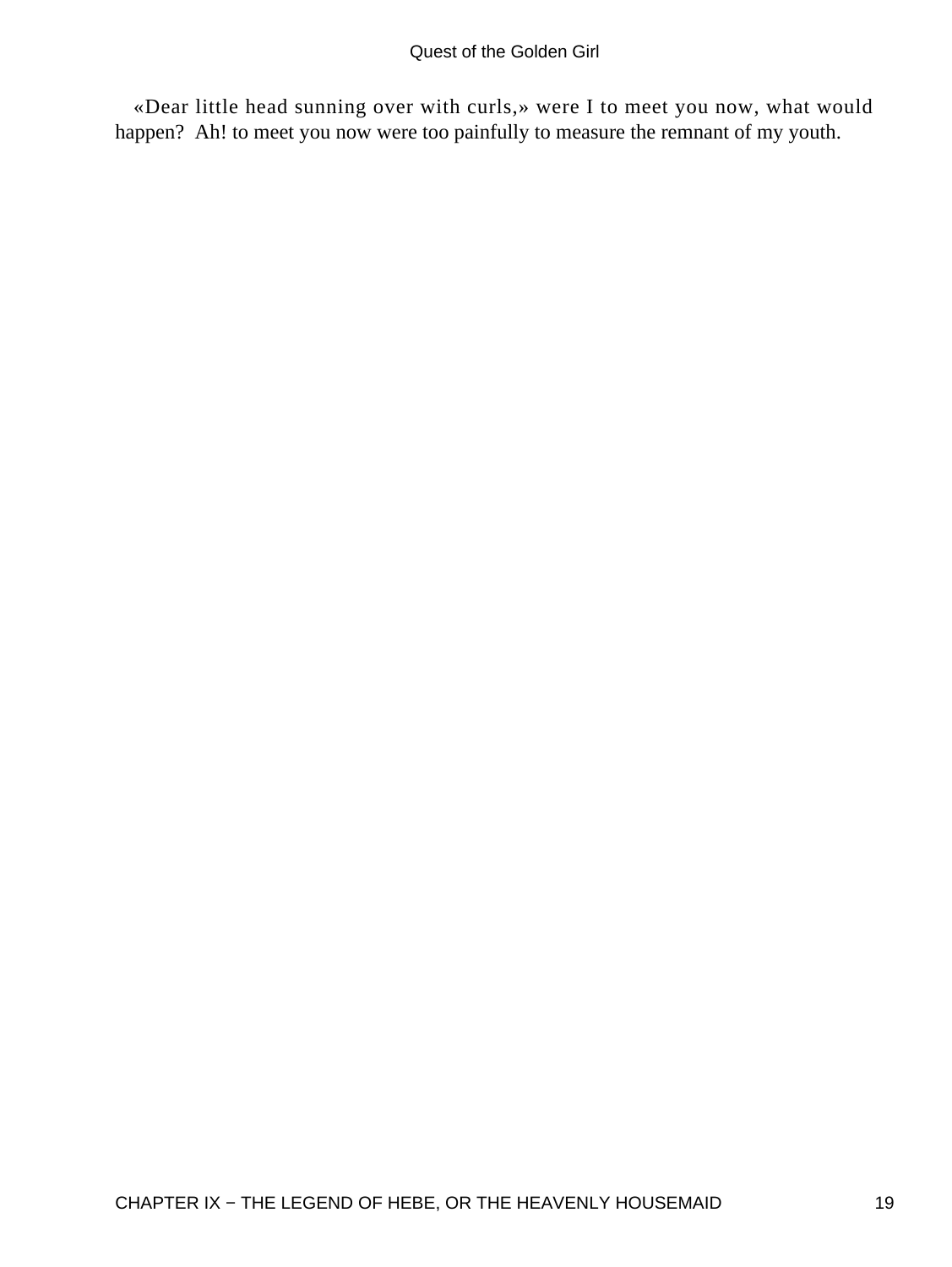«Dear little head sunning over with curls,» were I to meet you now, what would happen?  Ah! to meet you now were too painfully to measure the remnant of my youth.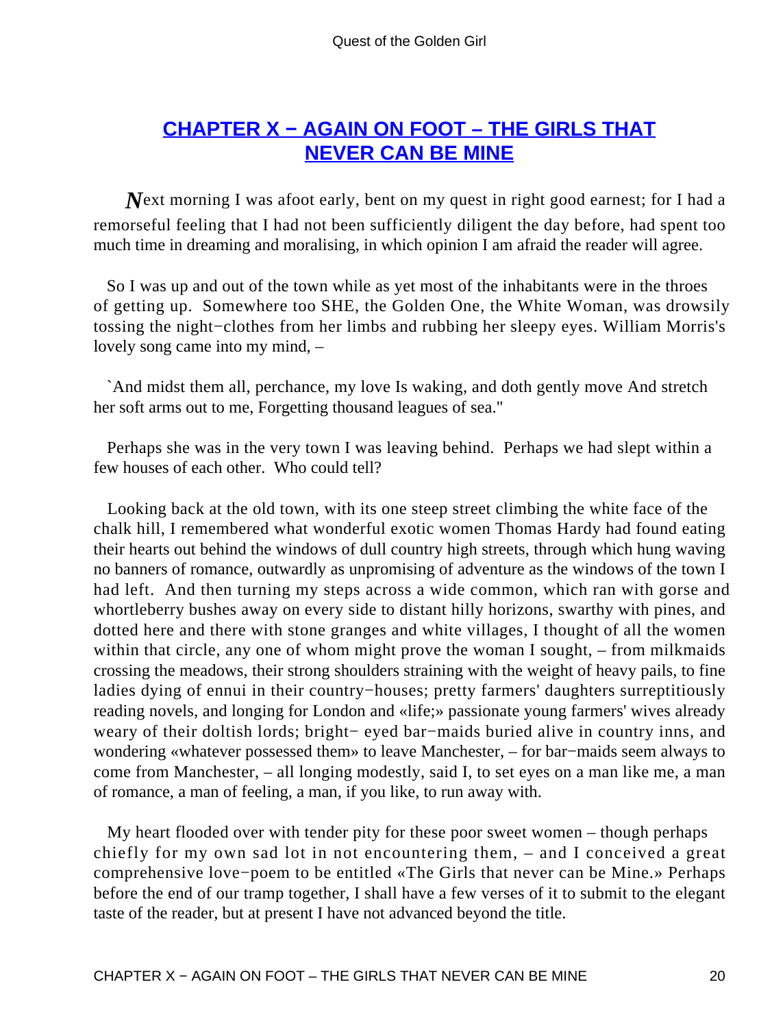## CHAPTER X − AGAIN ON FOOT – THE GIRLS THAT NEVER CAN BE MINE

*N*ext morning I was afoot early, bent on my quest in right good earnest; for I had a remorseful feeling that I had not been sufficiently diligent the day before, had spent too much time in dreaming and moralising, in which opinion I am afraid the reader will agree.

So I was up and out of the town while as yet most of the inhabitants were in the throes of getting up. Somewhere too SHE, the Golden One, the White Woman, was drowsily tossing the night−clothes from her limbs and rubbing her sleepy eyes. William Morris's lovely song came into my mind, –

`And midst them all, perchance, my love Is waking, and doth gently move And stretch her soft arms out to me, Forgetting thousand leagues of sea."

Perhaps she was in the very town I was leaving behind. Perhaps we had slept within a few houses of each other. Who could tell?

Looking back at the old town, with its one steep street climbing the white face of the chalk hill, I remembered what wonderful exotic women Thomas Hardy had found eating their hearts out behind the windows of dull country high streets, through which hung waving no banners of romance, outwardly as unpromising of adventure as the windows of the town I had left. And then turning my steps across a wide common, which ran with gorse and whortleberry bushes away on every side to distant hilly horizons, swarthy with pines, and dotted here and there with stone granges and white villages, I thought of all the women within that circle, any one of whom might prove the woman I sought, – from milkmaids crossing the meadows, their strong shoulders straining with the weight of heavy pails, to fine ladies dying of ennui in their country−houses; pretty farmers' daughters surreptitiously reading novels, and longing for London and «life;» passionate young farmers' wives already weary of their doltish lords; bright− eyed bar−maids buried alive in country inns, and wondering «whatever possessed them» to leave Manchester, – for bar−maids seem always to come from Manchester, – all longing modestly, said I, to set eyes on a man like me, a man of romance, a man of feeling, a man, if you like, to run away with.

My heart flooded over with tender pity for these poor sweet women – though perhaps chiefly for my own sad lot in not encountering them, – and I conceived a great comprehensive love−poem to be entitled «The Girls that never can be Mine.» Perhaps before the end of our tramp together, I shall have a few verses of it to submit to the elegant taste of the reader, but at present I have not advanced beyond the title.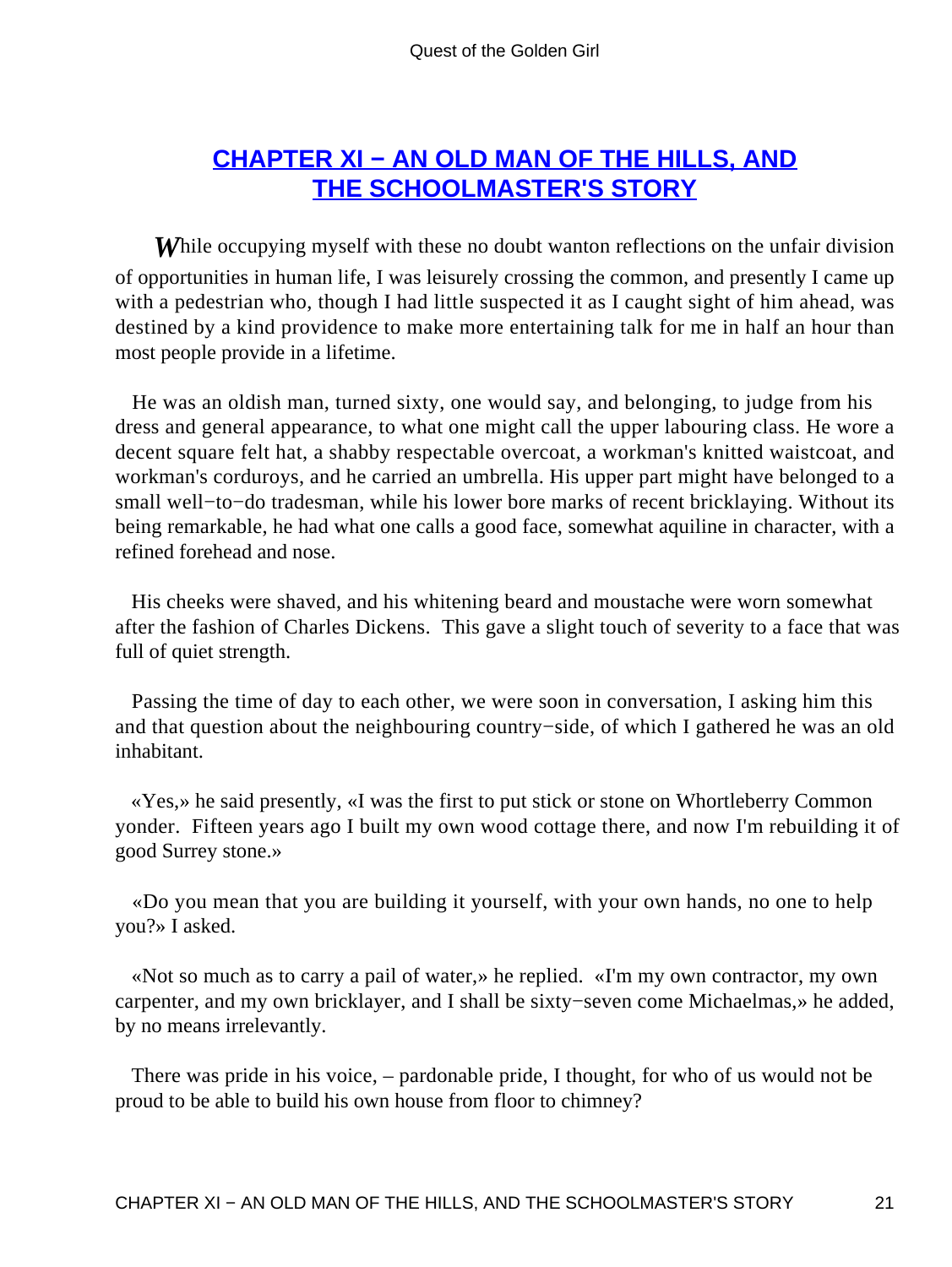## CHAPTER XI − AN OLD MAN OF THE HILLS, AND THE SCHOOLMASTER'S STORY

*W*hile occupying myself with these no doubt wanton reflections on the unfair division of opportunities in human life, I was leisurely crossing the common, and presently I came up with a pedestrian who, though I had little suspected it as I caught sight of him ahead, was destined by a kind providence to make more entertaining talk for me in half an hour than most people provide in a lifetime.

He was an oldish man, turned sixty, one would say, and belonging, to judge from his dress and general appearance, to what one might call the upper labouring class. He wore a decent square felt hat, a shabby respectable overcoat, a workman's knitted waistcoat, and workman's corduroys, and he carried an umbrella. His upper part might have belonged to a small well−to−do tradesman, while his lower bore marks of recent bricklaying. Without its being remarkable, he had what one calls a good face, somewhat aquiline in character, with a refined forehead and nose.

His cheeks were shaved, and his whitening beard and moustache were worn somewhat after the fashion of Charles Dickens. This gave a slight touch of severity to a face that was full of quiet strength.

Passing the time of day to each other, we were soon in conversation, I asking him this and that question about the neighbouring country−side, of which I gathered he was an old inhabitant.

«Yes,» he said presently, «I was the first to put stick or stone on Whortleberry Common yonder. Fifteen years ago I built my own wood cottage there, and now I'm rebuilding it of good Surrey stone.»

«Do you mean that you are building it yourself, with your own hands, no one to help you?» I asked.

«Not so much as to carry a pail of water,» he replied. «I'm my own contractor, my own carpenter, and my own bricklayer, and I shall be sixty−seven come Michaelmas,» he added, by no means irrelevantly.

There was pride in his voice, – pardonable pride, I thought, for who of us would not be proud to be able to build his own house from floor to chimney?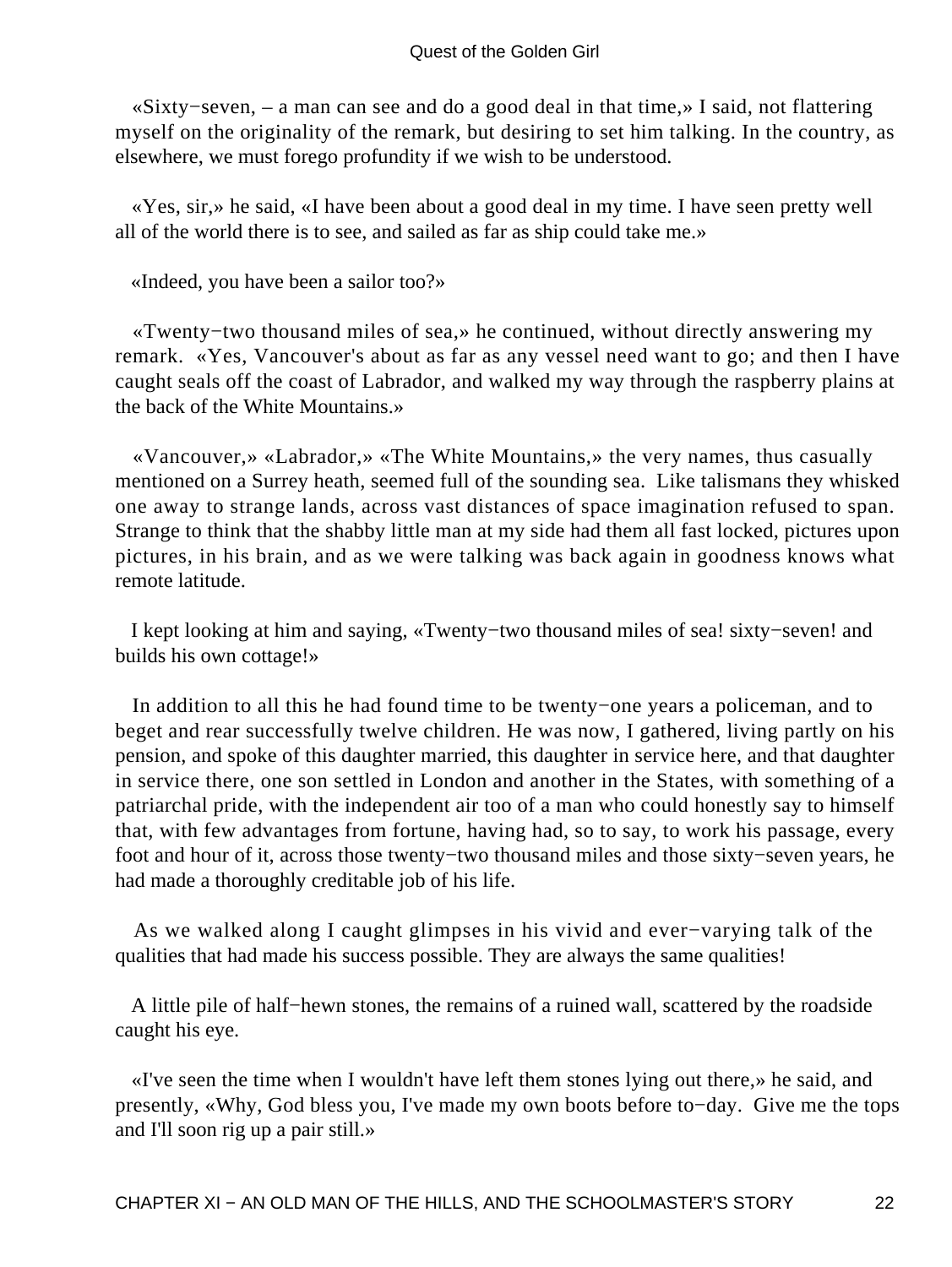«Sixty−seven, – a man can see and do a good deal in that time,» I said, not flattering myself on the originality of the remark, but desiring to set him talking. In the country, as elsewhere, we must forego profundity if we wish to be understood.

«Yes, sir,» he said, «I have been about a good deal in my time. I have seen pretty well all of the world there is to see, and sailed as far as ship could take me.»

«Indeed, you have been a sailor too?»

«Twenty−two thousand miles of sea,» he continued, without directly answering my remark. «Yes, Vancouver's about as far as any vessel need want to go; and then I have caught seals off the coast of Labrador, and walked my way through the raspberry plains at the back of the White Mountains.»

«Vancouver,» «Labrador,» «The White Mountains,» the very names, thus casually mentioned on a Surrey heath, seemed full of the sounding sea. Like talismans they whisked one away to strange lands, across vast distances of space imagination refused to span. Strange to think that the shabby little man at my side had them all fast locked, pictures upon pictures, in his brain, and as we were talking was back again in goodness knows what remote latitude.

I kept looking at him and saying, «Twenty−two thousand miles of sea! sixty−seven! and builds his own cottage!»

In addition to all this he had found time to be twenty−one years a policeman, and to beget and rear successfully twelve children. He was now, I gathered, living partly on his pension, and spoke of this daughter married, this daughter in service here, and that daughter in service there, one son settled in London and another in the States, with something of a patriarchal pride, with the independent air too of a man who could honestly say to himself that, with few advantages from fortune, having had, so to say, to work his passage, every foot and hour of it, across those twenty−two thousand miles and those sixty−seven years, he had made a thoroughly creditable job of his life.

As we walked along I caught glimpses in his vivid and ever−varying talk of the qualities that had made his success possible. They are always the same qualities!

A little pile of half−hewn stones, the remains of a ruined wall, scattered by the roadside caught his eye.

«I've seen the time when I wouldn't have left them stones lying out there,» he said, and presently, «Why, God bless you, I've made my own boots before to−day. Give me the tops and I'll soon rig up a pair still.»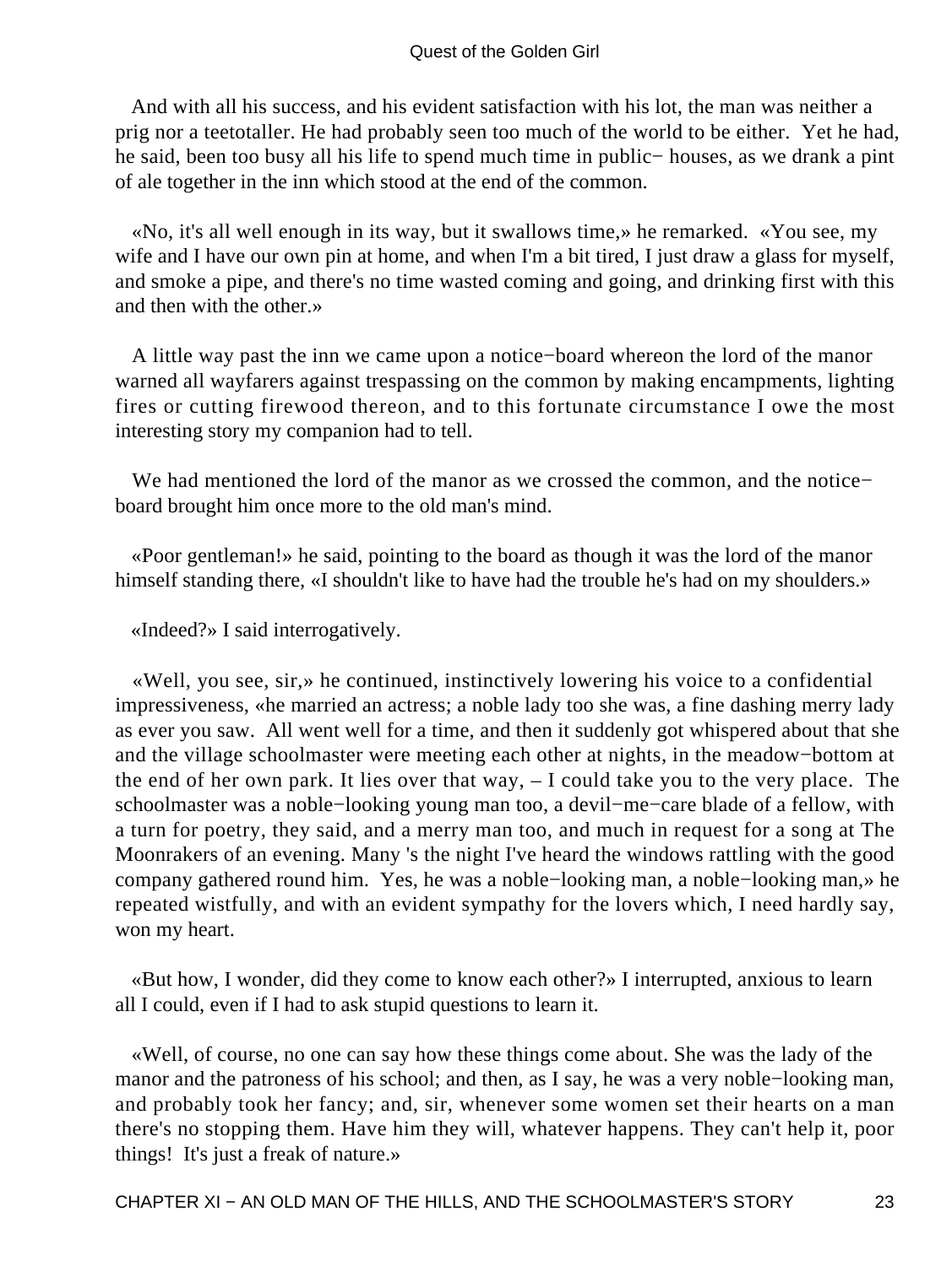And with all his success, and his evident satisfaction with his lot, the man was neither a prig nor a teetotaller. He had probably seen too much of the world to be either. Yet he had, he said, been too busy all his life to spend much time in public− houses, as we drank a pint of ale together in the inn which stood at the end of the common.

«No, it's all well enough in its way, but it swallows time,» he remarked. «You see, my wife and I have our own pin at home, and when I'm a bit tired, I just draw a glass for myself, and smoke a pipe, and there's no time wasted coming and going, and drinking first with this and then with the other.»

A little way past the inn we came upon a notice−board whereon the lord of the manor warned all wayfarers against trespassing on the common by making encampments, lighting fires or cutting firewood thereon, and to this fortunate circumstance I owe the most interesting story my companion had to tell.

We had mentioned the lord of the manor as we crossed the common, and the notice−board brought him once more to the old man's mind.

«Poor gentleman!» he said, pointing to the board as though it was the lord of the manor himself standing there, «I shouldn't like to have had the trouble he's had on my shoulders.»

«Indeed?» I said interrogatively.

«Well, you see, sir,» he continued, instinctively lowering his voice to a confidential impressiveness, «he married an actress; a noble lady too she was, a fine dashing merry lady as ever you saw. All went well for a time, and then it suddenly got whispered about that she and the village schoolmaster were meeting each other at nights, in the meadow−bottom at the end of her own park. It lies over that way, – I could take you to the very place. The schoolmaster was a noble−looking young man too, a devil−me−care blade of a fellow, with a turn for poetry, they said, and a merry man too, and much in request for a song at The Moonrakers of an evening. Many 's the night I've heard the windows rattling with the good company gathered round him. Yes, he was a noble−looking man, a noble−looking man,» he repeated wistfully, and with an evident sympathy for the lovers which, I need hardly say, won my heart.

«But how, I wonder, did they come to know each other?» I interrupted, anxious to learn all I could, even if I had to ask stupid questions to learn it.

«Well, of course, no one can say how these things come about. She was the lady of the manor and the patroness of his school; and then, as I say, he was a very noble−looking man, and probably took her fancy; and, sir, whenever some women set their hearts on a man there's no stopping them. Have him they will, whatever happens. They can't help it, poor things! It's just a freak of nature.»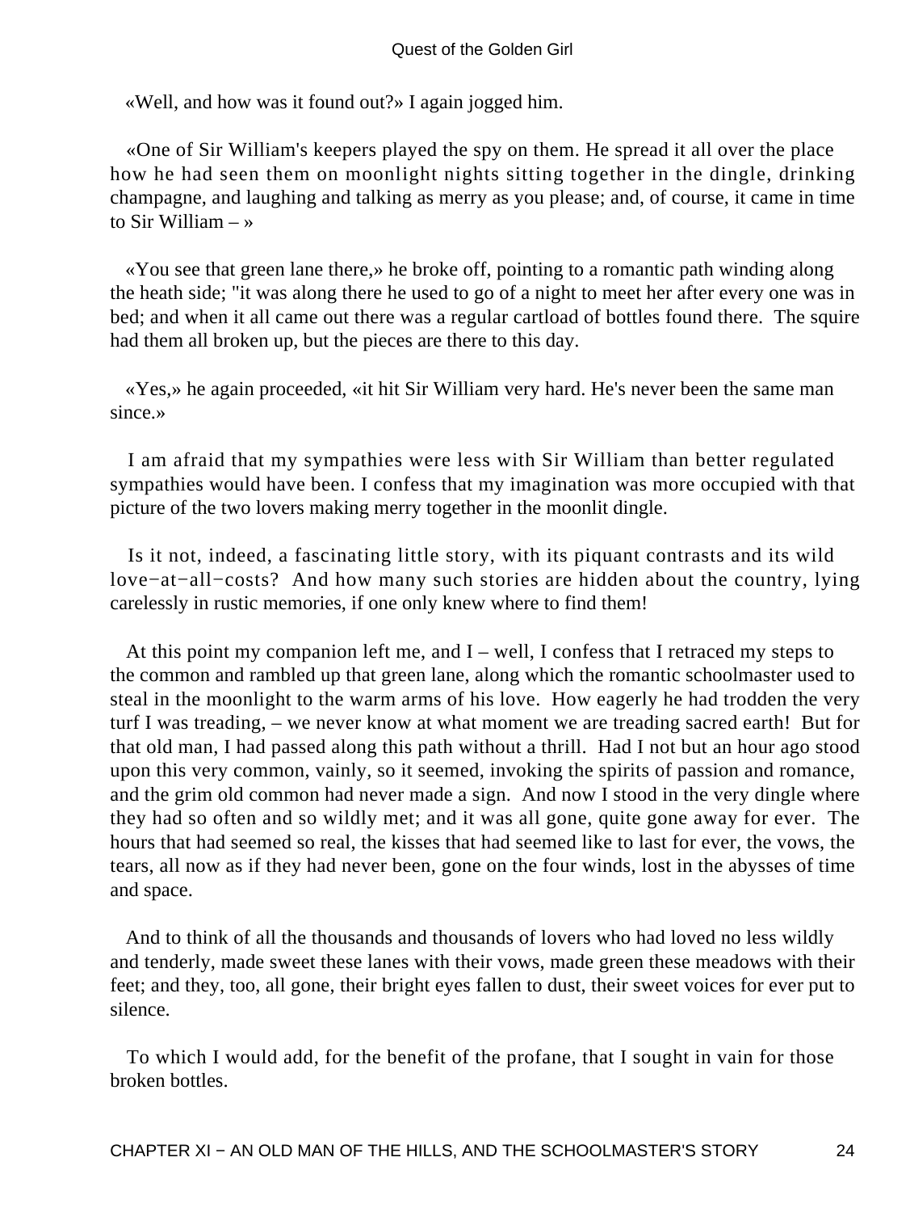«Well, and how was it found out?» I again jogged him.

«One of Sir William's keepers played the spy on them. He spread it all over the place how he had seen them on moonlight nights sitting together in the dingle, drinking champagne, and laughing and talking as merry as you please; and, of course, it came in time to Sir William – »

«You see that green lane there,» he broke off, pointing to a romantic path winding along the heath side; "it was along there he used to go of a night to meet her after every one was in bed; and when it all came out there was a regular cartload of bottles found there. The squire had them all broken up, but the pieces are there to this day.

«Yes,» he again proceeded, «it hit Sir William very hard. He's never been the same man since.»

I am afraid that my sympathies were less with Sir William than better regulated sympathies would have been. I confess that my imagination was more occupied with that picture of the two lovers making merry together in the moonlit dingle.

Is it not, indeed, a fascinating little story, with its piquant contrasts and its wild love−at−all−costs? And how many such stories are hidden about the country, lying carelessly in rustic memories, if one only knew where to find them!

At this point my companion left me, and I – well, I confess that I retraced my steps to the common and rambled up that green lane, along which the romantic schoolmaster used to steal in the moonlight to the warm arms of his love. How eagerly he had trodden the very turf I was treading, – we never know at what moment we are treading sacred earth! But for that old man, I had passed along this path without a thrill. Had I not but an hour ago stood upon this very common, vainly, so it seemed, invoking the spirits of passion and romance, and the grim old common had never made a sign. And now I stood in the very dingle where they had so often and so wildly met; and it was all gone, quite gone away for ever. The hours that had seemed so real, the kisses that had seemed like to last for ever, the vows, the tears, all now as if they had never been, gone on the four winds, lost in the abysses of time and space.

And to think of all the thousands and thousands of lovers who had loved no less wildly and tenderly, made sweet these lanes with their vows, made green these meadows with their feet; and they, too, all gone, their bright eyes fallen to dust, their sweet voices for ever put to silence.

To which I would add, for the benefit of the profane, that I sought in vain for those broken bottles.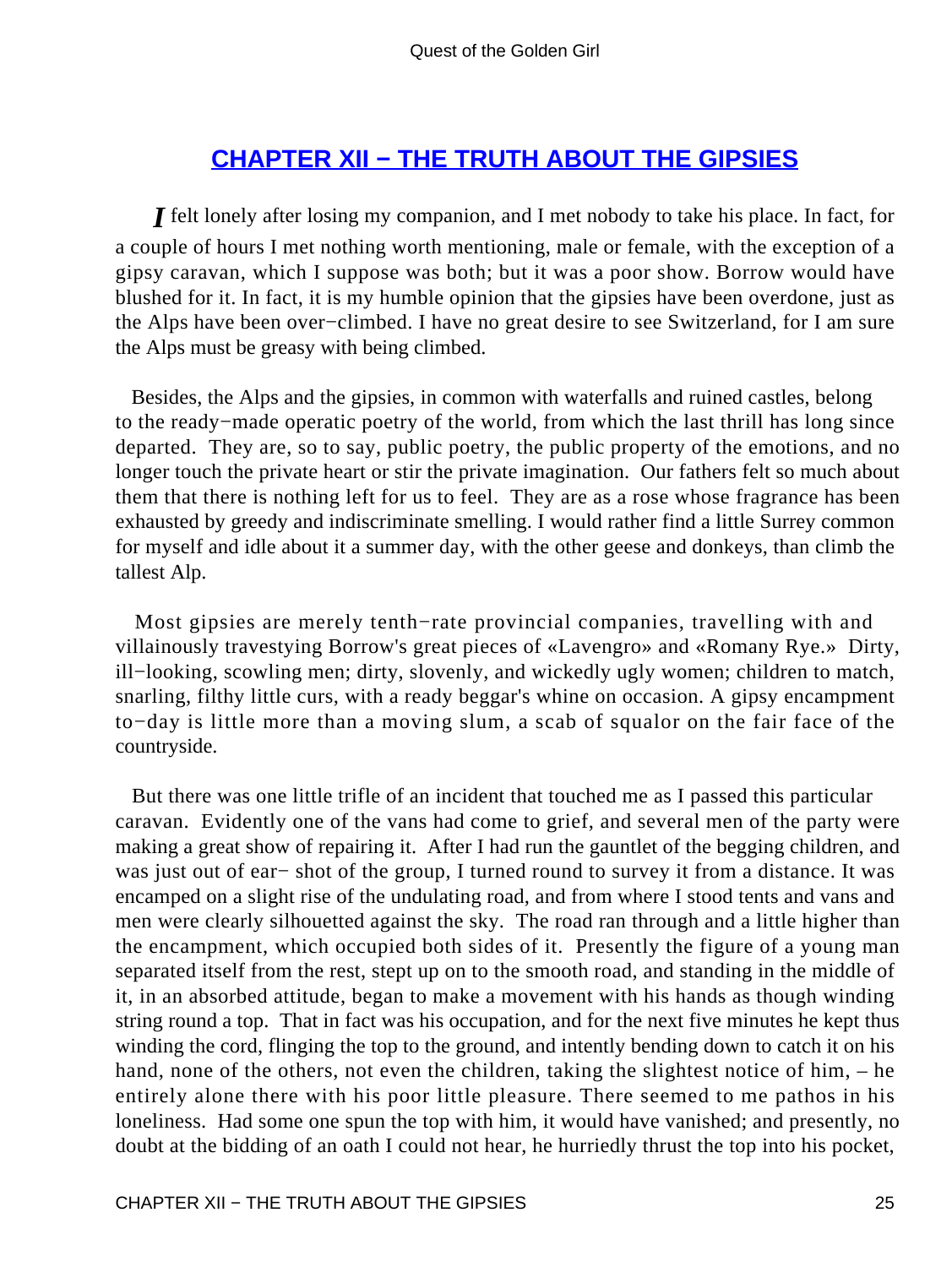## CHAPTER XII − THE TRUTH ABOUT THE GIPSIES

*I* felt lonely after losing my companion, and I met nobody to take his place. In fact, for a couple of hours I met nothing worth mentioning, male or female, with the exception of a gipsy caravan, which I suppose was both; but it was a poor show. Borrow would have blushed for it. In fact, it is my humble opinion that the gipsies have been overdone, just as the Alps have been over−climbed. I have no great desire to see Switzerland, for I am sure the Alps must be greasy with being climbed.

Besides, the Alps and the gipsies, in common with waterfalls and ruined castles, belong to the ready−made operatic poetry of the world, from which the last thrill has long since departed. They are, so to say, public poetry, the public property of the emotions, and no longer touch the private heart or stir the private imagination. Our fathers felt so much about them that there is nothing left for us to feel. They are as a rose whose fragrance has been exhausted by greedy and indiscriminate smelling. I would rather find a little Surrey common for myself and idle about it a summer day, with the other geese and donkeys, than climb the tallest Alp.

Most gipsies are merely tenth−rate provincial companies, travelling with and villainously travestying Borrow's great pieces of «Lavengro» and «Romany Rye.» Dirty, ill−looking, scowling men; dirty, slovenly, and wickedly ugly women; children to match, snarling, filthy little curs, with a ready beggar's whine on occasion. A gipsy encampment to−day is little more than a moving slum, a scab of squalor on the fair face of the countryside.

But there was one little trifle of an incident that touched me as I passed this particular caravan. Evidently one of the vans had come to grief, and several men of the party were making a great show of repairing it. After I had run the gauntlet of the begging children, and was just out of ear− shot of the group, I turned round to survey it from a distance. It was encamped on a slight rise of the undulating road, and from where I stood tents and vans and men were clearly silhouetted against the sky. The road ran through and a little higher than the encampment, which occupied both sides of it. Presently the figure of a young man separated itself from the rest, stept up on to the smooth road, and standing in the middle of it, in an absorbed attitude, began to make a movement with his hands as though winding string round a top. That in fact was his occupation, and for the next five minutes he kept thus winding the cord, flinging the top to the ground, and intently bending down to catch it on his hand, none of the others, not even the children, taking the slightest notice of him, – he entirely alone there with his poor little pleasure. There seemed to me pathos in his loneliness. Had some one spun the top with him, it would have vanished; and presently, no doubt at the bidding of an oath I could not hear, he hurriedly thrust the top into his pocket,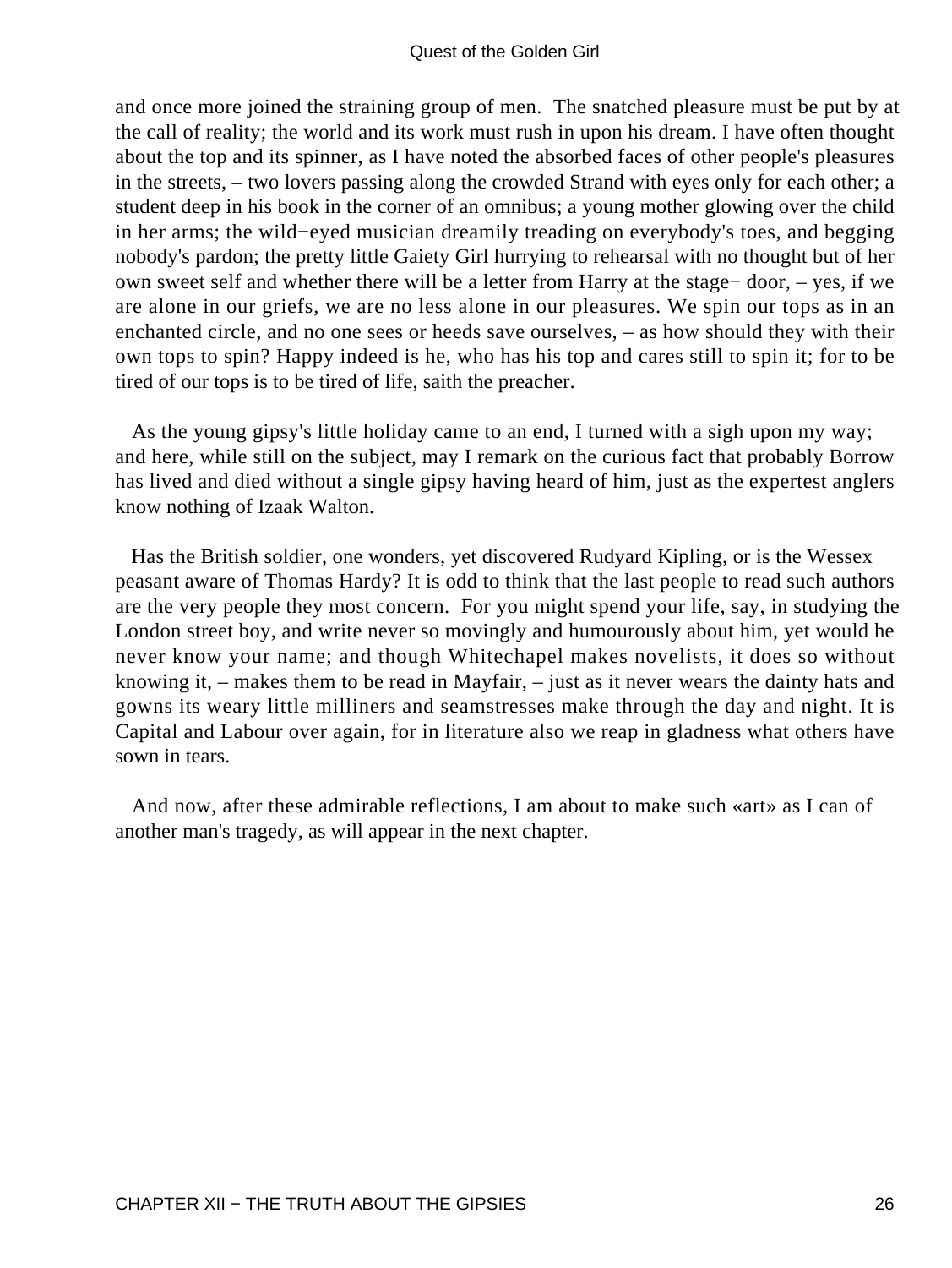and once more joined the straining group of men. The snatched pleasure must be put by at the call of reality; the world and its work must rush in upon his dream. I have often thought about the top and its spinner, as I have noted the absorbed faces of other people's pleasures in the streets, – two lovers passing along the crowded Strand with eyes only for each other; a student deep in his book in the corner of an omnibus; a young mother glowing over the child in her arms; the wild−eyed musician dreamily treading on everybody's toes, and begging nobody's pardon; the pretty little Gaiety Girl hurrying to rehearsal with no thought but of her own sweet self and whether there will be a letter from Harry at the stage− door, – yes, if we are alone in our griefs, we are no less alone in our pleasures. We spin our tops as in an enchanted circle, and no one sees or heeds save ourselves, – as how should they with their own tops to spin? Happy indeed is he, who has his top and cares still to spin it; for to be tired of our tops is to be tired of life, saith the preacher.

As the young gipsy's little holiday came to an end, I turned with a sigh upon my way; and here, while still on the subject, may I remark on the curious fact that probably Borrow has lived and died without a single gipsy having heard of him, just as the expertest anglers know nothing of Izaak Walton.

Has the British soldier, one wonders, yet discovered Rudyard Kipling, or is the Wessex peasant aware of Thomas Hardy? It is odd to think that the last people to read such authors are the very people they most concern. For you might spend your life, say, in studying the London street boy, and write never so movingly and humourously about him, yet would he never know your name; and though Whitechapel makes novelists, it does so without knowing it, – makes them to be read in Mayfair, – just as it never wears the dainty hats and gowns its weary little milliners and seamstresses make through the day and night. It is Capital and Labour over again, for in literature also we reap in gladness what others have sown in tears.

And now, after these admirable reflections, I am about to make such «art» as I can of another man's tragedy, as will appear in the next chapter.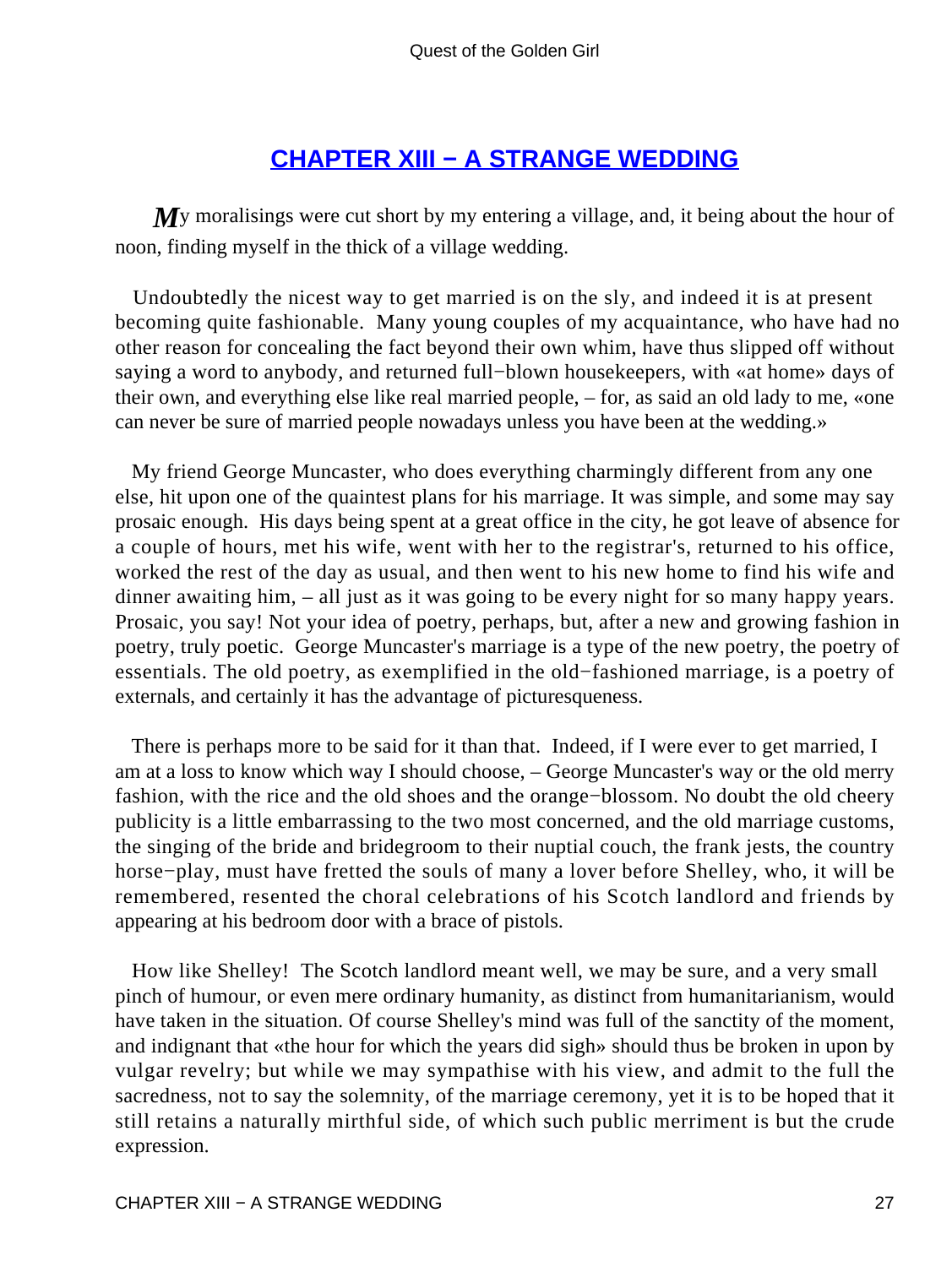## CHAPTER XIII − A STRANGE WEDDING

*M*y moralisings were cut short by my entering a village, and, it being about the hour of noon, finding myself in the thick of a village wedding.

Undoubtedly the nicest way to get married is on the sly, and indeed it is at present becoming quite fashionable. Many young couples of my acquaintance, who have had no other reason for concealing the fact beyond their own whim, have thus slipped off without saying a word to anybody, and returned full−blown housekeepers, with «at home» days of their own, and everything else like real married people, – for, as said an old lady to me, «one can never be sure of married people nowadays unless you have been at the wedding.»

My friend George Muncaster, who does everything charmingly different from any one else, hit upon one of the quaintest plans for his marriage. It was simple, and some may say prosaic enough. His days being spent at a great office in the city, he got leave of absence for a couple of hours, met his wife, went with her to the registrar's, returned to his office, worked the rest of the day as usual, and then went to his new home to find his wife and dinner awaiting him, – all just as it was going to be every night for so many happy years. Prosaic, you say! Not your idea of poetry, perhaps, but, after a new and growing fashion in poetry, truly poetic. George Muncaster's marriage is a type of the new poetry, the poetry of essentials. The old poetry, as exemplified in the old−fashioned marriage, is a poetry of externals, and certainly it has the advantage of picturesqueness.

There is perhaps more to be said for it than that. Indeed, if I were ever to get married, I am at a loss to know which way I should choose, – George Muncaster's way or the old merry fashion, with the rice and the old shoes and the orange−blossom. No doubt the old cheery publicity is a little embarrassing to the two most concerned, and the old marriage customs, the singing of the bride and bridegroom to their nuptial couch, the frank jests, the country horse−play, must have fretted the souls of many a lover before Shelley, who, it will be remembered, resented the choral celebrations of his Scotch landlord and friends by appearing at his bedroom door with a brace of pistols.

How like Shelley! The Scotch landlord meant well, we may be sure, and a very small pinch of humour, or even mere ordinary humanity, as distinct from humanitarianism, would have taken in the situation. Of course Shelley's mind was full of the sanctity of the moment, and indignant that «the hour for which the years did sigh» should thus be broken in upon by vulgar revelry; but while we may sympathise with his view, and admit to the full the sacredness, not to say the solemnity, of the marriage ceremony, yet it is to be hoped that it still retains a naturally mirthful side, of which such public merriment is but the crude expression.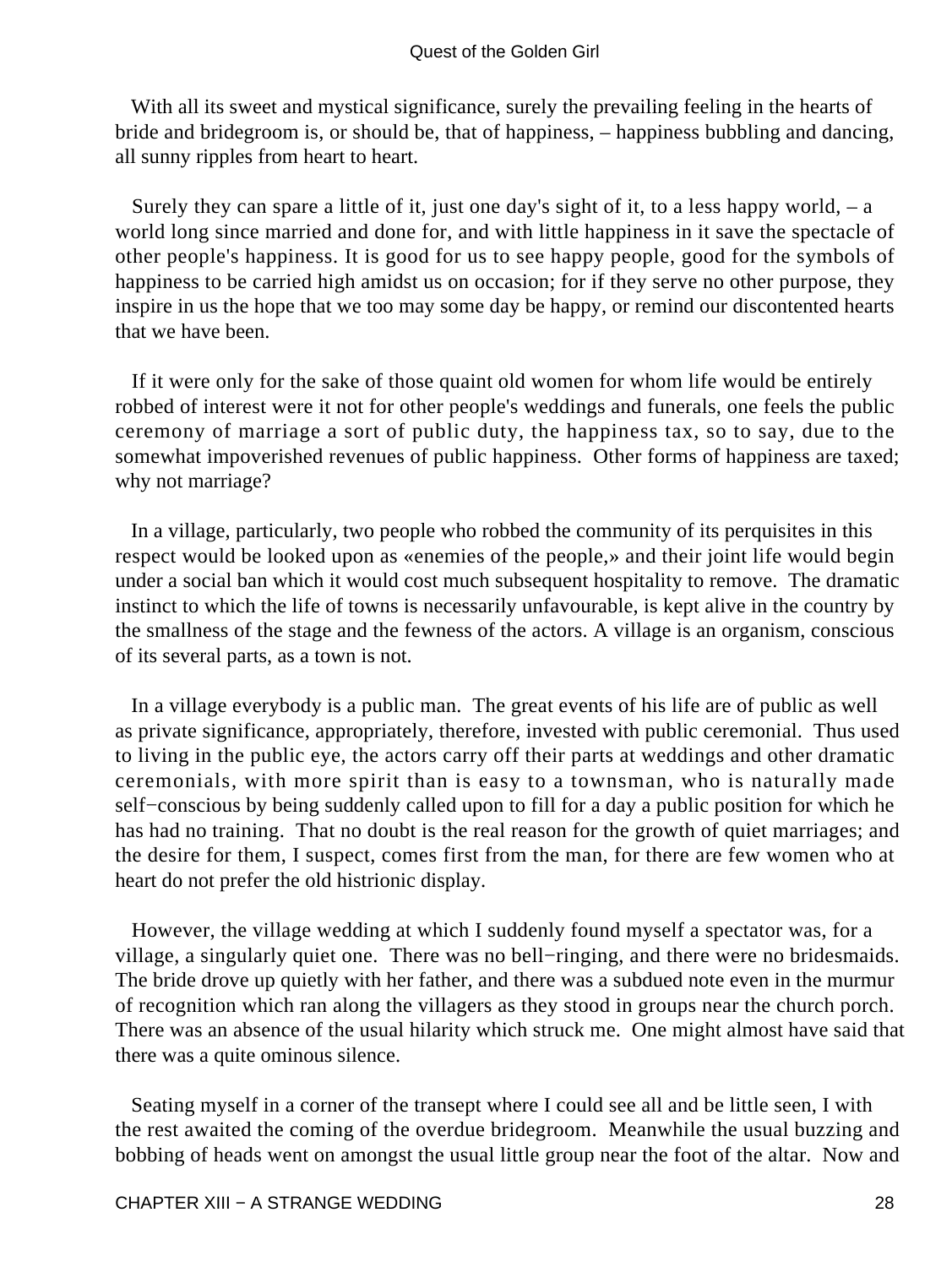With all its sweet and mystical significance, surely the prevailing feeling in the hearts of bride and bridegroom is, or should be, that of happiness, – happiness bubbling and dancing, all sunny ripples from heart to heart.

Surely they can spare a little of it, just one day's sight of it, to a less happy world, – a world long since married and done for, and with little happiness in it save the spectacle of other people's happiness. It is good for us to see happy people, good for the symbols of happiness to be carried high amidst us on occasion; for if they serve no other purpose, they inspire in us the hope that we too may some day be happy, or remind our discontented hearts that we have been.

If it were only for the sake of those quaint old women for whom life would be entirely robbed of interest were it not for other people's weddings and funerals, one feels the public ceremony of marriage a sort of public duty, the happiness tax, so to say, due to the somewhat impoverished revenues of public happiness. Other forms of happiness are taxed; why not marriage?

In a village, particularly, two people who robbed the community of its perquisites in this respect would be looked upon as «enemies of the people,» and their joint life would begin under a social ban which it would cost much subsequent hospitality to remove. The dramatic instinct to which the life of towns is necessarily unfavourable, is kept alive in the country by the smallness of the stage and the fewness of the actors. A village is an organism, conscious of its several parts, as a town is not.

In a village everybody is a public man. The great events of his life are of public as well as private significance, appropriately, therefore, invested with public ceremonial. Thus used to living in the public eye, the actors carry off their parts at weddings and other dramatic ceremonials, with more spirit than is easy to a townsman, who is naturally made self−conscious by being suddenly called upon to fill for a day a public position for which he has had no training. That no doubt is the real reason for the growth of quiet marriages; and the desire for them, I suspect, comes first from the man, for there are few women who at heart do not prefer the old histrionic display.

However, the village wedding at which I suddenly found myself a spectator was, for a village, a singularly quiet one. There was no bell−ringing, and there were no bridesmaids. The bride drove up quietly with her father, and there was a subdued note even in the murmur of recognition which ran along the villagers as they stood in groups near the church porch. There was an absence of the usual hilarity which struck me. One might almost have said that there was a quite ominous silence.

Seating myself in a corner of the transept where I could see all and be little seen, I with the rest awaited the coming of the overdue bridegroom. Meanwhile the usual buzzing and bobbing of heads went on amongst the usual little group near the foot of the altar. Now and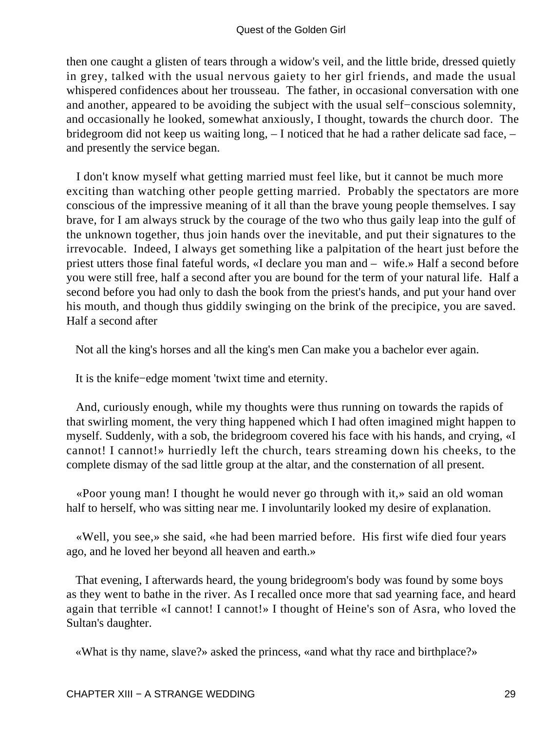then one caught a glisten of tears through a widow's veil, and the little bride, dressed quietly in grey, talked with the usual nervous gaiety to her girl friends, and made the usual whispered confidences about her trousseau. The father, in occasional conversation with one and another, appeared to be avoiding the subject with the usual self−conscious solemnity, and occasionally he looked, somewhat anxiously, I thought, towards the church door. The bridegroom did not keep us waiting long, – I noticed that he had a rather delicate sad face, – and presently the service began.

I don't know myself what getting married must feel like, but it cannot be much more exciting than watching other people getting married. Probably the spectators are more conscious of the impressive meaning of it all than the brave young people themselves. I say brave, for I am always struck by the courage of the two who thus gaily leap into the gulf of the unknown together, thus join hands over the inevitable, and put their signatures to the irrevocable. Indeed, I always get something like a palpitation of the heart just before the priest utters those final fateful words, «I declare you man and – wife.» Half a second before you were still free, half a second after you are bound for the term of your natural life. Half a second before you had only to dash the book from the priest's hands, and put your hand over his mouth, and though thus giddily swinging on the brink of the precipice, you are saved. Half a second after

Not all the king's horses and all the king's men Can make you a bachelor ever again.

It is the knife−edge moment 'twixt time and eternity.

And, curiously enough, while my thoughts were thus running on towards the rapids of that swirling moment, the very thing happened which I had often imagined might happen to myself. Suddenly, with a sob, the bridegroom covered his face with his hands, and crying, «I cannot! I cannot!» hurriedly left the church, tears streaming down his cheeks, to the complete dismay of the sad little group at the altar, and the consternation of all present.

«Poor young man! I thought he would never go through with it,» said an old woman half to herself, who was sitting near me. I involuntarily looked my desire of explanation.

«Well, you see,» she said, «he had been married before. His first wife died four years ago, and he loved her beyond all heaven and earth.»

That evening, I afterwards heard, the young bridegroom's body was found by some boys as they went to bathe in the river. As I recalled once more that sad yearning face, and heard again that terrible «I cannot! I cannot!» I thought of Heine's son of Asra, who loved the Sultan's daughter.

«What is thy name, slave?» asked the princess, «and what thy race and birthplace?»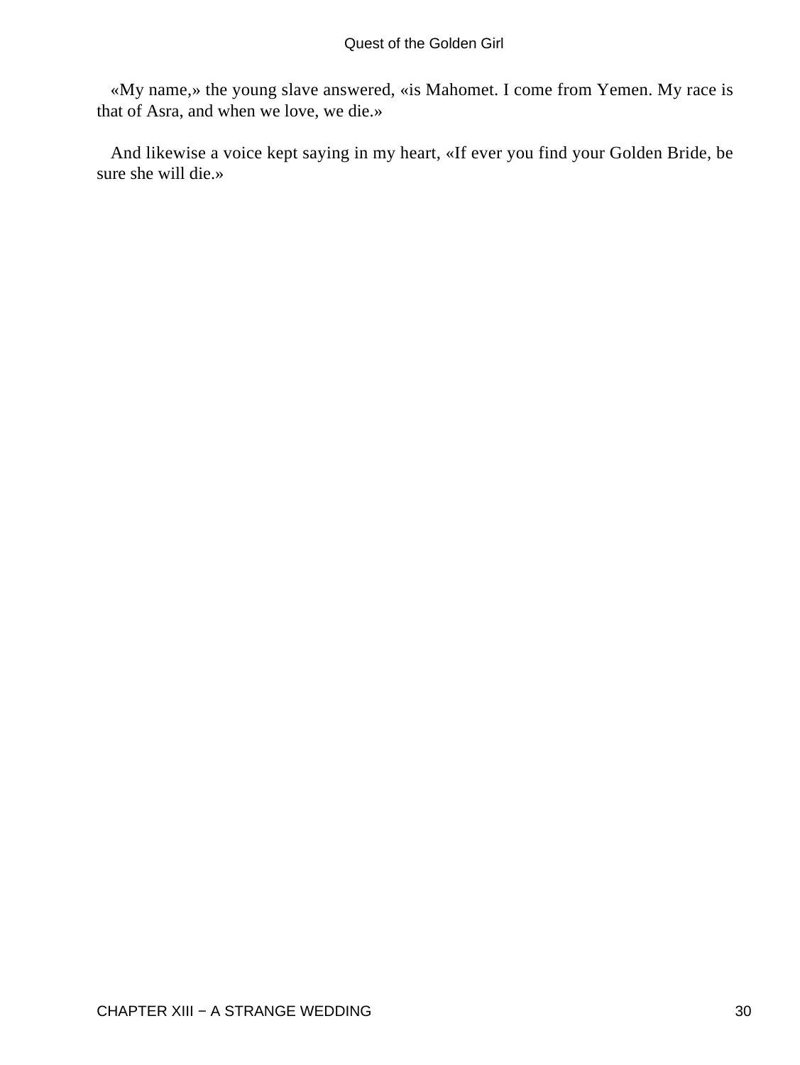«My name,» the young slave answered, «is Mahomet. I come from Yemen. My race is that of Asra, and when we love, we die.»

And likewise a voice kept saying in my heart, «If ever you find your Golden Bride, be sure she will die.»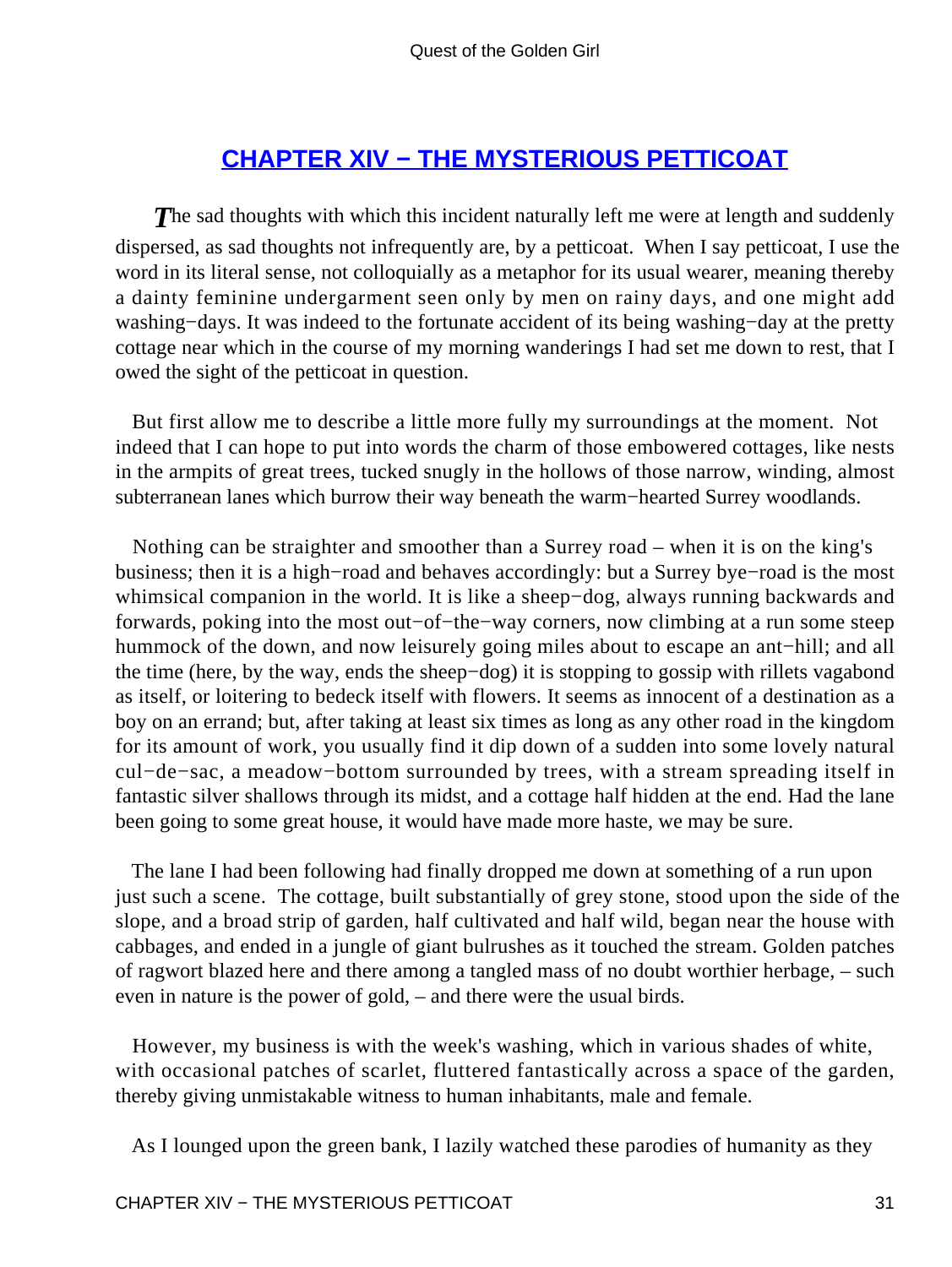## CHAPTER XIV − THE MYSTERIOUS PETTICOAT

*T*he sad thoughts with which this incident naturally left me were at length and suddenly dispersed, as sad thoughts not infrequently are, by a petticoat. When I say petticoat, I use the word in its literal sense, not colloquially as a metaphor for its usual wearer, meaning thereby a dainty feminine undergarment seen only by men on rainy days, and one might add washing−days. It was indeed to the fortunate accident of its being washing−day at the pretty cottage near which in the course of my morning wanderings I had set me down to rest, that I owed the sight of the petticoat in question.

But first allow me to describe a little more fully my surroundings at the moment. Not indeed that I can hope to put into words the charm of those embowered cottages, like nests in the armpits of great trees, tucked snugly in the hollows of those narrow, winding, almost subterranean lanes which burrow their way beneath the warm−hearted Surrey woodlands.

Nothing can be straighter and smoother than a Surrey road – when it is on the king's business; then it is a high−road and behaves accordingly: but a Surrey bye−road is the most whimsical companion in the world. It is like a sheep−dog, always running backwards and forwards, poking into the most out−of−the−way corners, now climbing at a run some steep hummock of the down, and now leisurely going miles about to escape an ant−hill; and all the time (here, by the way, ends the sheep−dog) it is stopping to gossip with rillets vagabond as itself, or loitering to bedeck itself with flowers. It seems as innocent of a destination as a boy on an errand; but, after taking at least six times as long as any other road in the kingdom for its amount of work, you usually find it dip down of a sudden into some lovely natural cul−de−sac, a meadow−bottom surrounded by trees, with a stream spreading itself in fantastic silver shallows through its midst, and a cottage half hidden at the end. Had the lane been going to some great house, it would have made more haste, we may be sure.

The lane I had been following had finally dropped me down at something of a run upon just such a scene. The cottage, built substantially of grey stone, stood upon the side of the slope, and a broad strip of garden, half cultivated and half wild, began near the house with cabbages, and ended in a jungle of giant bulrushes as it touched the stream. Golden patches of ragwort blazed here and there among a tangled mass of no doubt worthier herbage, – such even in nature is the power of gold, – and there were the usual birds.

However, my business is with the week's washing, which in various shades of white, with occasional patches of scarlet, fluttered fantastically across a space of the garden, thereby giving unmistakable witness to human inhabitants, male and female.

As I lounged upon the green bank, I lazily watched these parodies of humanity as they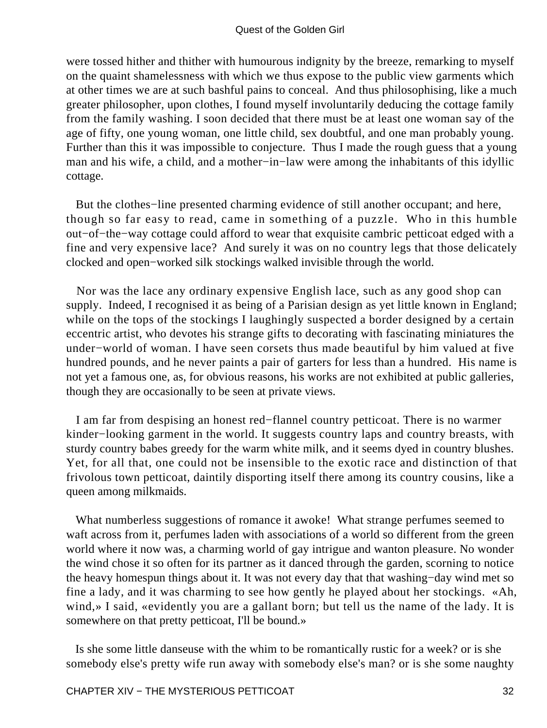were tossed hither and thither with humourous indignity by the breeze, remarking to myself on the quaint shamelessness with which we thus expose to the public view garments which at other times we are at such bashful pains to conceal. And thus philosophising, like a much greater philosopher, upon clothes, I found myself involuntarily deducing the cottage family from the family washing. I soon decided that there must be at least one woman say of the age of fifty, one young woman, one little child, sex doubtful, and one man probably young. Further than this it was impossible to conjecture. Thus I made the rough guess that a young man and his wife, a child, and a mother−in−law were among the inhabitants of this idyllic cottage.

But the clothes−line presented charming evidence of still another occupant; and here, though so far easy to read, came in something of a puzzle. Who in this humble out−of−the−way cottage could afford to wear that exquisite cambric petticoat edged with a fine and very expensive lace? And surely it was on no country legs that those delicately clocked and open−worked silk stockings walked invisible through the world.

Nor was the lace any ordinary expensive English lace, such as any good shop can supply. Indeed, I recognised it as being of a Parisian design as yet little known in England; while on the tops of the stockings I laughingly suspected a border designed by a certain eccentric artist, who devotes his strange gifts to decorating with fascinating miniatures the under−world of woman. I have seen corsets thus made beautiful by him valued at five hundred pounds, and he never paints a pair of garters for less than a hundred. His name is not yet a famous one, as, for obvious reasons, his works are not exhibited at public galleries, though they are occasionally to be seen at private views.

I am far from despising an honest red−flannel country petticoat. There is no warmer kinder−looking garment in the world. It suggests country laps and country breasts, with sturdy country babes greedy for the warm white milk, and it seems dyed in country blushes. Yet, for all that, one could not be insensible to the exotic race and distinction of that frivolous town petticoat, daintily disporting itself there among its country cousins, like a queen among milkmaids.

What numberless suggestions of romance it awoke! What strange perfumes seemed to waft across from it, perfumes laden with associations of a world so different from the green world where it now was, a charming world of gay intrigue and wanton pleasure. No wonder the wind chose it so often for its partner as it danced through the garden, scorning to notice the heavy homespun things about it. It was not every day that that washing−day wind met so fine a lady, and it was charming to see how gently he played about her stockings. «Ah, wind,» I said, «evidently you are a gallant born; but tell us the name of the lady. It is somewhere on that pretty petticoat, I'll be bound.»

Is she some little danseuse with the whim to be romantically rustic for a week? or is she somebody else's pretty wife run away with somebody else's man? or is she some naughty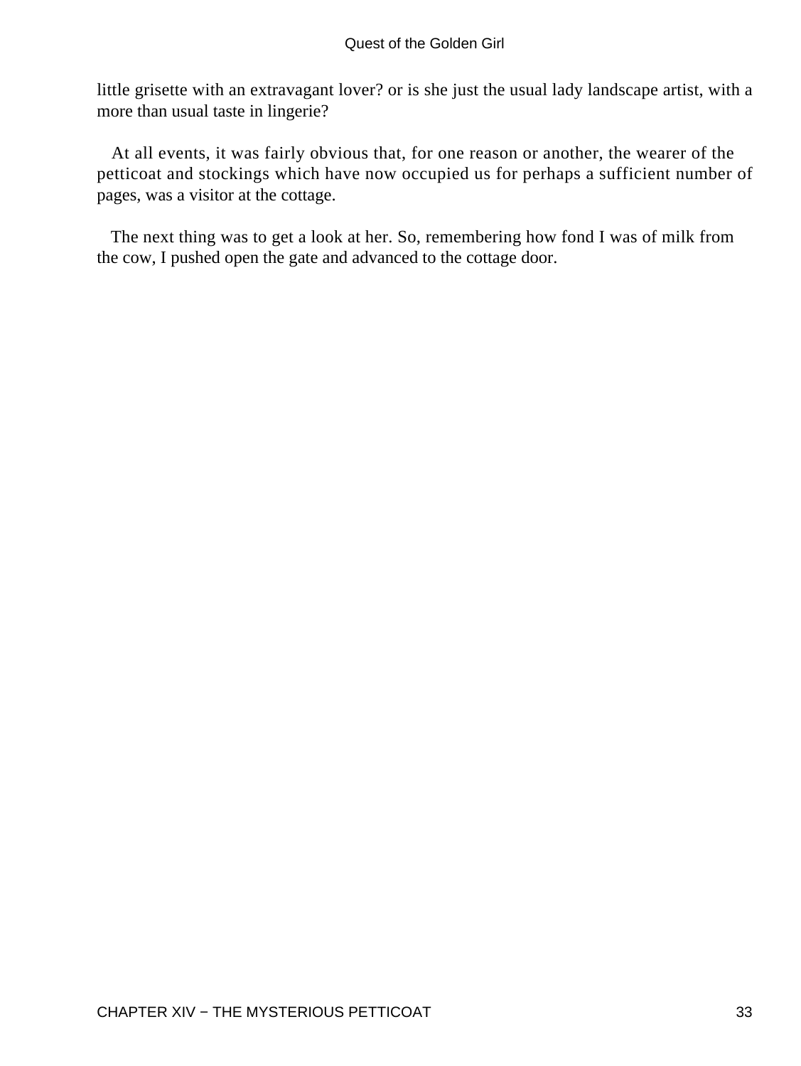little grisette with an extravagant lover? or is she just the usual lady landscape artist, with a more than usual taste in lingerie?

At all events, it was fairly obvious that, for one reason or another, the wearer of the petticoat and stockings which have now occupied us for perhaps a sufficient number of pages, was a visitor at the cottage.

The next thing was to get a look at her. So, remembering how fond I was of milk from the cow, I pushed open the gate and advanced to the cottage door.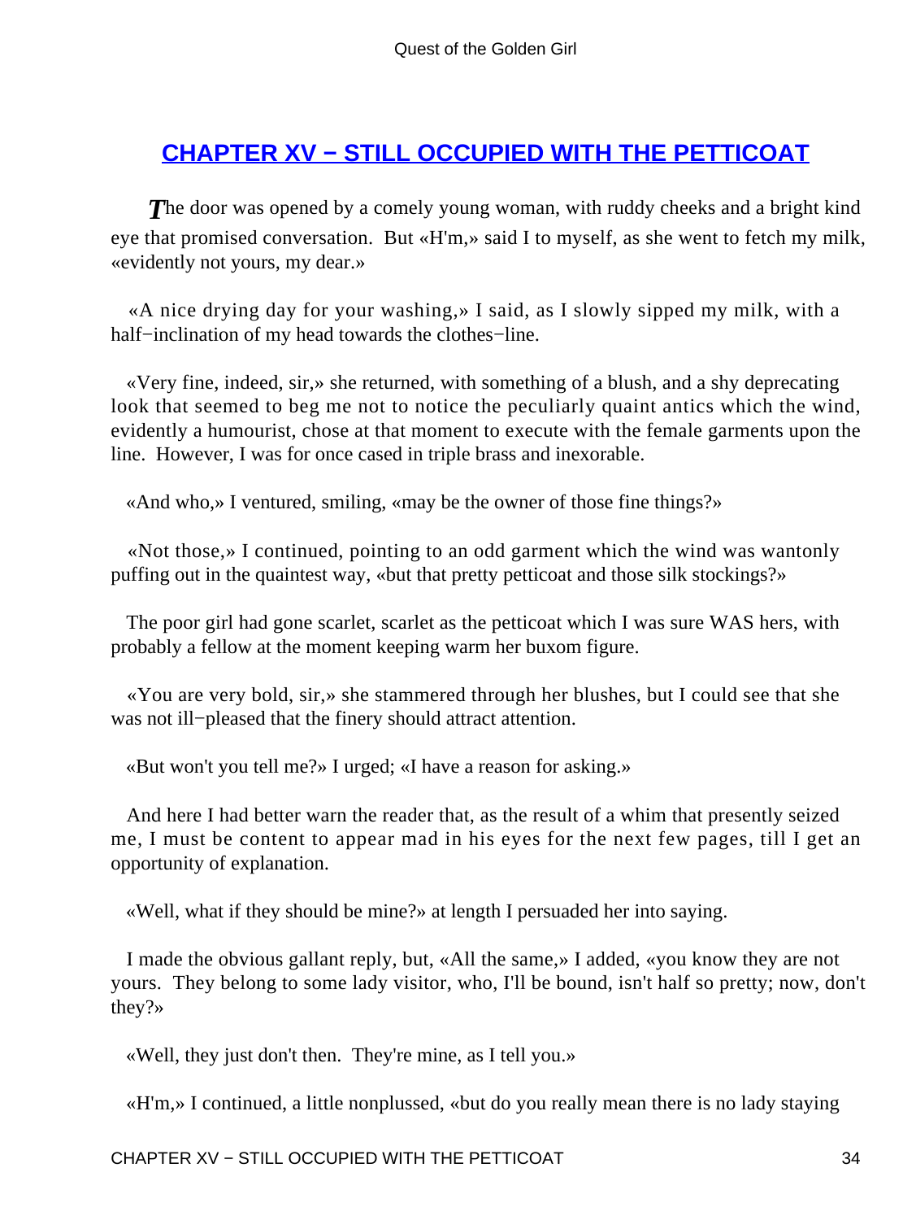## CHAPTER XV − STILL OCCUPIED WITH THE PETTICOAT

The door was opened by a comely young woman, with ruddy cheeks and a bright kind eye that promised conversation. But «H'm,» said I to myself, as she went to fetch my milk, «evidently not yours, my dear.»

«A nice drying day for your washing,» I said, as I slowly sipped my milk, with a half−inclination of my head towards the clothes−line.

«Very fine, indeed, sir,» she returned, with something of a blush, and a shy deprecating look that seemed to beg me not to notice the peculiarly quaint antics which the wind, evidently a humourist, chose at that moment to execute with the female garments upon the line. However, I was for once cased in triple brass and inexorable.

«And who,» I ventured, smiling, «may be the owner of those fine things?»

«Not those,» I continued, pointing to an odd garment which the wind was wantonly puffing out in the quaintest way, «but that pretty petticoat and those silk stockings?»

The poor girl had gone scarlet, scarlet as the petticoat which I was sure WAS hers, with probably a fellow at the moment keeping warm her buxom figure.

«You are very bold, sir,» she stammered through her blushes, but I could see that she was not ill−pleased that the finery should attract attention.

«But won't you tell me?» I urged; «I have a reason for asking.»

And here I had better warn the reader that, as the result of a whim that presently seized me, I must be content to appear mad in his eyes for the next few pages, till I get an opportunity of explanation.

«Well, what if they should be mine?» at length I persuaded her into saying.

I made the obvious gallant reply, but, «All the same,» I added, «you know they are not yours. They belong to some lady visitor, who, I'll be bound, isn't half so pretty; now, don't they?»

«Well, they just don't then. They're mine, as I tell you.»

«H'm,» I continued, a little nonplussed, «but do you really mean there is no lady staying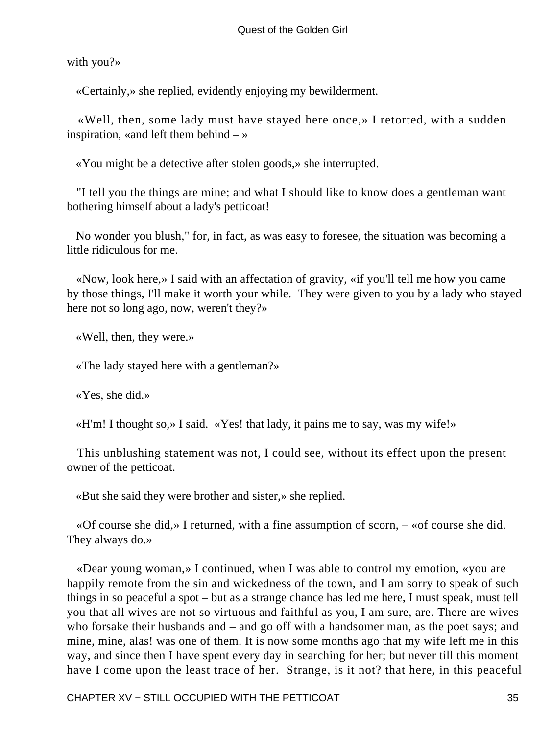with you?»

«Certainly,» she replied, evidently enjoying my bewilderment.

«Well, then, some lady must have stayed here once,» I retorted, with a sudden inspiration, «and left them behind – »

«You might be a detective after stolen goods,» she interrupted.

"I tell you the things are mine; and what I should like to know does a gentleman want bothering himself about a lady's petticoat!

No wonder you blush," for, in fact, as was easy to foresee, the situation was becoming a little ridiculous for me.

«Now, look here,» I said with an affectation of gravity, «if you'll tell me how you came by those things, I'll make it worth your while. They were given to you by a lady who stayed here not so long ago, now, weren't they?»

«Well, then, they were.»

«The lady stayed here with a gentleman?»

«Yes, she did.»

«H'm! I thought so,» I said. «Yes! that lady, it pains me to say, was my wife!»

This unblushing statement was not, I could see, without its effect upon the present owner of the petticoat.

«But she said they were brother and sister,» she replied.

«Of course she did,» I returned, with a fine assumption of scorn, – «of course she did. They always do.»

«Dear young woman,» I continued, when I was able to control my emotion, «you are happily remote from the sin and wickedness of the town, and I am sorry to speak of such things in so peaceful a spot – but as a strange chance has led me here, I must speak, must tell you that all wives are not so virtuous and faithful as you, I am sure, are. There are wives who forsake their husbands and – and go off with a handsomer man, as the poet says; and mine, mine, alas! was one of them. It is now some months ago that my wife left me in this way, and since then I have spent every day in searching for her; but never till this moment have I come upon the least trace of her. Strange, is it not? that here, in this peaceful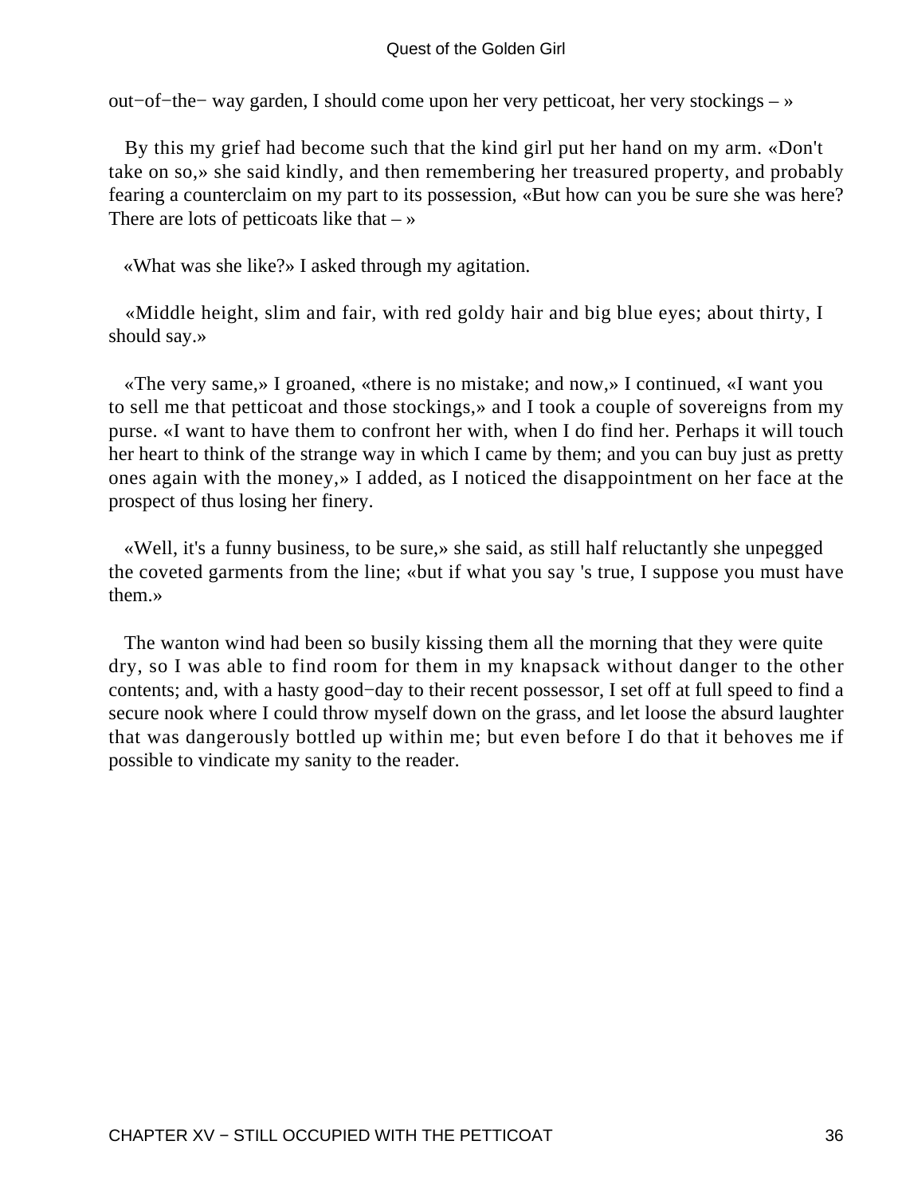out−of−the− way garden, I should come upon her very petticoat, her very stockings – »

By this my grief had become such that the kind girl put her hand on my arm. «Don't take on so,» she said kindly, and then remembering her treasured property, and probably fearing a counterclaim on my part to its possession, «But how can you be sure she was here? There are lots of petticoats like that – »

«What was she like?» I asked through my agitation.

«Middle height, slim and fair, with red goldy hair and big blue eyes; about thirty, I should say.»

«The very same,» I groaned, «there is no mistake; and now,» I continued, «I want you to sell me that petticoat and those stockings,» and I took a couple of sovereigns from my purse. «I want to have them to confront her with, when I do find her. Perhaps it will touch her heart to think of the strange way in which I came by them; and you can buy just as pretty ones again with the money,» I added, as I noticed the disappointment on her face at the prospect of thus losing her finery.

«Well, it's a funny business, to be sure,» she said, as still half reluctantly she unpegged the coveted garments from the line; «but if what you say 's true, I suppose you must have them.»

The wanton wind had been so busily kissing them all the morning that they were quite dry, so I was able to find room for them in my knapsack without danger to the other contents; and, with a hasty good−day to their recent possessor, I set off at full speed to find a secure nook where I could throw myself down on the grass, and let loose the absurd laughter that was dangerously bottled up within me; but even before I do that it behoves me if possible to vindicate my sanity to the reader.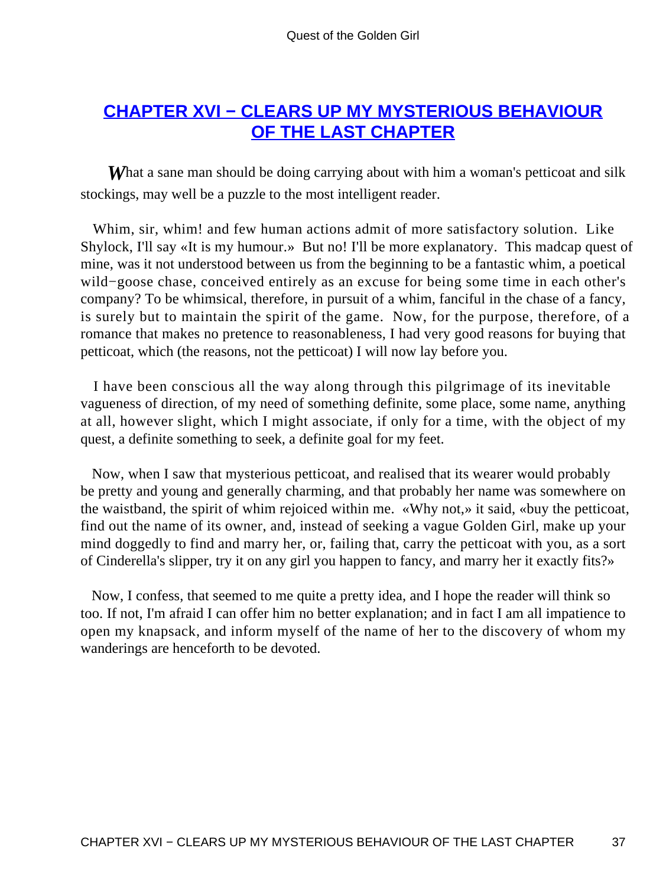## CHAPTER XVI − CLEARS UP MY MYSTERIOUS BEHAVIOUR OF THE LAST CHAPTER

What a sane man should be doing carrying about with him a woman's petticoat and silk stockings, may well be a puzzle to the most intelligent reader.

Whim, sir, whim! and few human actions admit of more satisfactory solution. Like Shylock, I'll say «It is my humour.» But no! I'll be more explanatory. This madcap quest of mine, was it not understood between us from the beginning to be a fantastic whim, a poetical wild−goose chase, conceived entirely as an excuse for being some time in each other's company? To be whimsical, therefore, in pursuit of a whim, fanciful in the chase of a fancy, is surely but to maintain the spirit of the game. Now, for the purpose, therefore, of a romance that makes no pretence to reasonableness, I had very good reasons for buying that petticoat, which (the reasons, not the petticoat) I will now lay before you.

I have been conscious all the way along through this pilgrimage of its inevitable vagueness of direction, of my need of something definite, some place, some name, anything at all, however slight, which I might associate, if only for a time, with the object of my quest, a definite something to seek, a definite goal for my feet.

Now, when I saw that mysterious petticoat, and realised that its wearer would probably be pretty and young and generally charming, and that probably her name was somewhere on the waistband, the spirit of whim rejoiced within me. «Why not,» it said, «buy the petticoat, find out the name of its owner, and, instead of seeking a vague Golden Girl, make up your mind doggedly to find and marry her, or, failing that, carry the petticoat with you, as a sort of Cinderella's slipper, try it on any girl you happen to fancy, and marry her it exactly fits?»

Now, I confess, that seemed to me quite a pretty idea, and I hope the reader will think so too. If not, I'm afraid I can offer him no better explanation; and in fact I am all impatience to open my knapsack, and inform myself of the name of her to the discovery of whom my wanderings are henceforth to be devoted.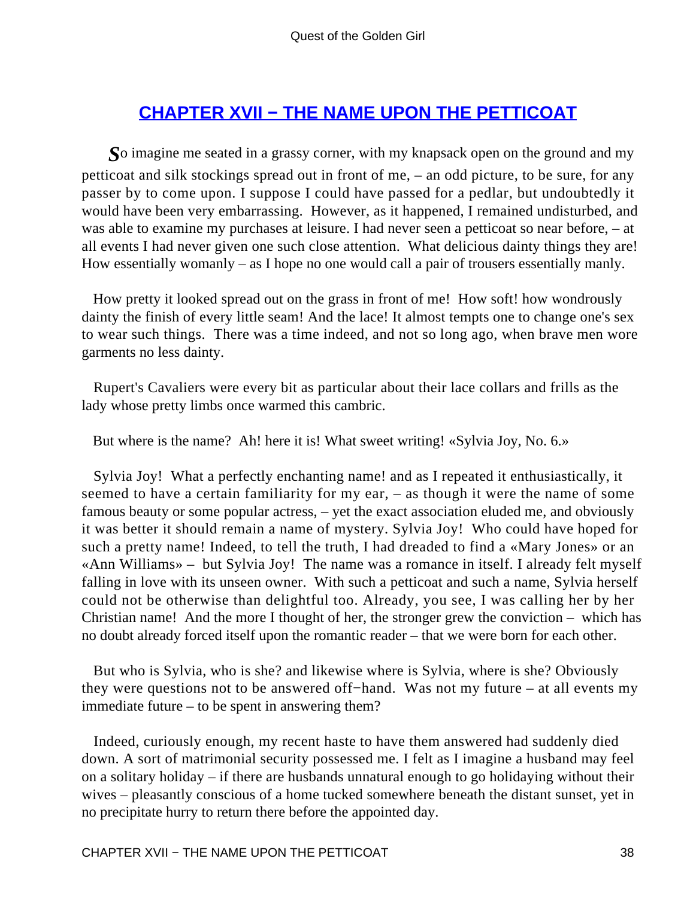## CHAPTER XVII − THE NAME UPON THE PETTICOAT

*S*o imagine me seated in a grassy corner, with my knapsack open on the ground and my petticoat and silk stockings spread out in front of me, – an odd picture, to be sure, for any passer by to come upon. I suppose I could have passed for a pedlar, but undoubtedly it would have been very embarrassing. However, as it happened, I remained undisturbed, and was able to examine my purchases at leisure. I had never seen a petticoat so near before, – at all events I had never given one such close attention. What delicious dainty things they are! How essentially womanly – as I hope no one would call a pair of trousers essentially manly.

How pretty it looked spread out on the grass in front of me! How soft! how wondrously dainty the finish of every little seam! And the lace! It almost tempts one to change one's sex to wear such things. There was a time indeed, and not so long ago, when brave men wore garments no less dainty.

Rupert's Cavaliers were every bit as particular about their lace collars and frills as the lady whose pretty limbs once warmed this cambric.

But where is the name? Ah! here it is! What sweet writing! «Sylvia Joy, No. 6.»

Sylvia Joy! What a perfectly enchanting name! and as I repeated it enthusiastically, it seemed to have a certain familiarity for my ear, – as though it were the name of some famous beauty or some popular actress, – yet the exact association eluded me, and obviously it was better it should remain a name of mystery. Sylvia Joy! Who could have hoped for such a pretty name! Indeed, to tell the truth, I had dreaded to find a «Mary Jones» or an «Ann Williams» – but Sylvia Joy! The name was a romance in itself. I already felt myself falling in love with its unseen owner. With such a petticoat and such a name, Sylvia herself could not be otherwise than delightful too. Already, you see, I was calling her by her Christian name! And the more I thought of her, the stronger grew the conviction – which has no doubt already forced itself upon the romantic reader – that we were born for each other.

But who is Sylvia, who is she? and likewise where is Sylvia, where is she? Obviously they were questions not to be answered off−hand. Was not my future – at all events my immediate future – to be spent in answering them?

Indeed, curiously enough, my recent haste to have them answered had suddenly died down. A sort of matrimonial security possessed me. I felt as I imagine a husband may feel on a solitary holiday – if there are husbands unnatural enough to go holidaying without their wives – pleasantly conscious of a home tucked somewhere beneath the distant sunset, yet in no precipitate hurry to return there before the appointed day.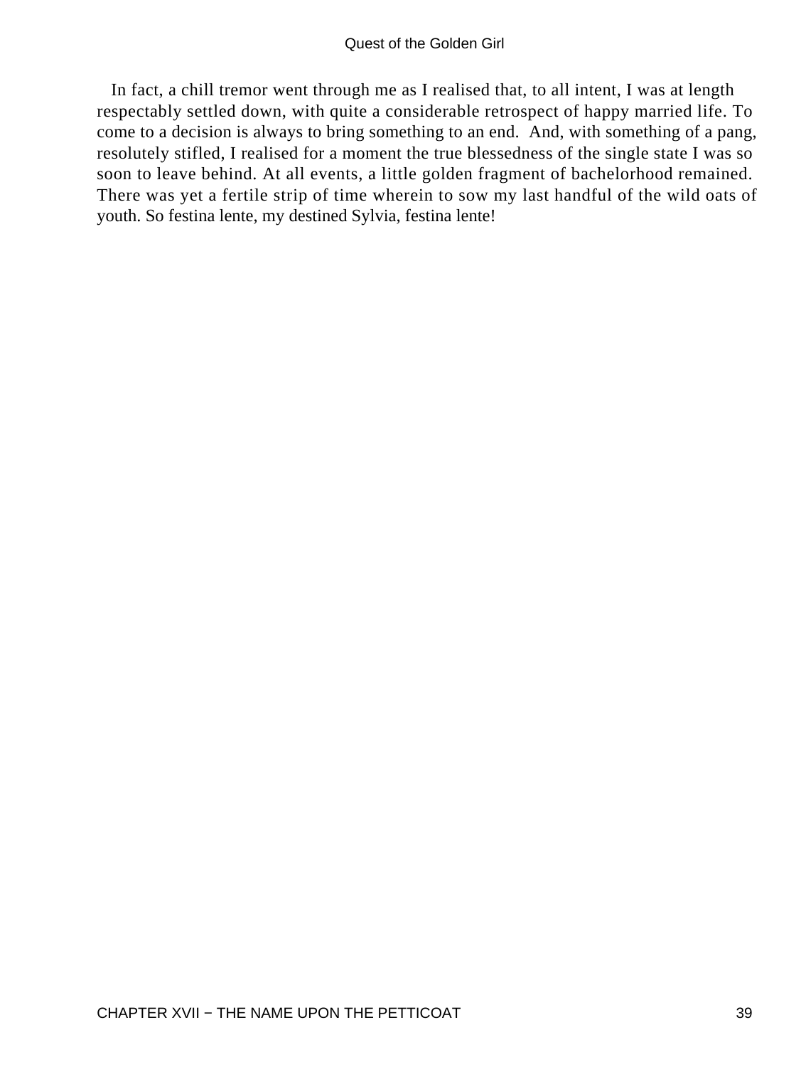In fact, a chill tremor went through me as I realised that, to all intent, I was at length respectably settled down, with quite a considerable retrospect of happy married life. To come to a decision is always to bring something to an end. And, with something of a pang, resolutely stifled, I realised for a moment the true blessedness of the single state I was so soon to leave behind. At all events, a little golden fragment of bachelorhood remained. There was yet a fertile strip of time wherein to sow my last handful of the wild oats of youth. So festina lente, my destined Sylvia, festina lente!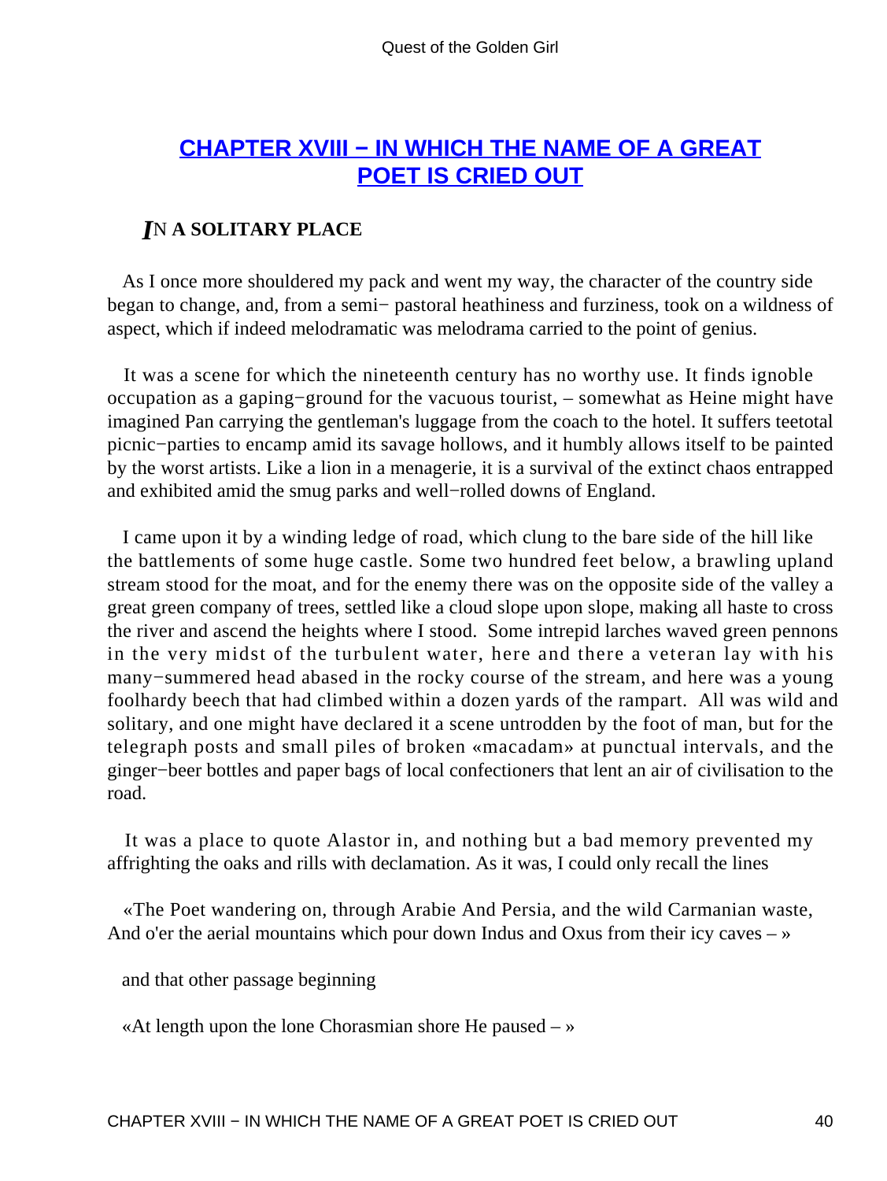## CHAPTER XVIII − IN WHICH THE NAME OF A GREAT POET IS CRIED OUT

### *I*N A SOLITARY PLACE

As I once more shouldered my pack and went my way, the character of the country side began to change, and, from a semi− pastoral heathiness and furziness, took on a wildness of aspect, which if indeed melodramatic was melodrama carried to the point of genius.

It was a scene for which the nineteenth century has no worthy use. It finds ignoble occupation as a gaping−ground for the vacuous tourist, – somewhat as Heine might have imagined Pan carrying the gentleman's luggage from the coach to the hotel. It suffers teetotal picnic−parties to encamp amid its savage hollows, and it humbly allows itself to be painted by the worst artists. Like a lion in a menagerie, it is a survival of the extinct chaos entrapped and exhibited amid the smug parks and well−rolled downs of England.

I came upon it by a winding ledge of road, which clung to the bare side of the hill like the battlements of some huge castle. Some two hundred feet below, a brawling upland stream stood for the moat, and for the enemy there was on the opposite side of the valley a great green company of trees, settled like a cloud slope upon slope, making all haste to cross the river and ascend the heights where I stood. Some intrepid larches waved green pennons in the very midst of the turbulent water, here and there a veteran lay with his many−summered head abased in the rocky course of the stream, and here was a young foolhardy beech that had climbed within a dozen yards of the rampart. All was wild and solitary, and one might have declared it a scene untrodden by the foot of man, but for the telegraph posts and small piles of broken «macadam» at punctual intervals, and the ginger−beer bottles and paper bags of local confectioners that lent an air of civilisation to the road.

It was a place to quote Alastor in, and nothing but a bad memory prevented my affrighting the oaks and rills with declamation. As it was, I could only recall the lines

«The Poet wandering on, through Arabie And Persia, and the wild Carmanian waste, And o'er the aerial mountains which pour down Indus and Oxus from their icy caves – »

and that other passage beginning

«At length upon the lone Chorasmian shore He paused – »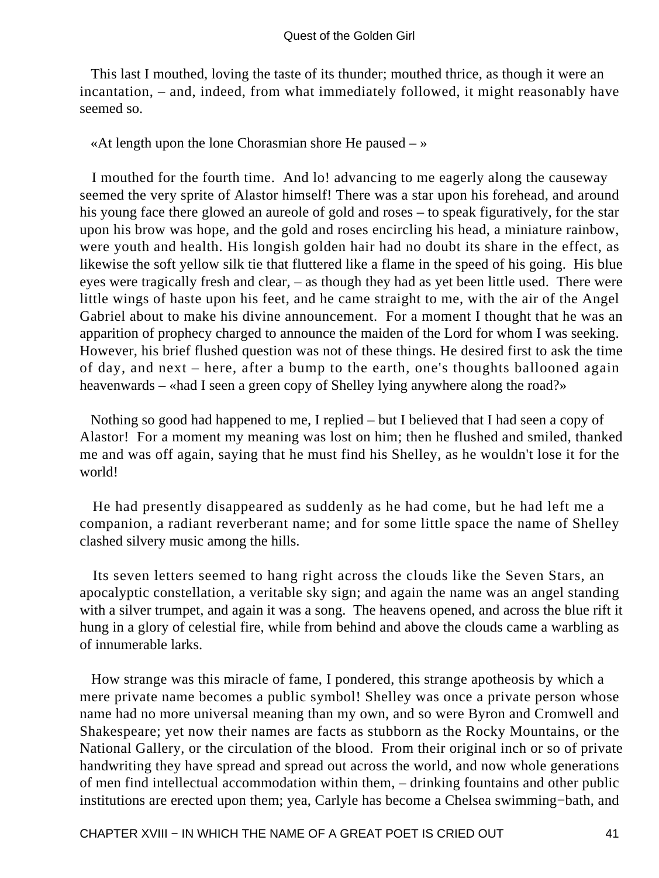This last I mouthed, loving the taste of its thunder; mouthed thrice, as though it were an incantation, – and, indeed, from what immediately followed, it might reasonably have seemed so.

«At length upon the lone Chorasmian shore He paused – »

I mouthed for the fourth time. And lo! advancing to me eagerly along the causeway seemed the very sprite of Alastor himself! There was a star upon his forehead, and around his young face there glowed an aureole of gold and roses – to speak figuratively, for the star upon his brow was hope, and the gold and roses encircling his head, a miniature rainbow, were youth and health. His longish golden hair had no doubt its share in the effect, as likewise the soft yellow silk tie that fluttered like a flame in the speed of his going. His blue eyes were tragically fresh and clear, – as though they had as yet been little used. There were little wings of haste upon his feet, and he came straight to me, with the air of the Angel Gabriel about to make his divine announcement. For a moment I thought that he was an apparition of prophecy charged to announce the maiden of the Lord for whom I was seeking. However, his brief flushed question was not of these things. He desired first to ask the time of day, and next – here, after a bump to the earth, one's thoughts ballooned again heavenwards – «had I seen a green copy of Shelley lying anywhere along the road?»

Nothing so good had happened to me, I replied – but I believed that I had seen a copy of Alastor! For a moment my meaning was lost on him; then he flushed and smiled, thanked me and was off again, saying that he must find his Shelley, as he wouldn't lose it for the world!

He had presently disappeared as suddenly as he had come, but he had left me a companion, a radiant reverberant name; and for some little space the name of Shelley clashed silvery music among the hills.

Its seven letters seemed to hang right across the clouds like the Seven Stars, an apocalyptic constellation, a veritable sky sign; and again the name was an angel standing with a silver trumpet, and again it was a song. The heavens opened, and across the blue rift it hung in a glory of celestial fire, while from behind and above the clouds came a warbling as of innumerable larks.

How strange was this miracle of fame, I pondered, this strange apotheosis by which a mere private name becomes a public symbol! Shelley was once a private person whose name had no more universal meaning than my own, and so were Byron and Cromwell and Shakespeare; yet now their names are facts as stubborn as the Rocky Mountains, or the National Gallery, or the circulation of the blood. From their original inch or so of private handwriting they have spread and spread out across the world, and now whole generations of men find intellectual accommodation within them, – drinking fountains and other public institutions are erected upon them; yea, Carlyle has become a Chelsea swimming−bath, and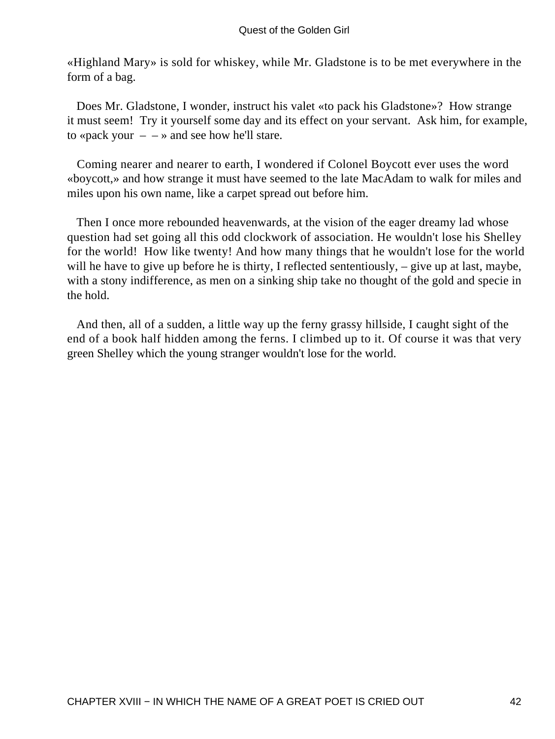«Highland Mary» is sold for whiskey, while Mr. Gladstone is to be met everywhere in the form of a bag.

Does Mr. Gladstone, I wonder, instruct his valet «to pack his Gladstone»? How strange it must seem! Try it yourself some day and its effect on your servant. Ask him, for example, to «pack your – – » and see how he'll stare.

Coming nearer and nearer to earth, I wondered if Colonel Boycott ever uses the word «boycott,» and how strange it must have seemed to the late MacAdam to walk for miles and miles upon his own name, like a carpet spread out before him.

Then I once more rebounded heavenwards, at the vision of the eager dreamy lad whose question had set going all this odd clockwork of association. He wouldn't lose his Shelley for the world! How like twenty! And how many things that he wouldn't lose for the world will he have to give up before he is thirty, I reflected sententiously, – give up at last, maybe, with a stony indifference, as men on a sinking ship take no thought of the gold and specie in the hold.

And then, all of a sudden, a little way up the ferny grassy hillside, I caught sight of the end of a book half hidden among the ferns. I climbed up to it. Of course it was that very green Shelley which the young stranger wouldn't lose for the world.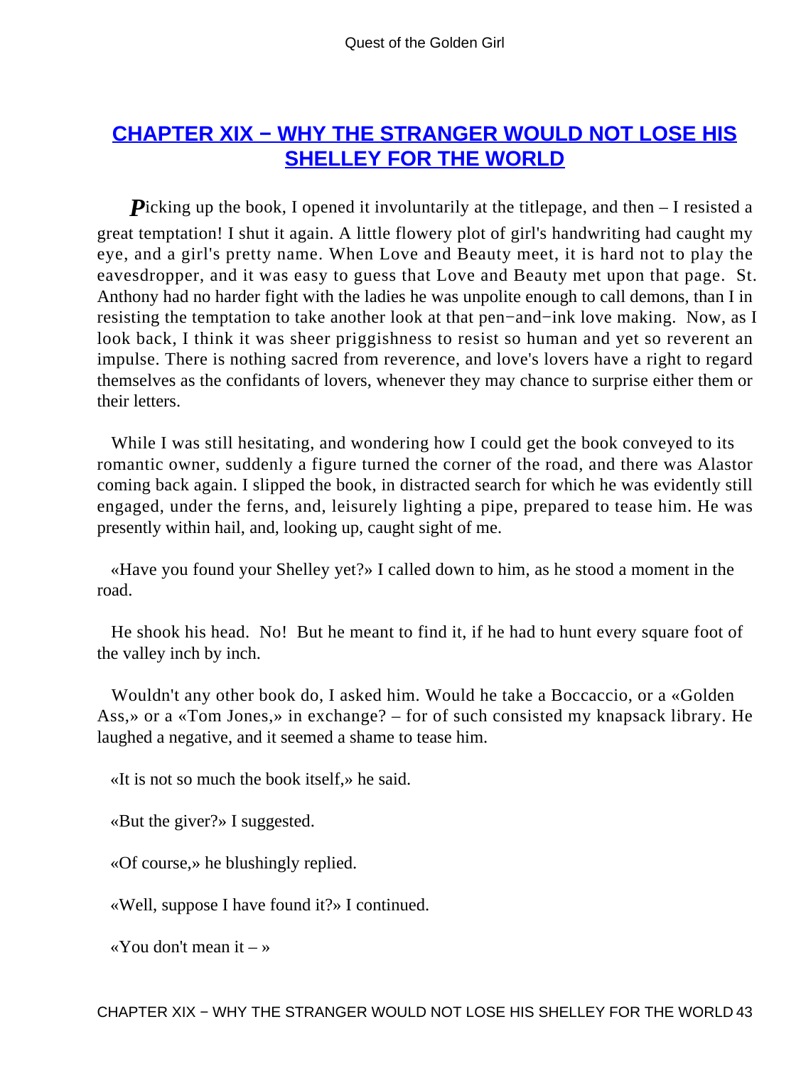## CHAPTER XIX − WHY THE STRANGER WOULD NOT LOSE HIS SHELLEY FOR THE WORLD

Picking up the book, I opened it involuntarily at the titlepage, and then – I resisted a great temptation! I shut it again. A little flowery plot of girl's handwriting had caught my eye, and a girl's pretty name. When Love and Beauty meet, it is hard not to play the eavesdropper, and it was easy to guess that Love and Beauty met upon that page. St. Anthony had no harder fight with the ladies he was unpolite enough to call demons, than I in resisting the temptation to take another look at that pen−and−ink love making. Now, as I look back, I think it was sheer priggishness to resist so human and yet so reverent an impulse. There is nothing sacred from reverence, and love's lovers have a right to regard themselves as the confidants of lovers, whenever they may chance to surprise either them or their letters.

While I was still hesitating, and wondering how I could get the book conveyed to its romantic owner, suddenly a figure turned the corner of the road, and there was Alastor coming back again. I slipped the book, in distracted search for which he was evidently still engaged, under the ferns, and, leisurely lighting a pipe, prepared to tease him. He was presently within hail, and, looking up, caught sight of me.

«Have you found your Shelley yet?» I called down to him, as he stood a moment in the road.

He shook his head. No! But he meant to find it, if he had to hunt every square foot of the valley inch by inch.

Wouldn't any other book do, I asked him. Would he take a Boccaccio, or a «Golden Ass,» or a «Tom Jones,» in exchange? – for of such consisted my knapsack library. He laughed a negative, and it seemed a shame to tease him.

«It is not so much the book itself,» he said.

«But the giver?» I suggested.

«Of course,» he blushingly replied.

«Well, suppose I have found it?» I continued.

«You don't mean it – »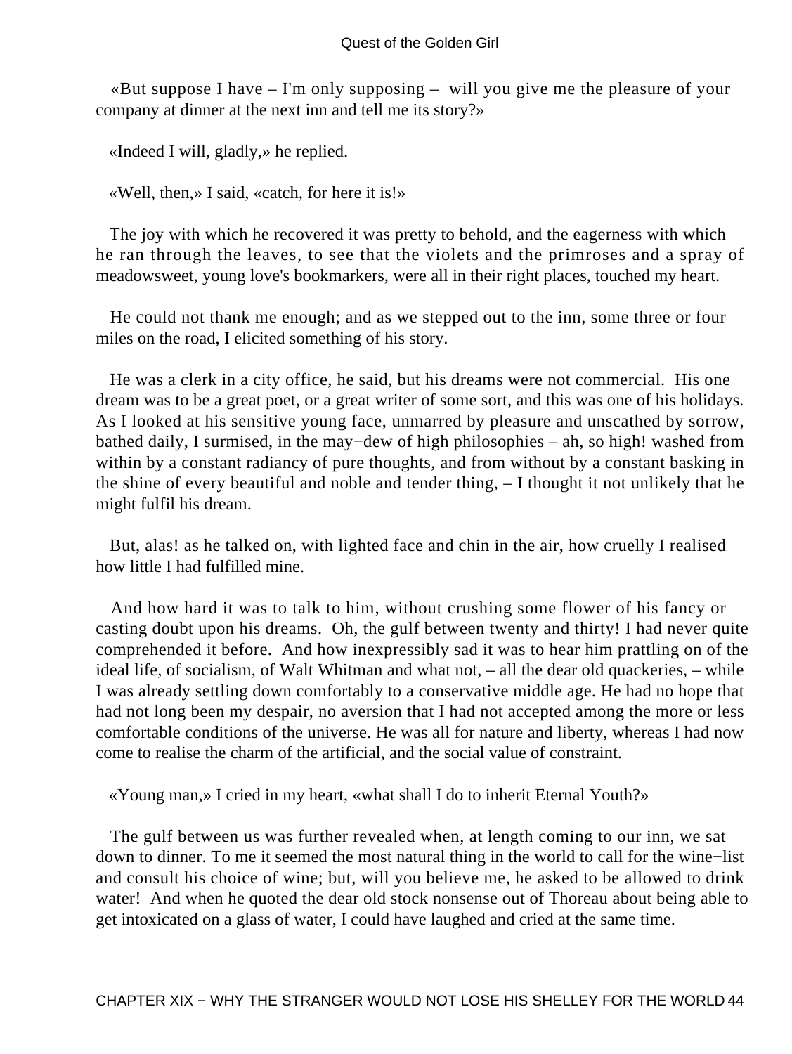«But suppose I have – I'm only supposing – will you give me the pleasure of your company at dinner at the next inn and tell me its story?»

«Indeed I will, gladly,» he replied.

«Well, then,» I said, «catch, for here it is!»

The joy with which he recovered it was pretty to behold, and the eagerness with which he ran through the leaves, to see that the violets and the primroses and a spray of meadowsweet, young love's bookmarkers, were all in their right places, touched my heart.

He could not thank me enough; and as we stepped out to the inn, some three or four miles on the road, I elicited something of his story.

He was a clerk in a city office, he said, but his dreams were not commercial. His one dream was to be a great poet, or a great writer of some sort, and this was one of his holidays. As I looked at his sensitive young face, unmarred by pleasure and unscathed by sorrow, bathed daily, I surmised, in the may−dew of high philosophies – ah, so high! washed from within by a constant radiancy of pure thoughts, and from without by a constant basking in the shine of every beautiful and noble and tender thing, – I thought it not unlikely that he might fulfil his dream.

But, alas! as he talked on, with lighted face and chin in the air, how cruelly I realised how little I had fulfilled mine.

And how hard it was to talk to him, without crushing some flower of his fancy or casting doubt upon his dreams. Oh, the gulf between twenty and thirty! I had never quite comprehended it before. And how inexpressibly sad it was to hear him prattling on of the ideal life, of socialism, of Walt Whitman and what not, – all the dear old quackeries, – while I was already settling down comfortably to a conservative middle age. He had no hope that had not long been my despair, no aversion that I had not accepted among the more or less comfortable conditions of the universe. He was all for nature and liberty, whereas I had now come to realise the charm of the artificial, and the social value of constraint.

«Young man,» I cried in my heart, «what shall I do to inherit Eternal Youth?»

The gulf between us was further revealed when, at length coming to our inn, we sat down to dinner. To me it seemed the most natural thing in the world to call for the wine−list and consult his choice of wine; but, will you believe me, he asked to be allowed to drink water! And when he quoted the dear old stock nonsense out of Thoreau about being able to get intoxicated on a glass of water, I could have laughed and cried at the same time.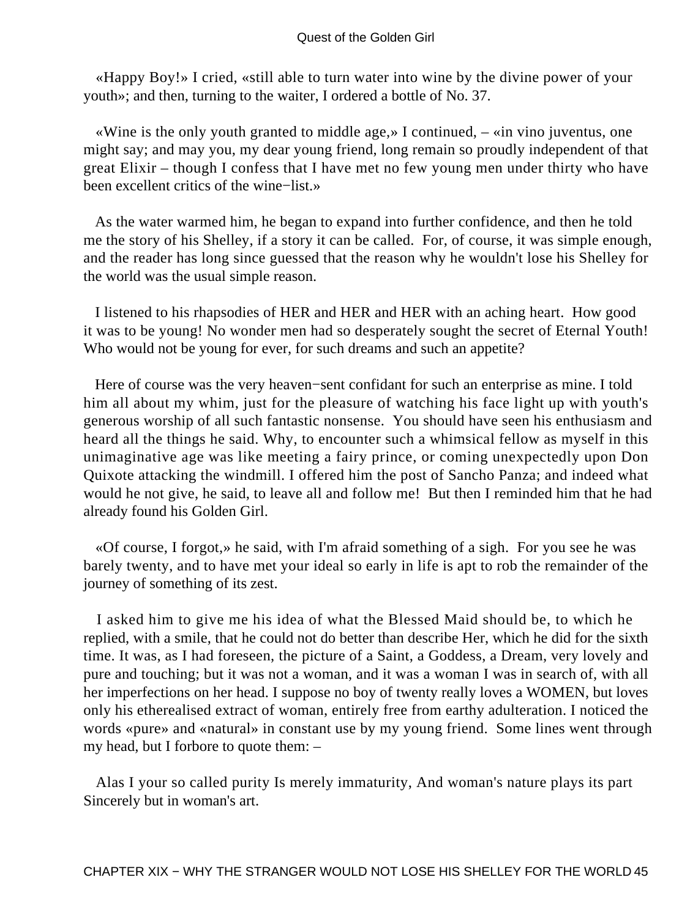«Happy Boy!» I cried, «still able to turn water into wine by the divine power of your youth»; and then, turning to the waiter, I ordered a bottle of No. 37.

«Wine is the only youth granted to middle age,» I continued, – «in vino juventus, one might say; and may you, my dear young friend, long remain so proudly independent of that great Elixir – though I confess that I have met no few young men under thirty who have been excellent critics of the wine−list.»

As the water warmed him, he began to expand into further confidence, and then he told me the story of his Shelley, if a story it can be called. For, of course, it was simple enough, and the reader has long since guessed that the reason why he wouldn't lose his Shelley for the world was the usual simple reason.

I listened to his rhapsodies of HER and HER and HER with an aching heart. How good it was to be young! No wonder men had so desperately sought the secret of Eternal Youth! Who would not be young for ever, for such dreams and such an appetite?

Here of course was the very heaven−sent confidant for such an enterprise as mine. I told him all about my whim, just for the pleasure of watching his face light up with youth's generous worship of all such fantastic nonsense. You should have seen his enthusiasm and heard all the things he said. Why, to encounter such a whimsical fellow as myself in this unimaginative age was like meeting a fairy prince, or coming unexpectedly upon Don Quixote attacking the windmill. I offered him the post of Sancho Panza; and indeed what would he not give, he said, to leave all and follow me! But then I reminded him that he had already found his Golden Girl.

«Of course, I forgot,» he said, with I'm afraid something of a sigh. For you see he was barely twenty, and to have met your ideal so early in life is apt to rob the remainder of the journey of something of its zest.

I asked him to give me his idea of what the Blessed Maid should be, to which he replied, with a smile, that he could not do better than describe Her, which he did for the sixth time. It was, as I had foreseen, the picture of a Saint, a Goddess, a Dream, very lovely and pure and touching; but it was not a woman, and it was a woman I was in search of, with all her imperfections on her head. I suppose no boy of twenty really loves a WOMEN, but loves only his etherealised extract of woman, entirely free from earthy adulteration. I noticed the words «pure» and «natural» in constant use by my young friend. Some lines went through my head, but I forbore to quote them: –

Alas I your so called purity Is merely immaturity, And woman's nature plays its part Sincerely but in woman's art.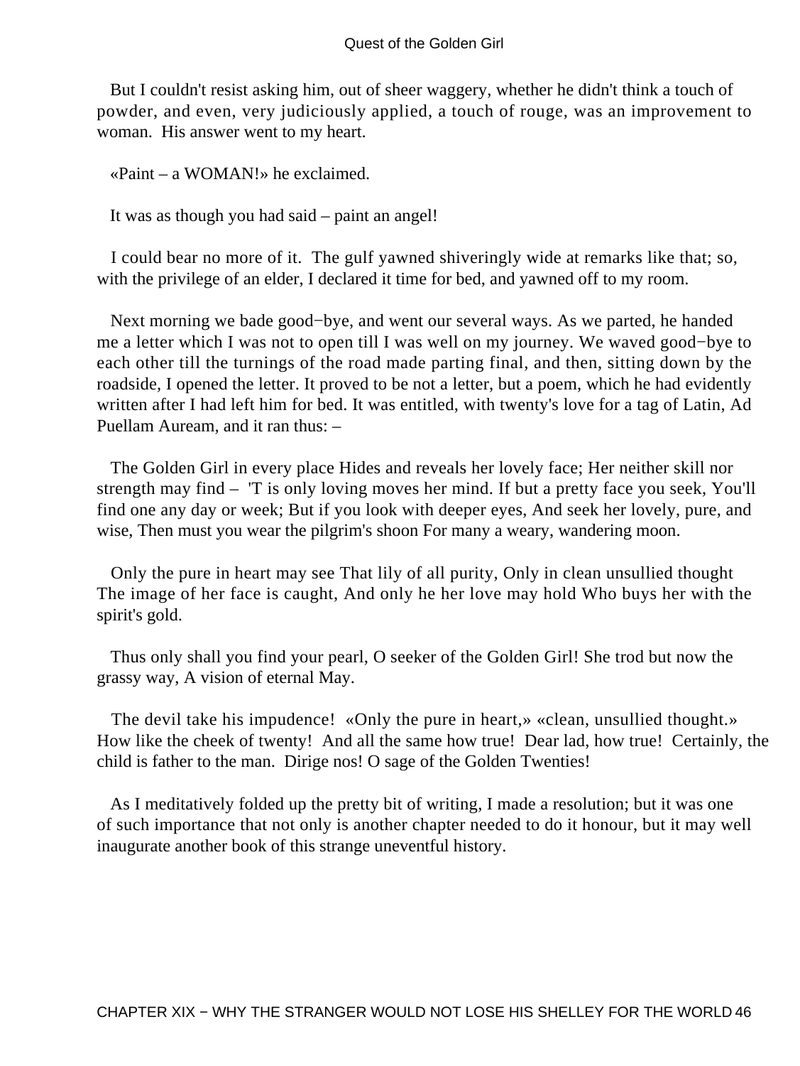But I couldn't resist asking him, out of sheer waggery, whether he didn't think a touch of powder, and even, very judiciously applied, a touch of rouge, was an improvement to woman. His answer went to my heart.

«Paint – a WOMAN!» he exclaimed.

It was as though you had said – paint an angel!

I could bear no more of it. The gulf yawned shiveringly wide at remarks like that; so, with the privilege of an elder, I declared it time for bed, and yawned off to my room.

Next morning we bade good−bye, and went our several ways. As we parted, he handed me a letter which I was not to open till I was well on my journey. We waved good−bye to each other till the turnings of the road made parting final, and then, sitting down by the roadside, I opened the letter. It proved to be not a letter, but a poem, which he had evidently written after I had left him for bed. It was entitled, with twenty's love for a tag of Latin, Ad Puellam Auream, and it ran thus: –

The Golden Girl in every place Hides and reveals her lovely face; Her neither skill nor strength may find – 'T is only loving moves her mind. If but a pretty face you seek, You'll find one any day or week; But if you look with deeper eyes, And seek her lovely, pure, and wise, Then must you wear the pilgrim's shoon For many a weary, wandering moon.

Only the pure in heart may see That lily of all purity, Only in clean unsullied thought The image of her face is caught, And only he her love may hold Who buys her with the spirit's gold.

Thus only shall you find your pearl, O seeker of the Golden Girl! She trod but now the grassy way, A vision of eternal May.

The devil take his impudence! «Only the pure in heart,» «clean, unsullied thought.» How like the cheek of twenty! And all the same how true! Dear lad, how true! Certainly, the child is father to the man. Dirige nos! O sage of the Golden Twenties!

As I meditatively folded up the pretty bit of writing, I made a resolution; but it was one of such importance that not only is another chapter needed to do it honour, but it may well inaugurate another book of this strange uneventful history.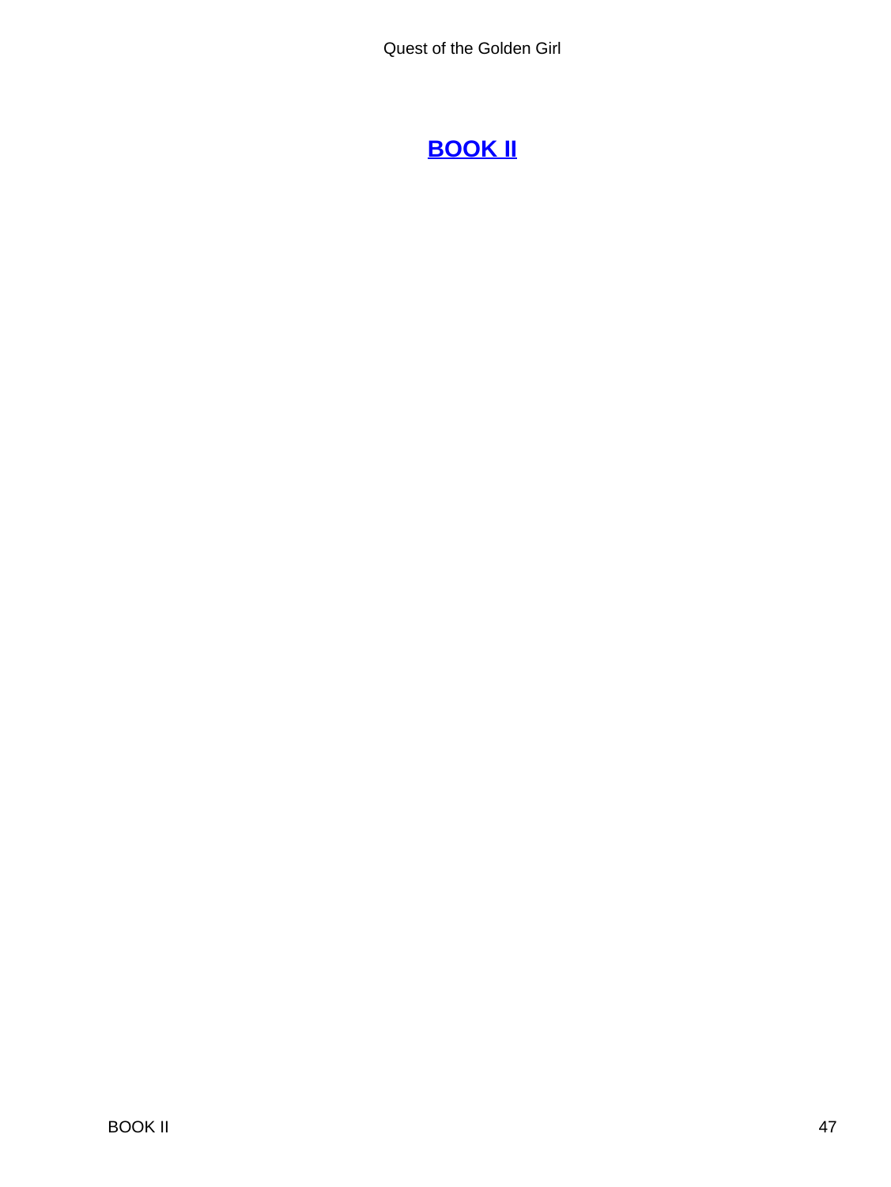# BOOK II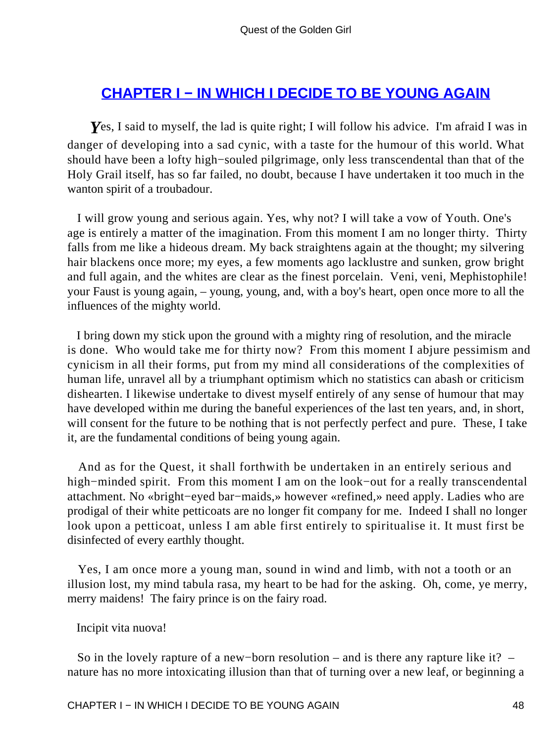## CHAPTER I − IN WHICH I DECIDE TO BE YOUNG AGAIN

*Y*es, I said to myself, the lad is quite right; I will follow his advice. I'm afraid I was in danger of developing into a sad cynic, with a taste for the humour of this world. What should have been a lofty high−souled pilgrimage, only less transcendental than that of the Holy Grail itself, has so far failed, no doubt, because I have undertaken it too much in the wanton spirit of a troubadour.

I will grow young and serious again. Yes, why not? I will take a vow of Youth. One's age is entirely a matter of the imagination. From this moment I am no longer thirty. Thirty falls from me like a hideous dream. My back straightens again at the thought; my silvering hair blackens once more; my eyes, a few moments ago lacklustre and sunken, grow bright and full again, and the whites are clear as the finest porcelain. Veni, veni, Mephistophile! your Faust is young again, – young, young, and, with a boy's heart, open once more to all the influences of the mighty world.

I bring down my stick upon the ground with a mighty ring of resolution, and the miracle is done. Who would take me for thirty now? From this moment I abjure pessimism and cynicism in all their forms, put from my mind all considerations of the complexities of human life, unravel all by a triumphant optimism which no statistics can abash or criticism dishearten. I likewise undertake to divest myself entirely of any sense of humour that may have developed within me during the baneful experiences of the last ten years, and, in short, will consent for the future to be nothing that is not perfectly perfect and pure. These, I take it, are the fundamental conditions of being young again.

And as for the Quest, it shall forthwith be undertaken in an entirely serious and high−minded spirit. From this moment I am on the look−out for a really transcendental attachment. No «bright−eyed bar−maids,» however «refined,» need apply. Ladies who are prodigal of their white petticoats are no longer fit company for me. Indeed I shall no longer look upon a petticoat, unless I am able first entirely to spiritualise it. It must first be disinfected of every earthly thought.

Yes, I am once more a young man, sound in wind and limb, with not a tooth or an illusion lost, my mind tabula rasa, my heart to be had for the asking. Oh, come, ye merry, merry maidens! The fairy prince is on the fairy road.

Incipit vita nuova!

So in the lovely rapture of a new−born resolution – and is there any rapture like it? – nature has no more intoxicating illusion than that of turning over a new leaf, or beginning a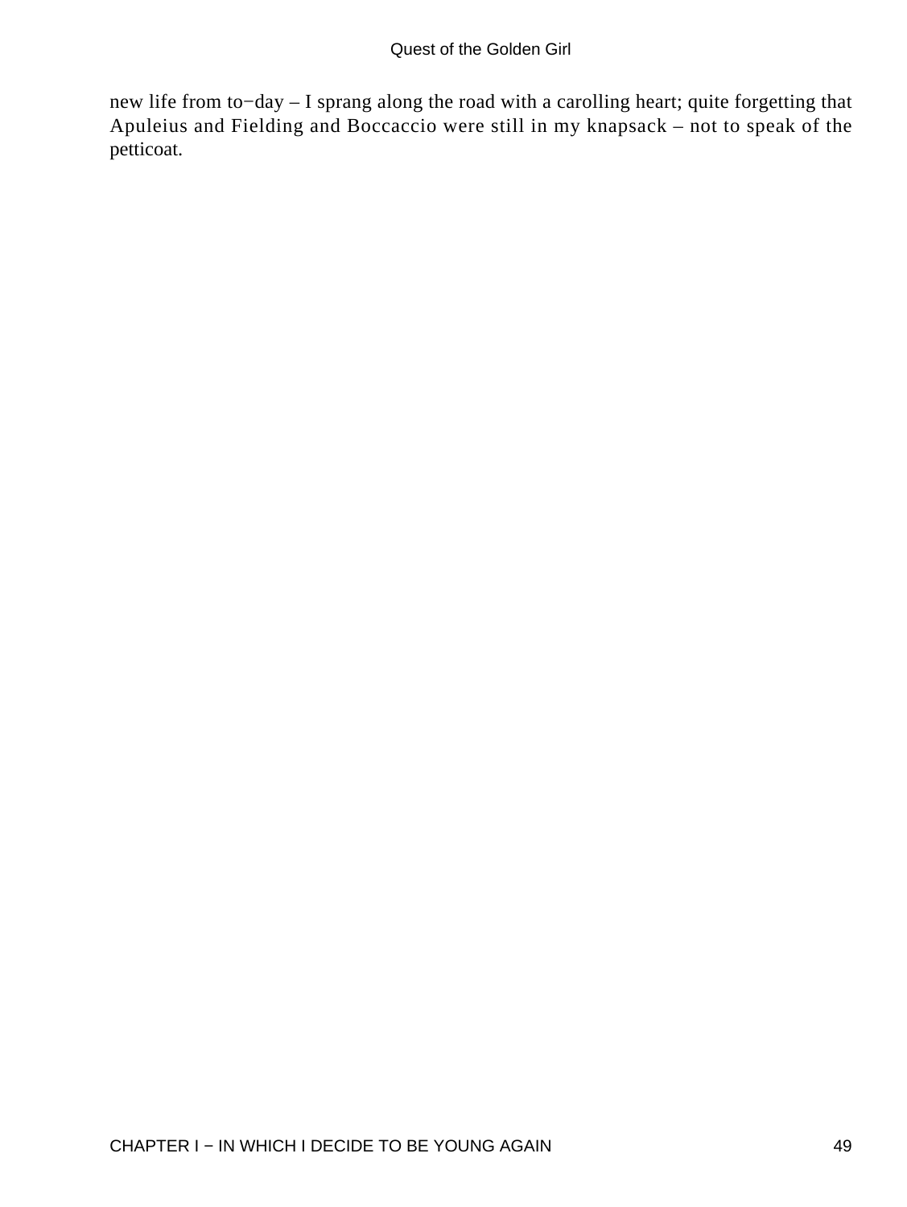new life from to−day – I sprang along the road with a carolling heart; quite forgetting that Apuleius and Fielding and Boccaccio were still in my knapsack – not to speak of the petticoat.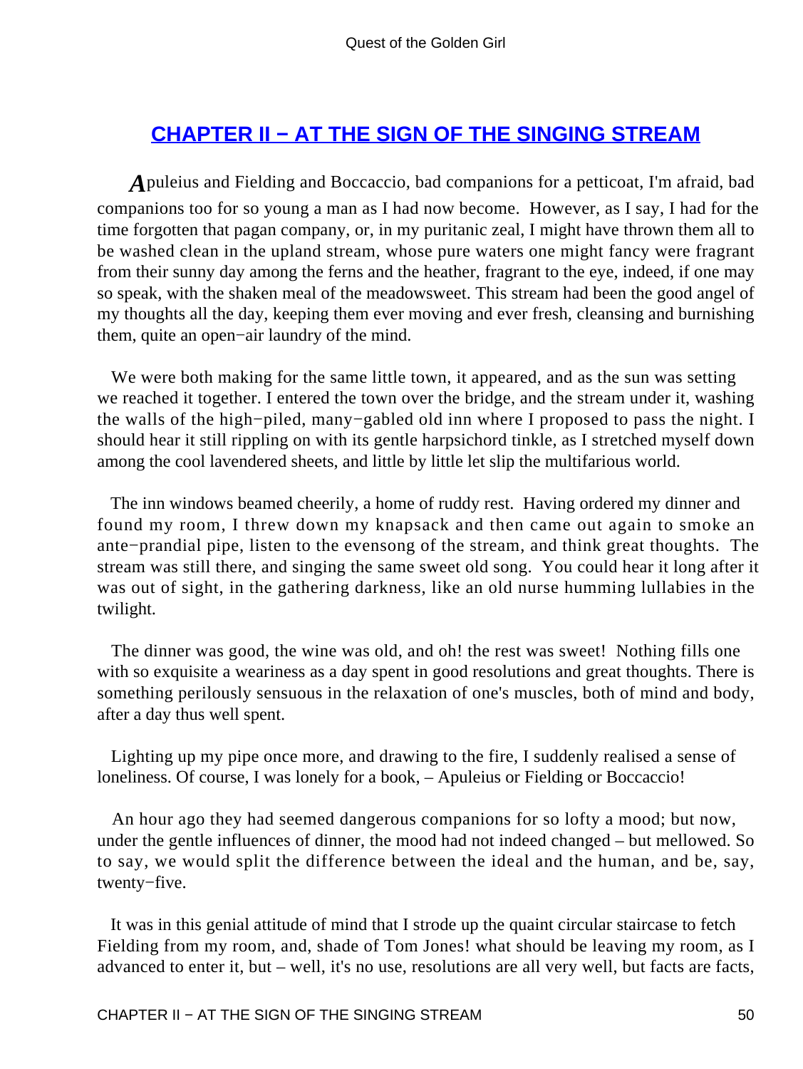## CHAPTER II − AT THE SIGN OF THE SINGING STREAM

*A*puleius and Fielding and Boccaccio, bad companions for a petticoat, I'm afraid, bad companions too for so young a man as I had now become. However, as I say, I had for the time forgotten that pagan company, or, in my puritanic zeal, I might have thrown them all to be washed clean in the upland stream, whose pure waters one might fancy were fragrant from their sunny day among the ferns and the heather, fragrant to the eye, indeed, if one may so speak, with the shaken meal of the meadowsweet. This stream had been the good angel of my thoughts all the day, keeping them ever moving and ever fresh, cleansing and burnishing them, quite an open−air laundry of the mind.

We were both making for the same little town, it appeared, and as the sun was setting we reached it together. I entered the town over the bridge, and the stream under it, washing the walls of the high−piled, many−gabled old inn where I proposed to pass the night. I should hear it still rippling on with its gentle harpsichord tinkle, as I stretched myself down among the cool lavendered sheets, and little by little let slip the multifarious world.

The inn windows beamed cheerily, a home of ruddy rest. Having ordered my dinner and found my room, I threw down my knapsack and then came out again to smoke an ante−prandial pipe, listen to the evensong of the stream, and think great thoughts. The stream was still there, and singing the same sweet old song. You could hear it long after it was out of sight, in the gathering darkness, like an old nurse humming lullabies in the twilight.

The dinner was good, the wine was old, and oh! the rest was sweet! Nothing fills one with so exquisite a weariness as a day spent in good resolutions and great thoughts. There is something perilously sensuous in the relaxation of one's muscles, both of mind and body, after a day thus well spent.

Lighting up my pipe once more, and drawing to the fire, I suddenly realised a sense of loneliness. Of course, I was lonely for a book, – Apuleius or Fielding or Boccaccio!

An hour ago they had seemed dangerous companions for so lofty a mood; but now, under the gentle influences of dinner, the mood had not indeed changed – but mellowed. So to say, we would split the difference between the ideal and the human, and be, say, twenty−five.

It was in this genial attitude of mind that I strode up the quaint circular staircase to fetch Fielding from my room, and, shade of Tom Jones! what should be leaving my room, as I advanced to enter it, but – well, it's no use, resolutions are all very well, but facts are facts,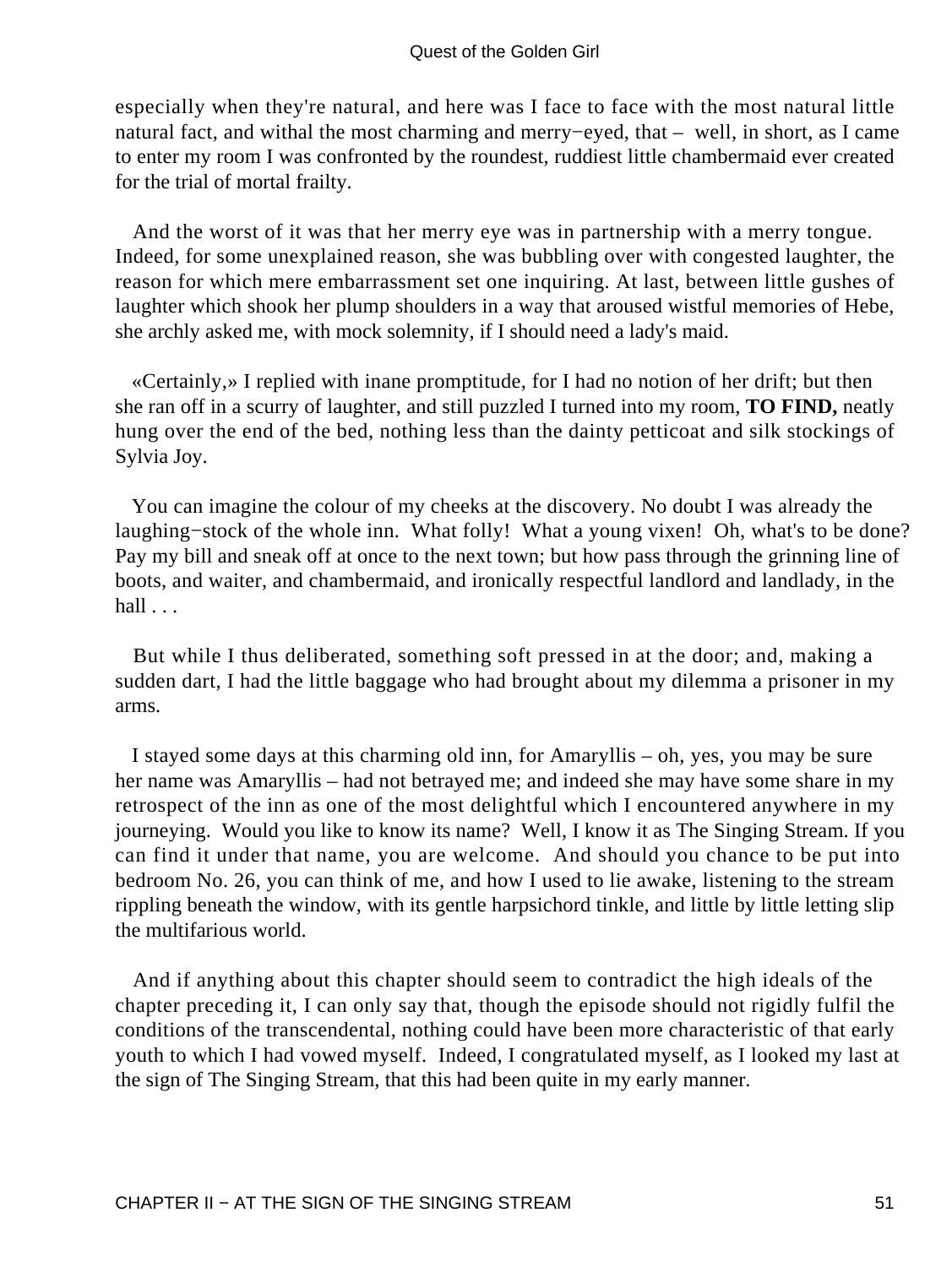especially when they're natural, and here was I face to face with the most natural little natural fact, and withal the most charming and merry−eyed, that – well, in short, as I came to enter my room I was confronted by the roundest, ruddiest little chambermaid ever created for the trial of mortal frailty.

And the worst of it was that her merry eye was in partnership with a merry tongue. Indeed, for some unexplained reason, she was bubbling over with congested laughter, the reason for which mere embarrassment set one inquiring. At last, between little gushes of laughter which shook her plump shoulders in a way that aroused wistful memories of Hebe, she archly asked me, with mock solemnity, if I should need a lady's maid.

«Certainly,» I replied with inane promptitude, for I had no notion of her drift; but then she ran off in a scurry of laughter, and still puzzled I turned into my room, **TO FIND,** neatly hung over the end of the bed, nothing less than the dainty petticoat and silk stockings of Sylvia Joy.

You can imagine the colour of my cheeks at the discovery. No doubt I was already the laughing−stock of the whole inn. What folly! What a young vixen! Oh, what's to be done? Pay my bill and sneak off at once to the next town; but how pass through the grinning line of boots, and waiter, and chambermaid, and ironically respectful landlord and landlady, in the hall . . .

But while I thus deliberated, something soft pressed in at the door; and, making a sudden dart, I had the little baggage who had brought about my dilemma a prisoner in my arms.

I stayed some days at this charming old inn, for Amaryllis – oh, yes, you may be sure her name was Amaryllis – had not betrayed me; and indeed she may have some share in my retrospect of the inn as one of the most delightful which I encountered anywhere in my journeying. Would you like to know its name? Well, I know it as The Singing Stream. If you can find it under that name, you are welcome. And should you chance to be put into bedroom No. 26, you can think of me, and how I used to lie awake, listening to the stream rippling beneath the window, with its gentle harpsichord tinkle, and little by little letting slip the multifarious world.

And if anything about this chapter should seem to contradict the high ideals of the chapter preceding it, I can only say that, though the episode should not rigidly fulfil the conditions of the transcendental, nothing could have been more characteristic of that early youth to which I had vowed myself. Indeed, I congratulated myself, as I looked my last at the sign of The Singing Stream, that this had been quite in my early manner.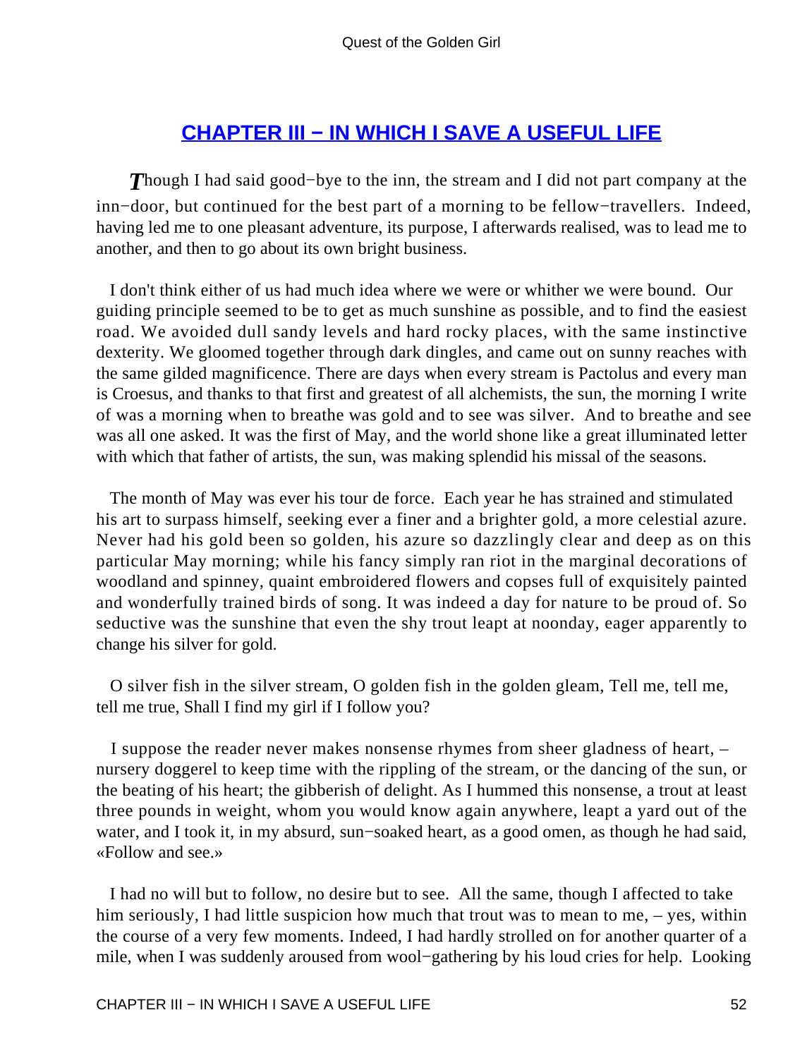## CHAPTER III − IN WHICH I SAVE A USEFUL LIFE

*T*hough I had said good−bye to the inn, the stream and I did not part company at the inn−door, but continued for the best part of a morning to be fellow−travellers. Indeed, having led me to one pleasant adventure, its purpose, I afterwards realised, was to lead me to another, and then to go about its own bright business.

I don't think either of us had much idea where we were or whither we were bound. Our guiding principle seemed to be to get as much sunshine as possible, and to find the easiest road. We avoided dull sandy levels and hard rocky places, with the same instinctive dexterity. We gloomed together through dark dingles, and came out on sunny reaches with the same gilded magnificence. There are days when every stream is Pactolus and every man is Croesus, and thanks to that first and greatest of all alchemists, the sun, the morning I write of was a morning when to breathe was gold and to see was silver. And to breathe and see was all one asked. It was the first of May, and the world shone like a great illuminated letter with which that father of artists, the sun, was making splendid his missal of the seasons.

The month of May was ever his tour de force. Each year he has strained and stimulated his art to surpass himself, seeking ever a finer and a brighter gold, a more celestial azure. Never had his gold been so golden, his azure so dazzlingly clear and deep as on this particular May morning; while his fancy simply ran riot in the marginal decorations of woodland and spinney, quaint embroidered flowers and copses full of exquisitely painted and wonderfully trained birds of song. It was indeed a day for nature to be proud of. So seductive was the sunshine that even the shy trout leapt at noonday, eager apparently to change his silver for gold.

O silver fish in the silver stream, O golden fish in the golden gleam, Tell me, tell me, tell me true, Shall I find my girl if I follow you?

I suppose the reader never makes nonsense rhymes from sheer gladness of heart, – nursery doggerel to keep time with the rippling of the stream, or the dancing of the sun, or the beating of his heart; the gibberish of delight. As I hummed this nonsense, a trout at least three pounds in weight, whom you would know again anywhere, leapt a yard out of the water, and I took it, in my absurd, sun−soaked heart, as a good omen, as though he had said, «Follow and see.»

I had no will but to follow, no desire but to see. All the same, though I affected to take him seriously, I had little suspicion how much that trout was to mean to me, – yes, within the course of a very few moments. Indeed, I had hardly strolled on for another quarter of a mile, when I was suddenly aroused from wool−gathering by his loud cries for help. Looking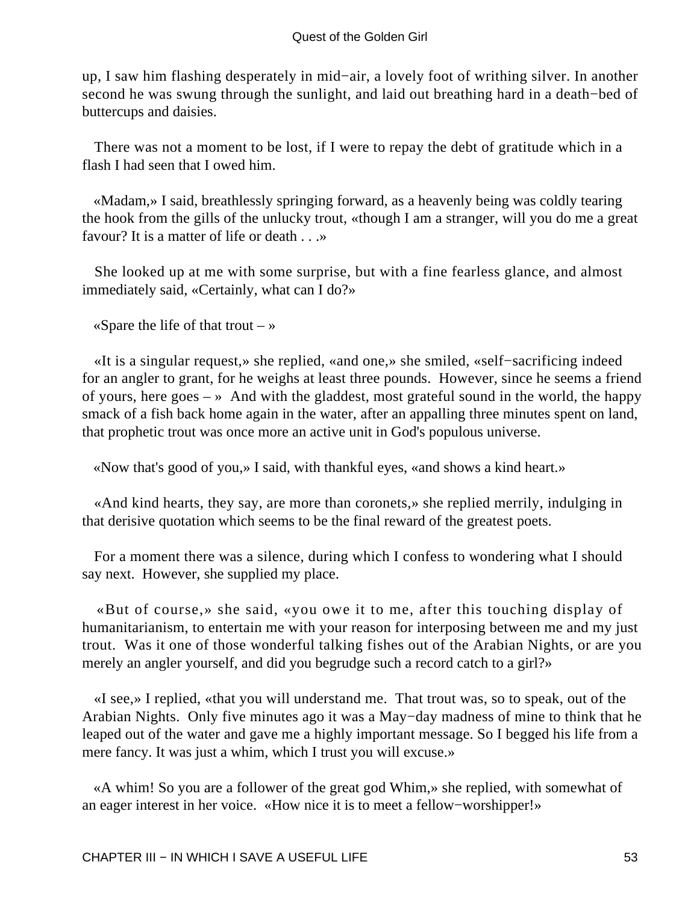up, I saw him flashing desperately in mid−air, a lovely foot of writhing silver. In another second he was swung through the sunlight, and laid out breathing hard in a death−bed of buttercups and daisies.

There was not a moment to be lost, if I were to repay the debt of gratitude which in a flash I had seen that I owed him.

«Madam,» I said, breathlessly springing forward, as a heavenly being was coldly tearing the hook from the gills of the unlucky trout, «though I am a stranger, will you do me a great favour? It is a matter of life or death . . .»

She looked up at me with some surprise, but with a fine fearless glance, and almost immediately said, «Certainly, what can I do?»

«Spare the life of that trout – »

«It is a singular request,» she replied, «and one,» she smiled, «self−sacrificing indeed for an angler to grant, for he weighs at least three pounds. However, since he seems a friend of yours, here goes – » And with the gladdest, most grateful sound in the world, the happy smack of a fish back home again in the water, after an appalling three minutes spent on land, that prophetic trout was once more an active unit in God's populous universe.

«Now that's good of you,» I said, with thankful eyes, «and shows a kind heart.»

«And kind hearts, they say, are more than coronets,» she replied merrily, indulging in that derisive quotation which seems to be the final reward of the greatest poets.

For a moment there was a silence, during which I confess to wondering what I should say next. However, she supplied my place.

«But of course,» she said, «you owe it to me, after this touching display of humanitarianism, to entertain me with your reason for interposing between me and my just trout. Was it one of those wonderful talking fishes out of the Arabian Nights, or are you merely an angler yourself, and did you begrudge such a record catch to a girl?»

«I see,» I replied, «that you will understand me. That trout was, so to speak, out of the Arabian Nights. Only five minutes ago it was a May−day madness of mine to think that he leaped out of the water and gave me a highly important message. So I begged his life from a mere fancy. It was just a whim, which I trust you will excuse.»

«A whim! So you are a follower of the great god Whim,» she replied, with somewhat of an eager interest in her voice. «How nice it is to meet a fellow−worshipper!»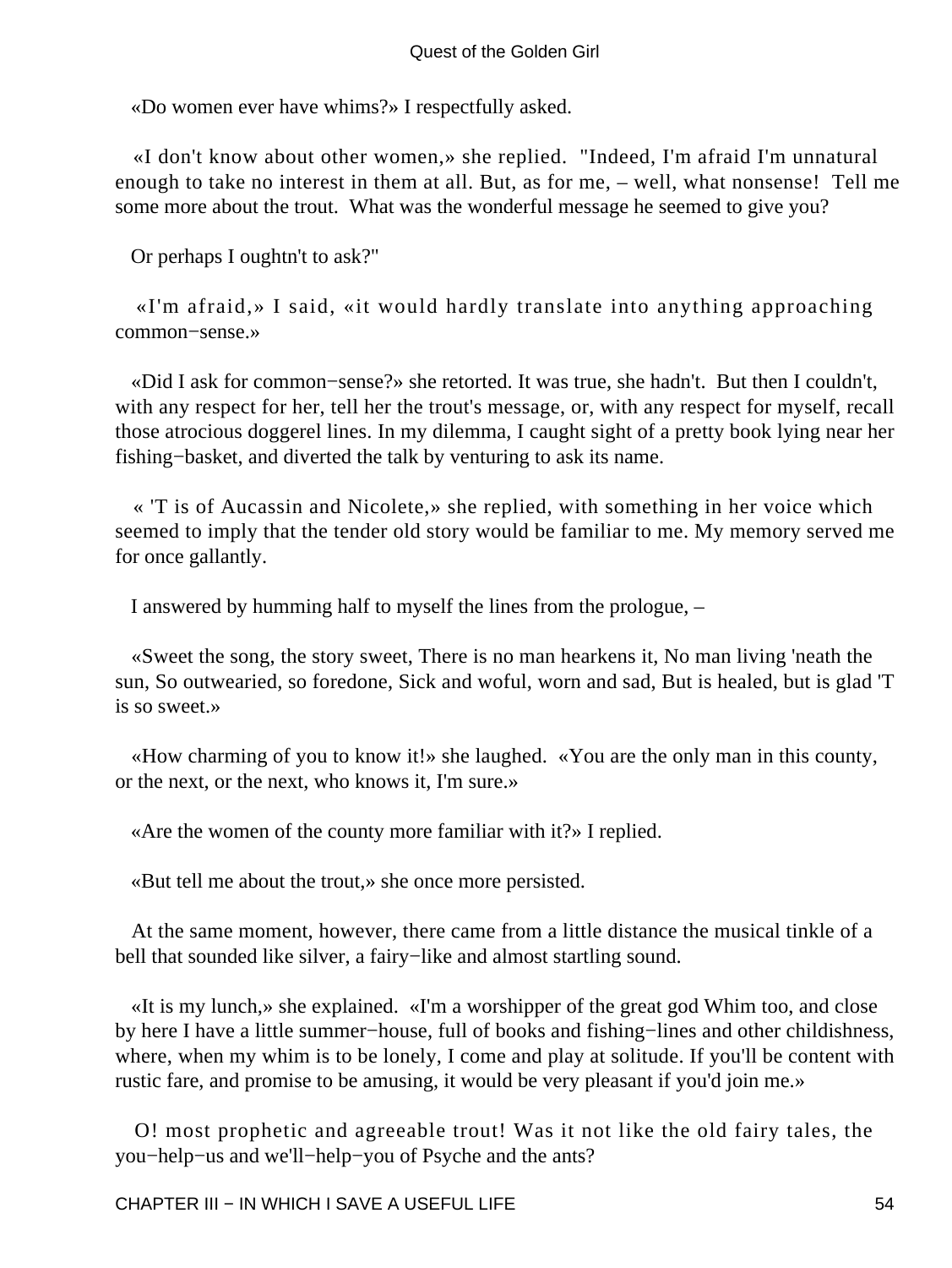«Do women ever have whims?» I respectfully asked.

«I don't know about other women,» she replied. "Indeed, I'm afraid I'm unnatural enough to take no interest in them at all. But, as for me, – well, what nonsense! Tell me some more about the trout. What was the wonderful message he seemed to give you?

Or perhaps I oughtn't to ask?"

«I'm afraid,» I said, «it would hardly translate into anything approaching common−sense.»

«Did I ask for common−sense?» she retorted. It was true, she hadn't. But then I couldn't, with any respect for her, tell her the trout's message, or, with any respect for myself, recall those atrocious doggerel lines. In my dilemma, I caught sight of a pretty book lying near her fishing−basket, and diverted the talk by venturing to ask its name.

« 'T is of Aucassin and Nicolete,» she replied, with something in her voice which seemed to imply that the tender old story would be familiar to me. My memory served me for once gallantly.

I answered by humming half to myself the lines from the prologue, –

«Sweet the song, the story sweet, There is no man hearkens it, No man living 'neath the sun, So outwearied, so foredone, Sick and woful, worn and sad, But is healed, but is glad 'T is so sweet.»

«How charming of you to know it!» she laughed. «You are the only man in this county, or the next, or the next, who knows it, I'm sure.»

«Are the women of the county more familiar with it?» I replied.

«But tell me about the trout,» she once more persisted.

At the same moment, however, there came from a little distance the musical tinkle of a bell that sounded like silver, a fairy−like and almost startling sound.

«It is my lunch,» she explained. «I'm a worshipper of the great god Whim too, and close by here I have a little summer−house, full of books and fishing−lines and other childishness, where, when my whim is to be lonely, I come and play at solitude. If you'll be content with rustic fare, and promise to be amusing, it would be very pleasant if you'd join me.»

O! most prophetic and agreeable trout! Was it not like the old fairy tales, the you−help−us and we'll−help−you of Psyche and the ants?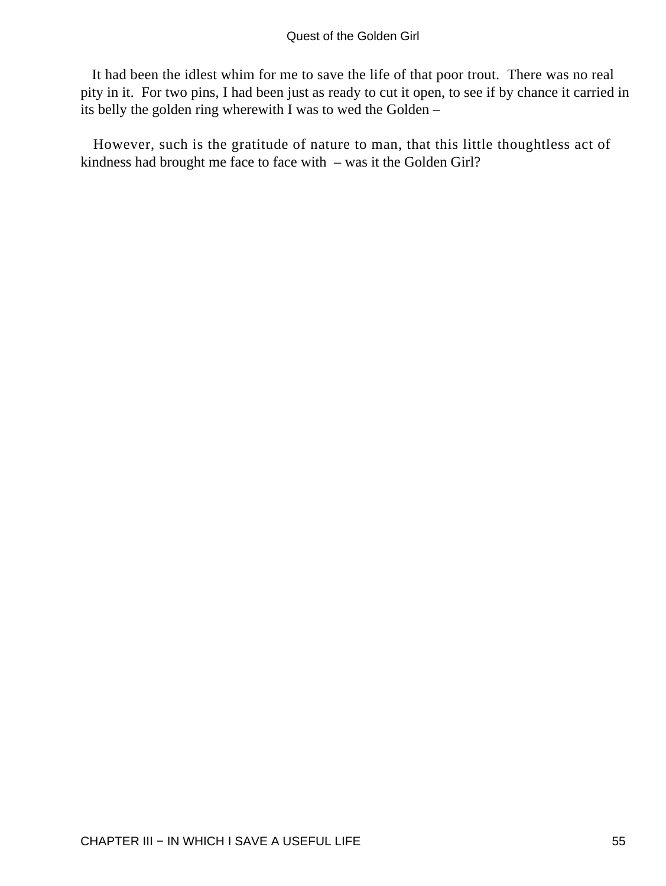It had been the idlest whim for me to save the life of that poor trout. There was no real pity in it. For two pins, I had been just as ready to cut it open, to see if by chance it carried in its belly the golden ring wherewith I was to wed the Golden –

However, such is the gratitude of nature to man, that this little thoughtless act of kindness had brought me face to face with – was it the Golden Girl?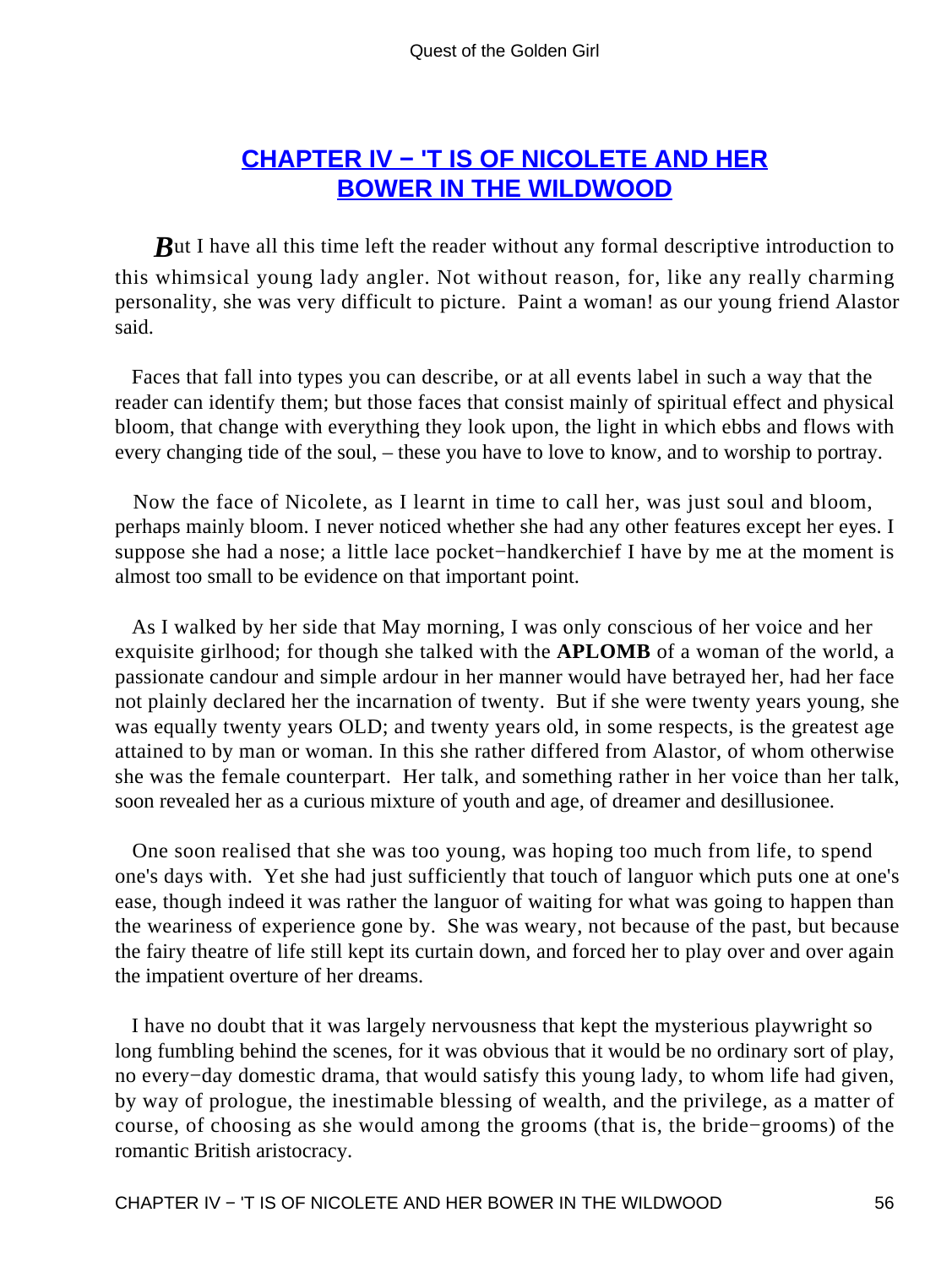## CHAPTER IV − 'T IS OF NICOLETE AND HER BOWER IN THE WILDWOOD

*B*ut I have all this time left the reader without any formal descriptive introduction to this whimsical young lady angler. Not without reason, for, like any really charming personality, she was very difficult to picture. Paint a woman! as our young friend Alastor said.

Faces that fall into types you can describe, or at all events label in such a way that the reader can identify them; but those faces that consist mainly of spiritual effect and physical bloom, that change with everything they look upon, the light in which ebbs and flows with every changing tide of the soul, – these you have to love to know, and to worship to portray.

Now the face of Nicolete, as I learnt in time to call her, was just soul and bloom, perhaps mainly bloom. I never noticed whether she had any other features except her eyes. I suppose she had a nose; a little lace pocket−handkerchief I have by me at the moment is almost too small to be evidence on that important point.

As I walked by her side that May morning, I was only conscious of her voice and her exquisite girlhood; for though she talked with the **APLOMB** of a woman of the world, a passionate candour and simple ardour in her manner would have betrayed her, had her face not plainly declared her the incarnation of twenty. But if she were twenty years young, she was equally twenty years OLD; and twenty years old, in some respects, is the greatest age attained to by man or woman. In this she rather differed from Alastor, of whom otherwise she was the female counterpart. Her talk, and something rather in her voice than her talk, soon revealed her as a curious mixture of youth and age, of dreamer and desillusionee.

One soon realised that she was too young, was hoping too much from life, to spend one's days with. Yet she had just sufficiently that touch of languor which puts one at one's ease, though indeed it was rather the languor of waiting for what was going to happen than the weariness of experience gone by. She was weary, not because of the past, but because the fairy theatre of life still kept its curtain down, and forced her to play over and over again the impatient overture of her dreams.

I have no doubt that it was largely nervousness that kept the mysterious playwright so long fumbling behind the scenes, for it was obvious that it would be no ordinary sort of play, no every−day domestic drama, that would satisfy this young lady, to whom life had given, by way of prologue, the inestimable blessing of wealth, and the privilege, as a matter of course, of choosing as she would among the grooms (that is, the bride−grooms) of the romantic British aristocracy.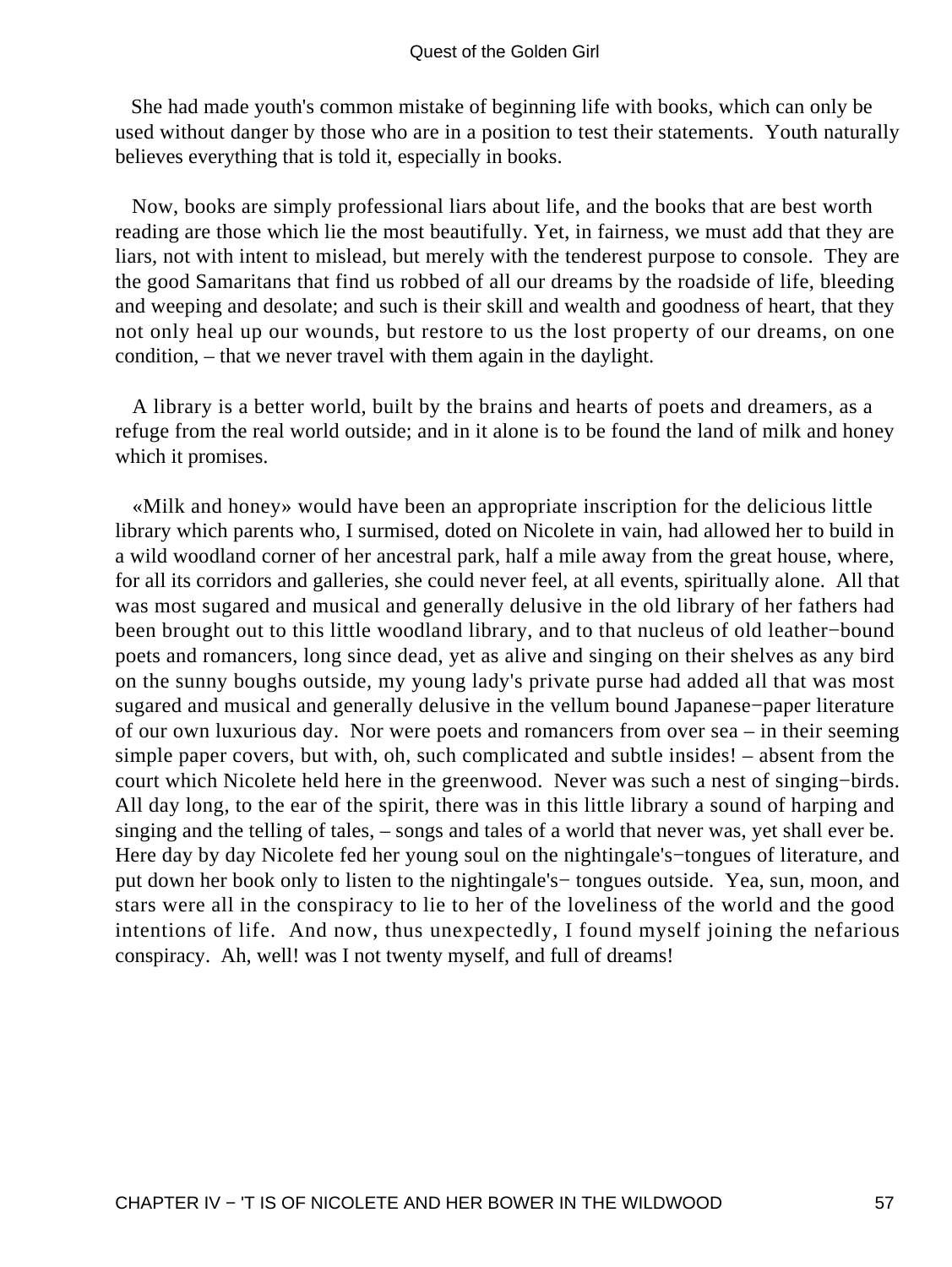She had made youth's common mistake of beginning life with books, which can only be used without danger by those who are in a position to test their statements. Youth naturally believes everything that is told it, especially in books.

Now, books are simply professional liars about life, and the books that are best worth reading are those which lie the most beautifully. Yet, in fairness, we must add that they are liars, not with intent to mislead, but merely with the tenderest purpose to console. They are the good Samaritans that find us robbed of all our dreams by the roadside of life, bleeding and weeping and desolate; and such is their skill and wealth and goodness of heart, that they not only heal up our wounds, but restore to us the lost property of our dreams, on one condition, – that we never travel with them again in the daylight.

A library is a better world, built by the brains and hearts of poets and dreamers, as a refuge from the real world outside; and in it alone is to be found the land of milk and honey which it promises.

«Milk and honey» would have been an appropriate inscription for the delicious little library which parents who, I surmised, doted on Nicolete in vain, had allowed her to build in a wild woodland corner of her ancestral park, half a mile away from the great house, where, for all its corridors and galleries, she could never feel, at all events, spiritually alone. All that was most sugared and musical and generally delusive in the old library of her fathers had been brought out to this little woodland library, and to that nucleus of old leather−bound poets and romancers, long since dead, yet as alive and singing on their shelves as any bird on the sunny boughs outside, my young lady's private purse had added all that was most sugared and musical and generally delusive in the vellum bound Japanese−paper literature of our own luxurious day. Nor were poets and romancers from over sea – in their seeming simple paper covers, but with, oh, such complicated and subtle insides! – absent from the court which Nicolete held here in the greenwood. Never was such a nest of singing−birds. All day long, to the ear of the spirit, there was in this little library a sound of harping and singing and the telling of tales, – songs and tales of a world that never was, yet shall ever be. Here day by day Nicolete fed her young soul on the nightingale's−tongues of literature, and put down her book only to listen to the nightingale's− tongues outside. Yea, sun, moon, and stars were all in the conspiracy to lie to her of the loveliness of the world and the good intentions of life. And now, thus unexpectedly, I found myself joining the nefarious conspiracy. Ah, well! was I not twenty myself, and full of dreams!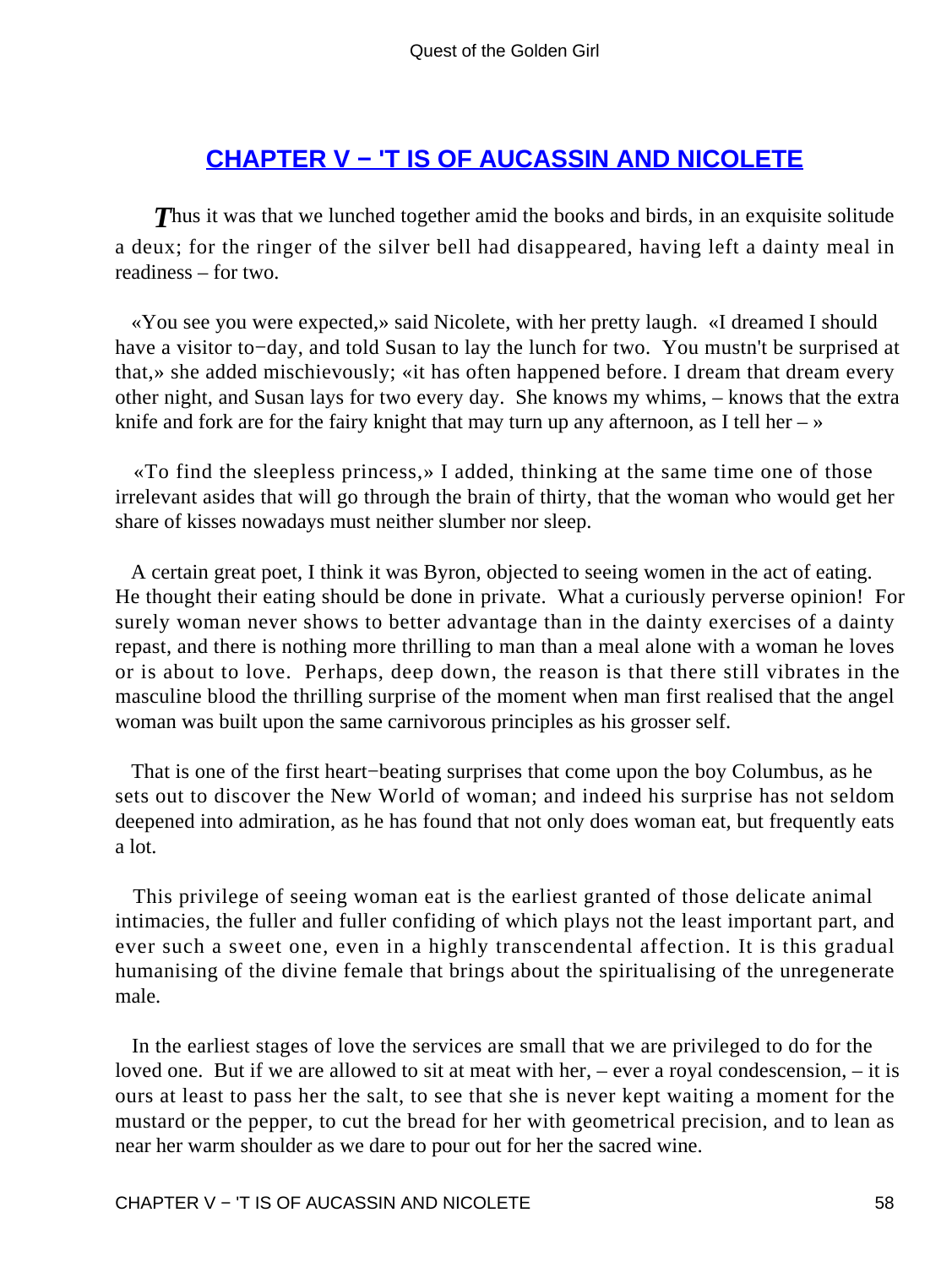## CHAPTER V − 'T IS OF AUCASSIN AND NICOLETE

*T*hus it was that we lunched together amid the books and birds, in an exquisite solitude a deux; for the ringer of the silver bell had disappeared, having left a dainty meal in readiness – for two.

«You see you were expected,» said Nicolete, with her pretty laugh. «I dreamed I should have a visitor to−day, and told Susan to lay the lunch for two. You mustn't be surprised at that,» she added mischievously; «it has often happened before. I dream that dream every other night, and Susan lays for two every day. She knows my whims, – knows that the extra knife and fork are for the fairy knight that may turn up any afternoon, as I tell her – »

«To find the sleepless princess,» I added, thinking at the same time one of those irrelevant asides that will go through the brain of thirty, that the woman who would get her share of kisses nowadays must neither slumber nor sleep.

A certain great poet, I think it was Byron, objected to seeing women in the act of eating. He thought their eating should be done in private. What a curiously perverse opinion! For surely woman never shows to better advantage than in the dainty exercises of a dainty repast, and there is nothing more thrilling to man than a meal alone with a woman he loves or is about to love. Perhaps, deep down, the reason is that there still vibrates in the masculine blood the thrilling surprise of the moment when man first realised that the angel woman was built upon the same carnivorous principles as his grosser self.

That is one of the first heart−beating surprises that come upon the boy Columbus, as he sets out to discover the New World of woman; and indeed his surprise has not seldom deepened into admiration, as he has found that not only does woman eat, but frequently eats a lot.

This privilege of seeing woman eat is the earliest granted of those delicate animal intimacies, the fuller and fuller confiding of which plays not the least important part, and ever such a sweet one, even in a highly transcendental affection. It is this gradual humanising of the divine female that brings about the spiritualising of the unregenerate male.

In the earliest stages of love the services are small that we are privileged to do for the loved one. But if we are allowed to sit at meat with her, – ever a royal condescension, – it is ours at least to pass her the salt, to see that she is never kept waiting a moment for the mustard or the pepper, to cut the bread for her with geometrical precision, and to lean as near her warm shoulder as we dare to pour out for her the sacred wine.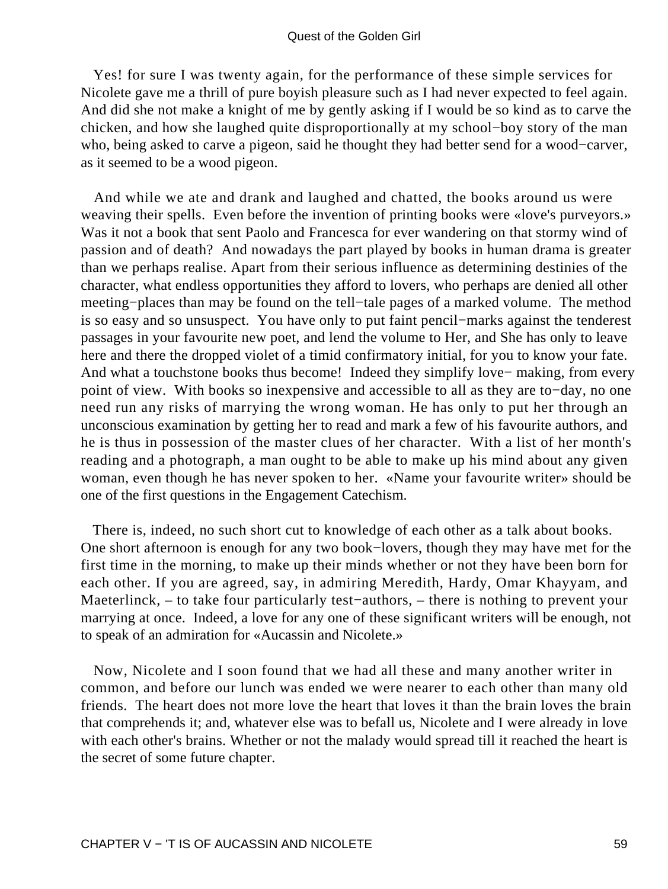Yes! for sure I was twenty again, for the performance of these simple services for Nicolete gave me a thrill of pure boyish pleasure such as I had never expected to feel again. And did she not make a knight of me by gently asking if I would be so kind as to carve the chicken, and how she laughed quite disproportionally at my school−boy story of the man who, being asked to carve a pigeon, said he thought they had better send for a wood−carver, as it seemed to be a wood pigeon.

And while we ate and drank and laughed and chatted, the books around us were weaving their spells. Even before the invention of printing books were «love's purveyors.» Was it not a book that sent Paolo and Francesca for ever wandering on that stormy wind of passion and of death? And nowadays the part played by books in human drama is greater than we perhaps realise. Apart from their serious influence as determining destinies of the character, what endless opportunities they afford to lovers, who perhaps are denied all other meeting−places than may be found on the tell−tale pages of a marked volume. The method is so easy and so unsuspect. You have only to put faint pencil−marks against the tenderest passages in your favourite new poet, and lend the volume to Her, and She has only to leave here and there the dropped violet of a timid confirmatory initial, for you to know your fate. And what a touchstone books thus become! Indeed they simplify love− making, from every point of view. With books so inexpensive and accessible to all as they are to−day, no one need run any risks of marrying the wrong woman. He has only to put her through an unconscious examination by getting her to read and mark a few of his favourite authors, and he is thus in possession of the master clues of her character. With a list of her month's reading and a photograph, a man ought to be able to make up his mind about any given woman, even though he has never spoken to her. «Name your favourite writer» should be one of the first questions in the Engagement Catechism.

There is, indeed, no such short cut to knowledge of each other as a talk about books. One short afternoon is enough for any two book−lovers, though they may have met for the first time in the morning, to make up their minds whether or not they have been born for each other. If you are agreed, say, in admiring Meredith, Hardy, Omar Khayyam, and Maeterlinck, – to take four particularly test−authors, – there is nothing to prevent your marrying at once. Indeed, a love for any one of these significant writers will be enough, not to speak of an admiration for «Aucassin and Nicolete.»

Now, Nicolete and I soon found that we had all these and many another writer in common, and before our lunch was ended we were nearer to each other than many old friends. The heart does not more love the heart that loves it than the brain loves the brain that comprehends it; and, whatever else was to befall us, Nicolete and I were already in love with each other's brains. Whether or not the malady would spread till it reached the heart is the secret of some future chapter.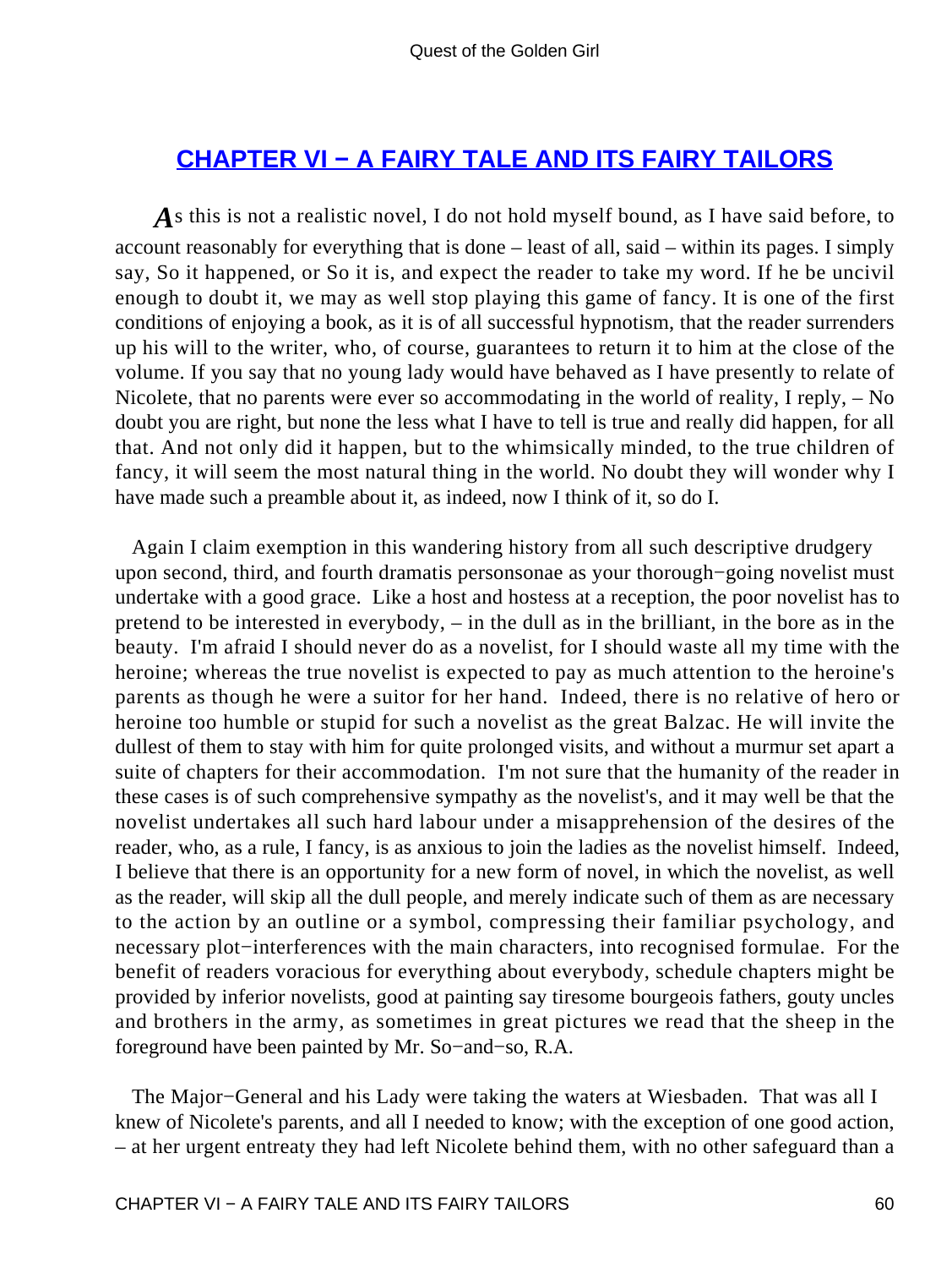## [CHAPTER VI − A FAIRY TALE AND ITS FAIRY TAILORS]()

*A*s this is not a realistic novel, I do not hold myself bound, as I have said before, to account reasonably for everything that is done – least of all, said – within its pages. I simply say, So it happened, or So it is, and expect the reader to take my word. If he be uncivil enough to doubt it, we may as well stop playing this game of fancy. It is one of the first conditions of enjoying a book, as it is of all successful hypnotism, that the reader surrenders up his will to the writer, who, of course, guarantees to return it to him at the close of the volume. If you say that no young lady would have behaved as I have presently to relate of Nicolete, that no parents were ever so accommodating in the world of reality, I reply, – No doubt you are right, but none the less what I have to tell is true and really did happen, for all that. And not only did it happen, but to the whimsically minded, to the true children of fancy, it will seem the most natural thing in the world. No doubt they will wonder why I have made such a preamble about it, as indeed, now I think of it, so do I.

Again I claim exemption in this wandering history from all such descriptive drudgery upon second, third, and fourth dramatis personsonae as your thorough−going novelist must undertake with a good grace. Like a host and hostess at a reception, the poor novelist has to pretend to be interested in everybody, – in the dull as in the brilliant, in the bore as in the beauty. I'm afraid I should never do as a novelist, for I should waste all my time with the heroine; whereas the true novelist is expected to pay as much attention to the heroine's parents as though he were a suitor for her hand. Indeed, there is no relative of hero or heroine too humble or stupid for such a novelist as the great Balzac. He will invite the dullest of them to stay with him for quite prolonged visits, and without a murmur set apart a suite of chapters for their accommodation. I'm not sure that the humanity of the reader in these cases is of such comprehensive sympathy as the novelist's, and it may well be that the novelist undertakes all such hard labour under a misapprehension of the desires of the reader, who, as a rule, I fancy, is as anxious to join the ladies as the novelist himself. Indeed, I believe that there is an opportunity for a new form of novel, in which the novelist, as well as the reader, will skip all the dull people, and merely indicate such of them as are necessary to the action by an outline or a symbol, compressing their familiar psychology, and necessary plot−interferences with the main characters, into recognised formulae. For the benefit of readers voracious for everything about everybody, schedule chapters might be provided by inferior novelists, good at painting say tiresome bourgeois fathers, gouty uncles and brothers in the army, as sometimes in great pictures we read that the sheep in the foreground have been painted by Mr. So−and−so, R.A.

The Major−General and his Lady were taking the waters at Wiesbaden. That was all I knew of Nicolete's parents, and all I needed to know; with the exception of one good action, – at her urgent entreaty they had left Nicolete behind them, with no other safeguard than a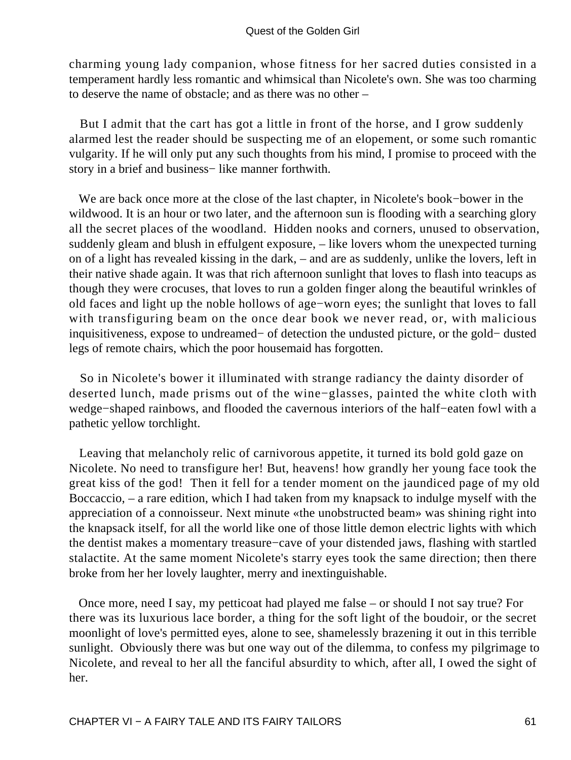charming young lady companion, whose fitness for her sacred duties consisted in a temperament hardly less romantic and whimsical than Nicolete's own. She was too charming to deserve the name of obstacle; and as there was no other –

But I admit that the cart has got a little in front of the horse, and I grow suddenly alarmed lest the reader should be suspecting me of an elopement, or some such romantic vulgarity. If he will only put any such thoughts from his mind, I promise to proceed with the story in a brief and business− like manner forthwith.

We are back once more at the close of the last chapter, in Nicolete's book−bower in the wildwood. It is an hour or two later, and the afternoon sun is flooding with a searching glory all the secret places of the woodland. Hidden nooks and corners, unused to observation, suddenly gleam and blush in effulgent exposure, – like lovers whom the unexpected turning on of a light has revealed kissing in the dark, – and are as suddenly, unlike the lovers, left in their native shade again. It was that rich afternoon sunlight that loves to flash into teacups as though they were crocuses, that loves to run a golden finger along the beautiful wrinkles of old faces and light up the noble hollows of age−worn eyes; the sunlight that loves to fall with transfiguring beam on the once dear book we never read, or, with malicious inquisitiveness, expose to undreamed− of detection the undusted picture, or the gold− dusted legs of remote chairs, which the poor housemaid has forgotten.

So in Nicolete's bower it illuminated with strange radiancy the dainty disorder of deserted lunch, made prisms out of the wine−glasses, painted the white cloth with wedge−shaped rainbows, and flooded the cavernous interiors of the half−eaten fowl with a pathetic yellow torchlight.

Leaving that melancholy relic of carnivorous appetite, it turned its bold gold gaze on Nicolete. No need to transfigure her! But, heavens! how grandly her young face took the great kiss of the god! Then it fell for a tender moment on the jaundiced page of my old Boccaccio, – a rare edition, which I had taken from my knapsack to indulge myself with the appreciation of a connoisseur. Next minute «the unobstructed beam» was shining right into the knapsack itself, for all the world like one of those little demon electric lights with which the dentist makes a momentary treasure−cave of your distended jaws, flashing with startled stalactite. At the same moment Nicolete's starry eyes took the same direction; then there broke from her her lovely laughter, merry and inextinguishable.

Once more, need I say, my petticoat had played me false – or should I not say true? For there was its luxurious lace border, a thing for the soft light of the boudoir, or the secret moonlight of love's permitted eyes, alone to see, shamelessly brazening it out in this terrible sunlight. Obviously there was but one way out of the dilemma, to confess my pilgrimage to Nicolete, and reveal to her all the fanciful absurdity to which, after all, I owed the sight of her.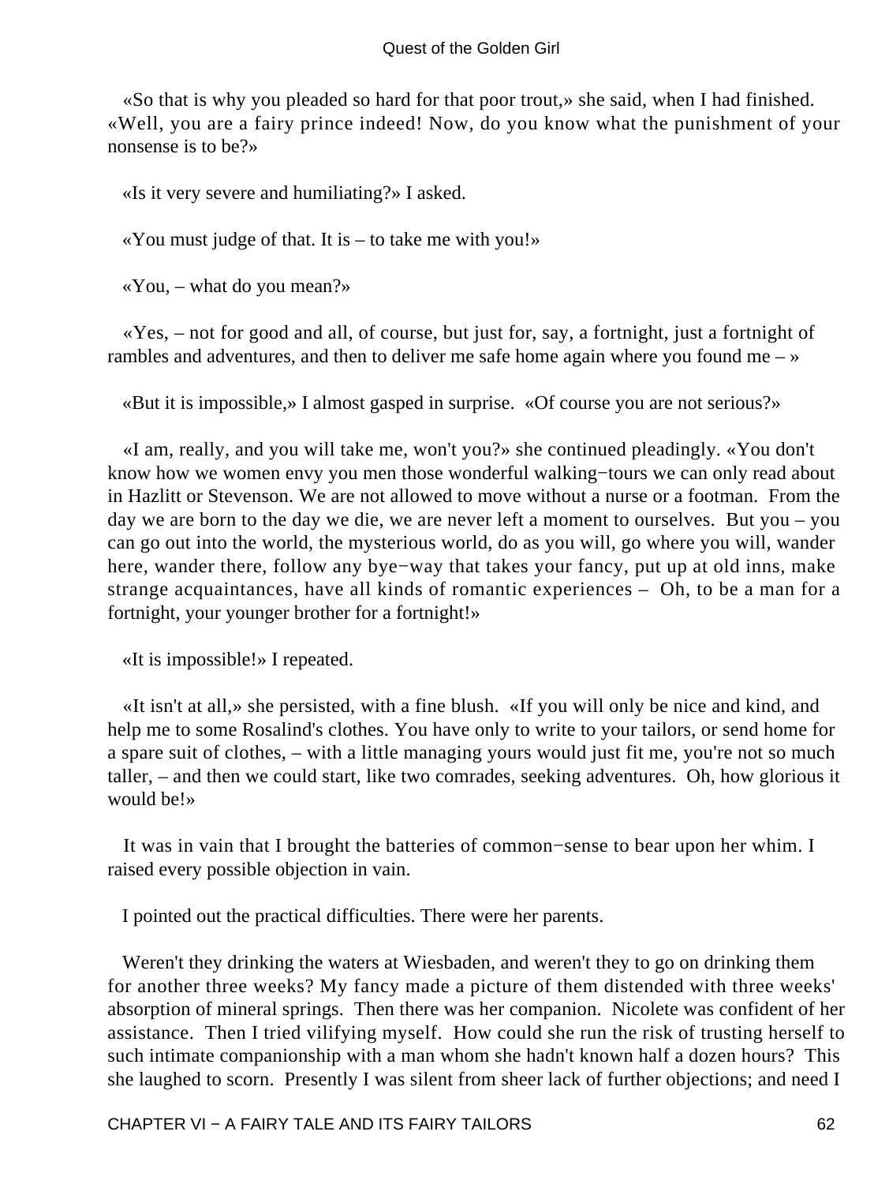«So that is why you pleaded so hard for that poor trout,» she said, when I had finished. «Well, you are a fairy prince indeed! Now, do you know what the punishment of your nonsense is to be?»

«Is it very severe and humiliating?» I asked.

«You must judge of that. It is – to take me with you!»

«You, – what do you mean?»

«Yes, – not for good and all, of course, but just for, say, a fortnight, just a fortnight of rambles and adventures, and then to deliver me safe home again where you found me – »

«But it is impossible,» I almost gasped in surprise. «Of course you are not serious?»

«I am, really, and you will take me, won't you?» she continued pleadingly. «You don't know how we women envy you men those wonderful walking−tours we can only read about in Hazlitt or Stevenson. We are not allowed to move without a nurse or a footman. From the day we are born to the day we die, we are never left a moment to ourselves. But you – you can go out into the world, the mysterious world, do as you will, go where you will, wander here, wander there, follow any bye−way that takes your fancy, put up at old inns, make strange acquaintances, have all kinds of romantic experiences – Oh, to be a man for a fortnight, your younger brother for a fortnight!»

«It is impossible!» I repeated.

«It isn't at all,» she persisted, with a fine blush. «If you will only be nice and kind, and help me to some Rosalind's clothes. You have only to write to your tailors, or send home for a spare suit of clothes, – with a little managing yours would just fit me, you're not so much taller, – and then we could start, like two comrades, seeking adventures. Oh, how glorious it would be!»

It was in vain that I brought the batteries of common−sense to bear upon her whim. I raised every possible objection in vain.

I pointed out the practical difficulties. There were her parents.

Weren't they drinking the waters at Wiesbaden, and weren't they to go on drinking them for another three weeks? My fancy made a picture of them distended with three weeks' absorption of mineral springs. Then there was her companion. Nicolete was confident of her assistance. Then I tried vilifying myself. How could she run the risk of trusting herself to such intimate companionship with a man whom she hadn't known half a dozen hours? This she laughed to scorn. Presently I was silent from sheer lack of further objections; and need I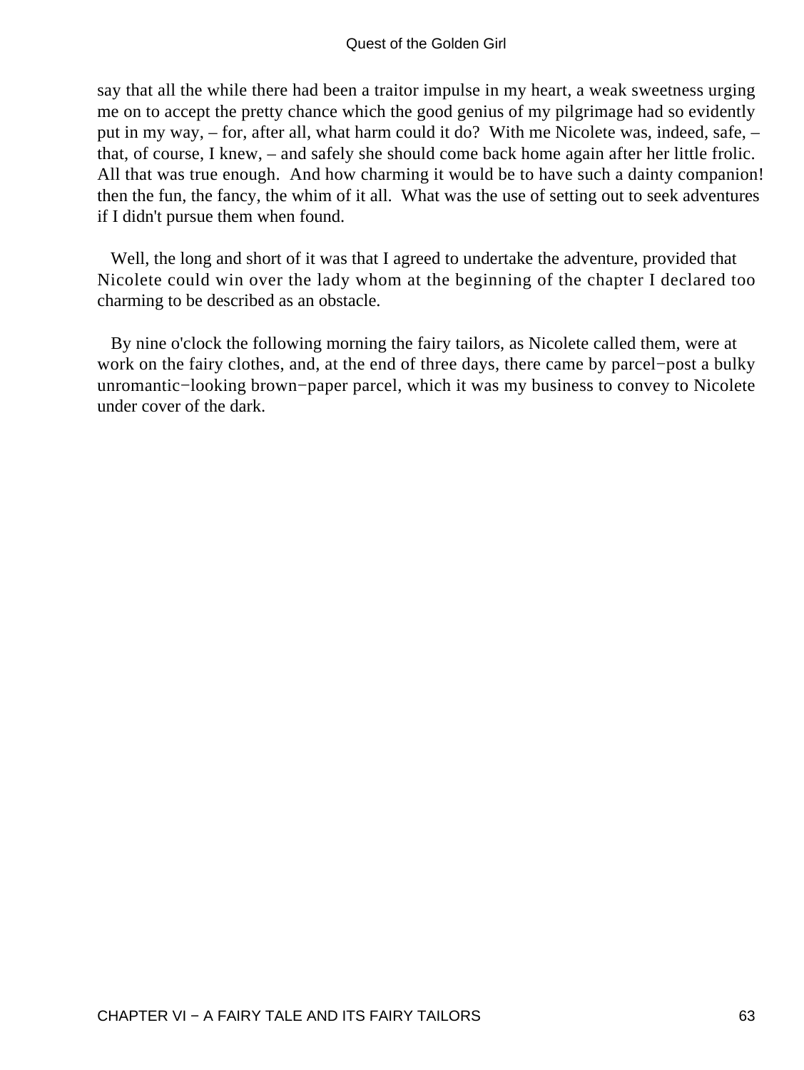say that all the while there had been a traitor impulse in my heart, a weak sweetness urging me on to accept the pretty chance which the good genius of my pilgrimage had so evidently put in my way, – for, after all, what harm could it do? With me Nicolete was, indeed, safe, – that, of course, I knew, – and safely she should come back home again after her little frolic. All that was true enough. And how charming it would be to have such a dainty companion! then the fun, the fancy, the whim of it all. What was the use of setting out to seek adventures if I didn't pursue them when found.

Well, the long and short of it was that I agreed to undertake the adventure, provided that Nicolete could win over the lady whom at the beginning of the chapter I declared too charming to be described as an obstacle.

By nine o'clock the following morning the fairy tailors, as Nicolete called them, were at work on the fairy clothes, and, at the end of three days, there came by parcel−post a bulky unromantic−looking brown−paper parcel, which it was my business to convey to Nicolete under cover of the dark.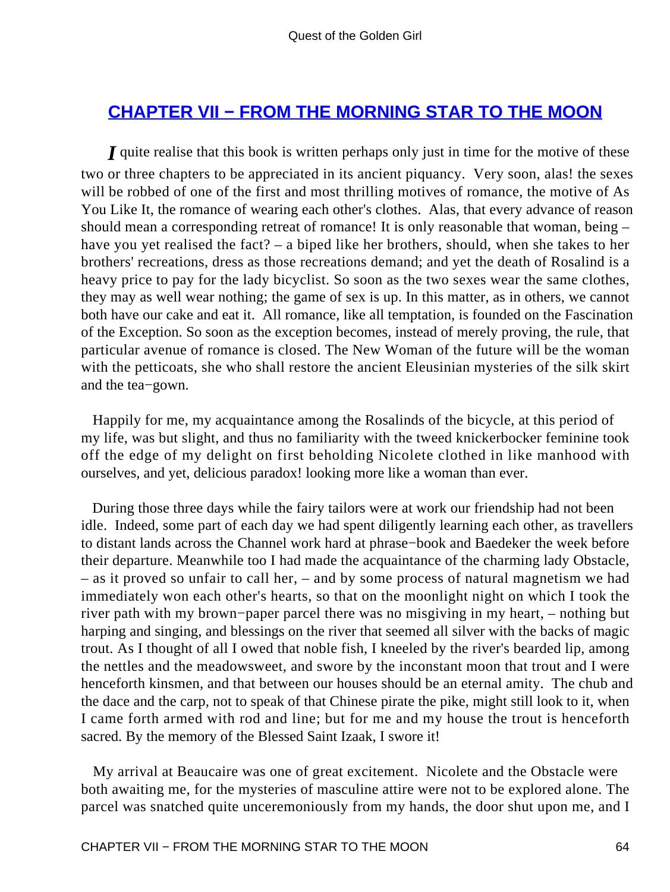## CHAPTER VII − FROM THE MORNING STAR TO THE MOON

*I* quite realise that this book is written perhaps only just in time for the motive of these two or three chapters to be appreciated in its ancient piquancy. Very soon, alas! the sexes will be robbed of one of the first and most thrilling motives of romance, the motive of As You Like It, the romance of wearing each other's clothes. Alas, that every advance of reason should mean a corresponding retreat of romance! It is only reasonable that woman, being – have you yet realised the fact? – a biped like her brothers, should, when she takes to her brothers' recreations, dress as those recreations demand; and yet the death of Rosalind is a heavy price to pay for the lady bicyclist. So soon as the two sexes wear the same clothes, they may as well wear nothing; the game of sex is up. In this matter, as in others, we cannot both have our cake and eat it. All romance, like all temptation, is founded on the Fascination of the Exception. So soon as the exception becomes, instead of merely proving, the rule, that particular avenue of romance is closed. The New Woman of the future will be the woman with the petticoats, she who shall restore the ancient Eleusinian mysteries of the silk skirt and the tea−gown.

Happily for me, my acquaintance among the Rosalinds of the bicycle, at this period of my life, was but slight, and thus no familiarity with the tweed knickerbocker feminine took off the edge of my delight on first beholding Nicolete clothed in like manhood with ourselves, and yet, delicious paradox! looking more like a woman than ever.

During those three days while the fairy tailors were at work our friendship had not been idle. Indeed, some part of each day we had spent diligently learning each other, as travellers to distant lands across the Channel work hard at phrase−book and Baedeker the week before their departure. Meanwhile too I had made the acquaintance of the charming lady Obstacle, – as it proved so unfair to call her, – and by some process of natural magnetism we had immediately won each other's hearts, so that on the moonlight night on which I took the river path with my brown−paper parcel there was no misgiving in my heart, – nothing but harping and singing, and blessings on the river that seemed all silver with the backs of magic trout. As I thought of all I owed that noble fish, I kneeled by the river's bearded lip, among the nettles and the meadowsweet, and swore by the inconstant moon that trout and I were henceforth kinsmen, and that between our houses should be an eternal amity. The chub and the dace and the carp, not to speak of that Chinese pirate the pike, might still look to it, when I came forth armed with rod and line; but for me and my house the trout is henceforth sacred. By the memory of the Blessed Saint Izaak, I swore it!

My arrival at Beaucaire was one of great excitement. Nicolete and the Obstacle were both awaiting me, for the mysteries of masculine attire were not to be explored alone. The parcel was snatched quite unceremoniously from my hands, the door shut upon me, and I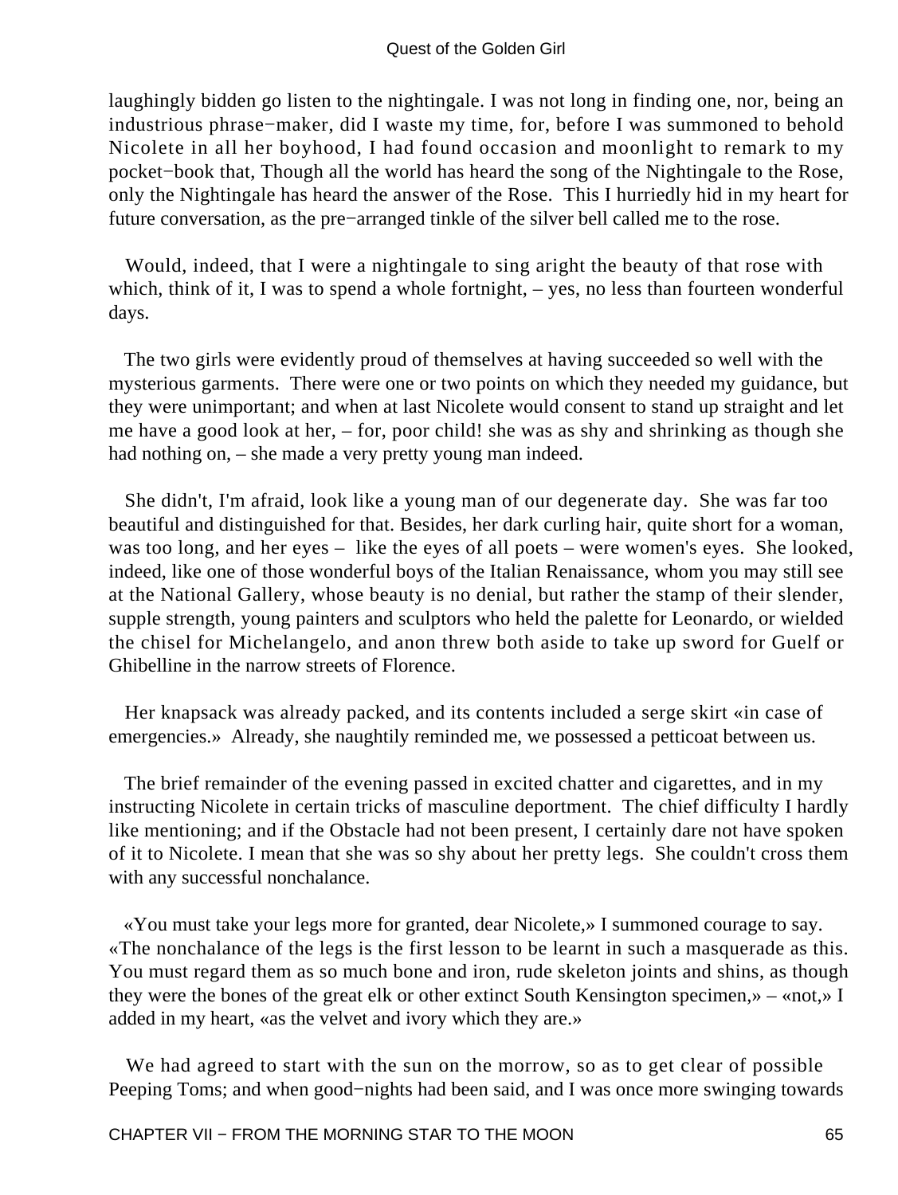laughingly bidden go listen to the nightingale. I was not long in finding one, nor, being an industrious phrase−maker, did I waste my time, for, before I was summoned to behold Nicolete in all her boyhood, I had found occasion and moonlight to remark to my pocket−book that, Though all the world has heard the song of the Nightingale to the Rose, only the Nightingale has heard the answer of the Rose. This I hurriedly hid in my heart for future conversation, as the pre−arranged tinkle of the silver bell called me to the rose.

Would, indeed, that I were a nightingale to sing aright the beauty of that rose with which, think of it, I was to spend a whole fortnight, – yes, no less than fourteen wonderful days.

The two girls were evidently proud of themselves at having succeeded so well with the mysterious garments. There were one or two points on which they needed my guidance, but they were unimportant; and when at last Nicolete would consent to stand up straight and let me have a good look at her, – for, poor child! she was as shy and shrinking as though she had nothing on, – she made a very pretty young man indeed.

She didn't, I'm afraid, look like a young man of our degenerate day. She was far too beautiful and distinguished for that. Besides, her dark curling hair, quite short for a woman, was too long, and her eyes – like the eyes of all poets – were women's eyes. She looked, indeed, like one of those wonderful boys of the Italian Renaissance, whom you may still see at the National Gallery, whose beauty is no denial, but rather the stamp of their slender, supple strength, young painters and sculptors who held the palette for Leonardo, or wielded the chisel for Michelangelo, and anon threw both aside to take up sword for Guelf or Ghibelline in the narrow streets of Florence.

Her knapsack was already packed, and its contents included a serge skirt «in case of emergencies.» Already, she naughtily reminded me, we possessed a petticoat between us.

The brief remainder of the evening passed in excited chatter and cigarettes, and in my instructing Nicolete in certain tricks of masculine deportment. The chief difficulty I hardly like mentioning; and if the Obstacle had not been present, I certainly dare not have spoken of it to Nicolete. I mean that she was so shy about her pretty legs. She couldn't cross them with any successful nonchalance.

«You must take your legs more for granted, dear Nicolete,» I summoned courage to say. «The nonchalance of the legs is the first lesson to be learnt in such a masquerade as this. You must regard them as so much bone and iron, rude skeleton joints and shins, as though they were the bones of the great elk or other extinct South Kensington specimen,» – «not,» I added in my heart, «as the velvet and ivory which they are.»

We had agreed to start with the sun on the morrow, so as to get clear of possible Peeping Toms; and when good−nights had been said, and I was once more swinging towards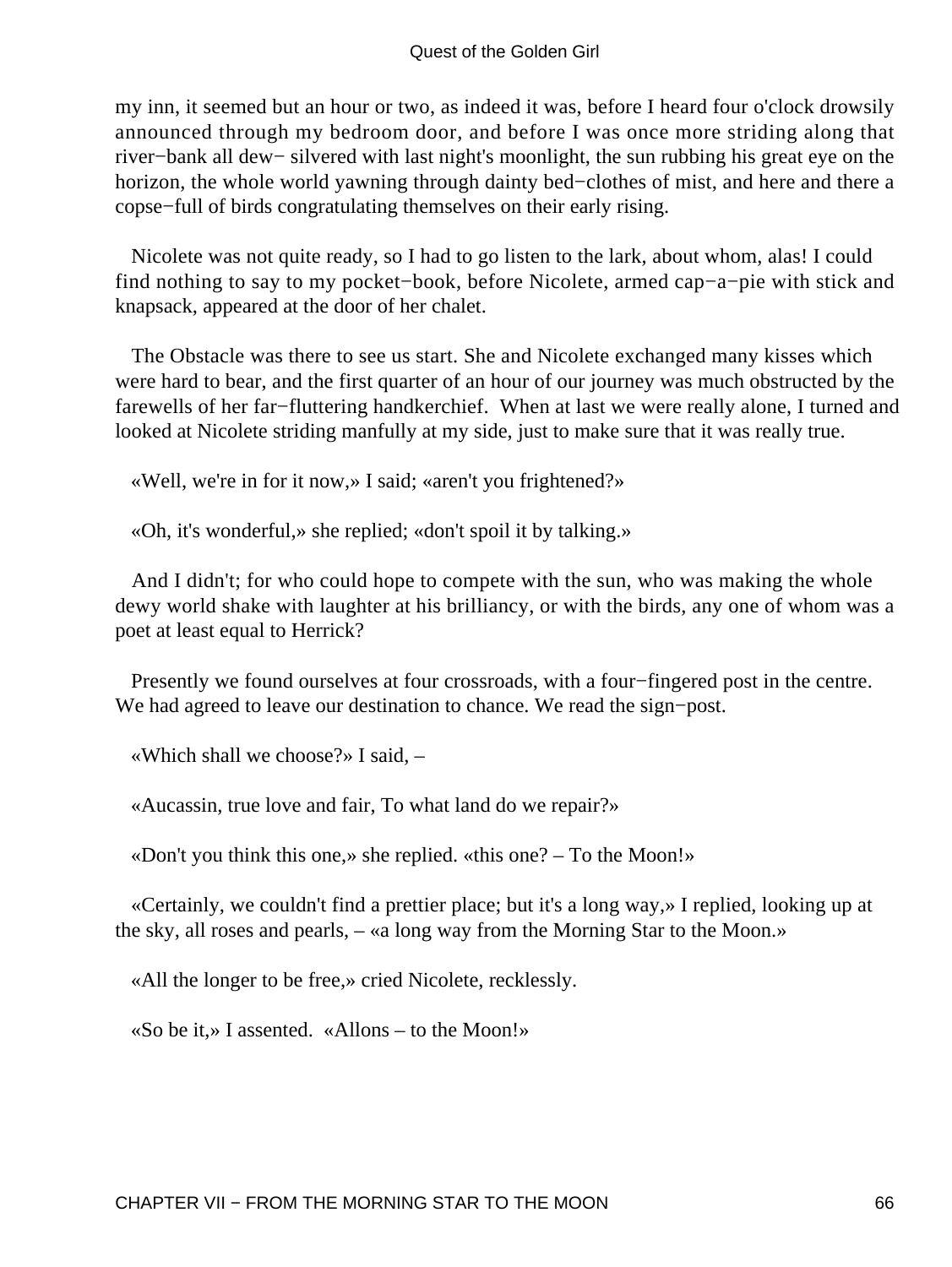my inn, it seemed but an hour or two, as indeed it was, before I heard four o'clock drowsily announced through my bedroom door, and before I was once more striding along that river−bank all dew− silvered with last night's moonlight, the sun rubbing his great eye on the horizon, the whole world yawning through dainty bed−clothes of mist, and here and there a copse−full of birds congratulating themselves on their early rising.

Nicolete was not quite ready, so I had to go listen to the lark, about whom, alas! I could find nothing to say to my pocket−book, before Nicolete, armed cap−a−pie with stick and knapsack, appeared at the door of her chalet.

The Obstacle was there to see us start. She and Nicolete exchanged many kisses which were hard to bear, and the first quarter of an hour of our journey was much obstructed by the farewells of her far−fluttering handkerchief. When at last we were really alone, I turned and looked at Nicolete striding manfully at my side, just to make sure that it was really true.

«Well, we're in for it now,» I said; «aren't you frightened?»

«Oh, it's wonderful,» she replied; «don't spoil it by talking.»

And I didn't; for who could hope to compete with the sun, who was making the whole dewy world shake with laughter at his brilliancy, or with the birds, any one of whom was a poet at least equal to Herrick?

Presently we found ourselves at four crossroads, with a four−fingered post in the centre. We had agreed to leave our destination to chance. We read the sign−post.

«Which shall we choose?» I said, –

«Aucassin, true love and fair, To what land do we repair?»

«Don't you think this one,» she replied. «this one? – To the Moon!»

«Certainly, we couldn't find a prettier place; but it's a long way,» I replied, looking up at the sky, all roses and pearls, – «a long way from the Morning Star to the Moon.»

«All the longer to be free,» cried Nicolete, recklessly.

«So be it,» I assented. «Allons – to the Moon!»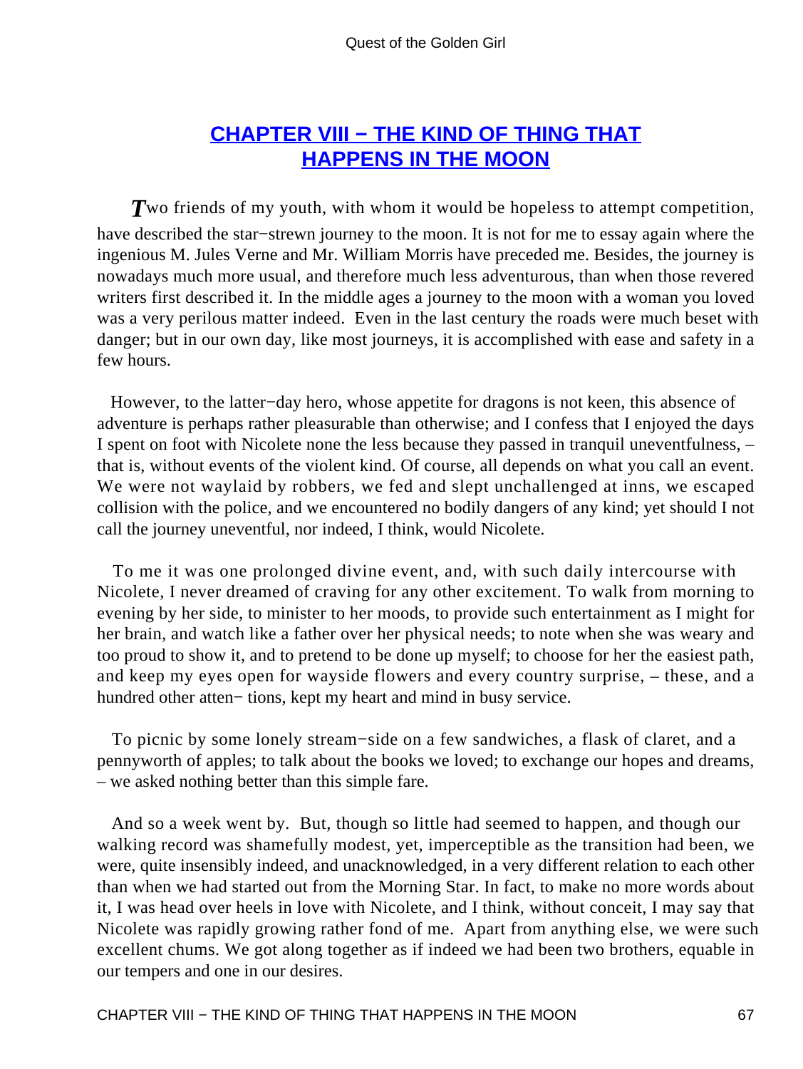## CHAPTER VIII − THE KIND OF THING THAT HAPPENS IN THE MOON

*T*wo friends of my youth, with whom it would be hopeless to attempt competition, have described the star−strewn journey to the moon. It is not for me to essay again where the ingenious M. Jules Verne and Mr. William Morris have preceded me. Besides, the journey is nowadays much more usual, and therefore much less adventurous, than when those revered writers first described it. In the middle ages a journey to the moon with a woman you loved was a very perilous matter indeed. Even in the last century the roads were much beset with danger; but in our own day, like most journeys, it is accomplished with ease and safety in a few hours.

However, to the latter−day hero, whose appetite for dragons is not keen, this absence of adventure is perhaps rather pleasurable than otherwise; and I confess that I enjoyed the days I spent on foot with Nicolete none the less because they passed in tranquil uneventfulness, – that is, without events of the violent kind. Of course, all depends on what you call an event. We were not waylaid by robbers, we fed and slept unchallenged at inns, we escaped collision with the police, and we encountered no bodily dangers of any kind; yet should I not call the journey uneventful, nor indeed, I think, would Nicolete.

To me it was one prolonged divine event, and, with such daily intercourse with Nicolete, I never dreamed of craving for any other excitement. To walk from morning to evening by her side, to minister to her moods, to provide such entertainment as I might for her brain, and watch like a father over her physical needs; to note when she was weary and too proud to show it, and to pretend to be done up myself; to choose for her the easiest path, and keep my eyes open for wayside flowers and every country surprise, – these, and a hundred other atten− tions, kept my heart and mind in busy service.

To picnic by some lonely stream−side on a few sandwiches, a flask of claret, and a pennyworth of apples; to talk about the books we loved; to exchange our hopes and dreams, – we asked nothing better than this simple fare.

And so a week went by. But, though so little had seemed to happen, and though our walking record was shamefully modest, yet, imperceptible as the transition had been, we were, quite insensibly indeed, and unacknowledged, in a very different relation to each other than when we had started out from the Morning Star. In fact, to make no more words about it, I was head over heels in love with Nicolete, and I think, without conceit, I may say that Nicolete was rapidly growing rather fond of me. Apart from anything else, we were such excellent chums. We got along together as if indeed we had been two brothers, equable in our tempers and one in our desires.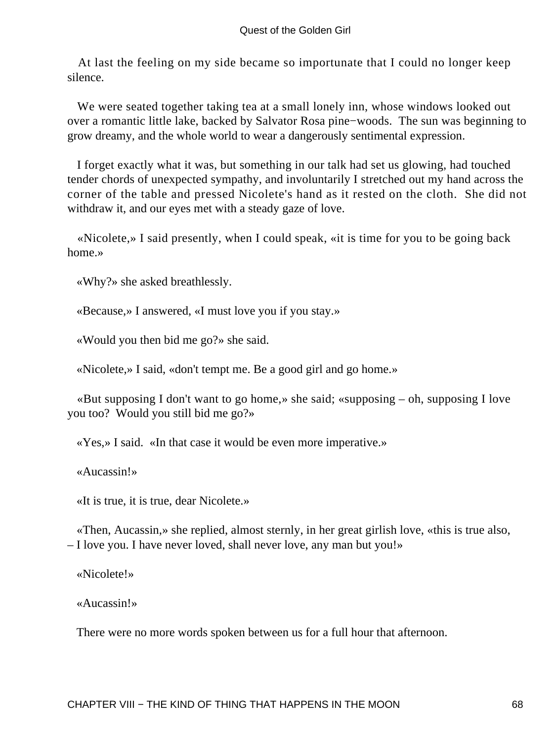At last the feeling on my side became so importunate that I could no longer keep silence.

We were seated together taking tea at a small lonely inn, whose windows looked out over a romantic little lake, backed by Salvator Rosa pine−woods. The sun was beginning to grow dreamy, and the whole world to wear a dangerously sentimental expression.

I forget exactly what it was, but something in our talk had set us glowing, had touched tender chords of unexpected sympathy, and involuntarily I stretched out my hand across the corner of the table and pressed Nicolete's hand as it rested on the cloth. She did not withdraw it, and our eyes met with a steady gaze of love.

«Nicolete,» I said presently, when I could speak, «it is time for you to be going back home.»

«Why?» she asked breathlessly.

«Because,» I answered, «I must love you if you stay.»

«Would you then bid me go?» she said.

«Nicolete,» I said, «don't tempt me. Be a good girl and go home.»

«But supposing I don't want to go home,» she said; «supposing – oh, supposing I love you too? Would you still bid me go?»

«Yes,» I said. «In that case it would be even more imperative.»

«Aucassin!»

«It is true, it is true, dear Nicolete.»

«Then, Aucassin,» she replied, almost sternly, in her great girlish love, «this is true also, – I love you. I have never loved, shall never love, any man but you!»

«Nicolete!»

«Aucassin!»

There were no more words spoken between us for a full hour that afternoon.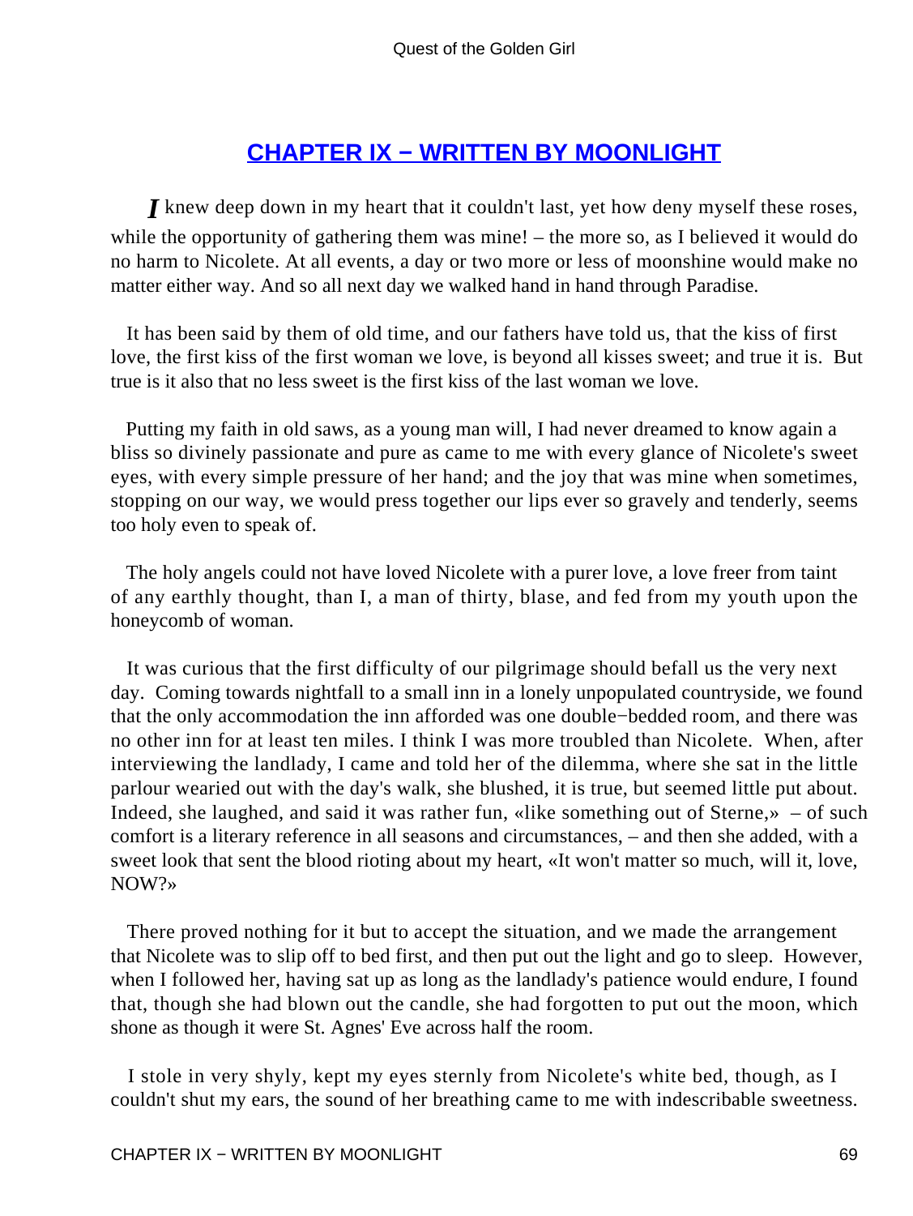## CHAPTER IX − WRITTEN BY MOONLIGHT

*I* knew deep down in my heart that it couldn't last, yet how deny myself these roses, while the opportunity of gathering them was mine! – the more so, as I believed it would do no harm to Nicolete. At all events, a day or two more or less of moonshine would make no matter either way. And so all next day we walked hand in hand through Paradise.

It has been said by them of old time, and our fathers have told us, that the kiss of first love, the first kiss of the first woman we love, is beyond all kisses sweet; and true it is. But true is it also that no less sweet is the first kiss of the last woman we love.

Putting my faith in old saws, as a young man will, I had never dreamed to know again a bliss so divinely passionate and pure as came to me with every glance of Nicolete's sweet eyes, with every simple pressure of her hand; and the joy that was mine when sometimes, stopping on our way, we would press together our lips ever so gravely and tenderly, seems too holy even to speak of.

The holy angels could not have loved Nicolete with a purer love, a love freer from taint of any earthly thought, than I, a man of thirty, blase, and fed from my youth upon the honeycomb of woman.

It was curious that the first difficulty of our pilgrimage should befall us the very next day. Coming towards nightfall to a small inn in a lonely unpopulated countryside, we found that the only accommodation the inn afforded was one double−bedded room, and there was no other inn for at least ten miles. I think I was more troubled than Nicolete. When, after interviewing the landlady, I came and told her of the dilemma, where she sat in the little parlour wearied out with the day's walk, she blushed, it is true, but seemed little put about. Indeed, she laughed, and said it was rather fun, «like something out of Sterne,» – of such comfort is a literary reference in all seasons and circumstances, – and then she added, with a sweet look that sent the blood rioting about my heart, «It won't matter so much, will it, love, NOW?»

There proved nothing for it but to accept the situation, and we made the arrangement that Nicolete was to slip off to bed first, and then put out the light and go to sleep. However, when I followed her, having sat up as long as the landlady's patience would endure, I found that, though she had blown out the candle, she had forgotten to put out the moon, which shone as though it were St. Agnes' Eve across half the room.

I stole in very shyly, kept my eyes sternly from Nicolete's white bed, though, as I couldn't shut my ears, the sound of her breathing came to me with indescribable sweetness.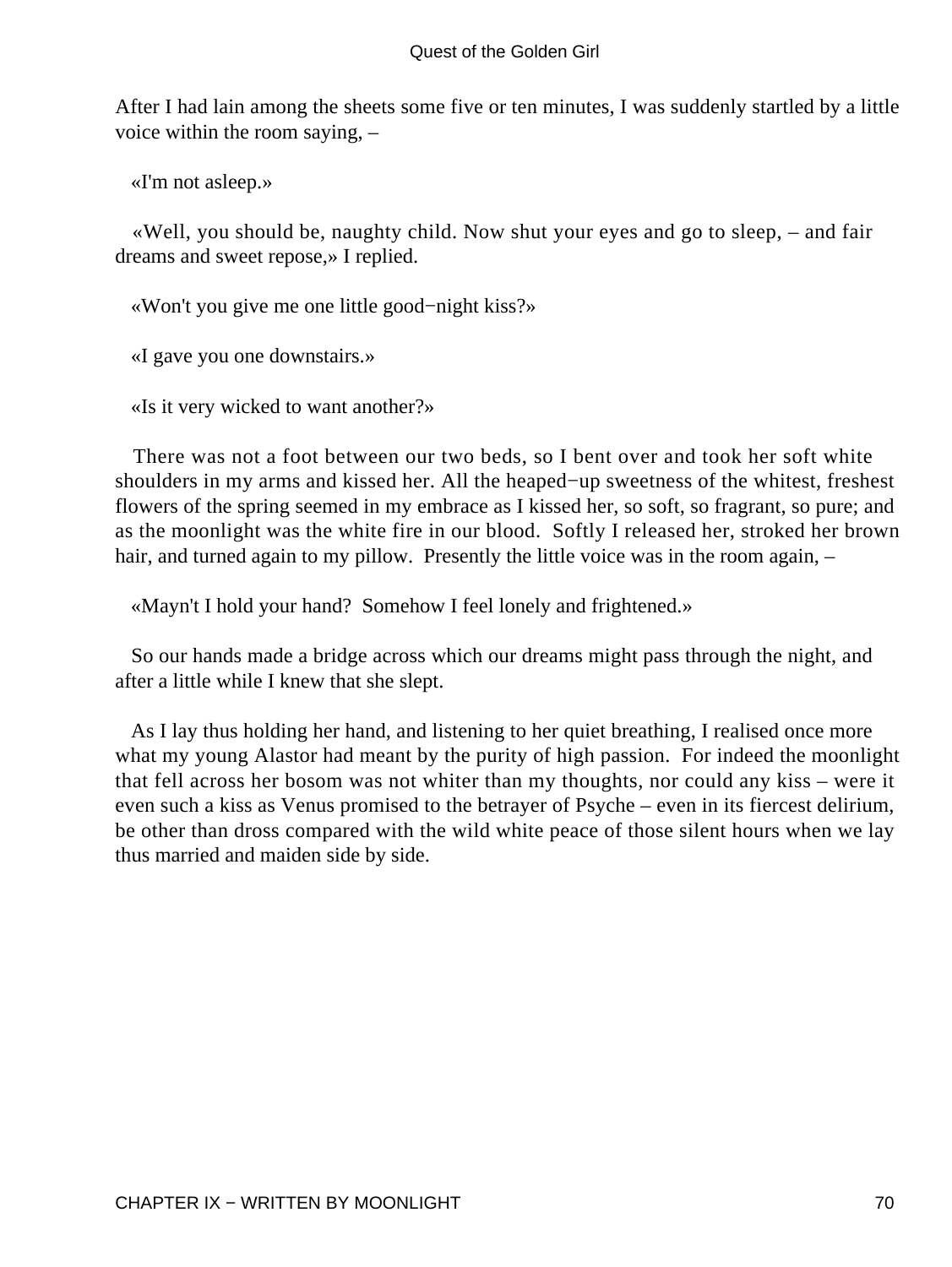After I had lain among the sheets some five or ten minutes, I was suddenly startled by a little voice within the room saying, –

«I'm not asleep.»

«Well, you should be, naughty child. Now shut your eyes and go to sleep, – and fair dreams and sweet repose,» I replied.

«Won't you give me one little good−night kiss?»

«I gave you one downstairs.»

«Is it very wicked to want another?»

There was not a foot between our two beds, so I bent over and took her soft white shoulders in my arms and kissed her. All the heaped−up sweetness of the whitest, freshest flowers of the spring seemed in my embrace as I kissed her, so soft, so fragrant, so pure; and as the moonlight was the white fire in our blood. Softly I released her, stroked her brown hair, and turned again to my pillow. Presently the little voice was in the room again, –

«Mayn't I hold your hand? Somehow I feel lonely and frightened.»

So our hands made a bridge across which our dreams might pass through the night, and after a little while I knew that she slept.

As I lay thus holding her hand, and listening to her quiet breathing, I realised once more what my young Alastor had meant by the purity of high passion. For indeed the moonlight that fell across her bosom was not whiter than my thoughts, nor could any kiss – were it even such a kiss as Venus promised to the betrayer of Psyche – even in its fiercest delirium, be other than dross compared with the wild white peace of those silent hours when we lay thus married and maiden side by side.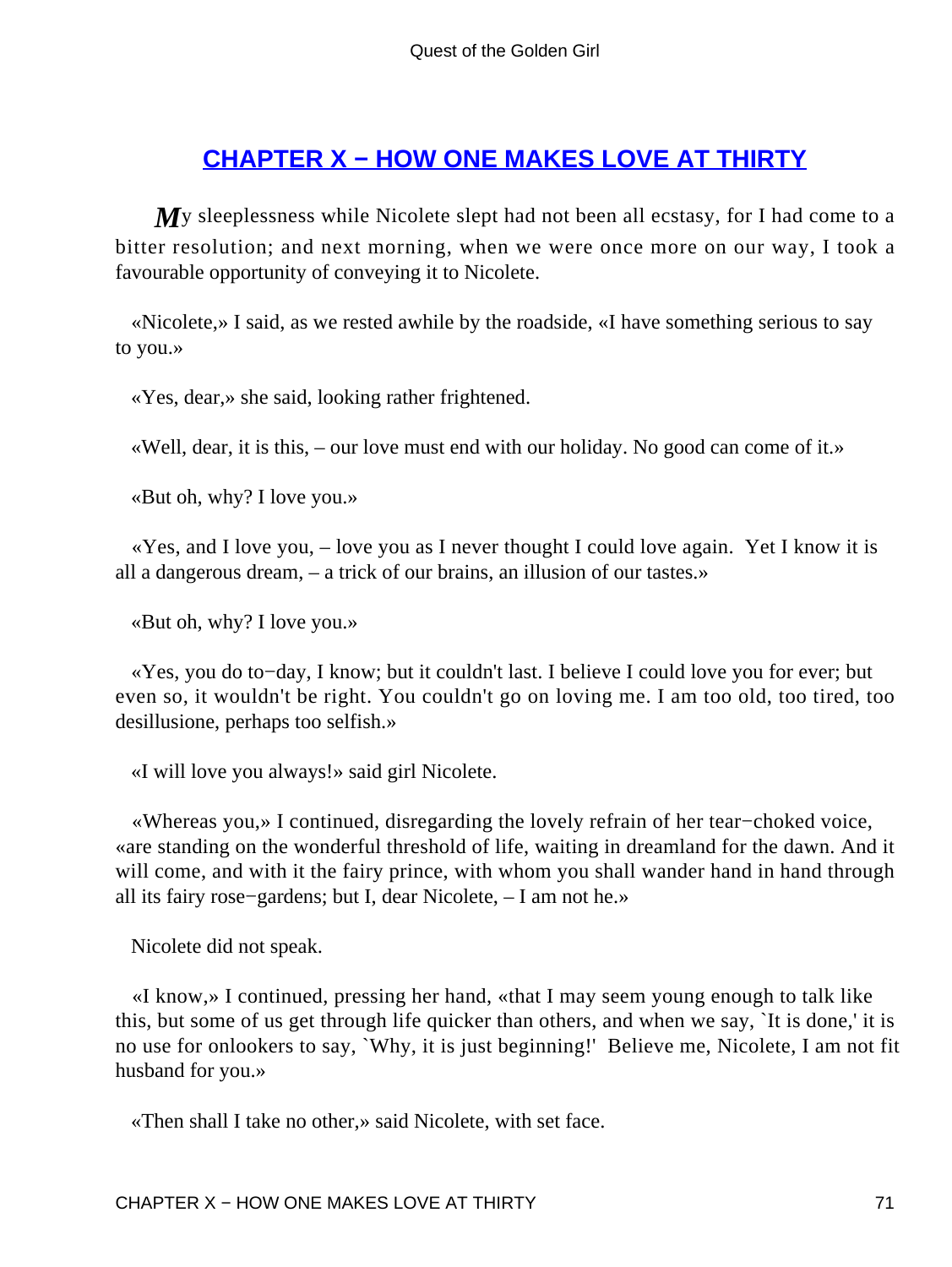## CHAPTER X − HOW ONE MAKES LOVE AT THIRTY

My sleeplessness while Nicolete slept had not been all ecstasy, for I had come to a bitter resolution; and next morning, when we were once more on our way, I took a favourable opportunity of conveying it to Nicolete.

«Nicolete,» I said, as we rested awhile by the roadside, «I have something serious to say to you.»

«Yes, dear,» she said, looking rather frightened.

«Well, dear, it is this, – our love must end with our holiday. No good can come of it.»

«But oh, why? I love you.»

«Yes, and I love you, – love you as I never thought I could love again. Yet I know it is all a dangerous dream, – a trick of our brains, an illusion of our tastes.»

«But oh, why? I love you.»

«Yes, you do to−day, I know; but it couldn't last. I believe I could love you for ever; but even so, it wouldn't be right. You couldn't go on loving me. I am too old, too tired, too desillusione, perhaps too selfish.»

«I will love you always!» said girl Nicolete.

«Whereas you,» I continued, disregarding the lovely refrain of her tear−choked voice, «are standing on the wonderful threshold of life, waiting in dreamland for the dawn. And it will come, and with it the fairy prince, with whom you shall wander hand in hand through all its fairy rose−gardens; but I, dear Nicolete, – I am not he.»

Nicolete did not speak.

«I know,» I continued, pressing her hand, «that I may seem young enough to talk like this, but some of us get through life quicker than others, and when we say, `It is done,' it is no use for onlookers to say, `Why, it is just beginning!' Believe me, Nicolete, I am not fit husband for you.»

«Then shall I take no other,» said Nicolete, with set face.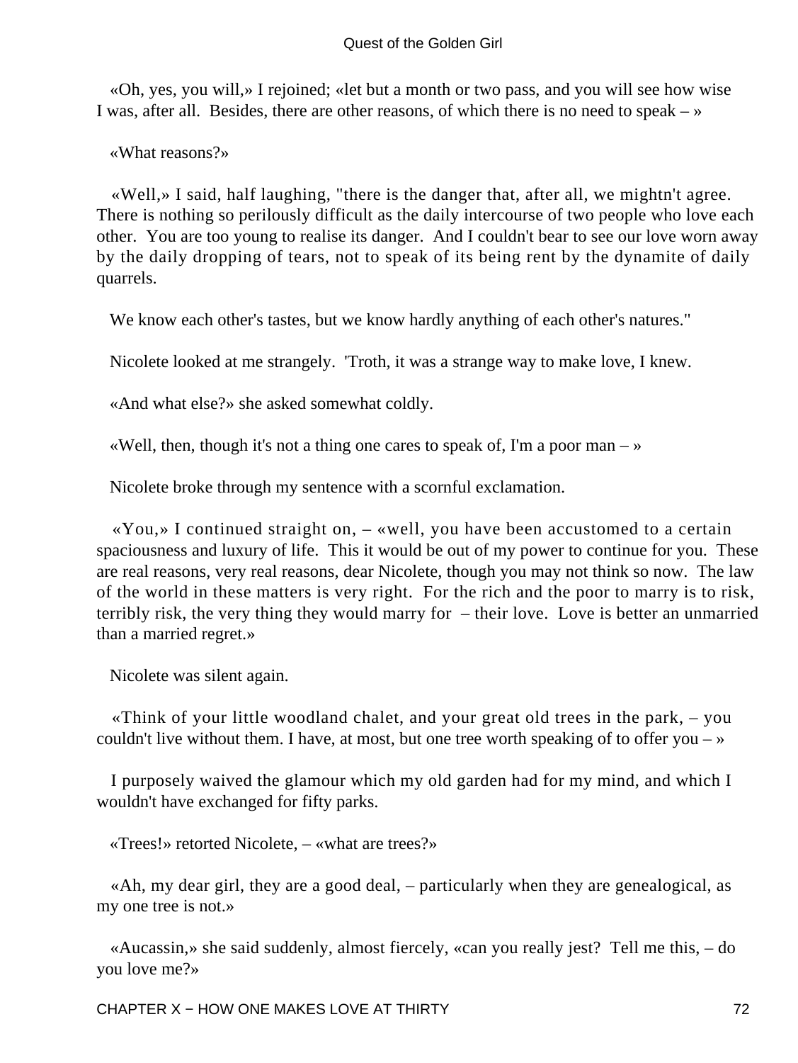«Oh, yes, you will,» I rejoined; «let but a month or two pass, and you will see how wise I was, after all. Besides, there are other reasons, of which there is no need to speak – »

«What reasons?»

«Well,» I said, half laughing, "there is the danger that, after all, we mightn't agree. There is nothing so perilously difficult as the daily intercourse of two people who love each other. You are too young to realise its danger. And I couldn't bear to see our love worn away by the daily dropping of tears, not to speak of its being rent by the dynamite of daily quarrels.

We know each other's tastes, but we know hardly anything of each other's natures."

Nicolete looked at me strangely. 'Troth, it was a strange way to make love, I knew.

«And what else?» she asked somewhat coldly.

«Well, then, though it's not a thing one cares to speak of, I'm a poor man – »

Nicolete broke through my sentence with a scornful exclamation.

«You,» I continued straight on, – «well, you have been accustomed to a certain spaciousness and luxury of life. This it would be out of my power to continue for you. These are real reasons, very real reasons, dear Nicolete, though you may not think so now. The law of the world in these matters is very right. For the rich and the poor to marry is to risk, terribly risk, the very thing they would marry for – their love. Love is better an unmarried than a married regret.»

Nicolete was silent again.

«Think of your little woodland chalet, and your great old trees in the park, – you couldn't live without them. I have, at most, but one tree worth speaking of to offer you – »

I purposely waived the glamour which my old garden had for my mind, and which I wouldn't have exchanged for fifty parks.

«Trees!» retorted Nicolete, – «what are trees?»

«Ah, my dear girl, they are a good deal, – particularly when they are genealogical, as my one tree is not.»

«Aucassin,» she said suddenly, almost fiercely, «can you really jest? Tell me this, – do you love me?»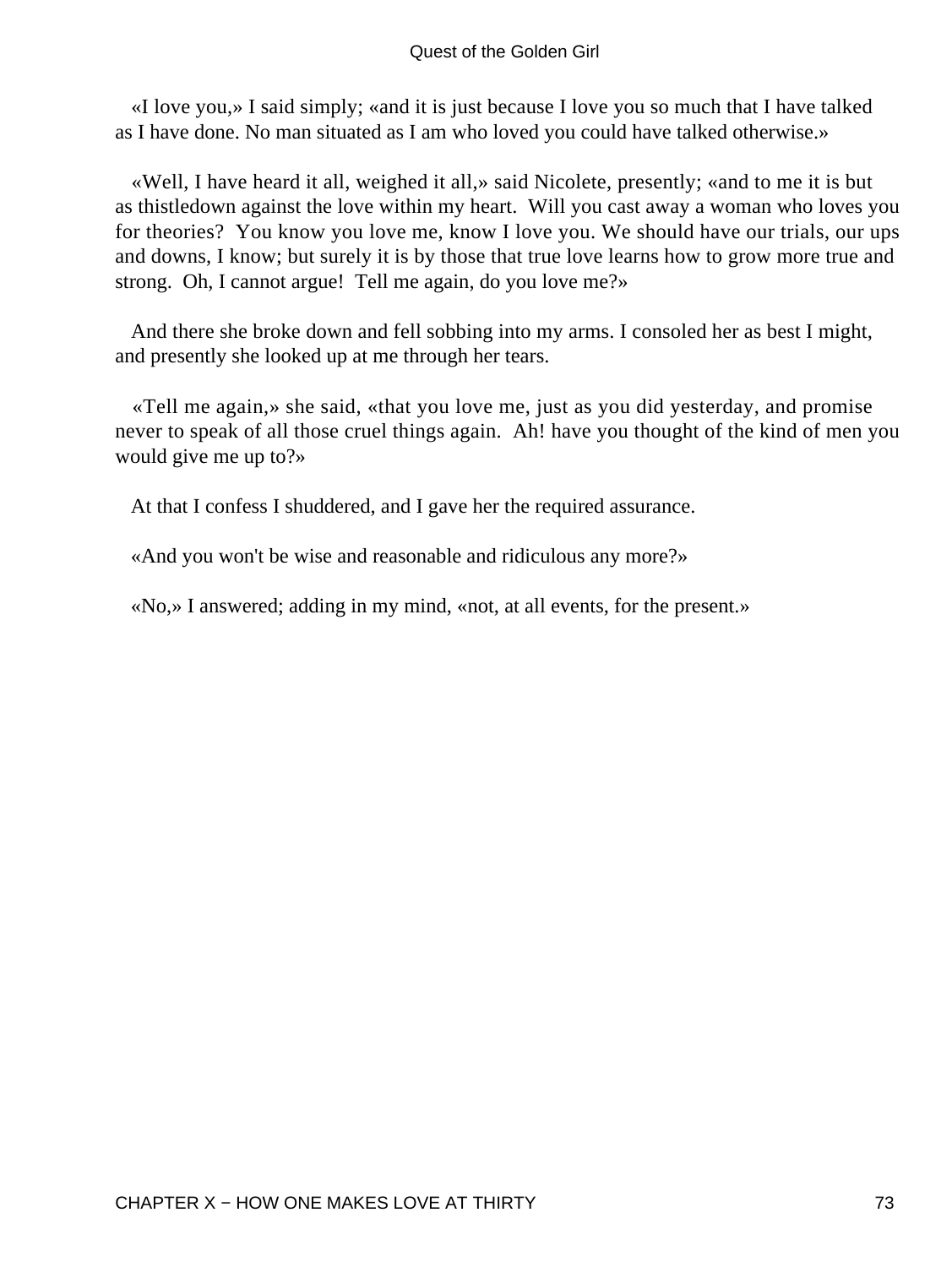«I love you,» I said simply; «and it is just because I love you so much that I have talked as I have done. No man situated as I am who loved you could have talked otherwise.»

«Well, I have heard it all, weighed it all,» said Nicolete, presently; «and to me it is but as thistledown against the love within my heart. Will you cast away a woman who loves you for theories? You know you love me, know I love you. We should have our trials, our ups and downs, I know; but surely it is by those that true love learns how to grow more true and strong. Oh, I cannot argue! Tell me again, do you love me?»

And there she broke down and fell sobbing into my arms. I consoled her as best I might, and presently she looked up at me through her tears.

«Tell me again,» she said, «that you love me, just as you did yesterday, and promise never to speak of all those cruel things again. Ah! have you thought of the kind of men you would give me up to?»

At that I confess I shuddered, and I gave her the required assurance.

«And you won't be wise and reasonable and ridiculous any more?»

«No,» I answered; adding in my mind, «not, at all events, for the present.»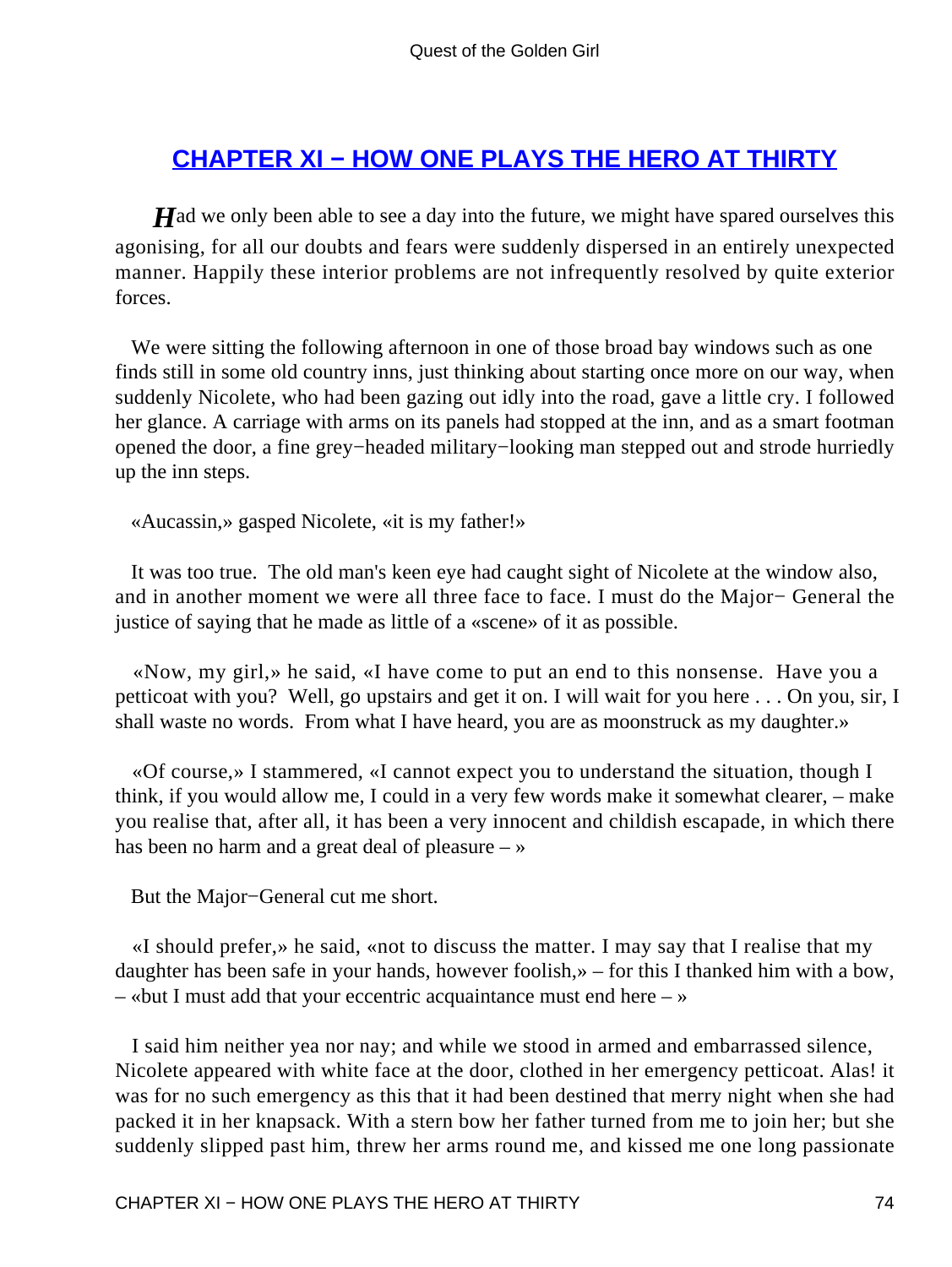## CHAPTER XI − HOW ONE PLAYS THE HERO AT THIRTY

*H*ad we only been able to see a day into the future, we might have spared ourselves this agonising, for all our doubts and fears were suddenly dispersed in an entirely unexpected manner. Happily these interior problems are not infrequently resolved by quite exterior forces.

We were sitting the following afternoon in one of those broad bay windows such as one finds still in some old country inns, just thinking about starting once more on our way, when suddenly Nicolete, who had been gazing out idly into the road, gave a little cry. I followed her glance. A carriage with arms on its panels had stopped at the inn, and as a smart footman opened the door, a fine grey−headed military−looking man stepped out and strode hurriedly up the inn steps.

«Aucassin,» gasped Nicolete, «it is my father!»

It was too true. The old man's keen eye had caught sight of Nicolete at the window also, and in another moment we were all three face to face. I must do the Major− General the justice of saying that he made as little of a «scene» of it as possible.

«Now, my girl,» he said, «I have come to put an end to this nonsense. Have you a petticoat with you? Well, go upstairs and get it on. I will wait for you here . . . On you, sir, I shall waste no words. From what I have heard, you are as moonstruck as my daughter.»

«Of course,» I stammered, «I cannot expect you to understand the situation, though I think, if you would allow me, I could in a very few words make it somewhat clearer, – make you realise that, after all, it has been a very innocent and childish escapade, in which there has been no harm and a great deal of pleasure – »

But the Major−General cut me short.

«I should prefer,» he said, «not to discuss the matter. I may say that I realise that my daughter has been safe in your hands, however foolish,» – for this I thanked him with a bow, – «but I must add that your eccentric acquaintance must end here – »

I said him neither yea nor nay; and while we stood in armed and embarrassed silence, Nicolete appeared with white face at the door, clothed in her emergency petticoat. Alas! it was for no such emergency as this that it had been destined that merry night when she had packed it in her knapsack. With a stern bow her father turned from me to join her; but she suddenly slipped past him, threw her arms round me, and kissed me one long passionate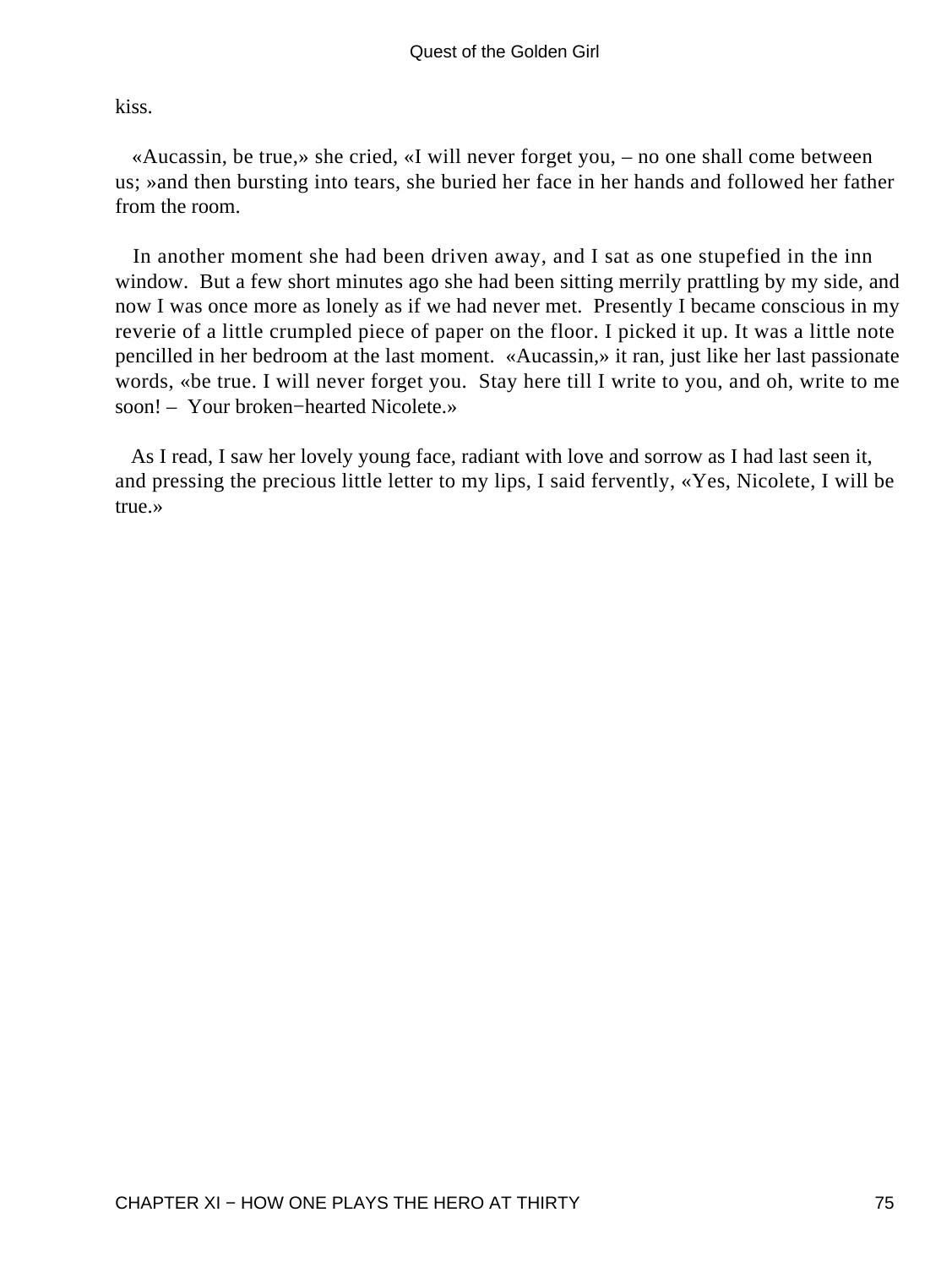kiss.

«Aucassin, be true,» she cried, «I will never forget you, – no one shall come between us; »and then bursting into tears, she buried her face in her hands and followed her father from the room.

In another moment she had been driven away, and I sat as one stupefied in the inn window. But a few short minutes ago she had been sitting merrily prattling by my side, and now I was once more as lonely as if we had never met. Presently I became conscious in my reverie of a little crumpled piece of paper on the floor. I picked it up. It was a little note pencilled in her bedroom at the last moment. «Aucassin,» it ran, just like her last passionate words, «be true. I will never forget you. Stay here till I write to you, and oh, write to me soon! – Your broken−hearted Nicolete.»

As I read, I saw her lovely young face, radiant with love and sorrow as I had last seen it, and pressing the precious little letter to my lips, I said fervently, «Yes, Nicolete, I will be true.»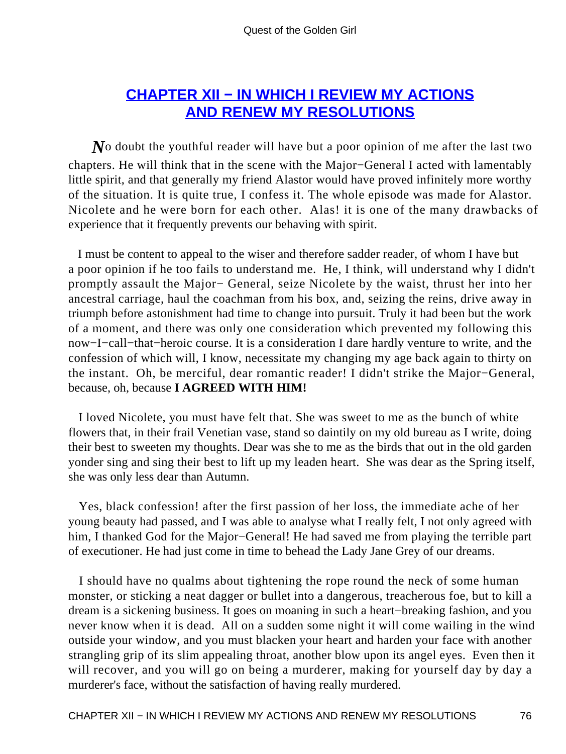## CHAPTER XII − IN WHICH I REVIEW MY ACTIONS AND RENEW MY RESOLUTIONS

*N*o doubt the youthful reader will have but a poor opinion of me after the last two chapters. He will think that in the scene with the Major−General I acted with lamentably little spirit, and that generally my friend Alastor would have proved infinitely more worthy of the situation. It is quite true, I confess it. The whole episode was made for Alastor. Nicolete and he were born for each other. Alas! it is one of the many drawbacks of experience that it frequently prevents our behaving with spirit.

I must be content to appeal to the wiser and therefore sadder reader, of whom I have but a poor opinion if he too fails to understand me. He, I think, will understand why I didn't promptly assault the Major− General, seize Nicolete by the waist, thrust her into her ancestral carriage, haul the coachman from his box, and, seizing the reins, drive away in triumph before astonishment had time to change into pursuit. Truly it had been but the work of a moment, and there was only one consideration which prevented my following this now−I−call−that−heroic course. It is a consideration I dare hardly venture to write, and the confession of which will, I know, necessitate my changing my age back again to thirty on the instant. Oh, be merciful, dear romantic reader! I didn't strike the Major−General, because, oh, because **I AGREED WITH HIM!**

I loved Nicolete, you must have felt that. She was sweet to me as the bunch of white flowers that, in their frail Venetian vase, stand so daintily on my old bureau as I write, doing their best to sweeten my thoughts. Dear was she to me as the birds that out in the old garden yonder sing and sing their best to lift up my leaden heart. She was dear as the Spring itself, she was only less dear than Autumn.

Yes, black confession! after the first passion of her loss, the immediate ache of her young beauty had passed, and I was able to analyse what I really felt, I not only agreed with him, I thanked God for the Major−General! He had saved me from playing the terrible part of executioner. He had just come in time to behead the Lady Jane Grey of our dreams.

I should have no qualms about tightening the rope round the neck of some human monster, or sticking a neat dagger or bullet into a dangerous, treacherous foe, but to kill a dream is a sickening business. It goes on moaning in such a heart−breaking fashion, and you never know when it is dead. All on a sudden some night it will come wailing in the wind outside your window, and you must blacken your heart and harden your face with another strangling grip of its slim appealing throat, another blow upon its angel eyes. Even then it will recover, and you will go on being a murderer, making for yourself day by day a murderer's face, without the satisfaction of having really murdered.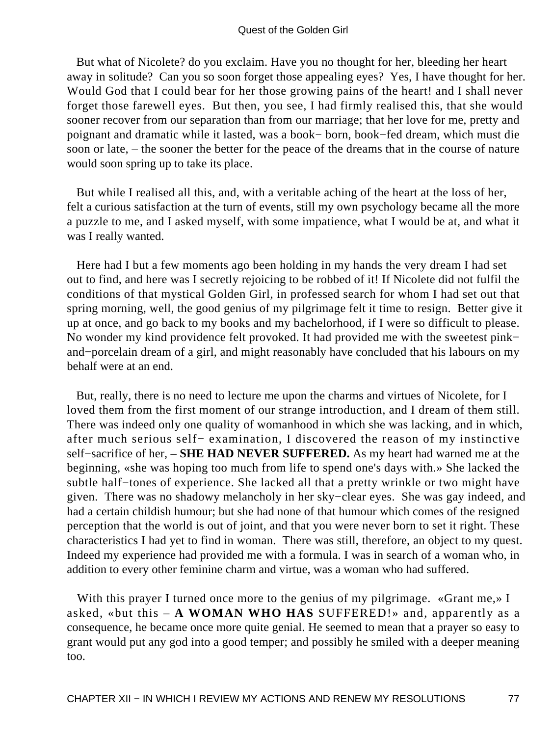But what of Nicolete? do you exclaim. Have you no thought for her, bleeding her heart away in solitude? Can you so soon forget those appealing eyes? Yes, I have thought for her. Would God that I could bear for her those growing pains of the heart! and I shall never forget those farewell eyes. But then, you see, I had firmly realised this, that she would sooner recover from our separation than from our marriage; that her love for me, pretty and poignant and dramatic while it lasted, was a book− born, book−fed dream, which must die soon or late, – the sooner the better for the peace of the dreams that in the course of nature would soon spring up to take its place.

But while I realised all this, and, with a veritable aching of the heart at the loss of her, felt a curious satisfaction at the turn of events, still my own psychology became all the more a puzzle to me, and I asked myself, with some impatience, what I would be at, and what it was I really wanted.

Here had I but a few moments ago been holding in my hands the very dream I had set out to find, and here was I secretly rejoicing to be robbed of it! If Nicolete did not fulfil the conditions of that mystical Golden Girl, in professed search for whom I had set out that spring morning, well, the good genius of my pilgrimage felt it time to resign. Better give it up at once, and go back to my books and my bachelorhood, if I were so difficult to please. No wonder my kind providence felt provoked. It had provided me with the sweetest pink−and−porcelain dream of a girl, and might reasonably have concluded that his labours on my behalf were at an end.

But, really, there is no need to lecture me upon the charms and virtues of Nicolete, for I loved them from the first moment of our strange introduction, and I dream of them still. There was indeed only one quality of womanhood in which she was lacking, and in which, after much serious self− examination, I discovered the reason of my instinctive self−sacrifice of her, – **SHE HAD NEVER SUFFERED.** As my heart had warned me at the beginning, «she was hoping too much from life to spend one's days with.» She lacked the subtle half−tones of experience. She lacked all that a pretty wrinkle or two might have given. There was no shadowy melancholy in her sky−clear eyes. She was gay indeed, and had a certain childish humour; but she had none of that humour which comes of the resigned perception that the world is out of joint, and that you were never born to set it right. These characteristics I had yet to find in woman. There was still, therefore, an object to my quest. Indeed my experience had provided me with a formula. I was in search of a woman who, in addition to every other feminine charm and virtue, was a woman who had suffered.

With this prayer I turned once more to the genius of my pilgrimage. «Grant me,» I asked, «but this – **A WOMAN WHO HAS** SUFFERED!» and, apparently as a consequence, he became once more quite genial. He seemed to mean that a prayer so easy to grant would put any god into a good temper; and possibly he smiled with a deeper meaning too.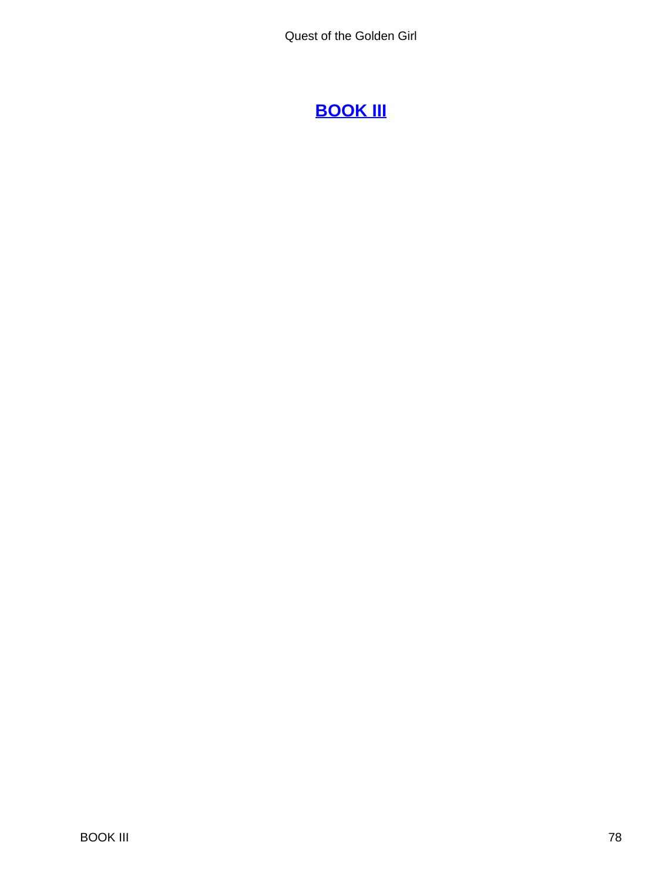## BOOK III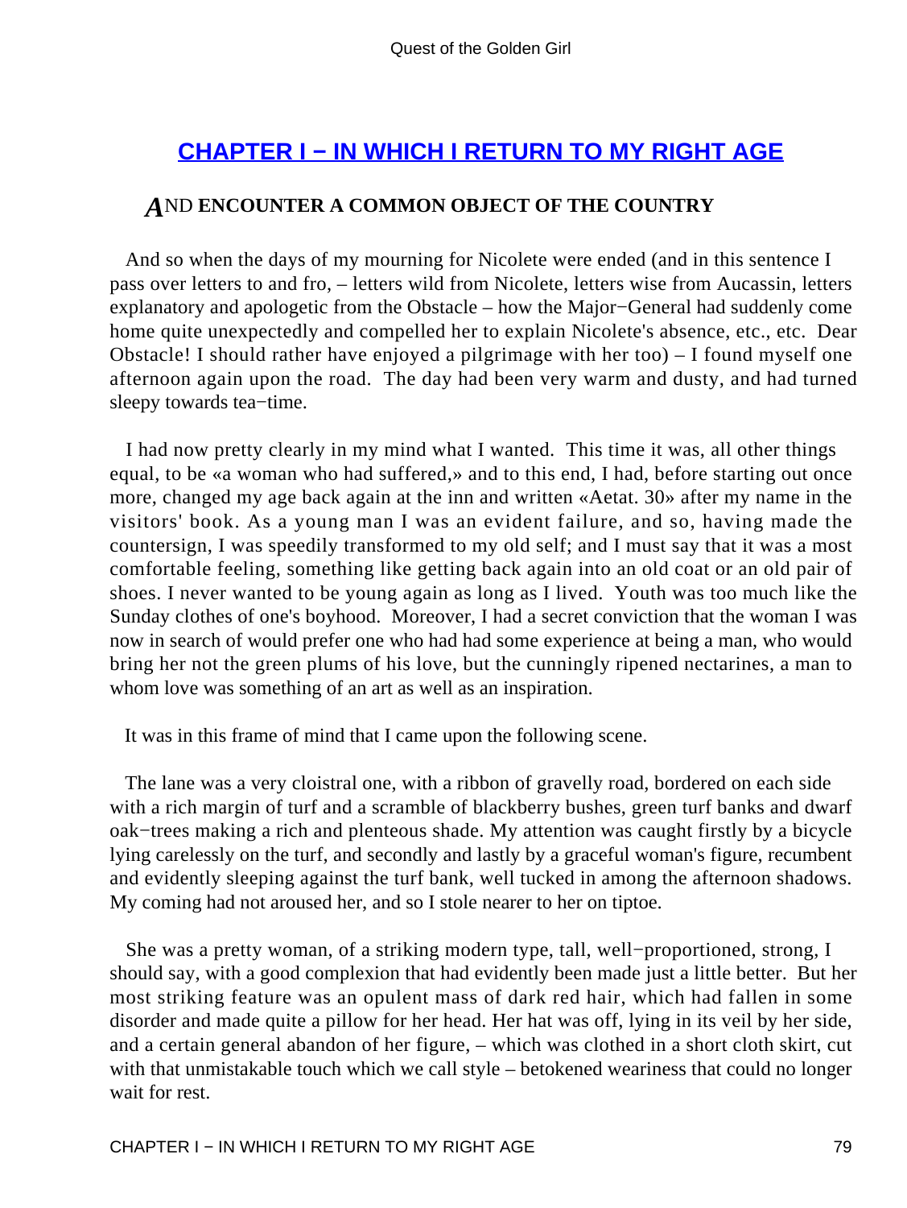## CHAPTER I − IN WHICH I RETURN TO MY RIGHT AGE

### AND ENCOUNTER A COMMON OBJECT OF THE COUNTRY

And so when the days of my mourning for Nicolete were ended (and in this sentence I pass over letters to and fro, – letters wild from Nicolete, letters wise from Aucassin, letters explanatory and apologetic from the Obstacle – how the Major−General had suddenly come home quite unexpectedly and compelled her to explain Nicolete's absence, etc., etc. Dear Obstacle! I should rather have enjoyed a pilgrimage with her too) – I found myself one afternoon again upon the road. The day had been very warm and dusty, and had turned sleepy towards tea−time.

I had now pretty clearly in my mind what I wanted. This time it was, all other things equal, to be «a woman who had suffered,» and to this end, I had, before starting out once more, changed my age back again at the inn and written «Aetat. 30» after my name in the visitors' book. As a young man I was an evident failure, and so, having made the countersign, I was speedily transformed to my old self; and I must say that it was a most comfortable feeling, something like getting back again into an old coat or an old pair of shoes. I never wanted to be young again as long as I lived. Youth was too much like the Sunday clothes of one's boyhood. Moreover, I had a secret conviction that the woman I was now in search of would prefer one who had had some experience at being a man, who would bring her not the green plums of his love, but the cunningly ripened nectarines, a man to whom love was something of an art as well as an inspiration.

It was in this frame of mind that I came upon the following scene.

The lane was a very cloistral one, with a ribbon of gravelly road, bordered on each side with a rich margin of turf and a scramble of blackberry bushes, green turf banks and dwarf oak−trees making a rich and plenteous shade. My attention was caught firstly by a bicycle lying carelessly on the turf, and secondly and lastly by a graceful woman's figure, recumbent and evidently sleeping against the turf bank, well tucked in among the afternoon shadows. My coming had not aroused her, and so I stole nearer to her on tiptoe.

She was a pretty woman, of a striking modern type, tall, well−proportioned, strong, I should say, with a good complexion that had evidently been made just a little better. But her most striking feature was an opulent mass of dark red hair, which had fallen in some disorder and made quite a pillow for her head. Her hat was off, lying in its veil by her side, and a certain general abandon of her figure, – which was clothed in a short cloth skirt, cut with that unmistakable touch which we call style – betokened weariness that could no longer wait for rest.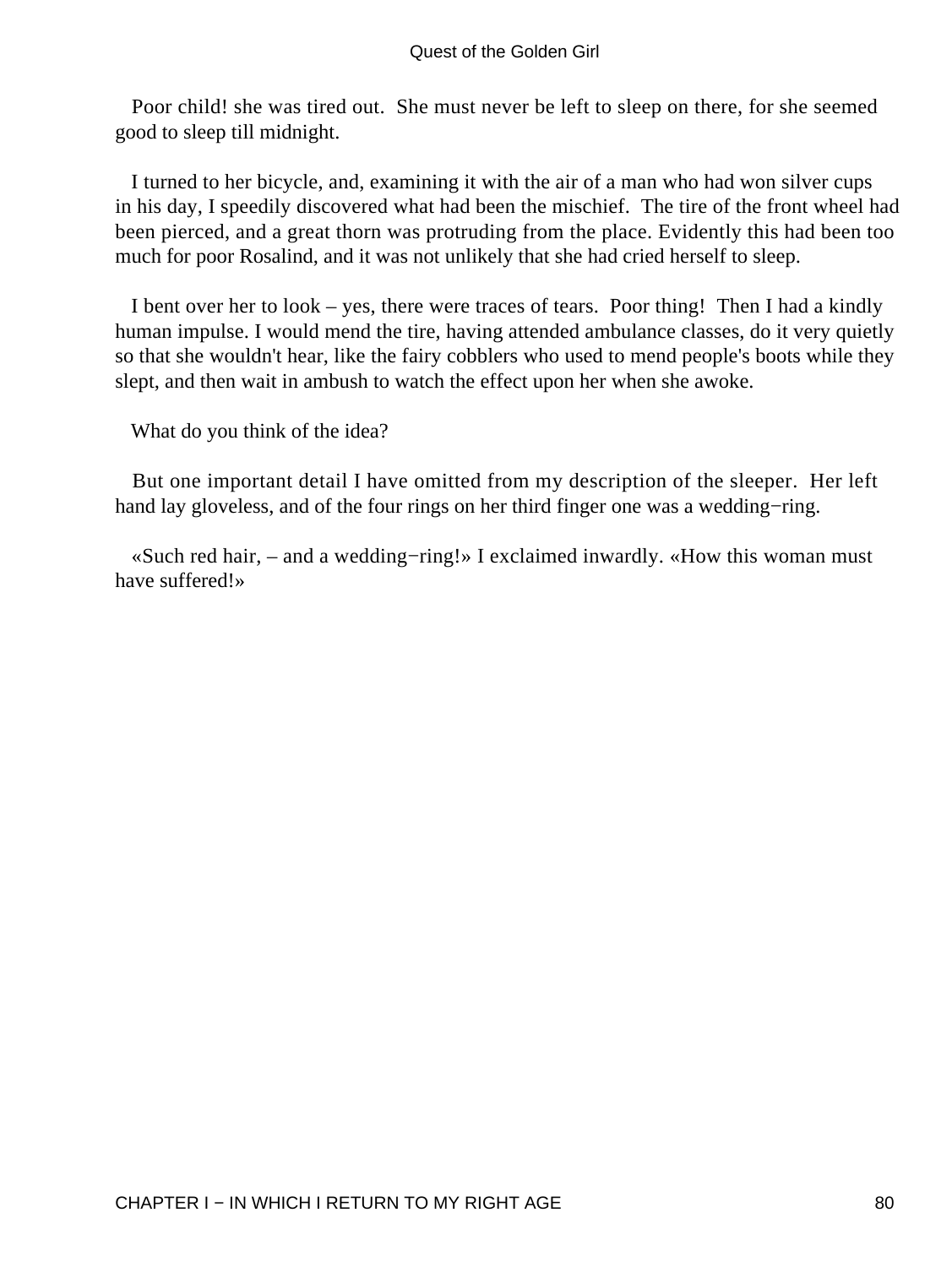Poor child! she was tired out. She must never be left to sleep on there, for she seemed good to sleep till midnight.

I turned to her bicycle, and, examining it with the air of a man who had won silver cups in his day, I speedily discovered what had been the mischief. The tire of the front wheel had been pierced, and a great thorn was protruding from the place. Evidently this had been too much for poor Rosalind, and it was not unlikely that she had cried herself to sleep.

I bent over her to look – yes, there were traces of tears. Poor thing! Then I had a kindly human impulse. I would mend the tire, having attended ambulance classes, do it very quietly so that she wouldn't hear, like the fairy cobblers who used to mend people's boots while they slept, and then wait in ambush to watch the effect upon her when she awoke.

What do you think of the idea?

But one important detail I have omitted from my description of the sleeper. Her left hand lay gloveless, and of the four rings on her third finger one was a wedding−ring.

«Such red hair, – and a wedding−ring!» I exclaimed inwardly. «How this woman must have suffered!»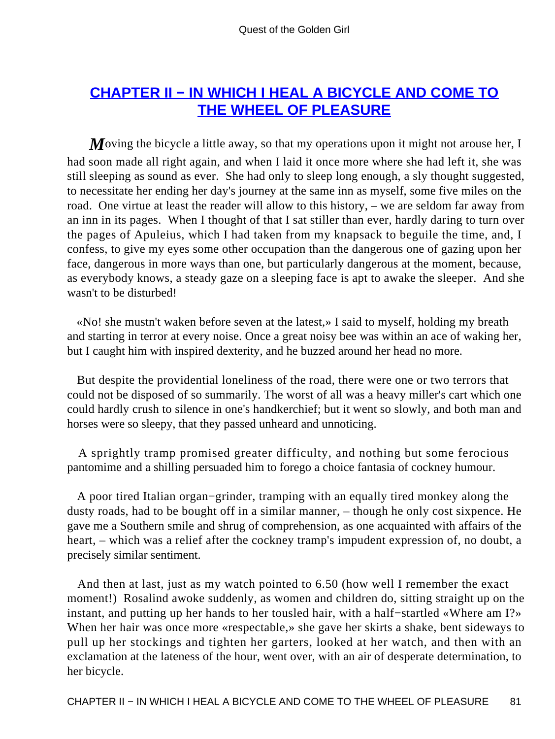## CHAPTER II − IN WHICH I HEAL A BICYCLE AND COME TO THE WHEEL OF PLEASURE

*M*oving the bicycle a little away, so that my operations upon it might not arouse her, I had soon made all right again, and when I laid it once more where she had left it, she was still sleeping as sound as ever. She had only to sleep long enough, a sly thought suggested, to necessitate her ending her day's journey at the same inn as myself, some five miles on the road. One virtue at least the reader will allow to this history, – we are seldom far away from an inn in its pages. When I thought of that I sat stiller than ever, hardly daring to turn over the pages of Apuleius, which I had taken from my knapsack to beguile the time, and, I confess, to give my eyes some other occupation than the dangerous one of gazing upon her face, dangerous in more ways than one, but particularly dangerous at the moment, because, as everybody knows, a steady gaze on a sleeping face is apt to awake the sleeper. And she wasn't to be disturbed!

«No! she mustn't waken before seven at the latest,» I said to myself, holding my breath and starting in terror at every noise. Once a great noisy bee was within an ace of waking her, but I caught him with inspired dexterity, and he buzzed around her head no more.

But despite the providential loneliness of the road, there were one or two terrors that could not be disposed of so summarily. The worst of all was a heavy miller's cart which one could hardly crush to silence in one's handkerchief; but it went so slowly, and both man and horses were so sleepy, that they passed unheard and unnoticing.

A sprightly tramp promised greater difficulty, and nothing but some ferocious pantomime and a shilling persuaded him to forego a choice fantasia of cockney humour.

A poor tired Italian organ−grinder, tramping with an equally tired monkey along the dusty roads, had to be bought off in a similar manner, – though he only cost sixpence. He gave me a Southern smile and shrug of comprehension, as one acquainted with affairs of the heart, – which was a relief after the cockney tramp's impudent expression of, no doubt, a precisely similar sentiment.

And then at last, just as my watch pointed to 6.50 (how well I remember the exact moment!) Rosalind awoke suddenly, as women and children do, sitting straight up on the instant, and putting up her hands to her tousled hair, with a half−startled «Where am I?» When her hair was once more «respectable,» she gave her skirts a shake, bent sideways to pull up her stockings and tighten her garters, looked at her watch, and then with an exclamation at the lateness of the hour, went over, with an air of desperate determination, to her bicycle.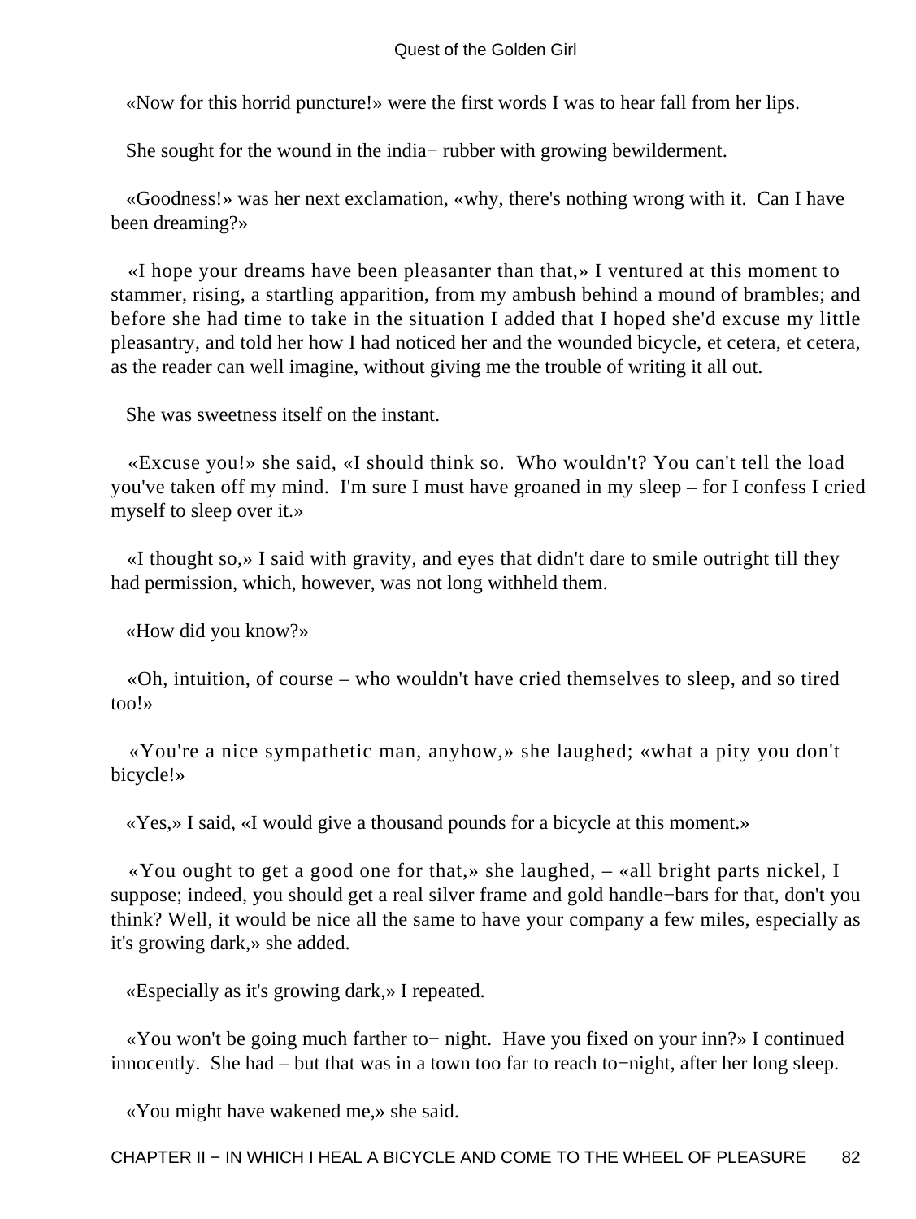«Now for this horrid puncture!» were the first words I was to hear fall from her lips.

She sought for the wound in the india− rubber with growing bewilderment.

«Goodness!» was her next exclamation, «why, there's nothing wrong with it. Can I have been dreaming?»

«I hope your dreams have been pleasanter than that,» I ventured at this moment to stammer, rising, a startling apparition, from my ambush behind a mound of brambles; and before she had time to take in the situation I added that I hoped she'd excuse my little pleasantry, and told her how I had noticed her and the wounded bicycle, et cetera, et cetera, as the reader can well imagine, without giving me the trouble of writing it all out.

She was sweetness itself on the instant.

«Excuse you!» she said, «I should think so. Who wouldn't? You can't tell the load you've taken off my mind. I'm sure I must have groaned in my sleep – for I confess I cried myself to sleep over it.»

«I thought so,» I said with gravity, and eyes that didn't dare to smile outright till they had permission, which, however, was not long withheld them.

«How did you know?»

«Oh, intuition, of course – who wouldn't have cried themselves to sleep, and so tired too!»

«You're a nice sympathetic man, anyhow,» she laughed; «what a pity you don't bicycle!»

«Yes,» I said, «I would give a thousand pounds for a bicycle at this moment.»

«You ought to get a good one for that,» she laughed, – «all bright parts nickel, I suppose; indeed, you should get a real silver frame and gold handle−bars for that, don't you think? Well, it would be nice all the same to have your company a few miles, especially as it's growing dark,» she added.

«Especially as it's growing dark,» I repeated.

«You won't be going much farther to− night. Have you fixed on your inn?» I continued innocently. She had – but that was in a town too far to reach to−night, after her long sleep.

«You might have wakened me,» she said.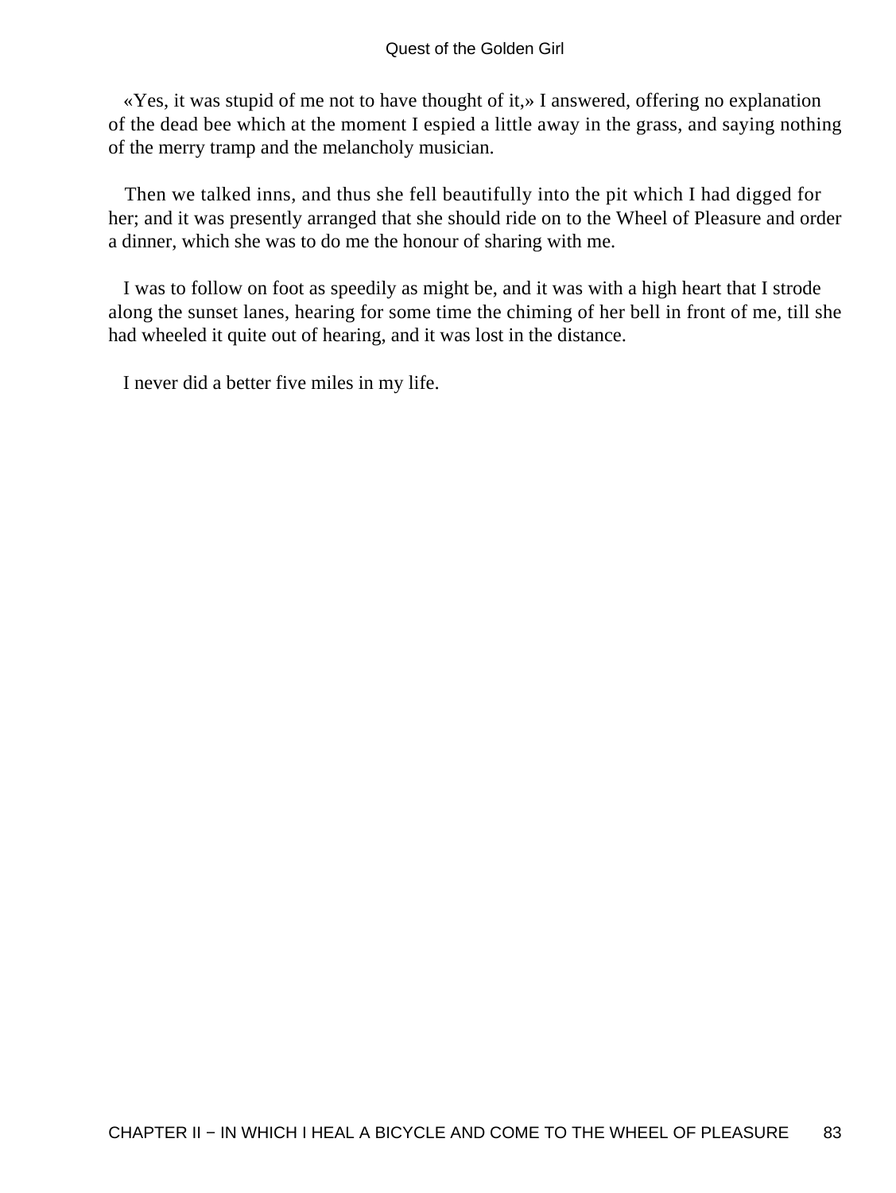«Yes, it was stupid of me not to have thought of it,» I answered, offering no explanation of the dead bee which at the moment I espied a little away in the grass, and saying nothing of the merry tramp and the melancholy musician.

Then we talked inns, and thus she fell beautifully into the pit which I had digged for her; and it was presently arranged that she should ride on to the Wheel of Pleasure and order a dinner, which she was to do me the honour of sharing with me.

I was to follow on foot as speedily as might be, and it was with a high heart that I strode along the sunset lanes, hearing for some time the chiming of her bell in front of me, till she had wheeled it quite out of hearing, and it was lost in the distance.

I never did a better five miles in my life.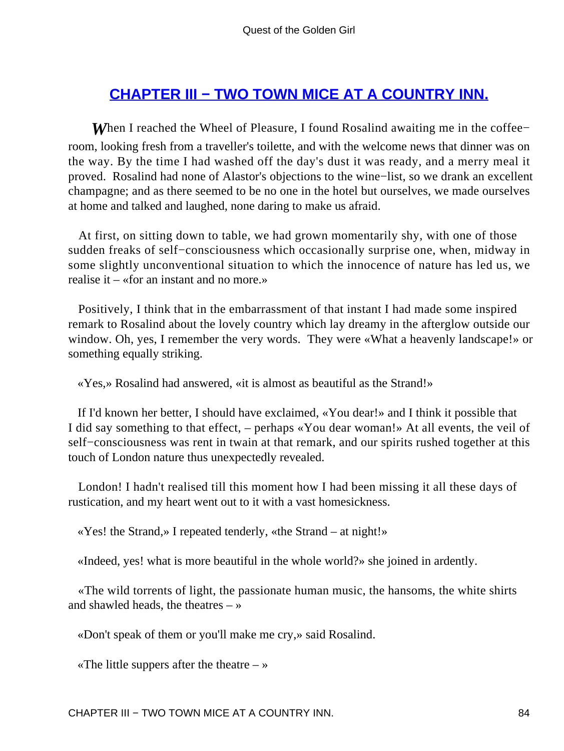## [CHAPTER III − TWO TOWN MICE AT A COUNTRY INN.]()

*W*hen I reached the Wheel of Pleasure, I found Rosalind awaiting me in the coffee−room, looking fresh from a traveller's toilette, and with the welcome news that dinner was on the way. By the time I had washed off the day's dust it was ready, and a merry meal it proved. Rosalind had none of Alastor's objections to the wine−list, so we drank an excellent champagne; and as there seemed to be no one in the hotel but ourselves, we made ourselves at home and talked and laughed, none daring to make us afraid.

At first, on sitting down to table, we had grown momentarily shy, with one of those sudden freaks of self−consciousness which occasionally surprise one, when, midway in some slightly unconventional situation to which the innocence of nature has led us, we realise it – «for an instant and no more.»

Positively, I think that in the embarrassment of that instant I had made some inspired remark to Rosalind about the lovely country which lay dreamy in the afterglow outside our window. Oh, yes, I remember the very words. They were «What a heavenly landscape!» or something equally striking.

«Yes,» Rosalind had answered, «it is almost as beautiful as the Strand!»

If I'd known her better, I should have exclaimed, «You dear!» and I think it possible that I did say something to that effect, – perhaps «You dear woman!» At all events, the veil of self−consciousness was rent in twain at that remark, and our spirits rushed together at this touch of London nature thus unexpectedly revealed.

London! I hadn't realised till this moment how I had been missing it all these days of rustication, and my heart went out to it with a vast homesickness.

«Yes! the Strand,» I repeated tenderly, «the Strand – at night!»

«Indeed, yes! what is more beautiful in the whole world?» she joined in ardently.

«The wild torrents of light, the passionate human music, the hansoms, the white shirts and shawled heads, the theatres – »

«Don't speak of them or you'll make me cry,» said Rosalind.

«The little suppers after the theatre – »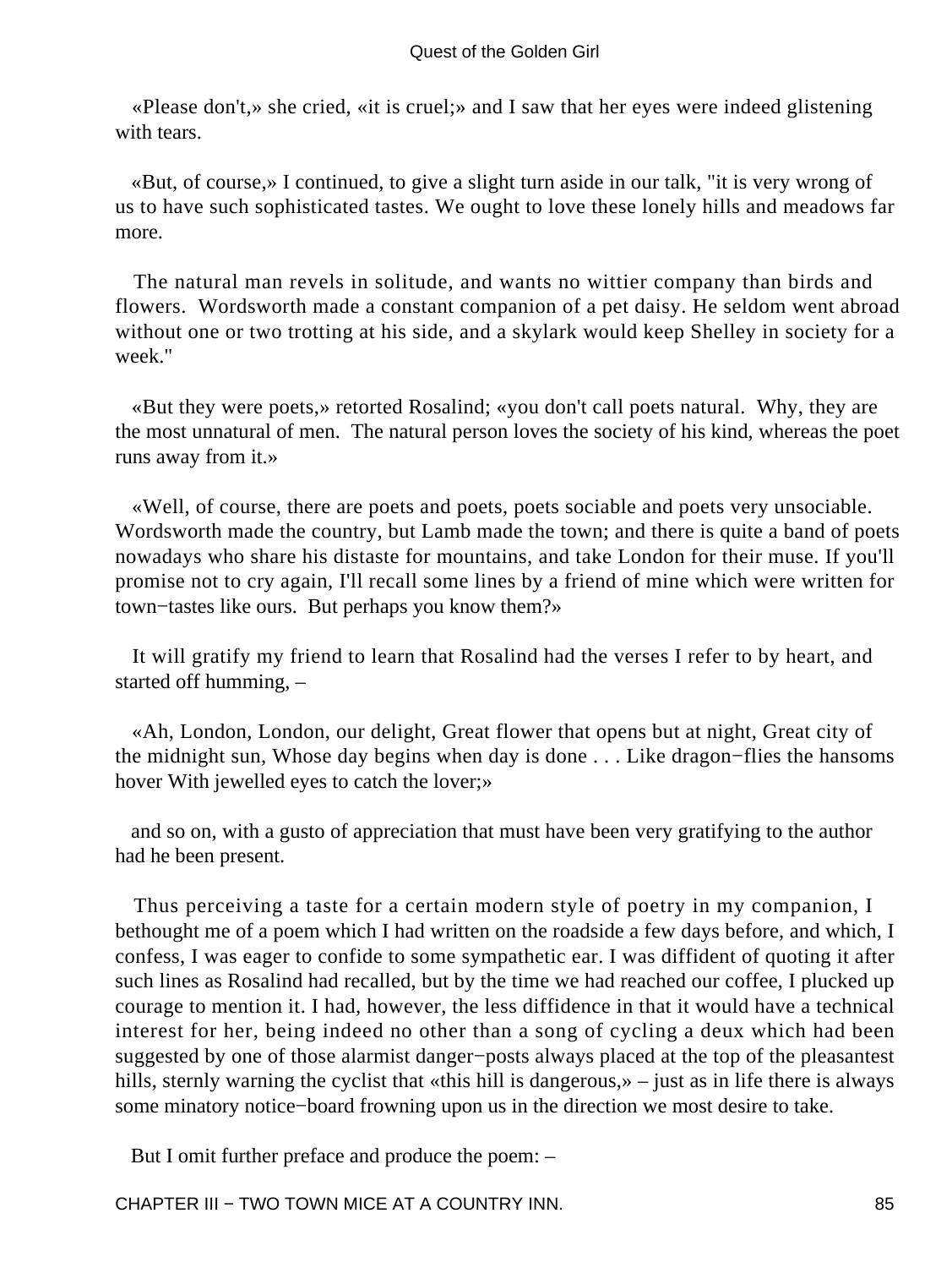«Please don't,» she cried, «it is cruel;» and I saw that her eyes were indeed glistening with tears.

«But, of course,» I continued, to give a slight turn aside in our talk, "it is very wrong of us to have such sophisticated tastes. We ought to love these lonely hills and meadows far more.

The natural man revels in solitude, and wants no wittier company than birds and flowers. Wordsworth made a constant companion of a pet daisy. He seldom went abroad without one or two trotting at his side, and a skylark would keep Shelley in society for a week."

«But they were poets,» retorted Rosalind; «you don't call poets natural. Why, they are the most unnatural of men. The natural person loves the society of his kind, whereas the poet runs away from it.»

«Well, of course, there are poets and poets, poets sociable and poets very unsociable. Wordsworth made the country, but Lamb made the town; and there is quite a band of poets nowadays who share his distaste for mountains, and take London for their muse. If you'll promise not to cry again, I'll recall some lines by a friend of mine which were written for town−tastes like ours. But perhaps you know them?»

It will gratify my friend to learn that Rosalind had the verses I refer to by heart, and started off humming, –

«Ah, London, London, our delight, Great flower that opens but at night, Great city of the midnight sun, Whose day begins when day is done . . . Like dragon−flies the hansoms hover With jewelled eyes to catch the lover;»

and so on, with a gusto of appreciation that must have been very gratifying to the author had he been present.

Thus perceiving a taste for a certain modern style of poetry in my companion, I bethought me of a poem which I had written on the roadside a few days before, and which, I confess, I was eager to confide to some sympathetic ear. I was diffident of quoting it after such lines as Rosalind had recalled, but by the time we had reached our coffee, I plucked up courage to mention it. I had, however, the less diffidence in that it would have a technical interest for her, being indeed no other than a song of cycling a deux which had been suggested by one of those alarmist danger−posts always placed at the top of the pleasantest hills, sternly warning the cyclist that «this hill is dangerous,» – just as in life there is always some minatory notice−board frowning upon us in the direction we most desire to take.

But I omit further preface and produce the poem: –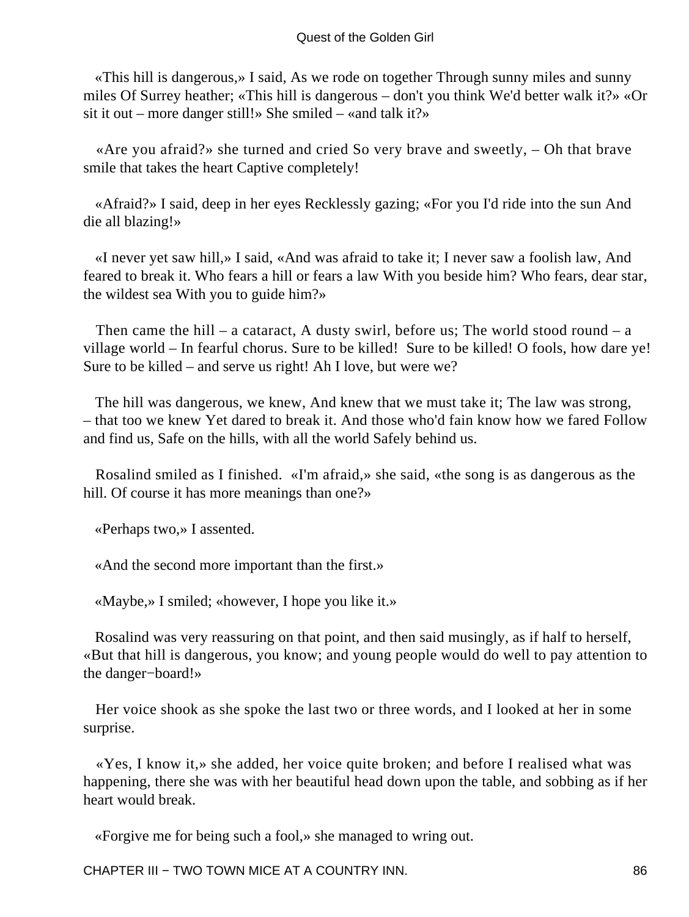«This hill is dangerous,» I said, As we rode on together Through sunny miles and sunny miles Of Surrey heather; «This hill is dangerous – don't you think We'd better walk it?» «Or sit it out – more danger still!» She smiled – «and talk it?»

«Are you afraid?» she turned and cried So very brave and sweetly, – Oh that brave smile that takes the heart Captive completely!

«Afraid?» I said, deep in her eyes Recklessly gazing; «For you I'd ride into the sun And die all blazing!»

«I never yet saw hill,» I said, «And was afraid to take it; I never saw a foolish law, And feared to break it. Who fears a hill or fears a law With you beside him? Who fears, dear star, the wildest sea With you to guide him?»

Then came the hill – a cataract, A dusty swirl, before us; The world stood round – a village world – In fearful chorus. Sure to be killed!  Sure to be killed! O fools, how dare ye! Sure to be killed – and serve us right! Ah I love, but were we?

The hill was dangerous, we knew, And knew that we must take it; The law was strong, – that too we knew Yet dared to break it. And those who'd fain know how we fared Follow and find us, Safe on the hills, with all the world Safely behind us.

Rosalind smiled as I finished.  «I'm afraid,» she said, «the song is as dangerous as the hill. Of course it has more meanings than one?»

«Perhaps two,» I assented.

«And the second more important than the first.»

«Maybe,» I smiled; «however, I hope you like it.»

Rosalind was very reassuring on that point, and then said musingly, as if half to herself, «But that hill is dangerous, you know; and young people would do well to pay attention to the danger−board!»

Her voice shook as she spoke the last two or three words, and I looked at her in some surprise.

«Yes, I know it,» she added, her voice quite broken; and before I realised what was happening, there she was with her beautiful head down upon the table, and sobbing as if her heart would break.

«Forgive me for being such a fool,» she managed to wring out.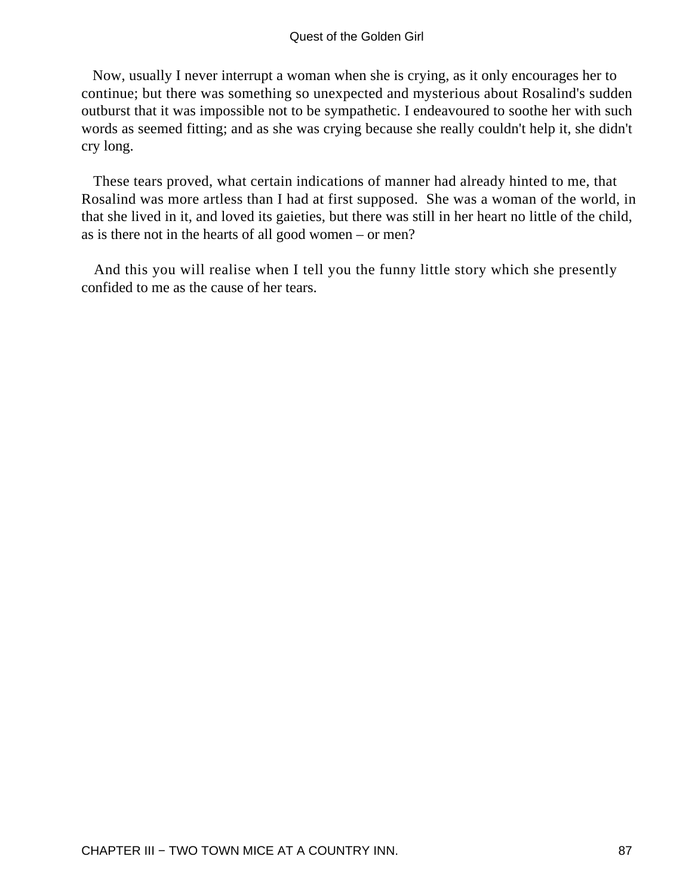Now, usually I never interrupt a woman when she is crying, as it only encourages her to continue; but there was something so unexpected and mysterious about Rosalind's sudden outburst that it was impossible not to be sympathetic. I endeavoured to soothe her with such words as seemed fitting; and as she was crying because she really couldn't help it, she didn't cry long.

These tears proved, what certain indications of manner had already hinted to me, that Rosalind was more artless than I had at first supposed. She was a woman of the world, in that she lived in it, and loved its gaieties, but there was still in her heart no little of the child, as is there not in the hearts of all good women – or men?

And this you will realise when I tell you the funny little story which she presently confided to me as the cause of her tears.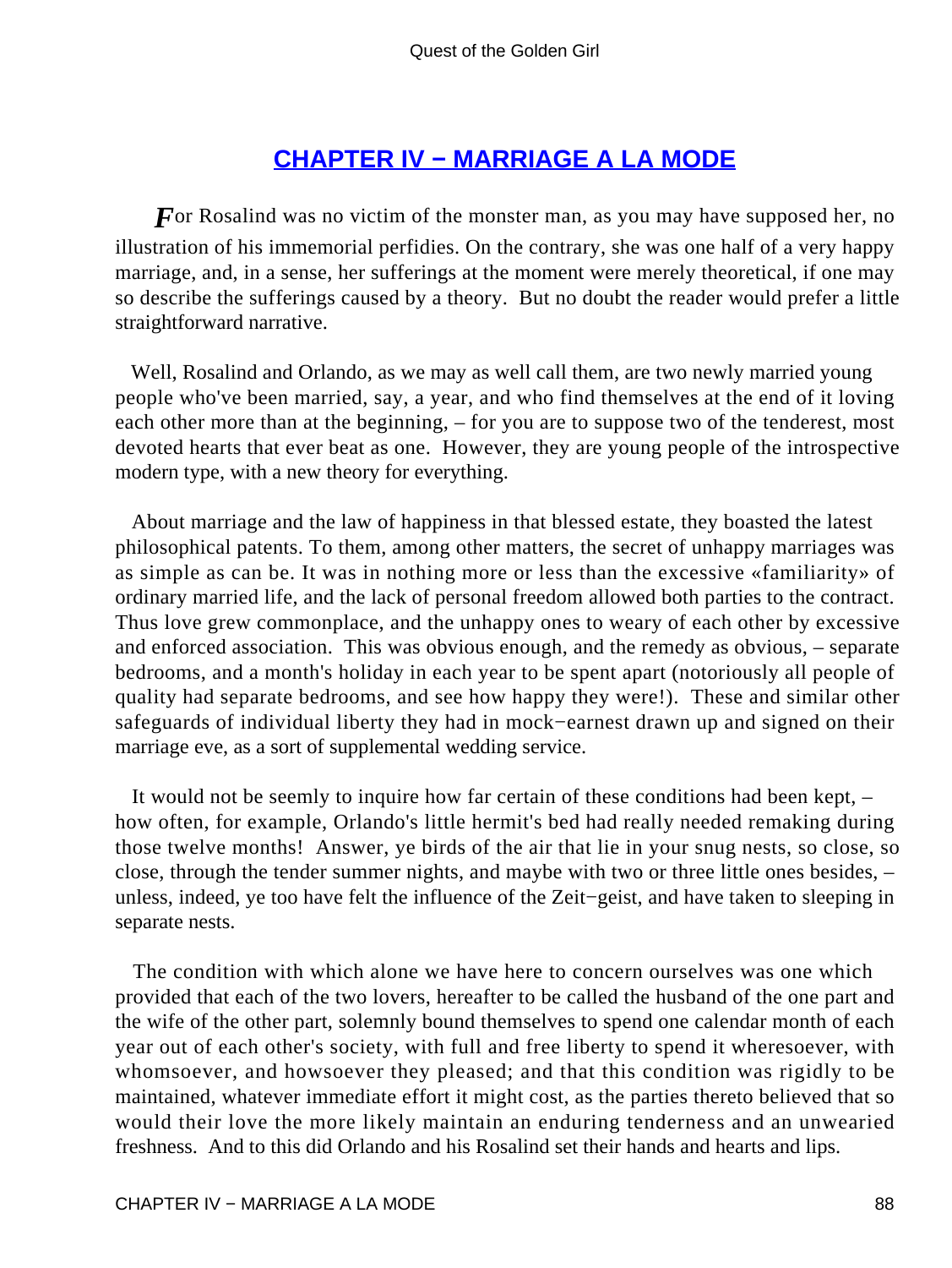## CHAPTER IV − MARRIAGE A LA MODE

*F*or Rosalind was no victim of the monster man, as you may have supposed her, no illustration of his immemorial perfidies. On the contrary, she was one half of a very happy marriage, and, in a sense, her sufferings at the moment were merely theoretical, if one may so describe the sufferings caused by a theory. But no doubt the reader would prefer a little straightforward narrative.

Well, Rosalind and Orlando, as we may as well call them, are two newly married young people who've been married, say, a year, and who find themselves at the end of it loving each other more than at the beginning, – for you are to suppose two of the tenderest, most devoted hearts that ever beat as one. However, they are young people of the introspective modern type, with a new theory for everything.

About marriage and the law of happiness in that blessed estate, they boasted the latest philosophical patents. To them, among other matters, the secret of unhappy marriages was as simple as can be. It was in nothing more or less than the excessive «familiarity» of ordinary married life, and the lack of personal freedom allowed both parties to the contract. Thus love grew commonplace, and the unhappy ones to weary of each other by excessive and enforced association. This was obvious enough, and the remedy as obvious, – separate bedrooms, and a month's holiday in each year to be spent apart (notoriously all people of quality had separate bedrooms, and see how happy they were!). These and similar other safeguards of individual liberty they had in mock−earnest drawn up and signed on their marriage eve, as a sort of supplemental wedding service.

It would not be seemly to inquire how far certain of these conditions had been kept, – how often, for example, Orlando's little hermit's bed had really needed remaking during those twelve months! Answer, ye birds of the air that lie in your snug nests, so close, so close, through the tender summer nights, and maybe with two or three little ones besides, – unless, indeed, ye too have felt the influence of the Zeit−geist, and have taken to sleeping in separate nests.

The condition with which alone we have here to concern ourselves was one which provided that each of the two lovers, hereafter to be called the husband of the one part and the wife of the other part, solemnly bound themselves to spend one calendar month of each year out of each other's society, with full and free liberty to spend it wheresoever, with whomsoever, and howsoever they pleased; and that this condition was rigidly to be maintained, whatever immediate effort it might cost, as the parties thereto believed that so would their love the more likely maintain an enduring tenderness and an unwearied freshness. And to this did Orlando and his Rosalind set their hands and hearts and lips.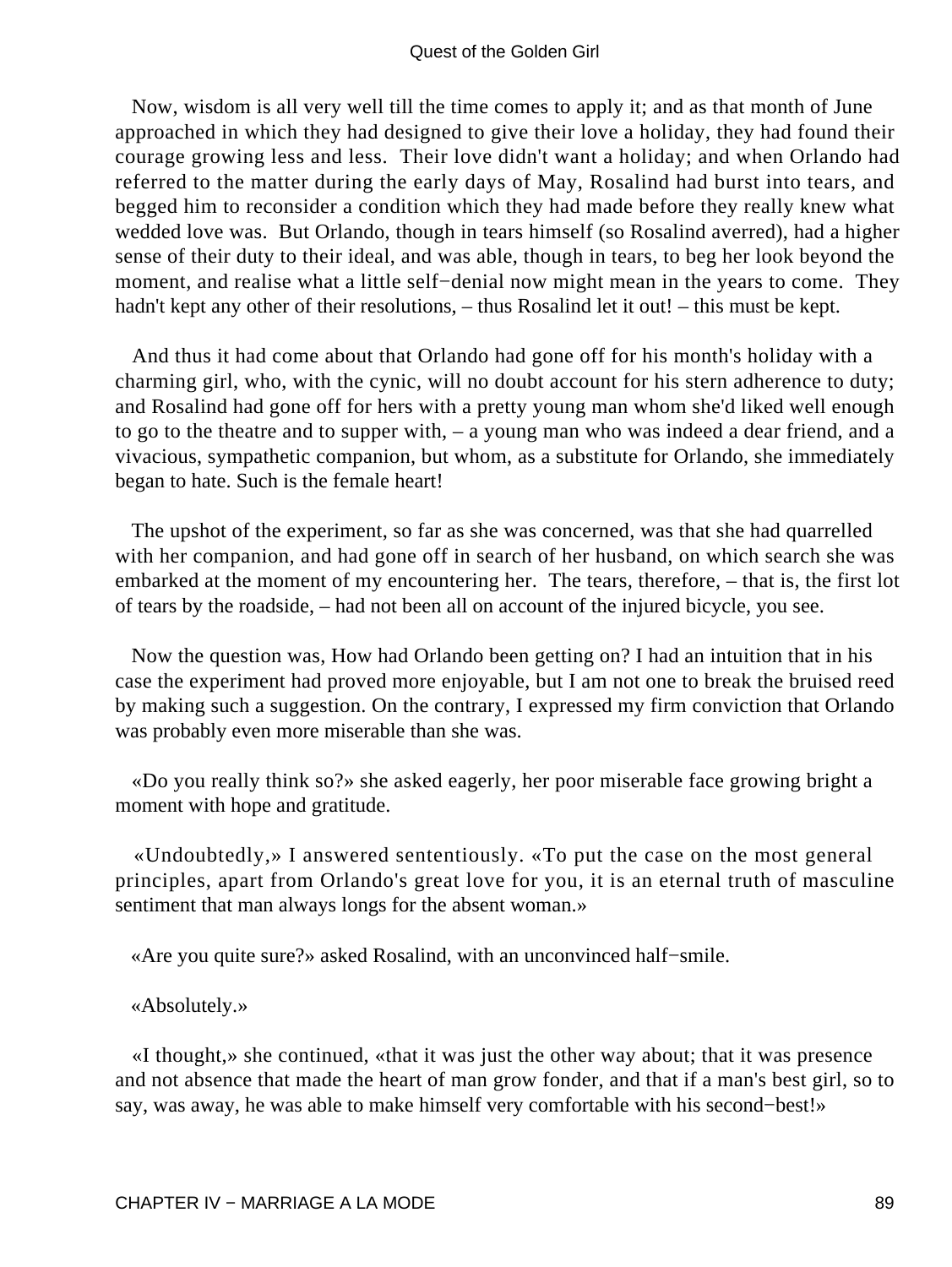Now, wisdom is all very well till the time comes to apply it; and as that month of June approached in which they had designed to give their love a holiday, they had found their courage growing less and less. Their love didn't want a holiday; and when Orlando had referred to the matter during the early days of May, Rosalind had burst into tears, and begged him to reconsider a condition which they had made before they really knew what wedded love was. But Orlando, though in tears himself (so Rosalind averred), had a higher sense of their duty to their ideal, and was able, though in tears, to beg her look beyond the moment, and realise what a little self−denial now might mean in the years to come. They hadn't kept any other of their resolutions, – thus Rosalind let it out! – this must be kept.

And thus it had come about that Orlando had gone off for his month's holiday with a charming girl, who, with the cynic, will no doubt account for his stern adherence to duty; and Rosalind had gone off for hers with a pretty young man whom she'd liked well enough to go to the theatre and to supper with, – a young man who was indeed a dear friend, and a vivacious, sympathetic companion, but whom, as a substitute for Orlando, she immediately began to hate. Such is the female heart!

The upshot of the experiment, so far as she was concerned, was that she had quarrelled with her companion, and had gone off in search of her husband, on which search she was embarked at the moment of my encountering her. The tears, therefore, – that is, the first lot of tears by the roadside, – had not been all on account of the injured bicycle, you see.

Now the question was, How had Orlando been getting on? I had an intuition that in his case the experiment had proved more enjoyable, but I am not one to break the bruised reed by making such a suggestion. On the contrary, I expressed my firm conviction that Orlando was probably even more miserable than she was.

«Do you really think so?» she asked eagerly, her poor miserable face growing bright a moment with hope and gratitude.

«Undoubtedly,» I answered sententiously. «To put the case on the most general principles, apart from Orlando's great love for you, it is an eternal truth of masculine sentiment that man always longs for the absent woman.»

«Are you quite sure?» asked Rosalind, with an unconvinced half−smile.

«Absolutely.»

«I thought,» she continued, «that it was just the other way about; that it was presence and not absence that made the heart of man grow fonder, and that if a man's best girl, so to say, was away, he was able to make himself very comfortable with his second−best!»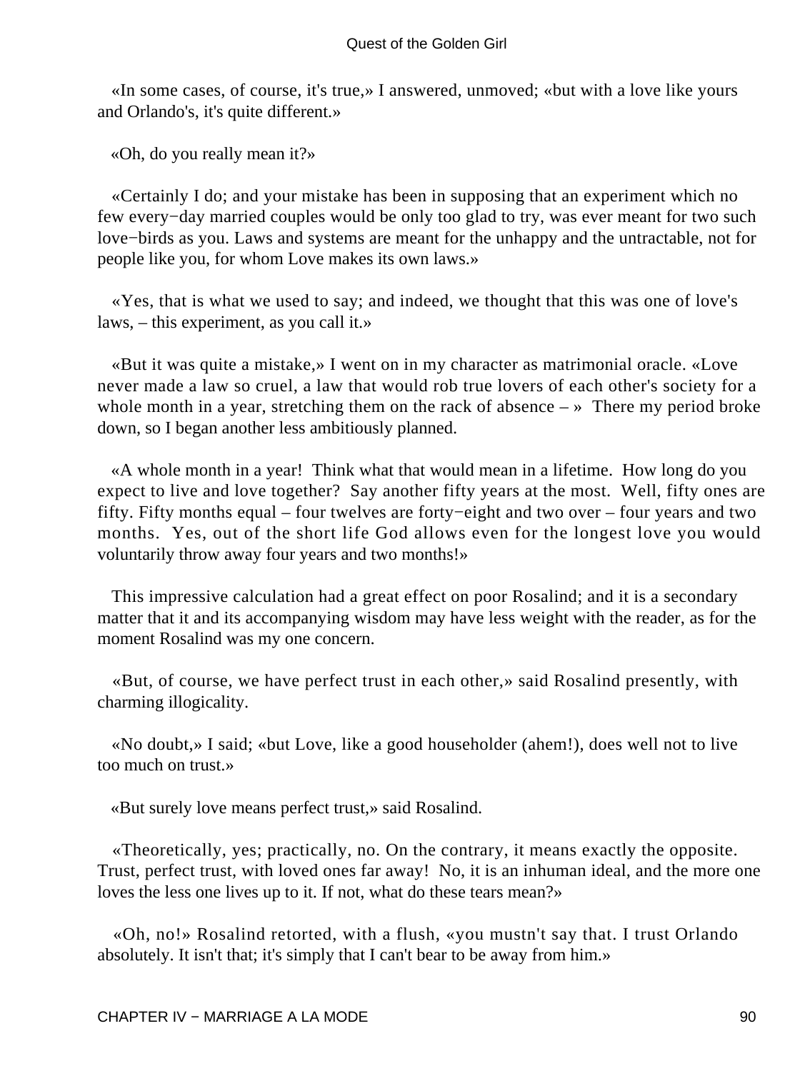«In some cases, of course, it's true,» I answered, unmoved; «but with a love like yours and Orlando's, it's quite different.»

«Oh, do you really mean it?»

«Certainly I do; and your mistake has been in supposing that an experiment which no few every−day married couples would be only too glad to try, was ever meant for two such love−birds as you. Laws and systems are meant for the unhappy and the untractable, not for people like you, for whom Love makes its own laws.»

«Yes, that is what we used to say; and indeed, we thought that this was one of love's laws, – this experiment, as you call it.»

«But it was quite a mistake,» I went on in my character as matrimonial oracle. «Love never made a law so cruel, a law that would rob true lovers of each other's society for a whole month in a year, stretching them on the rack of absence – » There my period broke down, so I began another less ambitiously planned.

«A whole month in a year! Think what that would mean in a lifetime. How long do you expect to live and love together? Say another fifty years at the most. Well, fifty ones are fifty. Fifty months equal – four twelves are forty−eight and two over – four years and two months. Yes, out of the short life God allows even for the longest love you would voluntarily throw away four years and two months!»

This impressive calculation had a great effect on poor Rosalind; and it is a secondary matter that it and its accompanying wisdom may have less weight with the reader, as for the moment Rosalind was my one concern.

«But, of course, we have perfect trust in each other,» said Rosalind presently, with charming illogicality.

«No doubt,» I said; «but Love, like a good householder (ahem!), does well not to live too much on trust.»

«But surely love means perfect trust,» said Rosalind.

«Theoretically, yes; practically, no. On the contrary, it means exactly the opposite. Trust, perfect trust, with loved ones far away! No, it is an inhuman ideal, and the more one loves the less one lives up to it. If not, what do these tears mean?»

«Oh, no!» Rosalind retorted, with a flush, «you mustn't say that. I trust Orlando absolutely. It isn't that; it's simply that I can't bear to be away from him.»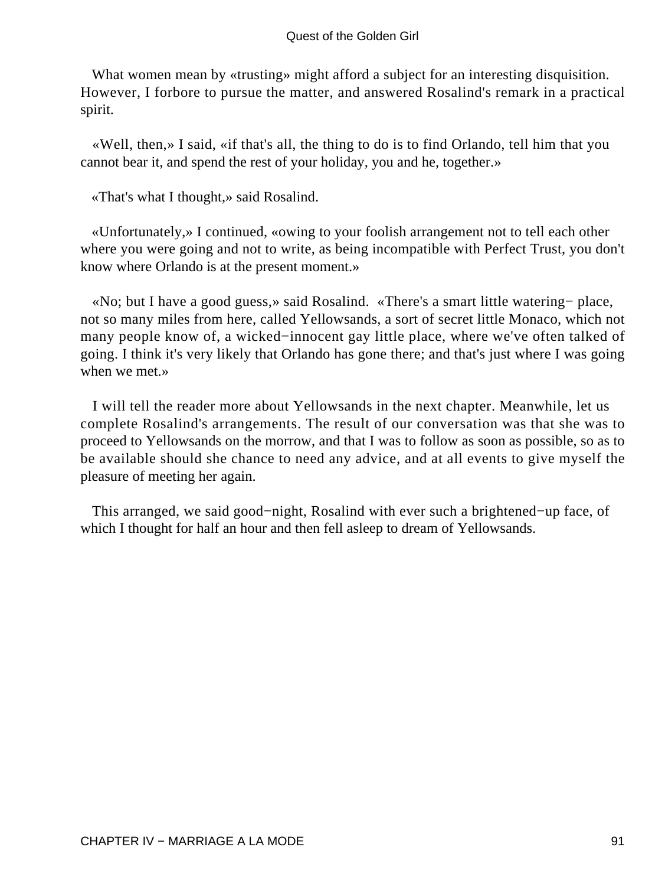What women mean by «trusting» might afford a subject for an interesting disquisition. However, I forbore to pursue the matter, and answered Rosalind's remark in a practical spirit.

«Well, then,» I said, «if that's all, the thing to do is to find Orlando, tell him that you cannot bear it, and spend the rest of your holiday, you and he, together.»

«That's what I thought,» said Rosalind.

«Unfortunately,» I continued, «owing to your foolish arrangement not to tell each other where you were going and not to write, as being incompatible with Perfect Trust, you don't know where Orlando is at the present moment.»

«No; but I have a good guess,» said Rosalind. «There's a smart little watering− place, not so many miles from here, called Yellowsands, a sort of secret little Monaco, which not many people know of, a wicked−innocent gay little place, where we've often talked of going. I think it's very likely that Orlando has gone there; and that's just where I was going when we met.»

I will tell the reader more about Yellowsands in the next chapter. Meanwhile, let us complete Rosalind's arrangements. The result of our conversation was that she was to proceed to Yellowsands on the morrow, and that I was to follow as soon as possible, so as to be available should she chance to need any advice, and at all events to give myself the pleasure of meeting her again.

This arranged, we said good−night, Rosalind with ever such a brightened−up face, of which I thought for half an hour and then fell asleep to dream of Yellowsands.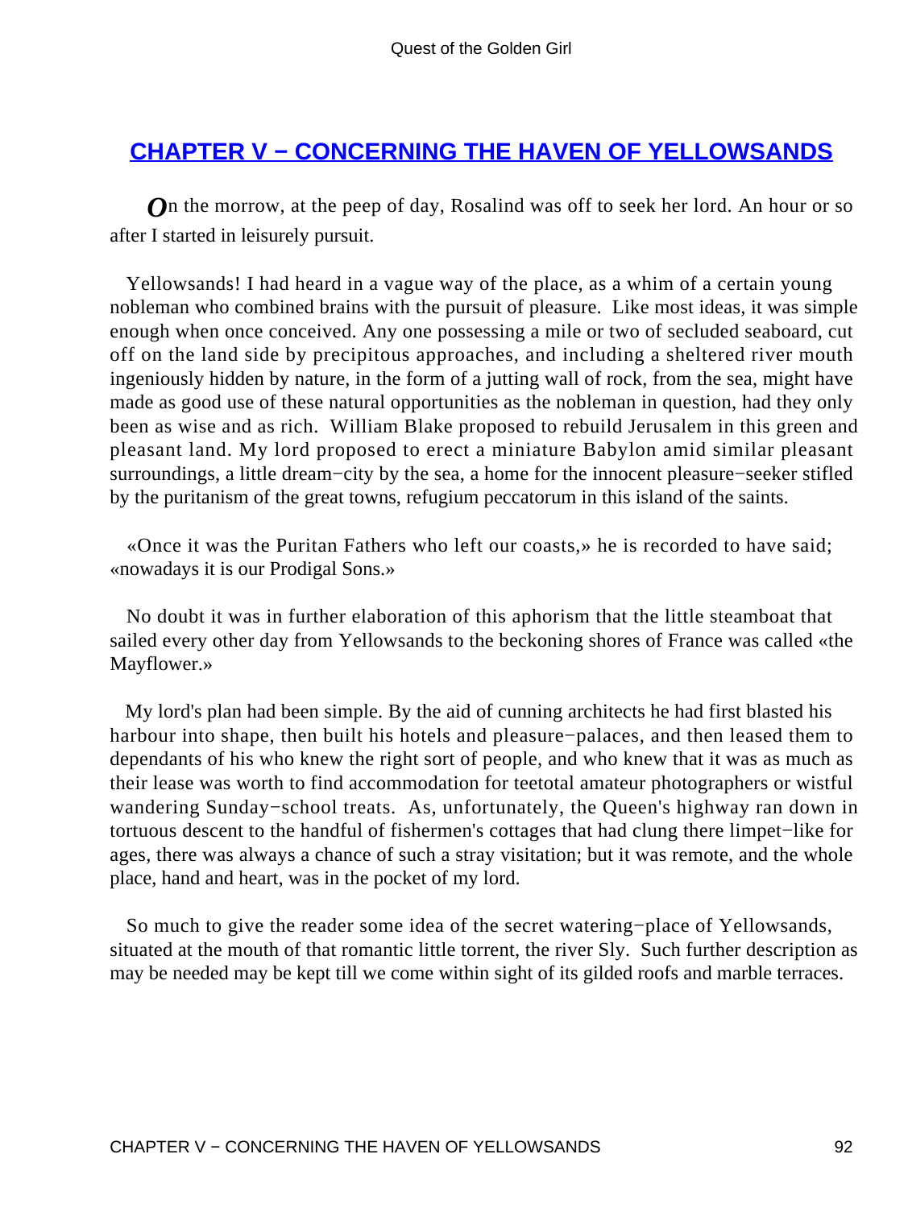## CHAPTER V − CONCERNING THE HAVEN OF YELLOWSANDS

*O*n the morrow, at the peep of day, Rosalind was off to seek her lord. An hour or so after I started in leisurely pursuit.

Yellowsands! I had heard in a vague way of the place, as a whim of a certain young nobleman who combined brains with the pursuit of pleasure. Like most ideas, it was simple enough when once conceived. Any one possessing a mile or two of secluded seaboard, cut off on the land side by precipitous approaches, and including a sheltered river mouth ingeniously hidden by nature, in the form of a jutting wall of rock, from the sea, might have made as good use of these natural opportunities as the nobleman in question, had they only been as wise and as rich. William Blake proposed to rebuild Jerusalem in this green and pleasant land. My lord proposed to erect a miniature Babylon amid similar pleasant surroundings, a little dream−city by the sea, a home for the innocent pleasure−seeker stifled by the puritanism of the great towns, refugium peccatorum in this island of the saints.

«Once it was the Puritan Fathers who left our coasts,» he is recorded to have said; «nowadays it is our Prodigal Sons.»

No doubt it was in further elaboration of this aphorism that the little steamboat that sailed every other day from Yellowsands to the beckoning shores of France was called «the Mayflower.»

My lord's plan had been simple. By the aid of cunning architects he had first blasted his harbour into shape, then built his hotels and pleasure−palaces, and then leased them to dependants of his who knew the right sort of people, and who knew that it was as much as their lease was worth to find accommodation for teetotal amateur photographers or wistful wandering Sunday−school treats. As, unfortunately, the Queen's highway ran down in tortuous descent to the handful of fishermen's cottages that had clung there limpet−like for ages, there was always a chance of such a stray visitation; but it was remote, and the whole place, hand and heart, was in the pocket of my lord.

So much to give the reader some idea of the secret watering−place of Yellowsands, situated at the mouth of that romantic little torrent, the river Sly. Such further description as may be needed may be kept till we come within sight of its gilded roofs and marble terraces.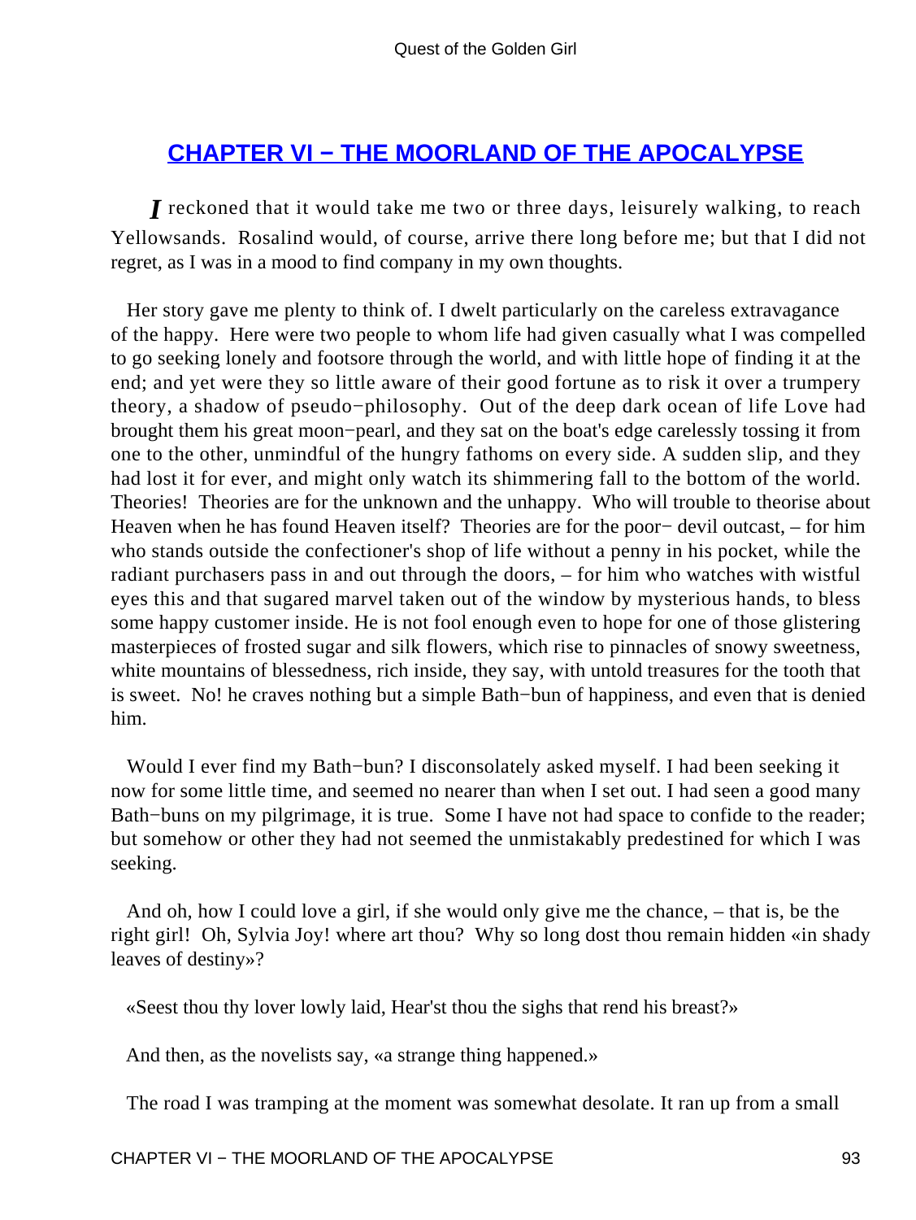## CHAPTER VI − THE MOORLAND OF THE APOCALYPSE

*I* reckoned that it would take me two or three days, leisurely walking, to reach Yellowsands. Rosalind would, of course, arrive there long before me; but that I did not regret, as I was in a mood to find company in my own thoughts.

Her story gave me plenty to think of. I dwelt particularly on the careless extravagance of the happy. Here were two people to whom life had given casually what I was compelled to go seeking lonely and footsore through the world, and with little hope of finding it at the end; and yet were they so little aware of their good fortune as to risk it over a trumpery theory, a shadow of pseudo−philosophy. Out of the deep dark ocean of life Love had brought them his great moon−pearl, and they sat on the boat's edge carelessly tossing it from one to the other, unmindful of the hungry fathoms on every side. A sudden slip, and they had lost it for ever, and might only watch its shimmering fall to the bottom of the world. Theories! Theories are for the unknown and the unhappy. Who will trouble to theorise about Heaven when he has found Heaven itself? Theories are for the poor− devil outcast, – for him who stands outside the confectioner's shop of life without a penny in his pocket, while the radiant purchasers pass in and out through the doors, – for him who watches with wistful eyes this and that sugared marvel taken out of the window by mysterious hands, to bless some happy customer inside. He is not fool enough even to hope for one of those glistering masterpieces of frosted sugar and silk flowers, which rise to pinnacles of snowy sweetness, white mountains of blessedness, rich inside, they say, with untold treasures for the tooth that is sweet. No! he craves nothing but a simple Bath−bun of happiness, and even that is denied him.

Would I ever find my Bath−bun? I disconsolately asked myself. I had been seeking it now for some little time, and seemed no nearer than when I set out. I had seen a good many Bath−buns on my pilgrimage, it is true. Some I have not had space to confide to the reader; but somehow or other they had not seemed the unmistakably predestined for which I was seeking.

And oh, how I could love a girl, if she would only give me the chance, – that is, be the right girl! Oh, Sylvia Joy! where art thou? Why so long dost thou remain hidden «in shady leaves of destiny»?

«Seest thou thy lover lowly laid, Hear'st thou the sighs that rend his breast?»

And then, as the novelists say, «a strange thing happened.»

The road I was tramping at the moment was somewhat desolate. It ran up from a small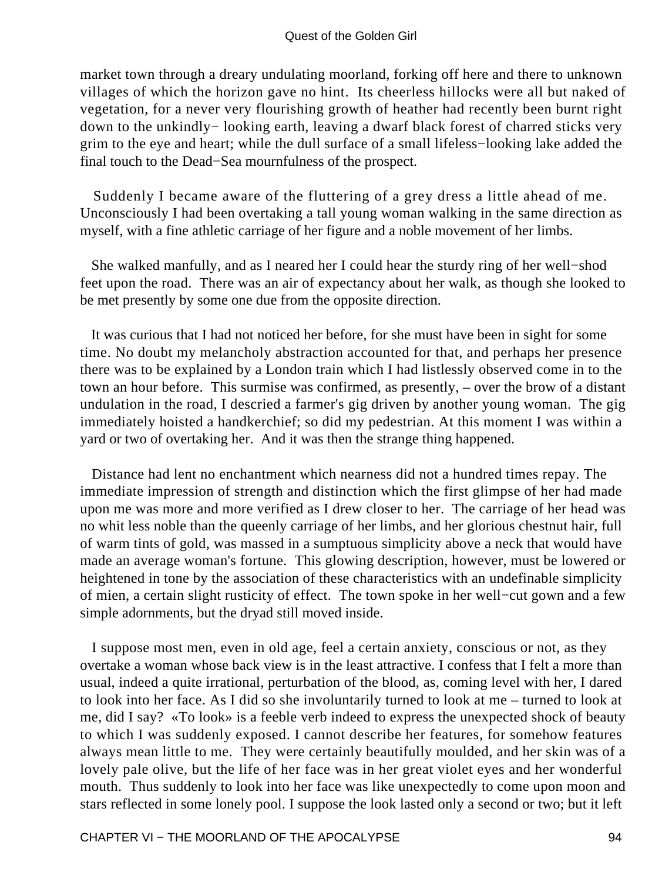market town through a dreary undulating moorland, forking off here and there to unknown villages of which the horizon gave no hint. Its cheerless hillocks were all but naked of vegetation, for a never very flourishing growth of heather had recently been burnt right down to the unkindly− looking earth, leaving a dwarf black forest of charred sticks very grim to the eye and heart; while the dull surface of a small lifeless−looking lake added the final touch to the Dead−Sea mournfulness of the prospect.

Suddenly I became aware of the fluttering of a grey dress a little ahead of me. Unconsciously I had been overtaking a tall young woman walking in the same direction as myself, with a fine athletic carriage of her figure and a noble movement of her limbs.

She walked manfully, and as I neared her I could hear the sturdy ring of her well−shod feet upon the road. There was an air of expectancy about her walk, as though she looked to be met presently by some one due from the opposite direction.

It was curious that I had not noticed her before, for she must have been in sight for some time. No doubt my melancholy abstraction accounted for that, and perhaps her presence there was to be explained by a London train which I had listlessly observed come in to the town an hour before. This surmise was confirmed, as presently, – over the brow of a distant undulation in the road, I descried a farmer's gig driven by another young woman. The gig immediately hoisted a handkerchief; so did my pedestrian. At this moment I was within a yard or two of overtaking her. And it was then the strange thing happened.

Distance had lent no enchantment which nearness did not a hundred times repay. The immediate impression of strength and distinction which the first glimpse of her had made upon me was more and more verified as I drew closer to her. The carriage of her head was no whit less noble than the queenly carriage of her limbs, and her glorious chestnut hair, full of warm tints of gold, was massed in a sumptuous simplicity above a neck that would have made an average woman's fortune. This glowing description, however, must be lowered or heightened in tone by the association of these characteristics with an undefinable simplicity of mien, a certain slight rusticity of effect. The town spoke in her well−cut gown and a few simple adornments, but the dryad still moved inside.

I suppose most men, even in old age, feel a certain anxiety, conscious or not, as they overtake a woman whose back view is in the least attractive. I confess that I felt a more than usual, indeed a quite irrational, perturbation of the blood, as, coming level with her, I dared to look into her face. As I did so she involuntarily turned to look at me – turned to look at me, did I say? «To look» is a feeble verb indeed to express the unexpected shock of beauty to which I was suddenly exposed. I cannot describe her features, for somehow features always mean little to me. They were certainly beautifully moulded, and her skin was of a lovely pale olive, but the life of her face was in her great violet eyes and her wonderful mouth. Thus suddenly to look into her face was like unexpectedly to come upon moon and stars reflected in some lonely pool. I suppose the look lasted only a second or two; but it left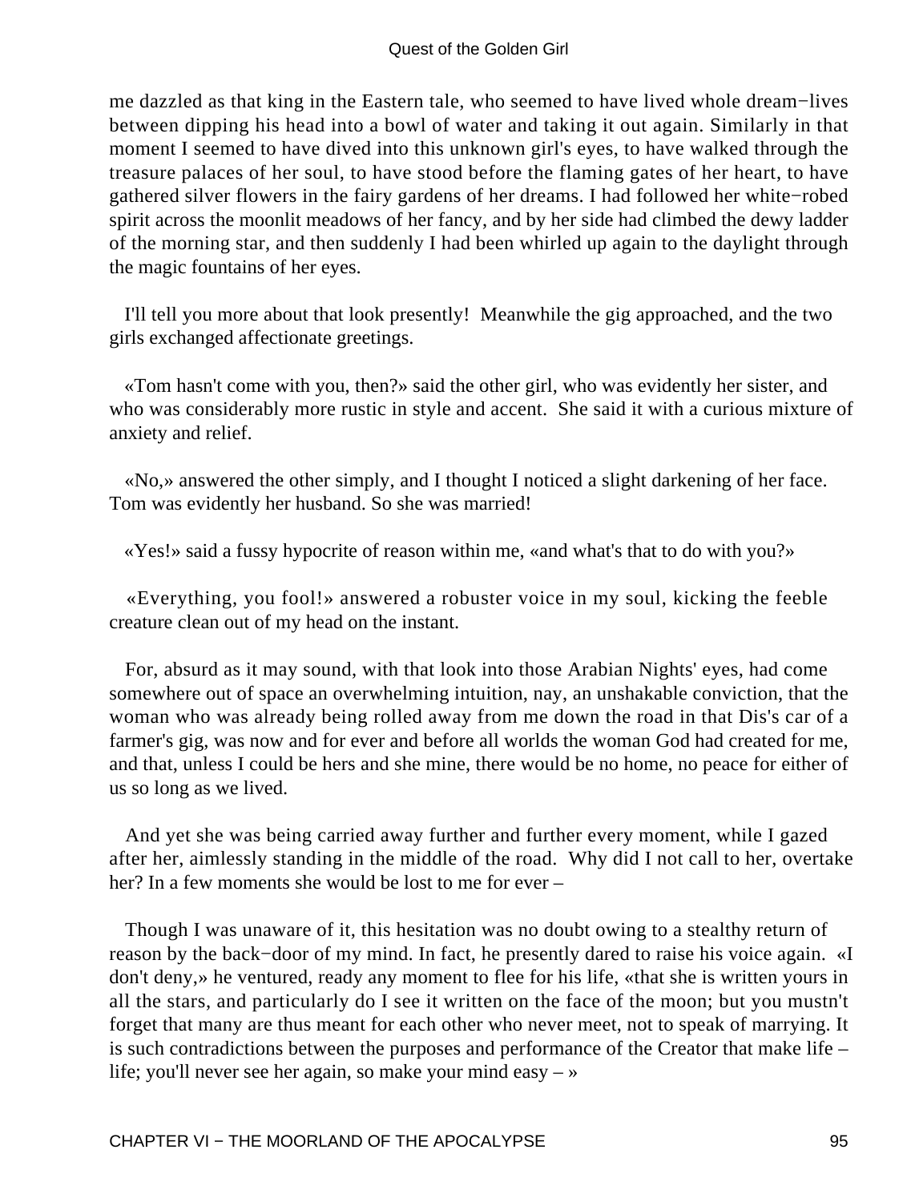me dazzled as that king in the Eastern tale, who seemed to have lived whole dream−lives between dipping his head into a bowl of water and taking it out again. Similarly in that moment I seemed to have dived into this unknown girl's eyes, to have walked through the treasure palaces of her soul, to have stood before the flaming gates of her heart, to have gathered silver flowers in the fairy gardens of her dreams. I had followed her white−robed spirit across the moonlit meadows of her fancy, and by her side had climbed the dewy ladder of the morning star, and then suddenly I had been whirled up again to the daylight through the magic fountains of her eyes.

I'll tell you more about that look presently! Meanwhile the gig approached, and the two girls exchanged affectionate greetings.

«Tom hasn't come with you, then?» said the other girl, who was evidently her sister, and who was considerably more rustic in style and accent. She said it with a curious mixture of anxiety and relief.

«No,» answered the other simply, and I thought I noticed a slight darkening of her face. Tom was evidently her husband. So she was married!

«Yes!» said a fussy hypocrite of reason within me, «and what's that to do with you?»

«Everything, you fool!» answered a robuster voice in my soul, kicking the feeble creature clean out of my head on the instant.

For, absurd as it may sound, with that look into those Arabian Nights' eyes, had come somewhere out of space an overwhelming intuition, nay, an unshakable conviction, that the woman who was already being rolled away from me down the road in that Dis's car of a farmer's gig, was now and for ever and before all worlds the woman God had created for me, and that, unless I could be hers and she mine, there would be no home, no peace for either of us so long as we lived.

And yet she was being carried away further and further every moment, while I gazed after her, aimlessly standing in the middle of the road. Why did I not call to her, overtake her? In a few moments she would be lost to me for ever –

Though I was unaware of it, this hesitation was no doubt owing to a stealthy return of reason by the back−door of my mind. In fact, he presently dared to raise his voice again. «I don't deny,» he ventured, ready any moment to flee for his life, «that she is written yours in all the stars, and particularly do I see it written on the face of the moon; but you mustn't forget that many are thus meant for each other who never meet, not to speak of marrying. It is such contradictions between the purposes and performance of the Creator that make life – life; you'll never see her again, so make your mind easy – »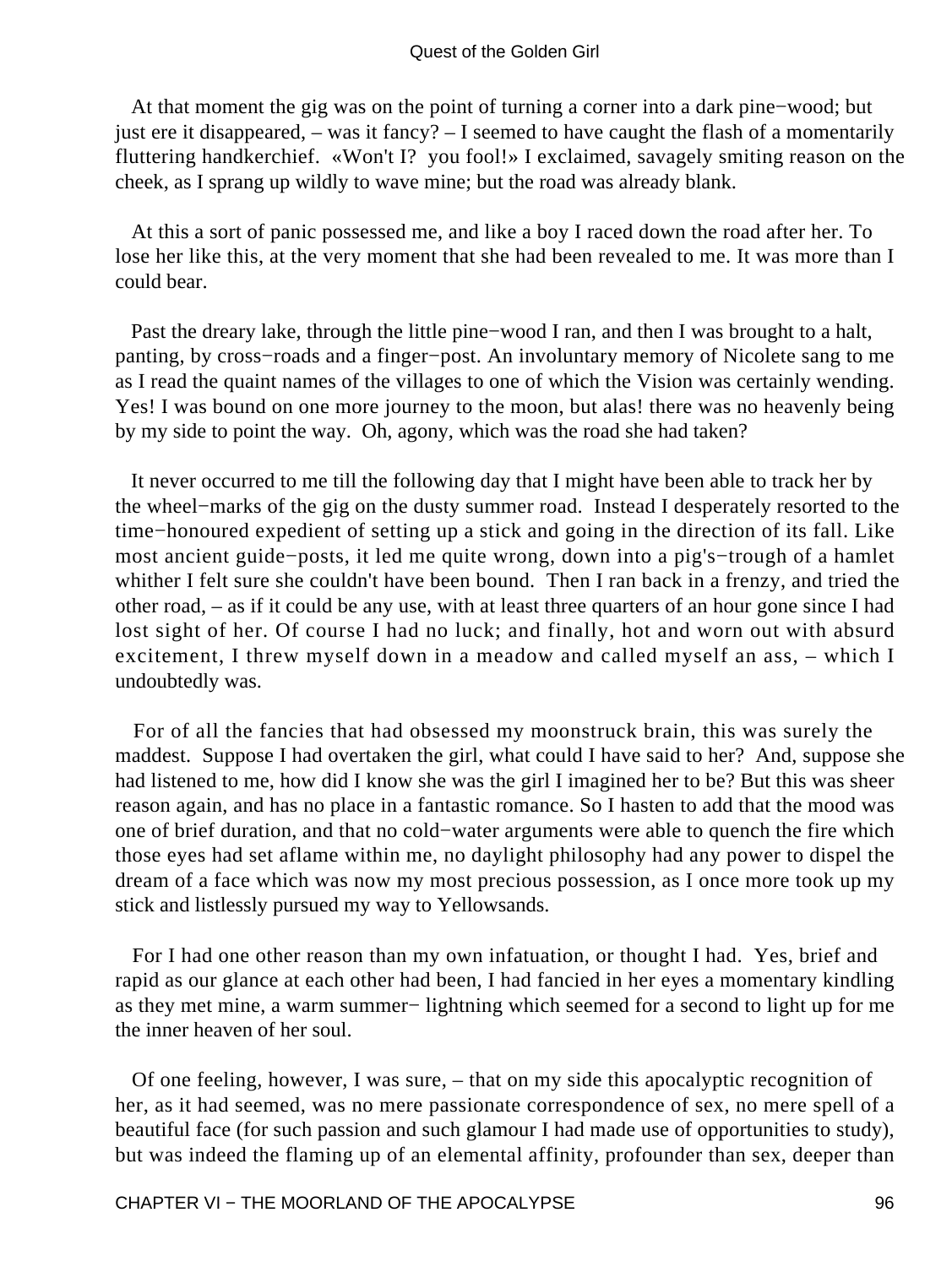At that moment the gig was on the point of turning a corner into a dark pine−wood; but just ere it disappeared, – was it fancy? – I seemed to have caught the flash of a momentarily fluttering handkerchief. «Won't I? you fool!» I exclaimed, savagely smiting reason on the cheek, as I sprang up wildly to wave mine; but the road was already blank.

At this a sort of panic possessed me, and like a boy I raced down the road after her. To lose her like this, at the very moment that she had been revealed to me. It was more than I could bear.

Past the dreary lake, through the little pine−wood I ran, and then I was brought to a halt, panting, by cross−roads and a finger−post. An involuntary memory of Nicolete sang to me as I read the quaint names of the villages to one of which the Vision was certainly wending. Yes! I was bound on one more journey to the moon, but alas! there was no heavenly being by my side to point the way. Oh, agony, which was the road she had taken?

It never occurred to me till the following day that I might have been able to track her by the wheel−marks of the gig on the dusty summer road. Instead I desperately resorted to the time−honoured expedient of setting up a stick and going in the direction of its fall. Like most ancient guide−posts, it led me quite wrong, down into a pig's−trough of a hamlet whither I felt sure she couldn't have been bound. Then I ran back in a frenzy, and tried the other road, – as if it could be any use, with at least three quarters of an hour gone since I had lost sight of her. Of course I had no luck; and finally, hot and worn out with absurd excitement, I threw myself down in a meadow and called myself an ass, – which I undoubtedly was.

For of all the fancies that had obsessed my moonstruck brain, this was surely the maddest. Suppose I had overtaken the girl, what could I have said to her? And, suppose she had listened to me, how did I know she was the girl I imagined her to be? But this was sheer reason again, and has no place in a fantastic romance. So I hasten to add that the mood was one of brief duration, and that no cold−water arguments were able to quench the fire which those eyes had set aflame within me, no daylight philosophy had any power to dispel the dream of a face which was now my most precious possession, as I once more took up my stick and listlessly pursued my way to Yellowsands.

For I had one other reason than my own infatuation, or thought I had. Yes, brief and rapid as our glance at each other had been, I had fancied in her eyes a momentary kindling as they met mine, a warm summer− lightning which seemed for a second to light up for me the inner heaven of her soul.

Of one feeling, however, I was sure, – that on my side this apocalyptic recognition of her, as it had seemed, was no mere passionate correspondence of sex, no mere spell of a beautiful face (for such passion and such glamour I had made use of opportunities to study), but was indeed the flaming up of an elemental affinity, profounder than sex, deeper than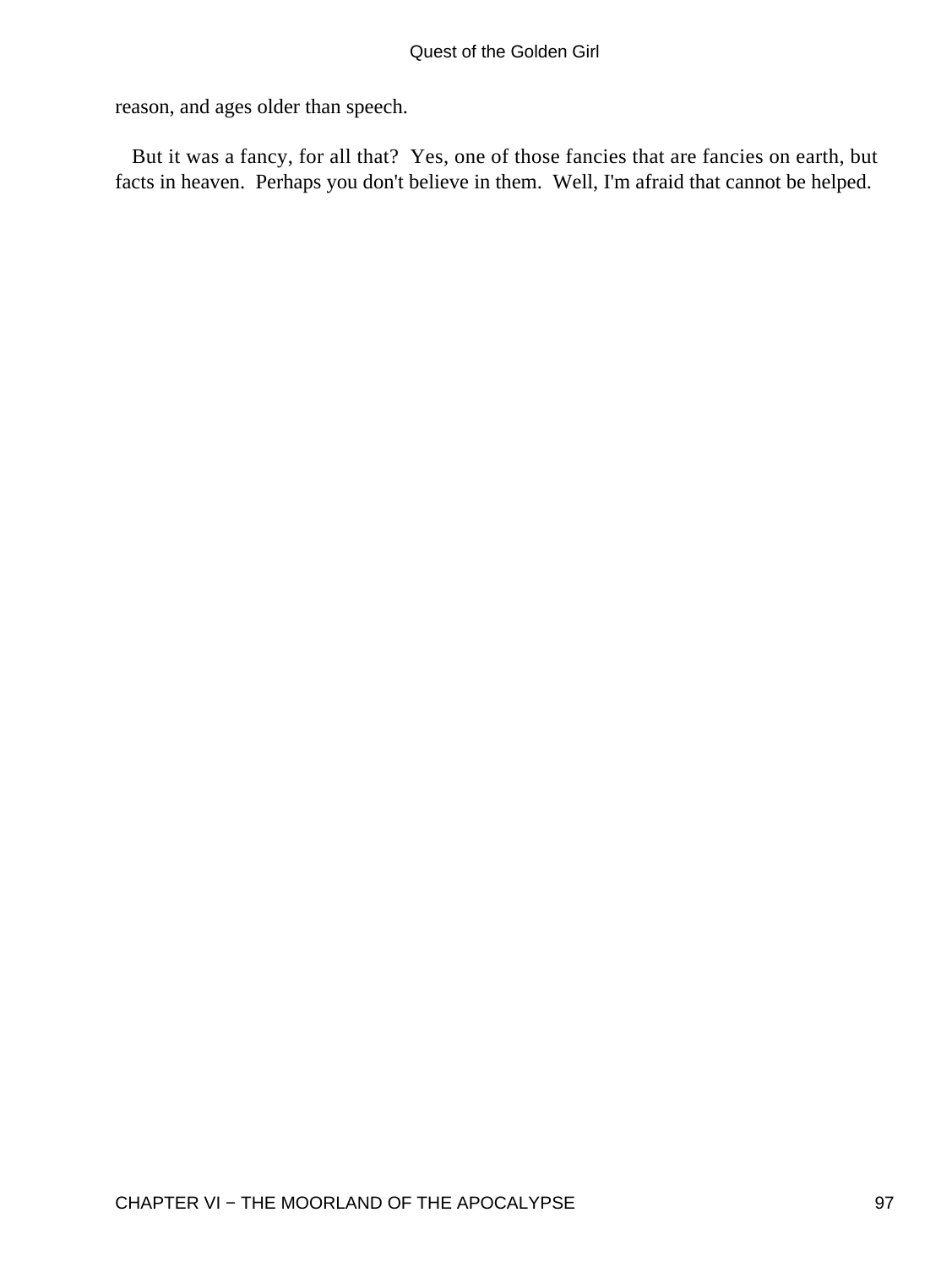reason, and ages older than speech.

But it was a fancy, for all that? Yes, one of those fancies that are fancies on earth, but facts in heaven. Perhaps you don't believe in them. Well, I'm afraid that cannot be helped.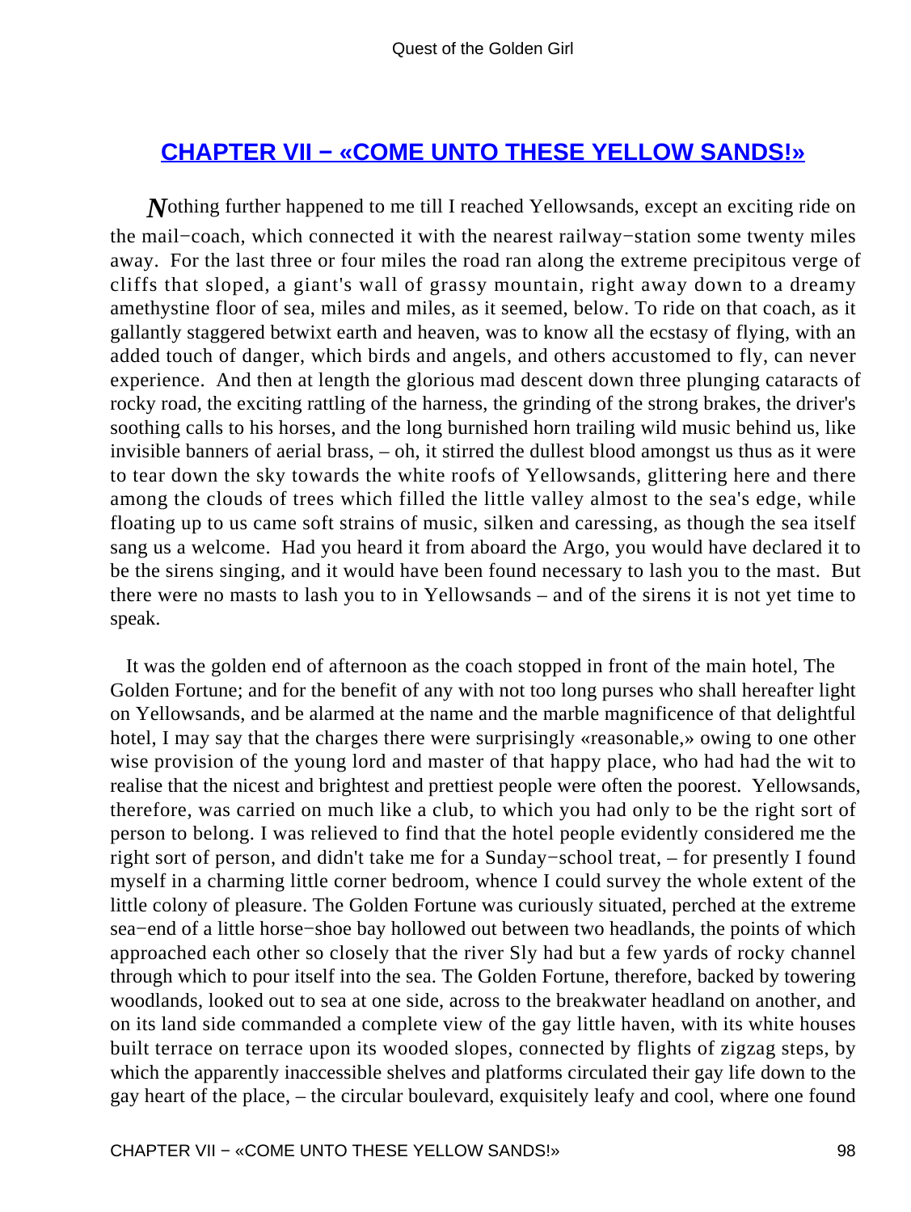## CHAPTER VII − «COME UNTO THESE YELLOW SANDS!»

*N*othing further happened to me till I reached Yellowsands, except an exciting ride on the mail−coach, which connected it with the nearest railway−station some twenty miles away. For the last three or four miles the road ran along the extreme precipitous verge of cliffs that sloped, a giant's wall of grassy mountain, right away down to a dreamy amethystine floor of sea, miles and miles, as it seemed, below. To ride on that coach, as it gallantly staggered betwixt earth and heaven, was to know all the ecstasy of flying, with an added touch of danger, which birds and angels, and others accustomed to fly, can never experience. And then at length the glorious mad descent down three plunging cataracts of rocky road, the exciting rattling of the harness, the grinding of the strong brakes, the driver's soothing calls to his horses, and the long burnished horn trailing wild music behind us, like invisible banners of aerial brass, – oh, it stirred the dullest blood amongst us thus as it were to tear down the sky towards the white roofs of Yellowsands, glittering here and there among the clouds of trees which filled the little valley almost to the sea's edge, while floating up to us came soft strains of music, silken and caressing, as though the sea itself sang us a welcome. Had you heard it from aboard the Argo, you would have declared it to be the sirens singing, and it would have been found necessary to lash you to the mast. But there were no masts to lash you to in Yellowsands – and of the sirens it is not yet time to speak.

It was the golden end of afternoon as the coach stopped in front of the main hotel, The Golden Fortune; and for the benefit of any with not too long purses who shall hereafter light on Yellowsands, and be alarmed at the name and the marble magnificence of that delightful hotel, I may say that the charges there were surprisingly «reasonable,» owing to one other wise provision of the young lord and master of that happy place, who had had the wit to realise that the nicest and brightest and prettiest people were often the poorest. Yellowsands, therefore, was carried on much like a club, to which you had only to be the right sort of person to belong. I was relieved to find that the hotel people evidently considered me the right sort of person, and didn't take me for a Sunday−school treat, – for presently I found myself in a charming little corner bedroom, whence I could survey the whole extent of the little colony of pleasure. The Golden Fortune was curiously situated, perched at the extreme sea−end of a little horse−shoe bay hollowed out between two headlands, the points of which approached each other so closely that the river Sly had but a few yards of rocky channel through which to pour itself into the sea. The Golden Fortune, therefore, backed by towering woodlands, looked out to sea at one side, across to the breakwater headland on another, and on its land side commanded a complete view of the gay little haven, with its white houses built terrace on terrace upon its wooded slopes, connected by flights of zigzag steps, by which the apparently inaccessible shelves and platforms circulated their gay life down to the gay heart of the place, – the circular boulevard, exquisitely leafy and cool, where one found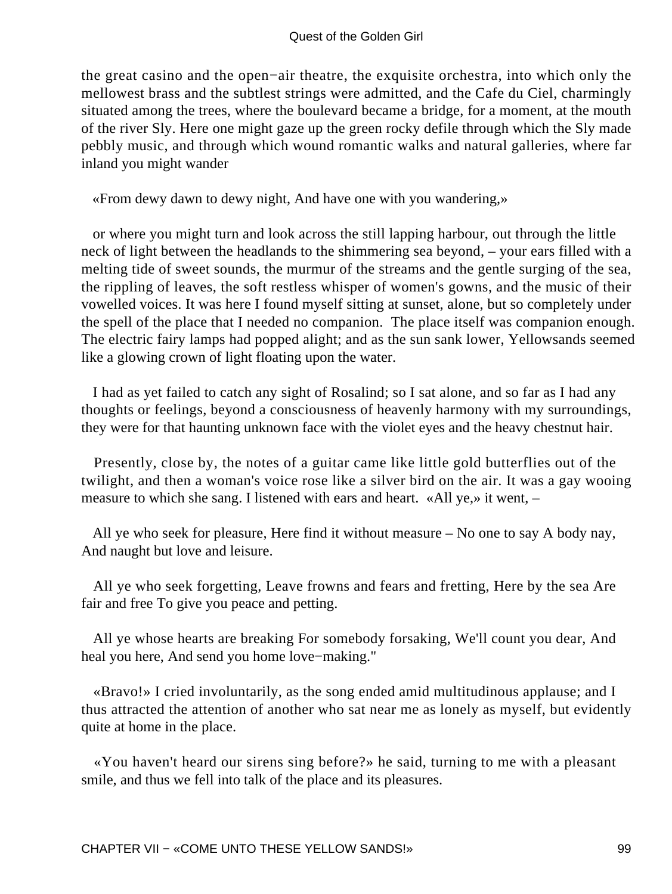the great casino and the open−air theatre, the exquisite orchestra, into which only the mellowest brass and the subtlest strings were admitted, and the Cafe du Ciel, charmingly situated among the trees, where the boulevard became a bridge, for a moment, at the mouth of the river Sly. Here one might gaze up the green rocky defile through which the Sly made pebbly music, and through which wound romantic walks and natural galleries, where far inland you might wander

«From dewy dawn to dewy night, And have one with you wandering,»

or where you might turn and look across the still lapping harbour, out through the little neck of light between the headlands to the shimmering sea beyond, – your ears filled with a melting tide of sweet sounds, the murmur of the streams and the gentle surging of the sea, the rippling of leaves, the soft restless whisper of women's gowns, and the music of their vowelled voices. It was here I found myself sitting at sunset, alone, but so completely under the spell of the place that I needed no companion. The place itself was companion enough. The electric fairy lamps had popped alight; and as the sun sank lower, Yellowsands seemed like a glowing crown of light floating upon the water.

I had as yet failed to catch any sight of Rosalind; so I sat alone, and so far as I had any thoughts or feelings, beyond a consciousness of heavenly harmony with my surroundings, they were for that haunting unknown face with the violet eyes and the heavy chestnut hair.

Presently, close by, the notes of a guitar came like little gold butterflies out of the twilight, and then a woman's voice rose like a silver bird on the air. It was a gay wooing measure to which she sang. I listened with ears and heart. «All ye,» it went, –

All ye who seek for pleasure, Here find it without measure – No one to say A body nay, And naught but love and leisure.

All ye who seek forgetting, Leave frowns and fears and fretting, Here by the sea Are fair and free To give you peace and petting.

All ye whose hearts are breaking For somebody forsaking, We'll count you dear, And heal you here, And send you home love−making."

«Bravo!» I cried involuntarily, as the song ended amid multitudinous applause; and I thus attracted the attention of another who sat near me as lonely as myself, but evidently quite at home in the place.

«You haven't heard our sirens sing before?» he said, turning to me with a pleasant smile, and thus we fell into talk of the place and its pleasures.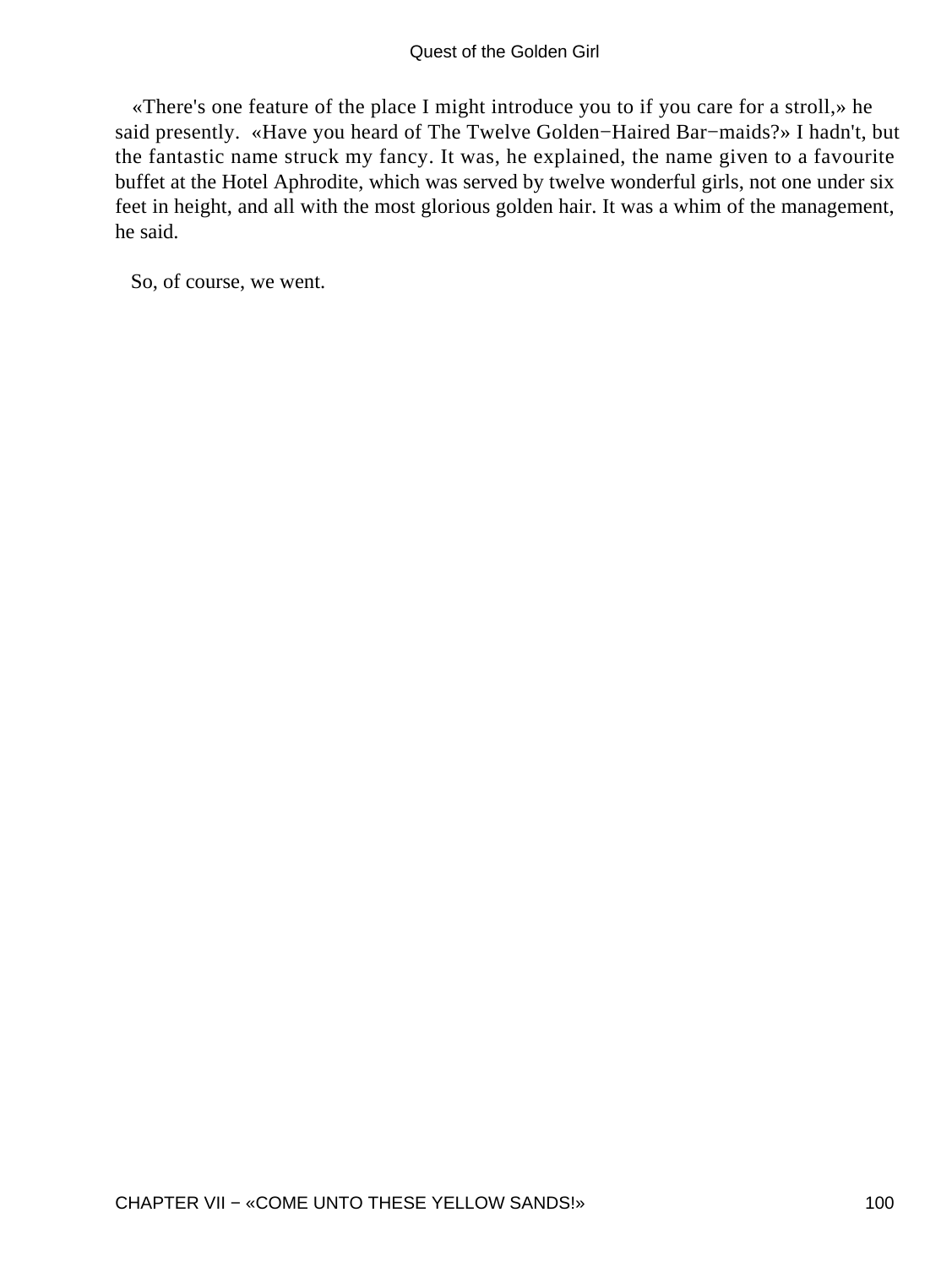«There's one feature of the place I might introduce you to if you care for a stroll,» he said presently. «Have you heard of The Twelve Golden−Haired Bar−maids?» I hadn't, but the fantastic name struck my fancy. It was, he explained, the name given to a favourite buffet at the Hotel Aphrodite, which was served by twelve wonderful girls, not one under six feet in height, and all with the most glorious golden hair. It was a whim of the management, he said.

So, of course, we went.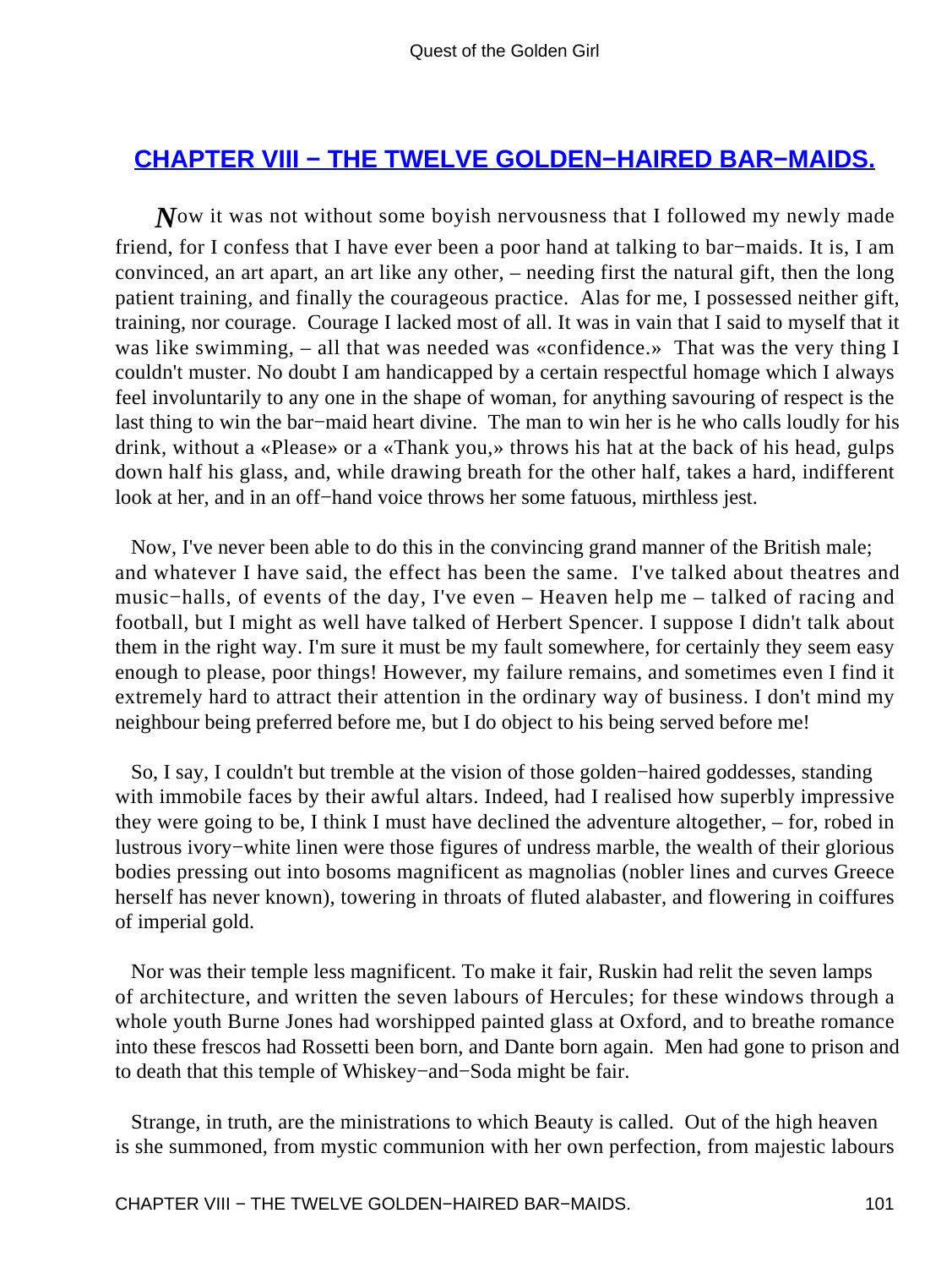## CHAPTER VIII − THE TWELVE GOLDEN−HAIRED BAR−MAIDS.

*N*ow it was not without some boyish nervousness that I followed my newly made friend, for I confess that I have ever been a poor hand at talking to bar−maids. It is, I am convinced, an art apart, an art like any other, – needing first the natural gift, then the long patient training, and finally the courageous practice. Alas for me, I possessed neither gift, training, nor courage. Courage I lacked most of all. It was in vain that I said to myself that it was like swimming, – all that was needed was «confidence.» That was the very thing I couldn't muster. No doubt I am handicapped by a certain respectful homage which I always feel involuntarily to any one in the shape of woman, for anything savouring of respect is the last thing to win the bar−maid heart divine. The man to win her is he who calls loudly for his drink, without a «Please» or a «Thank you,» throws his hat at the back of his head, gulps down half his glass, and, while drawing breath for the other half, takes a hard, indifferent look at her, and in an off−hand voice throws her some fatuous, mirthless jest.

Now, I've never been able to do this in the convincing grand manner of the British male; and whatever I have said, the effect has been the same. I've talked about theatres and music−halls, of events of the day, I've even – Heaven help me – talked of racing and football, but I might as well have talked of Herbert Spencer. I suppose I didn't talk about them in the right way. I'm sure it must be my fault somewhere, for certainly they seem easy enough to please, poor things! However, my failure remains, and sometimes even I find it extremely hard to attract their attention in the ordinary way of business. I don't mind my neighbour being preferred before me, but I do object to his being served before me!

So, I say, I couldn't but tremble at the vision of those golden−haired goddesses, standing with immobile faces by their awful altars. Indeed, had I realised how superbly impressive they were going to be, I think I must have declined the adventure altogether, – for, robed in lustrous ivory−white linen were those figures of undress marble, the wealth of their glorious bodies pressing out into bosoms magnificent as magnolias (nobler lines and curves Greece herself has never known), towering in throats of fluted alabaster, and flowering in coiffures of imperial gold.

Nor was their temple less magnificent. To make it fair, Ruskin had relit the seven lamps of architecture, and written the seven labours of Hercules; for these windows through a whole youth Burne Jones had worshipped painted glass at Oxford, and to breathe romance into these frescos had Rossetti been born, and Dante born again. Men had gone to prison and to death that this temple of Whiskey−and−Soda might be fair.

Strange, in truth, are the ministrations to which Beauty is called. Out of the high heaven is she summoned, from mystic communion with her own perfection, from majestic labours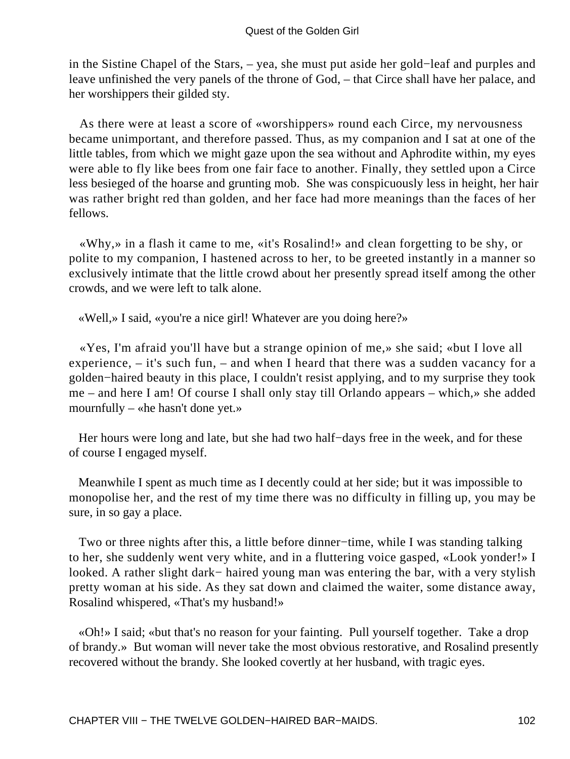in the Sistine Chapel of the Stars, – yea, she must put aside her gold−leaf and purples and leave unfinished the very panels of the throne of God, – that Circe shall have her palace, and her worshippers their gilded sty.

As there were at least a score of «worshippers» round each Circe, my nervousness became unimportant, and therefore passed. Thus, as my companion and I sat at one of the little tables, from which we might gaze upon the sea without and Aphrodite within, my eyes were able to fly like bees from one fair face to another. Finally, they settled upon a Circe less besieged of the hoarse and grunting mob. She was conspicuously less in height, her hair was rather bright red than golden, and her face had more meanings than the faces of her fellows.

«Why,» in a flash it came to me, «it's Rosalind!» and clean forgetting to be shy, or polite to my companion, I hastened across to her, to be greeted instantly in a manner so exclusively intimate that the little crowd about her presently spread itself among the other crowds, and we were left to talk alone.

«Well,» I said, «you're a nice girl! Whatever are you doing here?»

«Yes, I'm afraid you'll have but a strange opinion of me,» she said; «but I love all experience, – it's such fun, – and when I heard that there was a sudden vacancy for a golden−haired beauty in this place, I couldn't resist applying, and to my surprise they took me – and here I am! Of course I shall only stay till Orlando appears – which,» she added mournfully – «he hasn't done yet.»

Her hours were long and late, but she had two half−days free in the week, and for these of course I engaged myself.

Meanwhile I spent as much time as I decently could at her side; but it was impossible to monopolise her, and the rest of my time there was no difficulty in filling up, you may be sure, in so gay a place.

Two or three nights after this, a little before dinner−time, while I was standing talking to her, she suddenly went very white, and in a fluttering voice gasped, «Look yonder!» I looked. A rather slight dark− haired young man was entering the bar, with a very stylish pretty woman at his side. As they sat down and claimed the waiter, some distance away, Rosalind whispered, «That's my husband!»

«Oh!» I said; «but that's no reason for your fainting. Pull yourself together. Take a drop of brandy.» But woman will never take the most obvious restorative, and Rosalind presently recovered without the brandy. She looked covertly at her husband, with tragic eyes.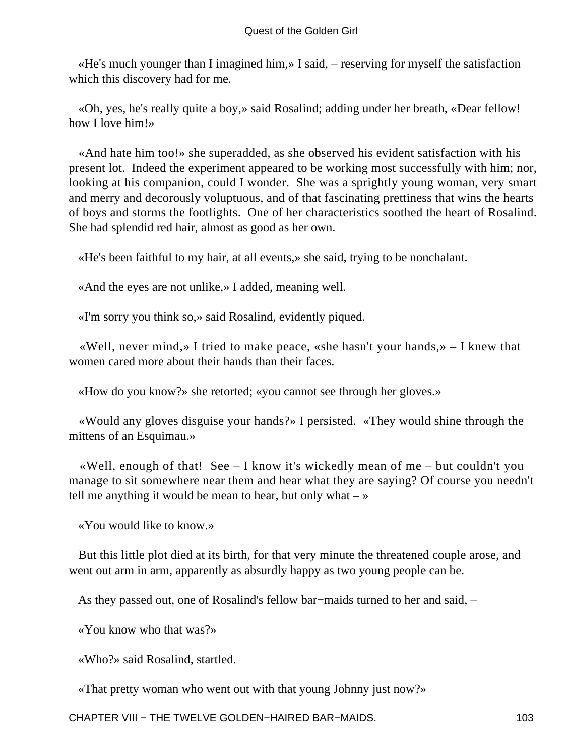«He's much younger than I imagined him,» I said, – reserving for myself the satisfaction which this discovery had for me.

«Oh, yes, he's really quite a boy,» said Rosalind; adding under her breath, «Dear fellow! how I love him!»

«And hate him too!» she superadded, as she observed his evident satisfaction with his present lot. Indeed the experiment appeared to be working most successfully with him; nor, looking at his companion, could I wonder. She was a sprightly young woman, very smart and merry and decorously voluptuous, and of that fascinating prettiness that wins the hearts of boys and storms the footlights. One of her characteristics soothed the heart of Rosalind. She had splendid red hair, almost as good as her own.

«He's been faithful to my hair, at all events,» she said, trying to be nonchalant.

«And the eyes are not unlike,» I added, meaning well.

«I'm sorry you think so,» said Rosalind, evidently piqued.

«Well, never mind,» I tried to make peace, «she hasn't your hands,» – I knew that women cared more about their hands than their faces.

«How do you know?» she retorted; «you cannot see through her gloves.»

«Would any gloves disguise your hands?» I persisted. «They would shine through the mittens of an Esquimau.»

«Well, enough of that! See – I know it's wickedly mean of me – but couldn't you manage to sit somewhere near them and hear what they are saying? Of course you needn't tell me anything it would be mean to hear, but only what – »

«You would like to know.»

But this little plot died at its birth, for that very minute the threatened couple arose, and went out arm in arm, apparently as absurdly happy as two young people can be.

As they passed out, one of Rosalind's fellow bar−maids turned to her and said, –

«You know who that was?»

«Who?» said Rosalind, startled.

«That pretty woman who went out with that young Johnny just now?»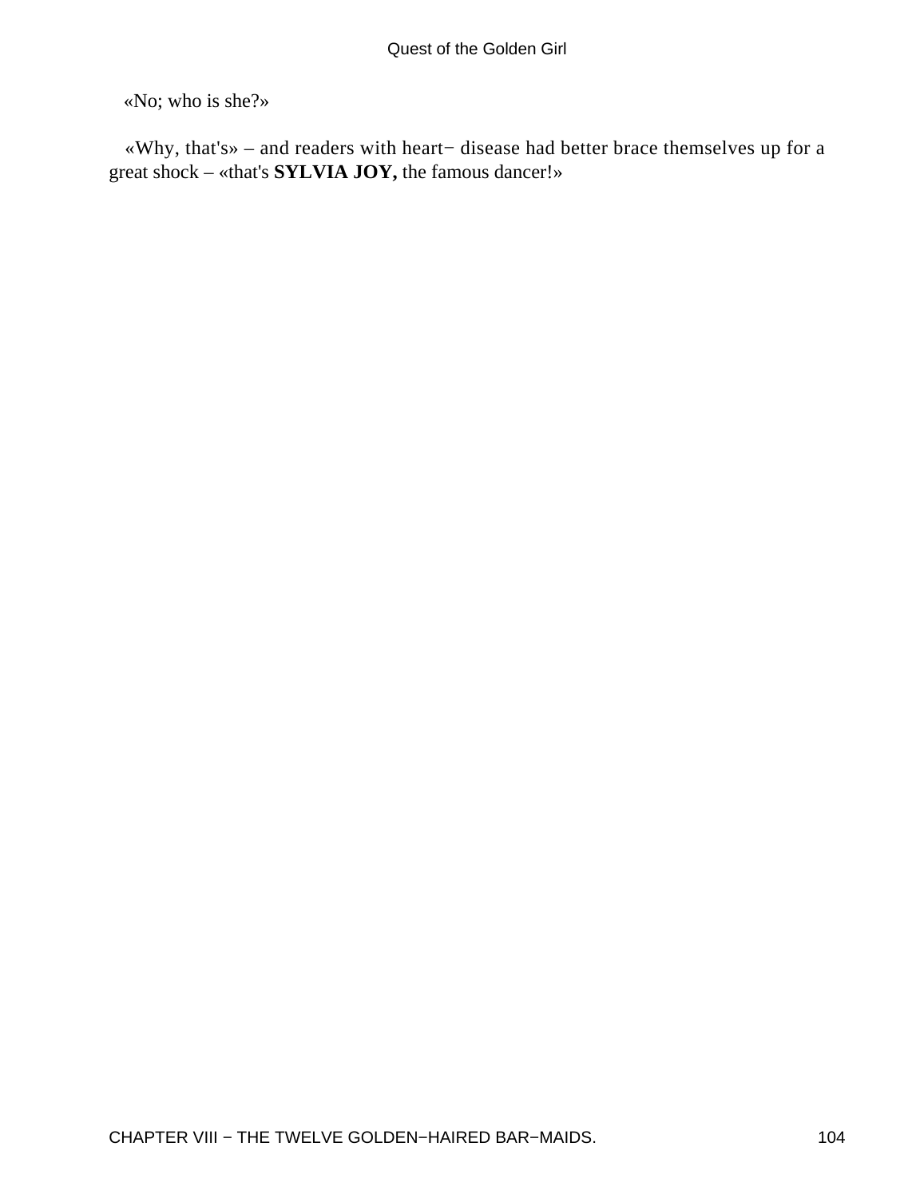«No; who is she?»

«Why, that's» – and readers with heart− disease had better brace themselves up for a great shock – «that's **SYLVIA JOY,** the famous dancer!»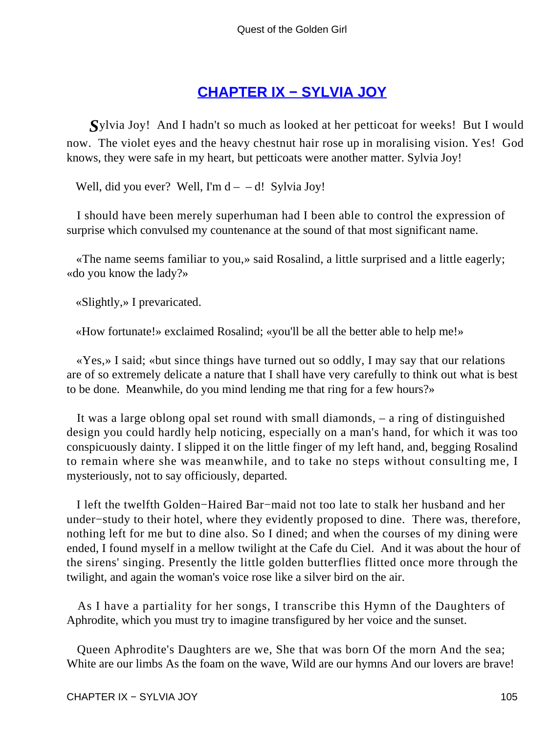## CHAPTER IX − SYLVIA JOY

*S*ylvia Joy! And I hadn't so much as looked at her petticoat for weeks! But I would now. The violet eyes and the heavy chestnut hair rose up in moralising vision. Yes! God knows, they were safe in my heart, but petticoats were another matter. Sylvia Joy!

Well, did you ever? Well, I'm d – – d! Sylvia Joy!

I should have been merely superhuman had I been able to control the expression of surprise which convulsed my countenance at the sound of that most significant name.

«The name seems familiar to you,» said Rosalind, a little surprised and a little eagerly; «do you know the lady?»

«Slightly,» I prevaricated.

«How fortunate!» exclaimed Rosalind; «you'll be all the better able to help me!»

«Yes,» I said; «but since things have turned out so oddly, I may say that our relations are of so extremely delicate a nature that I shall have very carefully to think out what is best to be done. Meanwhile, do you mind lending me that ring for a few hours?»

It was a large oblong opal set round with small diamonds, – a ring of distinguished design you could hardly help noticing, especially on a man's hand, for which it was too conspicuously dainty. I slipped it on the little finger of my left hand, and, begging Rosalind to remain where she was meanwhile, and to take no steps without consulting me, I mysteriously, not to say officiously, departed.

I left the twelfth Golden−Haired Bar−maid not too late to stalk her husband and her under−study to their hotel, where they evidently proposed to dine. There was, therefore, nothing left for me but to dine also. So I dined; and when the courses of my dining were ended, I found myself in a mellow twilight at the Cafe du Ciel. And it was about the hour of the sirens' singing. Presently the little golden butterflies flitted once more through the twilight, and again the woman's voice rose like a silver bird on the air.

As I have a partiality for her songs, I transcribe this Hymn of the Daughters of Aphrodite, which you must try to imagine transfigured by her voice and the sunset.

Queen Aphrodite's Daughters are we, She that was born Of the morn And the sea; White are our limbs As the foam on the wave, Wild are our hymns And our lovers are brave!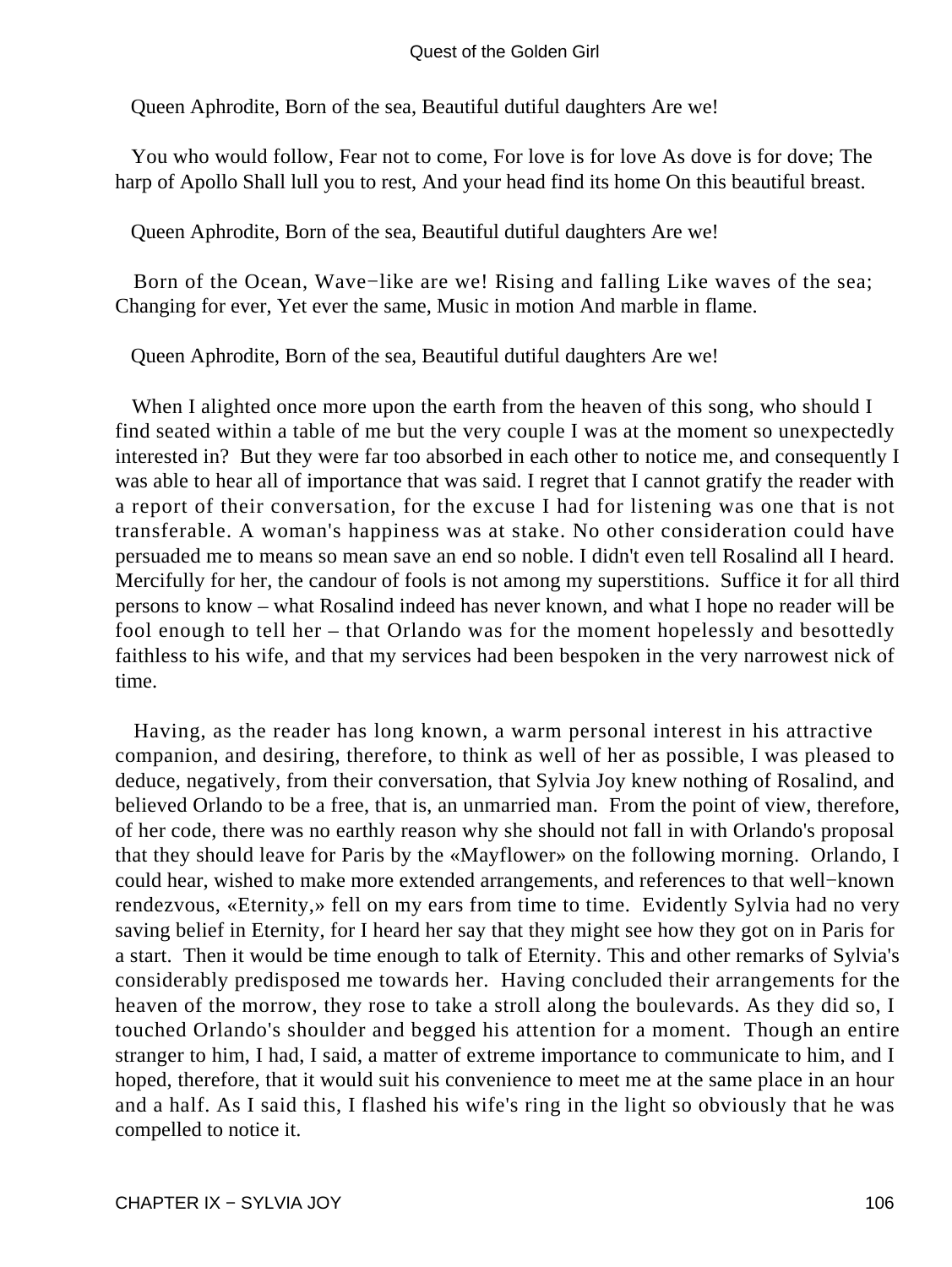Queen Aphrodite, Born of the sea, Beautiful dutiful daughters Are we!

You who would follow, Fear not to come, For love is for love As dove is for dove; The harp of Apollo Shall lull you to rest, And your head find its home On this beautiful breast.

Queen Aphrodite, Born of the sea, Beautiful dutiful daughters Are we!

Born of the Ocean, Wave−like are we! Rising and falling Like waves of the sea; Changing for ever, Yet ever the same, Music in motion And marble in flame.

Queen Aphrodite, Born of the sea, Beautiful dutiful daughters Are we!

When I alighted once more upon the earth from the heaven of this song, who should I find seated within a table of me but the very couple I was at the moment so unexpectedly interested in? But they were far too absorbed in each other to notice me, and consequently I was able to hear all of importance that was said. I regret that I cannot gratify the reader with a report of their conversation, for the excuse I had for listening was one that is not transferable. A woman's happiness was at stake. No other consideration could have persuaded me to means so mean save an end so noble. I didn't even tell Rosalind all I heard. Mercifully for her, the candour of fools is not among my superstitions. Suffice it for all third persons to know – what Rosalind indeed has never known, and what I hope no reader will be fool enough to tell her – that Orlando was for the moment hopelessly and besottedly faithless to his wife, and that my services had been bespoken in the very narrowest nick of time.

Having, as the reader has long known, a warm personal interest in his attractive companion, and desiring, therefore, to think as well of her as possible, I was pleased to deduce, negatively, from their conversation, that Sylvia Joy knew nothing of Rosalind, and believed Orlando to be a free, that is, an unmarried man. From the point of view, therefore, of her code, there was no earthly reason why she should not fall in with Orlando's proposal that they should leave for Paris by the «Mayflower» on the following morning. Orlando, I could hear, wished to make more extended arrangements, and references to that well−known rendezvous, «Eternity,» fell on my ears from time to time. Evidently Sylvia had no very saving belief in Eternity, for I heard her say that they might see how they got on in Paris for a start. Then it would be time enough to talk of Eternity. This and other remarks of Sylvia's considerably predisposed me towards her. Having concluded their arrangements for the heaven of the morrow, they rose to take a stroll along the boulevards. As they did so, I touched Orlando's shoulder and begged his attention for a moment. Though an entire stranger to him, I had, I said, a matter of extreme importance to communicate to him, and I hoped, therefore, that it would suit his convenience to meet me at the same place in an hour and a half. As I said this, I flashed his wife's ring in the light so obviously that he was compelled to notice it.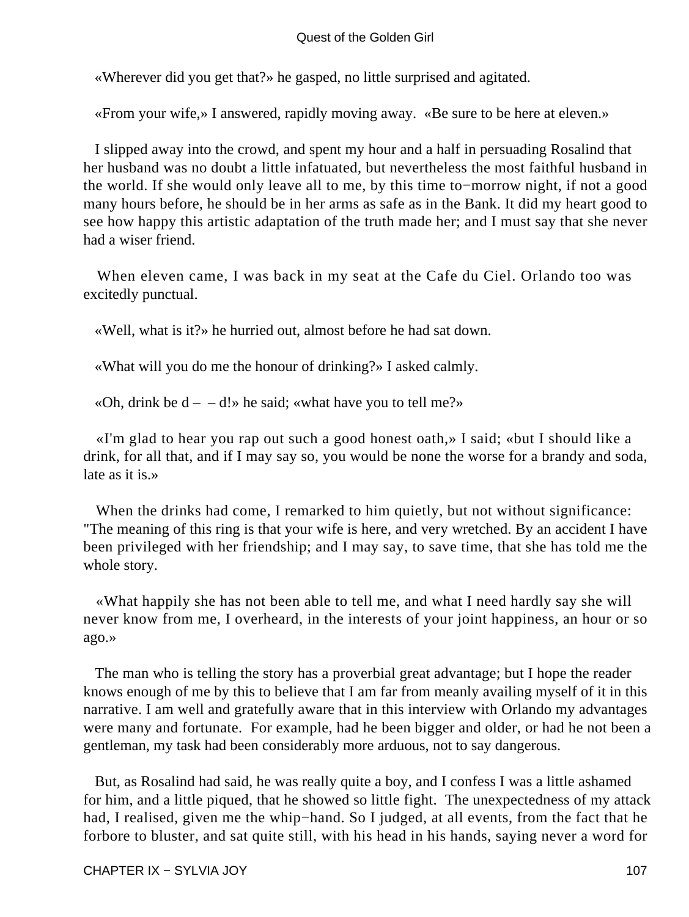«Wherever did you get that?» he gasped, no little surprised and agitated.

«From your wife,» I answered, rapidly moving away. «Be sure to be here at eleven.»

I slipped away into the crowd, and spent my hour and a half in persuading Rosalind that her husband was no doubt a little infatuated, but nevertheless the most faithful husband in the world. If she would only leave all to me, by this time to−morrow night, if not a good many hours before, he should be in her arms as safe as in the Bank. It did my heart good to see how happy this artistic adaptation of the truth made her; and I must say that she never had a wiser friend.

When eleven came, I was back in my seat at the Cafe du Ciel. Orlando too was excitedly punctual.

«Well, what is it?» he hurried out, almost before he had sat down.

«What will you do me the honour of drinking?» I asked calmly.

«Oh, drink be d – – d!» he said; «what have you to tell me?»

«I'm glad to hear you rap out such a good honest oath,» I said; «but I should like a drink, for all that, and if I may say so, you would be none the worse for a brandy and soda, late as it is.»

When the drinks had come, I remarked to him quietly, but not without significance: "The meaning of this ring is that your wife is here, and very wretched. By an accident I have been privileged with her friendship; and I may say, to save time, that she has told me the whole story.

«What happily she has not been able to tell me, and what I need hardly say she will never know from me, I overheard, in the interests of your joint happiness, an hour or so ago.»

The man who is telling the story has a proverbial great advantage; but I hope the reader knows enough of me by this to believe that I am far from meanly availing myself of it in this narrative. I am well and gratefully aware that in this interview with Orlando my advantages were many and fortunate. For example, had he been bigger and older, or had he not been a gentleman, my task had been considerably more arduous, not to say dangerous.

But, as Rosalind had said, he was really quite a boy, and I confess I was a little ashamed for him, and a little piqued, that he showed so little fight. The unexpectedness of my attack had, I realised, given me the whip−hand. So I judged, at all events, from the fact that he forbore to bluster, and sat quite still, with his head in his hands, saying never a word for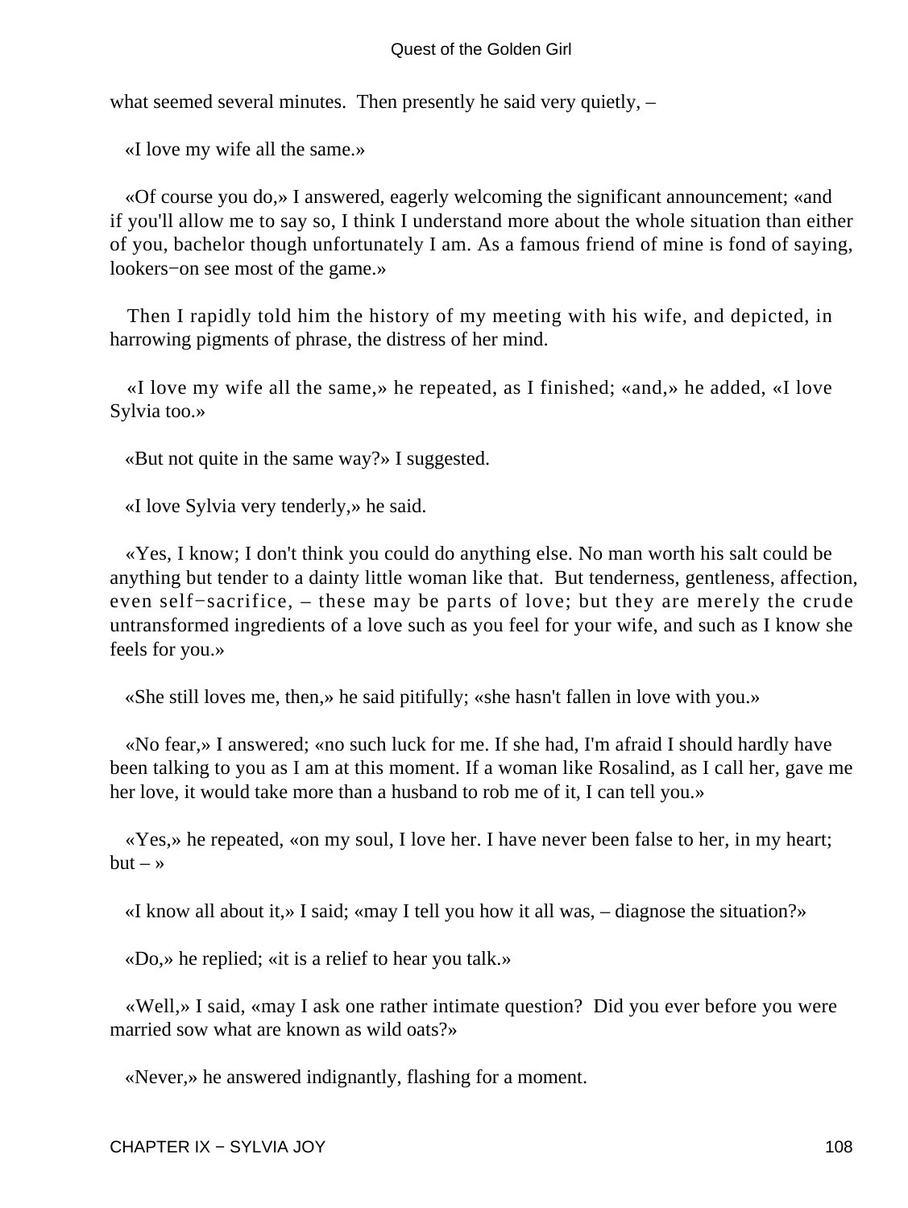what seemed several minutes. Then presently he said very quietly, –

«I love my wife all the same.»

«Of course you do,» I answered, eagerly welcoming the significant announcement; «and if you'll allow me to say so, I think I understand more about the whole situation than either of you, bachelor though unfortunately I am. As a famous friend of mine is fond of saying, lookers−on see most of the game.»

Then I rapidly told him the history of my meeting with his wife, and depicted, in harrowing pigments of phrase, the distress of her mind.

«I love my wife all the same,» he repeated, as I finished; «and,» he added, «I love Sylvia too.»

«But not quite in the same way?» I suggested.

«I love Sylvia very tenderly,» he said.

«Yes, I know; I don't think you could do anything else. No man worth his salt could be anything but tender to a dainty little woman like that. But tenderness, gentleness, affection, even self−sacrifice, – these may be parts of love; but they are merely the crude untransformed ingredients of a love such as you feel for your wife, and such as I know she feels for you.»

«She still loves me, then,» he said pitifully; «she hasn't fallen in love with you.»

«No fear,» I answered; «no such luck for me. If she had, I'm afraid I should hardly have been talking to you as I am at this moment. If a woman like Rosalind, as I call her, gave me her love, it would take more than a husband to rob me of it, I can tell you.»

«Yes,» he repeated, «on my soul, I love her. I have never been false to her, in my heart; but – »

«I know all about it,» I said; «may I tell you how it all was, – diagnose the situation?»

«Do,» he replied; «it is a relief to hear you talk.»

«Well,» I said, «may I ask one rather intimate question? Did you ever before you were married sow what are known as wild oats?»

«Never,» he answered indignantly, flashing for a moment.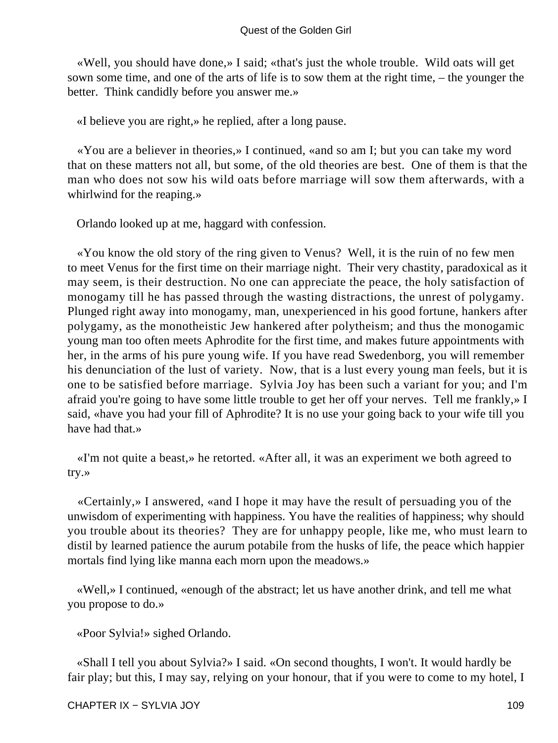«Well, you should have done,» I said; «that's just the whole trouble. Wild oats will get sown some time, and one of the arts of life is to sow them at the right time, – the younger the better. Think candidly before you answer me.»

«I believe you are right,» he replied, after a long pause.

«You are a believer in theories,» I continued, «and so am I; but you can take my word that on these matters not all, but some, of the old theories are best. One of them is that the man who does not sow his wild oats before marriage will sow them afterwards, with a whirlwind for the reaping.»

Orlando looked up at me, haggard with confession.

«You know the old story of the ring given to Venus? Well, it is the ruin of no few men to meet Venus for the first time on their marriage night. Their very chastity, paradoxical as it may seem, is their destruction. No one can appreciate the peace, the holy satisfaction of monogamy till he has passed through the wasting distractions, the unrest of polygamy. Plunged right away into monogamy, man, unexperienced in his good fortune, hankers after polygamy, as the monotheistic Jew hankered after polytheism; and thus the monogamic young man too often meets Aphrodite for the first time, and makes future appointments with her, in the arms of his pure young wife. If you have read Swedenborg, you will remember his denunciation of the lust of variety. Now, that is a lust every young man feels, but it is one to be satisfied before marriage. Sylvia Joy has been such a variant for you; and I'm afraid you're going to have some little trouble to get her off your nerves. Tell me frankly,» I said, «have you had your fill of Aphrodite? It is no use your going back to your wife till you have had that.»

«I'm not quite a beast,» he retorted. «After all, it was an experiment we both agreed to try.»

«Certainly,» I answered, «and I hope it may have the result of persuading you of the unwisdom of experimenting with happiness. You have the realities of happiness; why should you trouble about its theories? They are for unhappy people, like me, who must learn to distil by learned patience the aurum potabile from the husks of life, the peace which happier mortals find lying like manna each morn upon the meadows.»

«Well,» I continued, «enough of the abstract; let us have another drink, and tell me what you propose to do.»

«Poor Sylvia!» sighed Orlando.

«Shall I tell you about Sylvia?» I said. «On second thoughts, I won't. It would hardly be fair play; but this, I may say, relying on your honour, that if you were to come to my hotel, I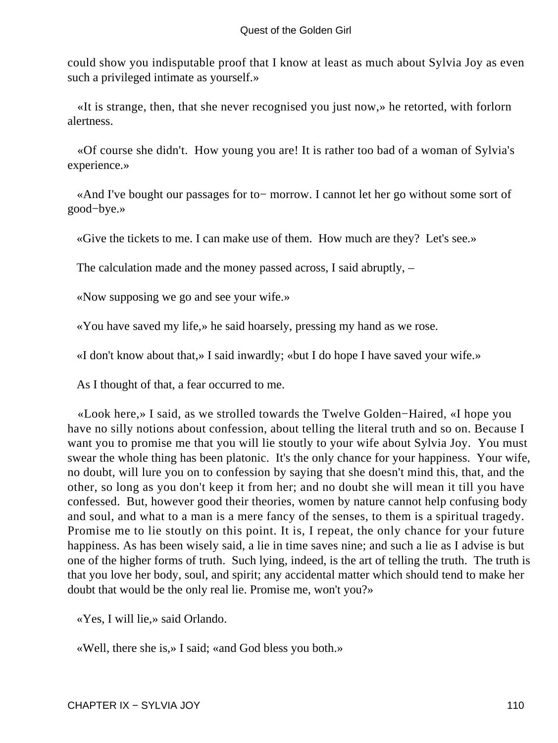could show you indisputable proof that I know at least as much about Sylvia Joy as even such a privileged intimate as yourself.»

«It is strange, then, that she never recognised you just now,» he retorted, with forlorn alertness.

«Of course she didn't. How young you are! It is rather too bad of a woman of Sylvia's experience.»

«And I've bought our passages for to− morrow. I cannot let her go without some sort of good−bye.»

«Give the tickets to me. I can make use of them. How much are they? Let's see.»

The calculation made and the money passed across, I said abruptly, –

«Now supposing we go and see your wife.»

«You have saved my life,» he said hoarsely, pressing my hand as we rose.

«I don't know about that,» I said inwardly; «but I do hope I have saved your wife.»

As I thought of that, a fear occurred to me.

«Look here,» I said, as we strolled towards the Twelve Golden−Haired, «I hope you have no silly notions about confession, about telling the literal truth and so on. Because I want you to promise me that you will lie stoutly to your wife about Sylvia Joy. You must swear the whole thing has been platonic. It's the only chance for your happiness. Your wife, no doubt, will lure you on to confession by saying that she doesn't mind this, that, and the other, so long as you don't keep it from her; and no doubt she will mean it till you have confessed. But, however good their theories, women by nature cannot help confusing body and soul, and what to a man is a mere fancy of the senses, to them is a spiritual tragedy. Promise me to lie stoutly on this point. It is, I repeat, the only chance for your future happiness. As has been wisely said, a lie in time saves nine; and such a lie as I advise is but one of the higher forms of truth. Such lying, indeed, is the art of telling the truth. The truth is that you love her body, soul, and spirit; any accidental matter which should tend to make her doubt that would be the only real lie. Promise me, won't you?»

«Yes, I will lie,» said Orlando.

«Well, there she is,» I said; «and God bless you both.»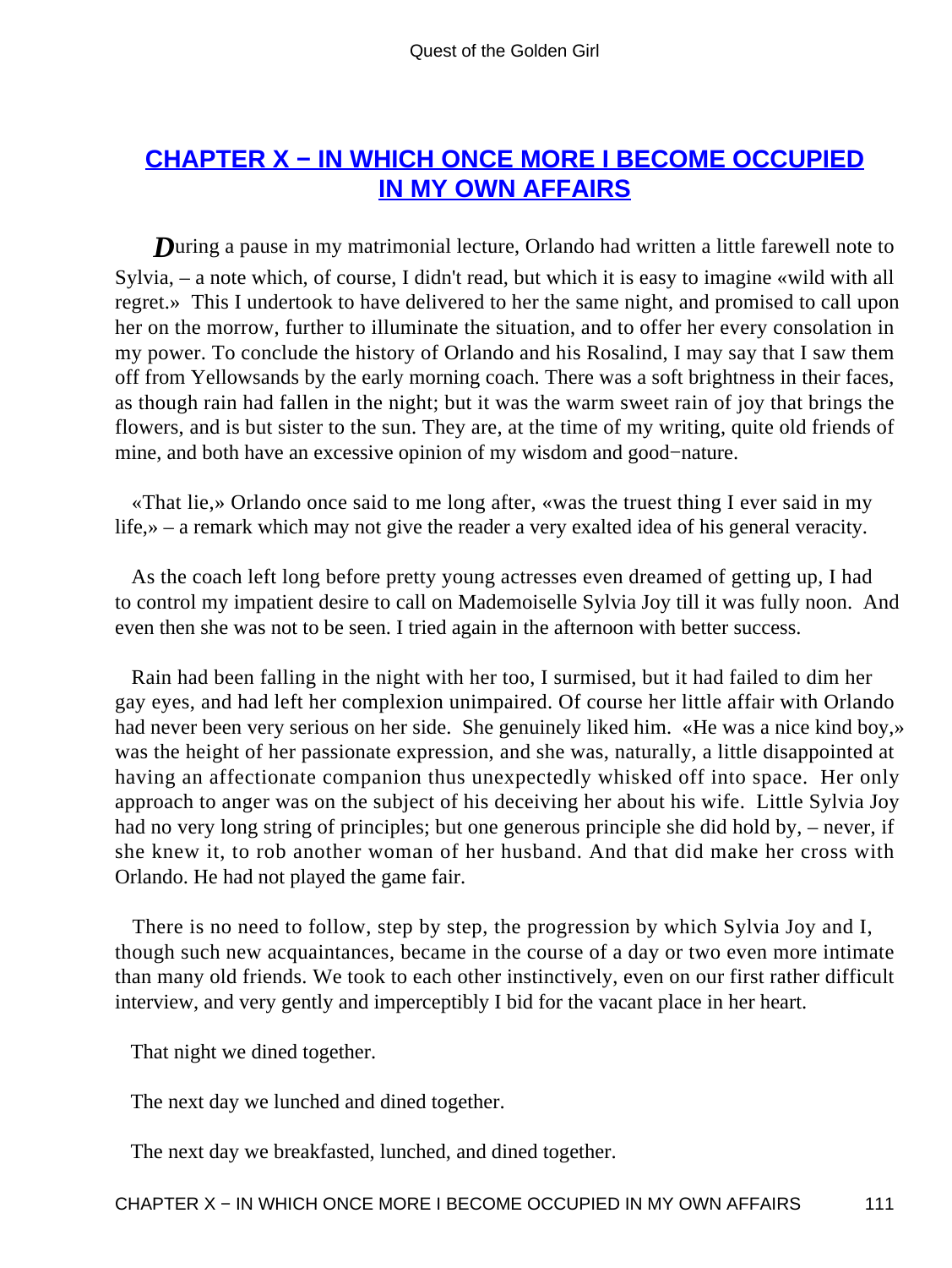## CHAPTER X − IN WHICH ONCE MORE I BECOME OCCUPIED IN MY OWN AFFAIRS

During a pause in my matrimonial lecture, Orlando had written a little farewell note to Sylvia, – a note which, of course, I didn't read, but which it is easy to imagine «wild with all regret.» This I undertook to have delivered to her the same night, and promised to call upon her on the morrow, further to illuminate the situation, and to offer her every consolation in my power. To conclude the history of Orlando and his Rosalind, I may say that I saw them off from Yellowsands by the early morning coach. There was a soft brightness in their faces, as though rain had fallen in the night; but it was the warm sweet rain of joy that brings the flowers, and is but sister to the sun. They are, at the time of my writing, quite old friends of mine, and both have an excessive opinion of my wisdom and good−nature.

«That lie,» Orlando once said to me long after, «was the truest thing I ever said in my life,» – a remark which may not give the reader a very exalted idea of his general veracity.

As the coach left long before pretty young actresses even dreamed of getting up, I had to control my impatient desire to call on Mademoiselle Sylvia Joy till it was fully noon. And even then she was not to be seen. I tried again in the afternoon with better success.

Rain had been falling in the night with her too, I surmised, but it had failed to dim her gay eyes, and had left her complexion unimpaired. Of course her little affair with Orlando had never been very serious on her side. She genuinely liked him. «He was a nice kind boy,» was the height of her passionate expression, and she was, naturally, a little disappointed at having an affectionate companion thus unexpectedly whisked off into space. Her only approach to anger was on the subject of his deceiving her about his wife. Little Sylvia Joy had no very long string of principles; but one generous principle she did hold by, – never, if she knew it, to rob another woman of her husband. And that did make her cross with Orlando. He had not played the game fair.

There is no need to follow, step by step, the progression by which Sylvia Joy and I, though such new acquaintances, became in the course of a day or two even more intimate than many old friends. We took to each other instinctively, even on our first rather difficult interview, and very gently and imperceptibly I bid for the vacant place in her heart.

That night we dined together.

The next day we lunched and dined together.

The next day we breakfasted, lunched, and dined together.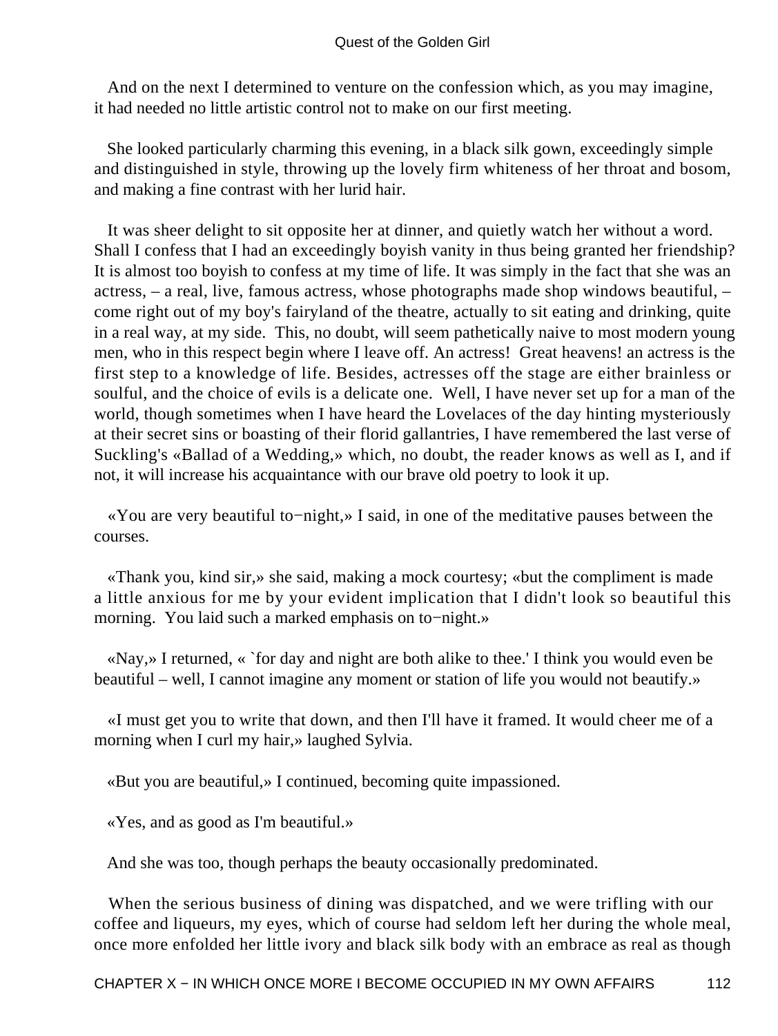And on the next I determined to venture on the confession which, as you may imagine, it had needed no little artistic control not to make on our first meeting.

She looked particularly charming this evening, in a black silk gown, exceedingly simple and distinguished in style, throwing up the lovely firm whiteness of her throat and bosom, and making a fine contrast with her lurid hair.

It was sheer delight to sit opposite her at dinner, and quietly watch her without a word. Shall I confess that I had an exceedingly boyish vanity in thus being granted her friendship? It is almost too boyish to confess at my time of life. It was simply in the fact that she was an actress, – a real, live, famous actress, whose photographs made shop windows beautiful, – come right out of my boy's fairyland of the theatre, actually to sit eating and drinking, quite in a real way, at my side. This, no doubt, will seem pathetically naive to most modern young men, who in this respect begin where I leave off. An actress! Great heavens! an actress is the first step to a knowledge of life. Besides, actresses off the stage are either brainless or soulful, and the choice of evils is a delicate one. Well, I have never set up for a man of the world, though sometimes when I have heard the Lovelaces of the day hinting mysteriously at their secret sins or boasting of their florid gallantries, I have remembered the last verse of Suckling's «Ballad of a Wedding,» which, no doubt, the reader knows as well as I, and if not, it will increase his acquaintance with our brave old poetry to look it up.

«You are very beautiful to−night,» I said, in one of the meditative pauses between the courses.

«Thank you, kind sir,» she said, making a mock courtesy; «but the compliment is made a little anxious for me by your evident implication that I didn't look so beautiful this morning. You laid such a marked emphasis on to−night.»

«Nay,» I returned, « `for day and night are both alike to thee.' I think you would even be beautiful – well, I cannot imagine any moment or station of life you would not beautify.»

«I must get you to write that down, and then I'll have it framed. It would cheer me of a morning when I curl my hair,» laughed Sylvia.

«But you are beautiful,» I continued, becoming quite impassioned.

«Yes, and as good as I'm beautiful.»

And she was too, though perhaps the beauty occasionally predominated.

When the serious business of dining was dispatched, and we were trifling with our coffee and liqueurs, my eyes, which of course had seldom left her during the whole meal, once more enfolded her little ivory and black silk body with an embrace as real as though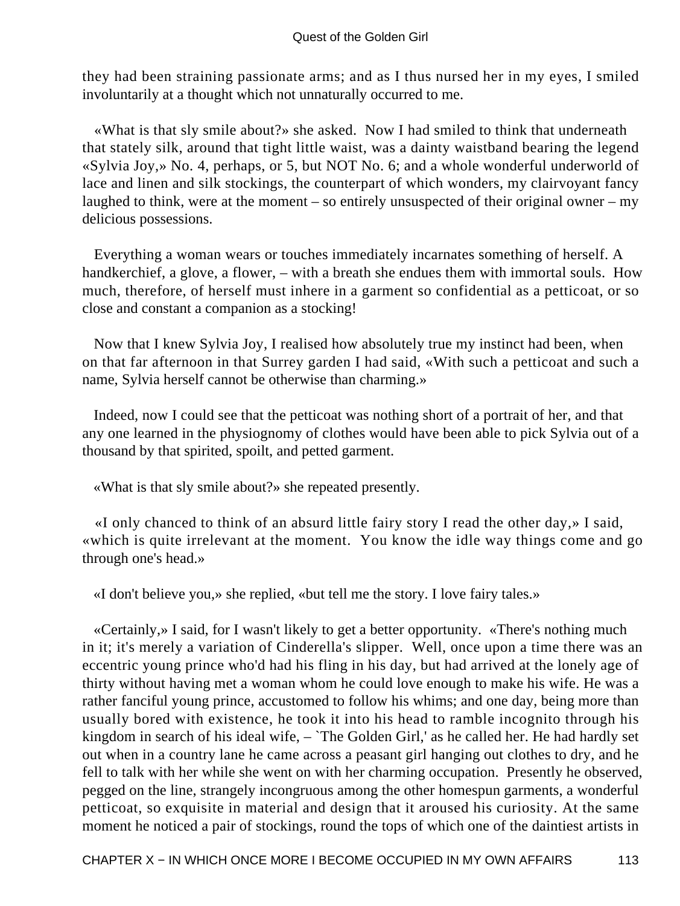they had been straining passionate arms; and as I thus nursed her in my eyes, I smiled involuntarily at a thought which not unnaturally occurred to me.

«What is that sly smile about?» she asked. Now I had smiled to think that underneath that stately silk, around that tight little waist, was a dainty waistband bearing the legend «Sylvia Joy,» No. 4, perhaps, or 5, but NOT No. 6; and a whole wonderful underworld of lace and linen and silk stockings, the counterpart of which wonders, my clairvoyant fancy laughed to think, were at the moment – so entirely unsuspected of their original owner – my delicious possessions.

Everything a woman wears or touches immediately incarnates something of herself. A handkerchief, a glove, a flower, – with a breath she endues them with immortal souls. How much, therefore, of herself must inhere in a garment so confidential as a petticoat, or so close and constant a companion as a stocking!

Now that I knew Sylvia Joy, I realised how absolutely true my instinct had been, when on that far afternoon in that Surrey garden I had said, «With such a petticoat and such a name, Sylvia herself cannot be otherwise than charming.»

Indeed, now I could see that the petticoat was nothing short of a portrait of her, and that any one learned in the physiognomy of clothes would have been able to pick Sylvia out of a thousand by that spirited, spoilt, and petted garment.

«What is that sly smile about?» she repeated presently.

«I only chanced to think of an absurd little fairy story I read the other day,» I said, «which is quite irrelevant at the moment. You know the idle way things come and go through one's head.»

«I don't believe you,» she replied, «but tell me the story. I love fairy tales.»

«Certainly,» I said, for I wasn't likely to get a better opportunity. «There's nothing much in it; it's merely a variation of Cinderella's slipper. Well, once upon a time there was an eccentric young prince who'd had his fling in his day, but had arrived at the lonely age of thirty without having met a woman whom he could love enough to make his wife. He was a rather fanciful young prince, accustomed to follow his whims; and one day, being more than usually bored with existence, he took it into his head to ramble incognito through his kingdom in search of his ideal wife, – `The Golden Girl,' as he called her. He had hardly set out when in a country lane he came across a peasant girl hanging out clothes to dry, and he fell to talk with her while she went on with her charming occupation. Presently he observed, pegged on the line, strangely incongruous among the other homespun garments, a wonderful petticoat, so exquisite in material and design that it aroused his curiosity. At the same moment he noticed a pair of stockings, round the tops of which one of the daintiest artists in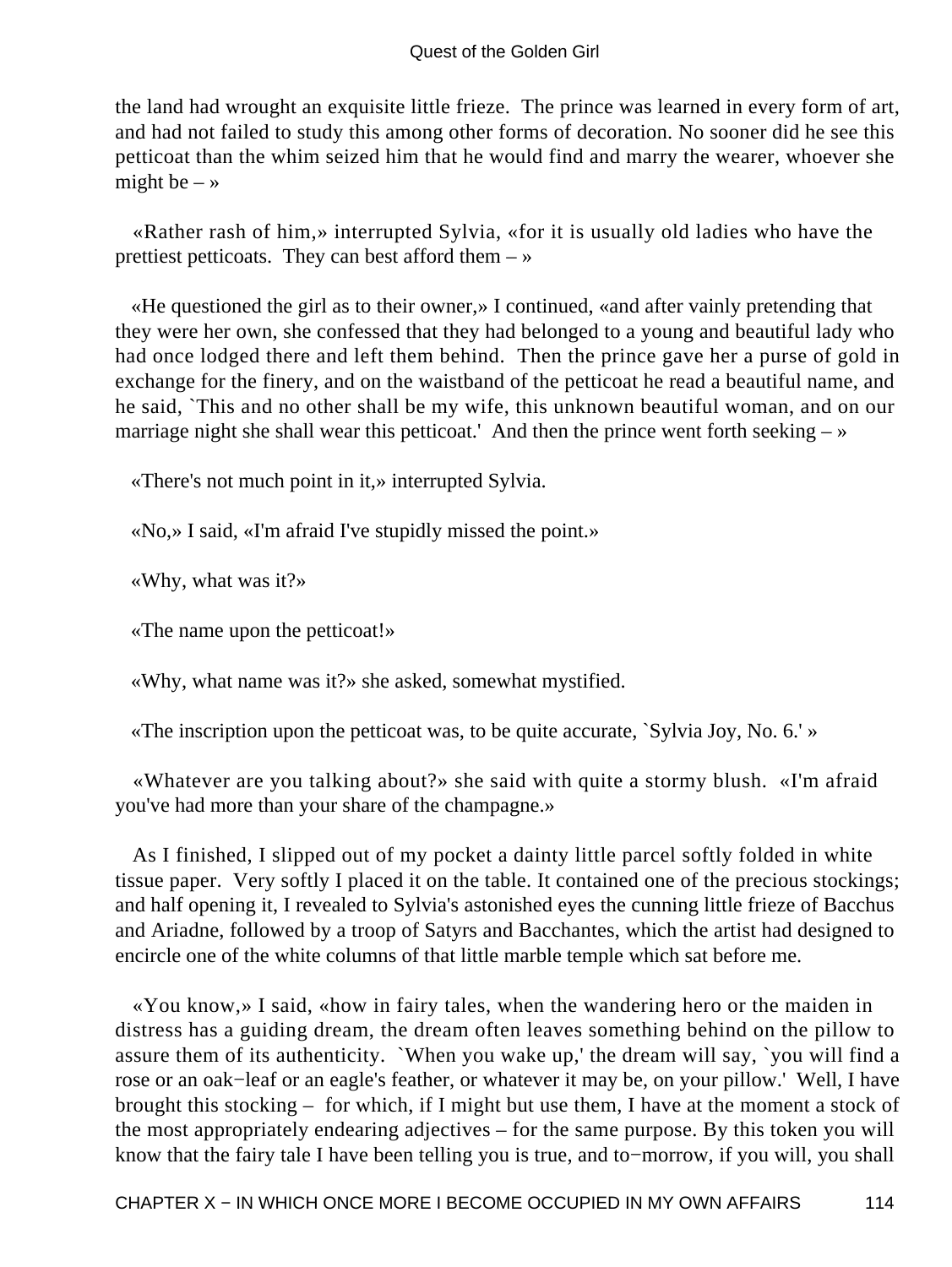the land had wrought an exquisite little frieze. The prince was learned in every form of art, and had not failed to study this among other forms of decoration. No sooner did he see this petticoat than the whim seized him that he would find and marry the wearer, whoever she might be – »

«Rather rash of him,» interrupted Sylvia, «for it is usually old ladies who have the prettiest petticoats. They can best afford them – »

«He questioned the girl as to their owner,» I continued, «and after vainly pretending that they were her own, she confessed that they had belonged to a young and beautiful lady who had once lodged there and left them behind. Then the prince gave her a purse of gold in exchange for the finery, and on the waistband of the petticoat he read a beautiful name, and he said, `This and no other shall be my wife, this unknown beautiful woman, and on our marriage night she shall wear this petticoat.' And then the prince went forth seeking – »

«There's not much point in it,» interrupted Sylvia.

«No,» I said, «I'm afraid I've stupidly missed the point.»

«Why, what was it?»

«The name upon the petticoat!»

«Why, what name was it?» she asked, somewhat mystified.

«The inscription upon the petticoat was, to be quite accurate, `Sylvia Joy, No. 6.' »

«Whatever are you talking about?» she said with quite a stormy blush. «I'm afraid you've had more than your share of the champagne.»

As I finished, I slipped out of my pocket a dainty little parcel softly folded in white tissue paper. Very softly I placed it on the table. It contained one of the precious stockings; and half opening it, I revealed to Sylvia's astonished eyes the cunning little frieze of Bacchus and Ariadne, followed by a troop of Satyrs and Bacchantes, which the artist had designed to encircle one of the white columns of that little marble temple which sat before me.

«You know,» I said, «how in fairy tales, when the wandering hero or the maiden in distress has a guiding dream, the dream often leaves something behind on the pillow to assure them of its authenticity. `When you wake up,' the dream will say, `you will find a rose or an oak−leaf or an eagle's feather, or whatever it may be, on your pillow.' Well, I have brought this stocking – for which, if I might but use them, I have at the moment a stock of the most appropriately endearing adjectives – for the same purpose. By this token you will know that the fairy tale I have been telling you is true, and to−morrow, if you will, you shall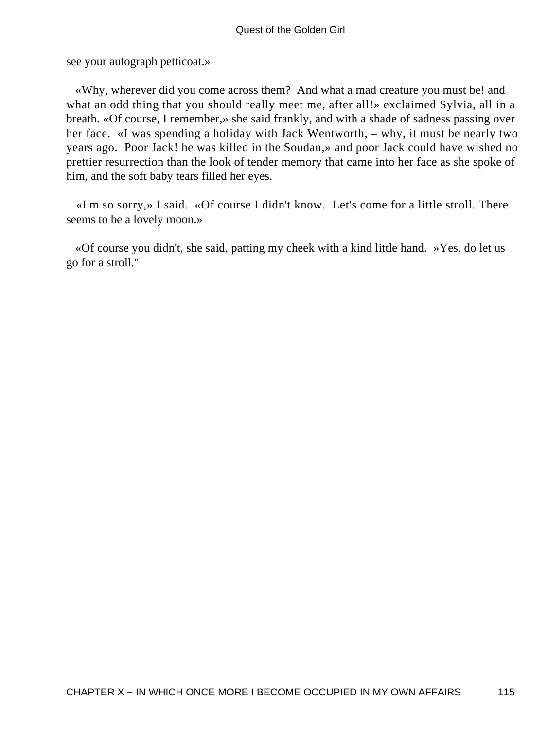see your autograph petticoat.»

«Why, wherever did you come across them? And what a mad creature you must be! and what an odd thing that you should really meet me, after all!» exclaimed Sylvia, all in a breath. «Of course, I remember,» she said frankly, and with a shade of sadness passing over her face. «I was spending a holiday with Jack Wentworth, – why, it must be nearly two years ago. Poor Jack! he was killed in the Soudan,» and poor Jack could have wished no prettier resurrection than the look of tender memory that came into her face as she spoke of him, and the soft baby tears filled her eyes.

«I'm so sorry,» I said. «Of course I didn't know. Let's come for a little stroll. There seems to be a lovely moon.»

«Of course you didn't, she said, patting my cheek with a kind little hand. »Yes, do let us go for a stroll."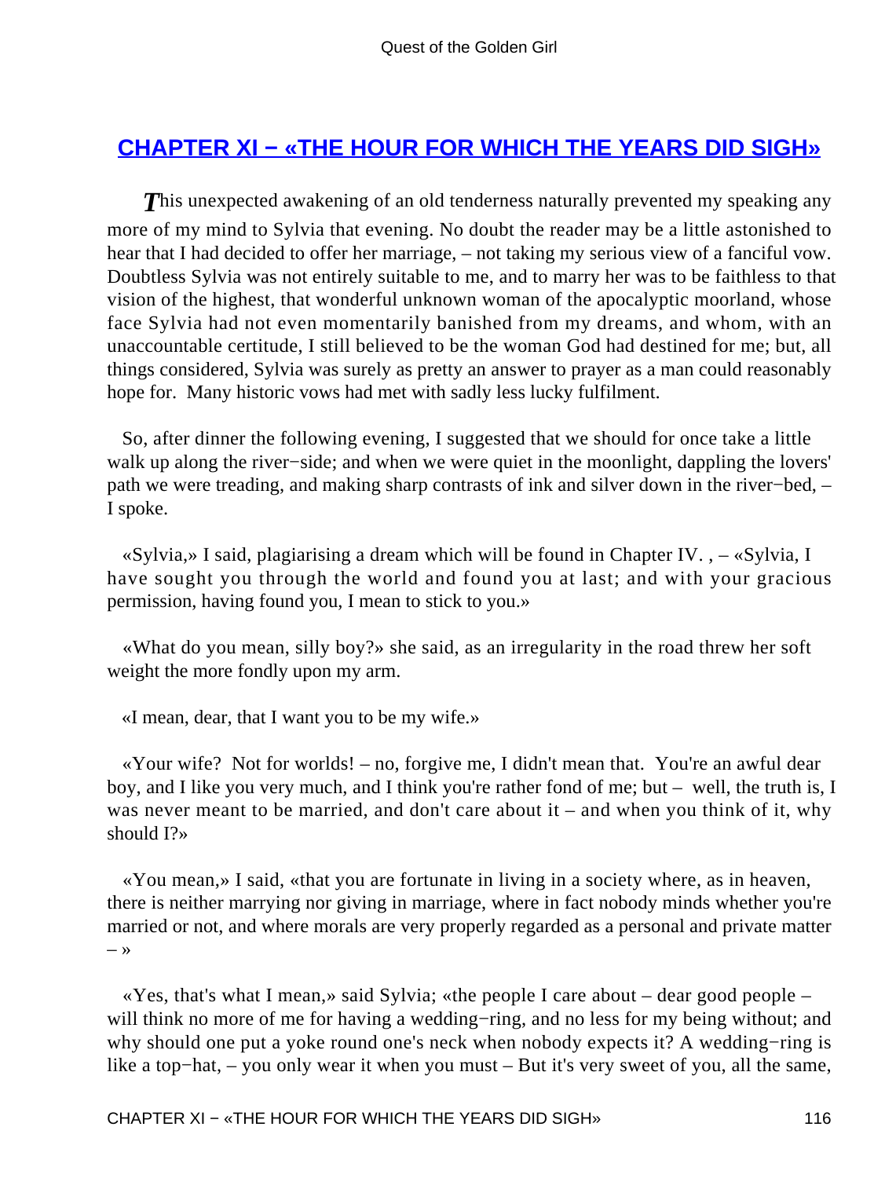## CHAPTER XI − «THE HOUR FOR WHICH THE YEARS DID SIGH»

*T*his unexpected awakening of an old tenderness naturally prevented my speaking any more of my mind to Sylvia that evening. No doubt the reader may be a little astonished to hear that I had decided to offer her marriage, – not taking my serious view of a fanciful vow. Doubtless Sylvia was not entirely suitable to me, and to marry her was to be faithless to that vision of the highest, that wonderful unknown woman of the apocalyptic moorland, whose face Sylvia had not even momentarily banished from my dreams, and whom, with an unaccountable certitude, I still believed to be the woman God had destined for me; but, all things considered, Sylvia was surely as pretty an answer to prayer as a man could reasonably hope for. Many historic vows had met with sadly less lucky fulfilment.

So, after dinner the following evening, I suggested that we should for once take a little walk up along the river−side; and when we were quiet in the moonlight, dappling the lovers' path we were treading, and making sharp contrasts of ink and silver down in the river−bed, – I spoke.

«Sylvia,» I said, plagiarising a dream which will be found in Chapter IV. , – «Sylvia, I have sought you through the world and found you at last; and with your gracious permission, having found you, I mean to stick to you.»

«What do you mean, silly boy?» she said, as an irregularity in the road threw her soft weight the more fondly upon my arm.

«I mean, dear, that I want you to be my wife.»

«Your wife? Not for worlds! – no, forgive me, I didn't mean that. You're an awful dear boy, and I like you very much, and I think you're rather fond of me; but – well, the truth is, I was never meant to be married, and don't care about it – and when you think of it, why should I?»

«You mean,» I said, «that you are fortunate in living in a society where, as in heaven, there is neither marrying nor giving in marriage, where in fact nobody minds whether you're married or not, and where morals are very properly regarded as a personal and private matter – »

«Yes, that's what I mean,» said Sylvia; «the people I care about – dear good people – will think no more of me for having a wedding−ring, and no less for my being without; and why should one put a yoke round one's neck when nobody expects it? A wedding−ring is like a top−hat, – you only wear it when you must – But it's very sweet of you, all the same,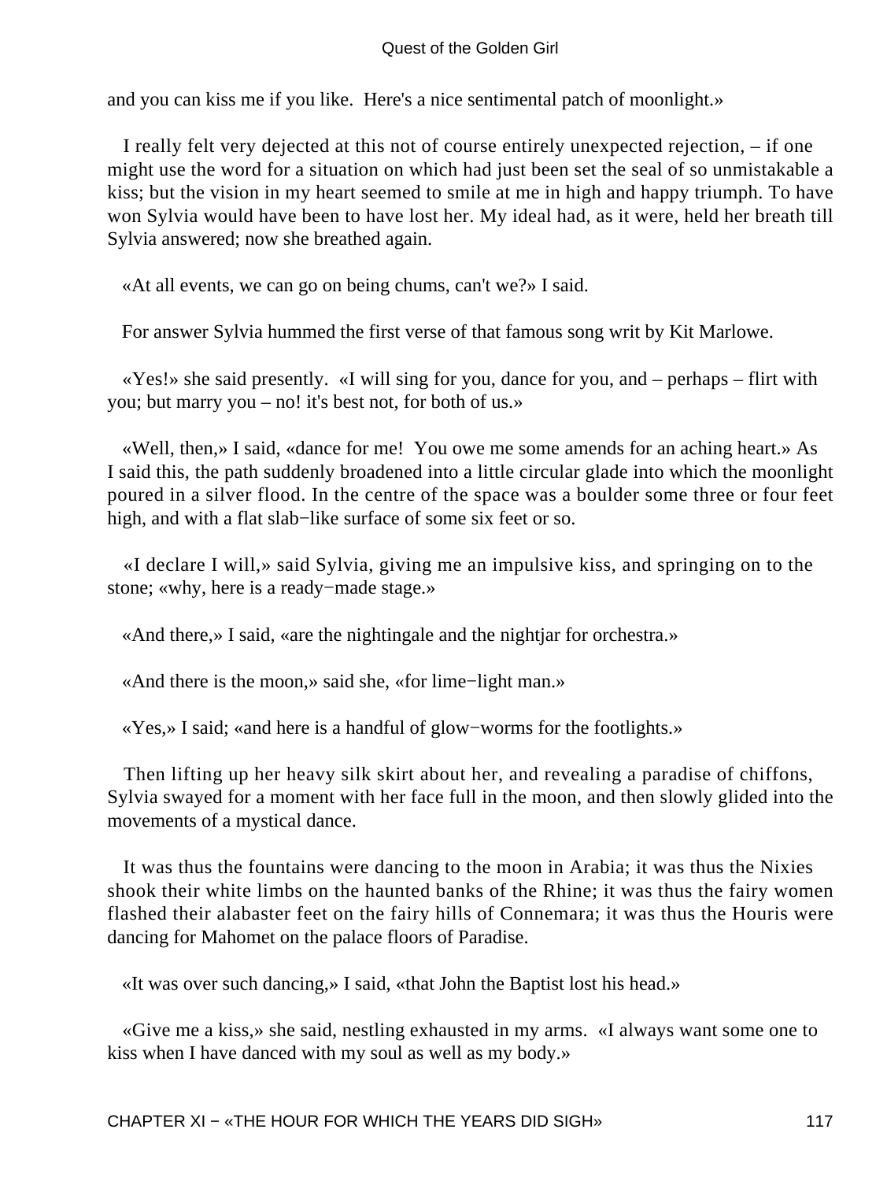and you can kiss me if you like.  Here's a nice sentimental patch of moonlight.»

I really felt very dejected at this not of course entirely unexpected rejection, – if one might use the word for a situation on which had just been set the seal of so unmistakable a kiss; but the vision in my heart seemed to smile at me in high and happy triumph. To have won Sylvia would have been to have lost her. My ideal had, as it were, held her breath till Sylvia answered; now she breathed again.

«At all events, we can go on being chums, can't we?» I said.

For answer Sylvia hummed the first verse of that famous song writ by Kit Marlowe.

«Yes!» she said presently.  «I will sing for you, dance for you, and – perhaps – flirt with you; but marry you – no! it's best not, for both of us.»

«Well, then,» I said, «dance for me!  You owe me some amends for an aching heart.» As I said this, the path suddenly broadened into a little circular glade into which the moonlight poured in a silver flood. In the centre of the space was a boulder some three or four feet high, and with a flat slab−like surface of some six feet or so.

«I declare I will,» said Sylvia, giving me an impulsive kiss, and springing on to the stone; «why, here is a ready−made stage.»

«And there,» I said, «are the nightingale and the nightjar for orchestra.»

«And there is the moon,» said she, «for lime−light man.»

«Yes,» I said; «and here is a handful of glow−worms for the footlights.»

Then lifting up her heavy silk skirt about her, and revealing a paradise of chiffons, Sylvia swayed for a moment with her face full in the moon, and then slowly glided into the movements of a mystical dance.

It was thus the fountains were dancing to the moon in Arabia; it was thus the Nixies shook their white limbs on the haunted banks of the Rhine; it was thus the fairy women flashed their alabaster feet on the fairy hills of Connemara; it was thus the Houris were dancing for Mahomet on the palace floors of Paradise.

«It was over such dancing,» I said, «that John the Baptist lost his head.»

«Give me a kiss,» she said, nestling exhausted in my arms.  «I always want some one to kiss when I have danced with my soul as well as my body.»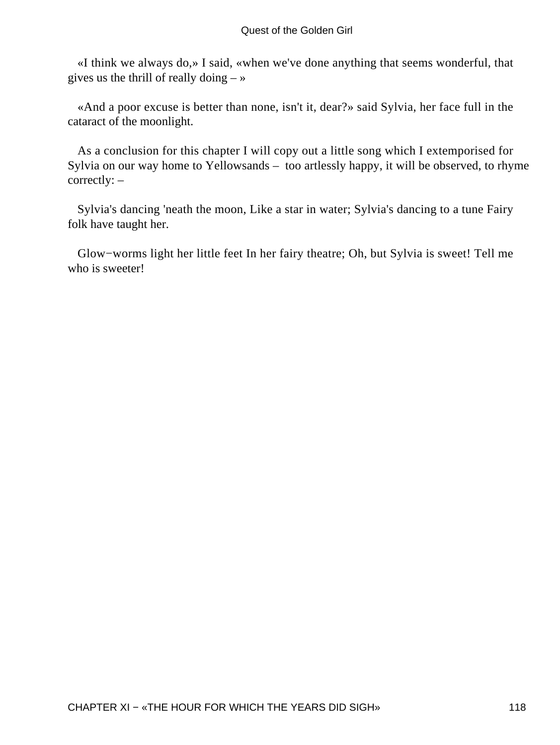«I think we always do,» I said, «when we've done anything that seems wonderful, that gives us the thrill of really doing – »

«And a poor excuse is better than none, isn't it, dear?» said Sylvia, her face full in the cataract of the moonlight.

As a conclusion for this chapter I will copy out a little song which I extemporised for Sylvia on our way home to Yellowsands – too artlessly happy, it will be observed, to rhyme correctly: –

Sylvia's dancing 'neath the moon, Like a star in water; Sylvia's dancing to a tune Fairy folk have taught her.

Glow−worms light her little feet In her fairy theatre; Oh, but Sylvia is sweet! Tell me who is sweeter!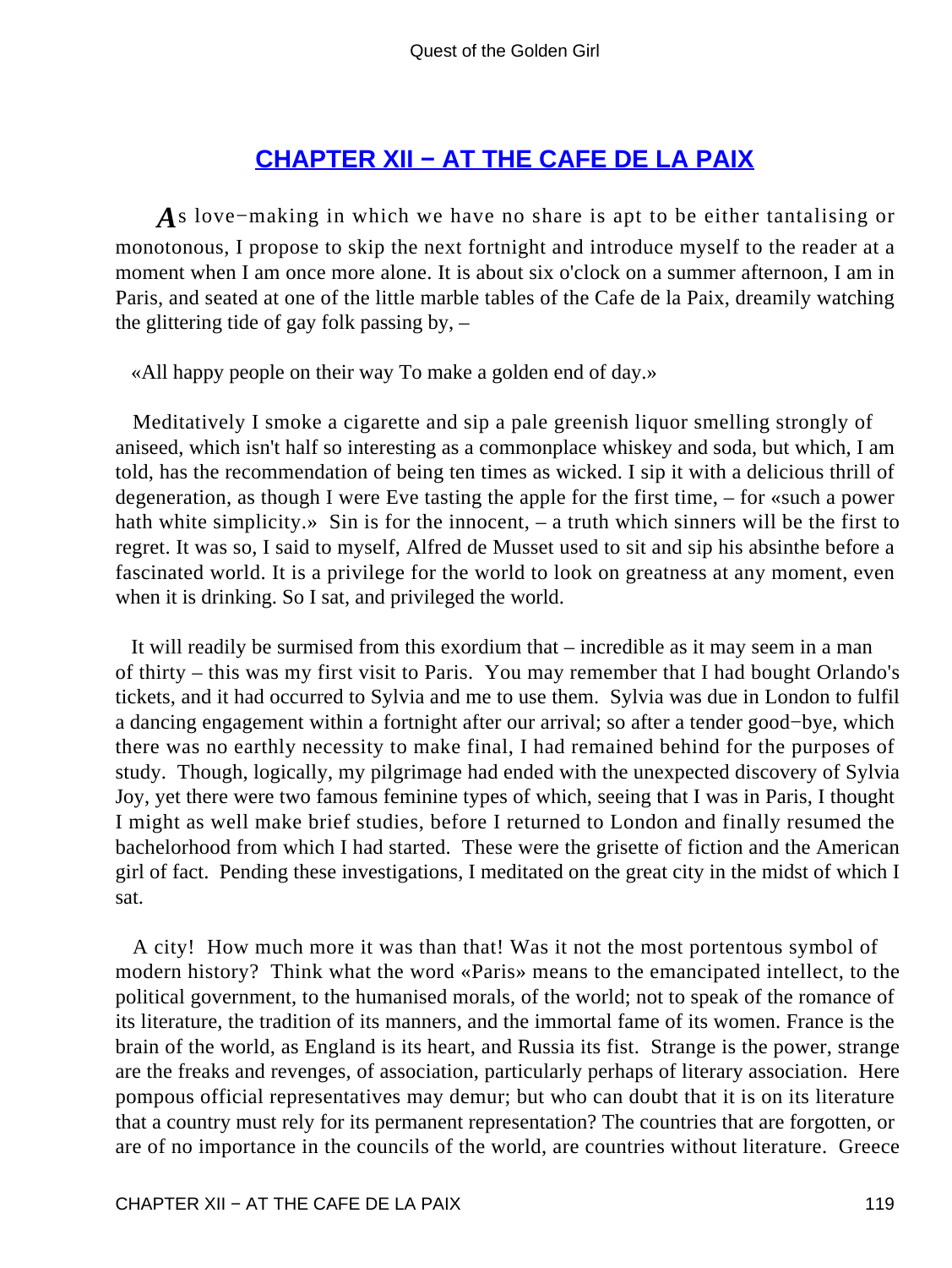## CHAPTER XII − AT THE CAFE DE LA PAIX

*A*s love−making in which we have no share is apt to be either tantalising or monotonous, I propose to skip the next fortnight and introduce myself to the reader at a moment when I am once more alone. It is about six o'clock on a summer afternoon, I am in Paris, and seated at one of the little marble tables of the Cafe de la Paix, dreamily watching the glittering tide of gay folk passing by, –

«All happy people on their way To make a golden end of day.»

Meditatively I smoke a cigarette and sip a pale greenish liquor smelling strongly of aniseed, which isn't half so interesting as a commonplace whiskey and soda, but which, I am told, has the recommendation of being ten times as wicked. I sip it with a delicious thrill of degeneration, as though I were Eve tasting the apple for the first time, – for «such a power hath white simplicity.» Sin is for the innocent, – a truth which sinners will be the first to regret. It was so, I said to myself, Alfred de Musset used to sit and sip his absinthe before a fascinated world. It is a privilege for the world to look on greatness at any moment, even when it is drinking. So I sat, and privileged the world.

It will readily be surmised from this exordium that – incredible as it may seem in a man of thirty – this was my first visit to Paris. You may remember that I had bought Orlando's tickets, and it had occurred to Sylvia and me to use them. Sylvia was due in London to fulfil a dancing engagement within a fortnight after our arrival; so after a tender good−bye, which there was no earthly necessity to make final, I had remained behind for the purposes of study. Though, logically, my pilgrimage had ended with the unexpected discovery of Sylvia Joy, yet there were two famous feminine types of which, seeing that I was in Paris, I thought I might as well make brief studies, before I returned to London and finally resumed the bachelorhood from which I had started. These were the grisette of fiction and the American girl of fact. Pending these investigations, I meditated on the great city in the midst of which I sat.

A city! How much more it was than that! Was it not the most portentous symbol of modern history? Think what the word «Paris» means to the emancipated intellect, to the political government, to the humanised morals, of the world; not to speak of the romance of its literature, the tradition of its manners, and the immortal fame of its women. France is the brain of the world, as England is its heart, and Russia its fist. Strange is the power, strange are the freaks and revenges, of association, particularly perhaps of literary association. Here pompous official representatives may demur; but who can doubt that it is on its literature that a country must rely for its permanent representation? The countries that are forgotten, or are of no importance in the councils of the world, are countries without literature. Greece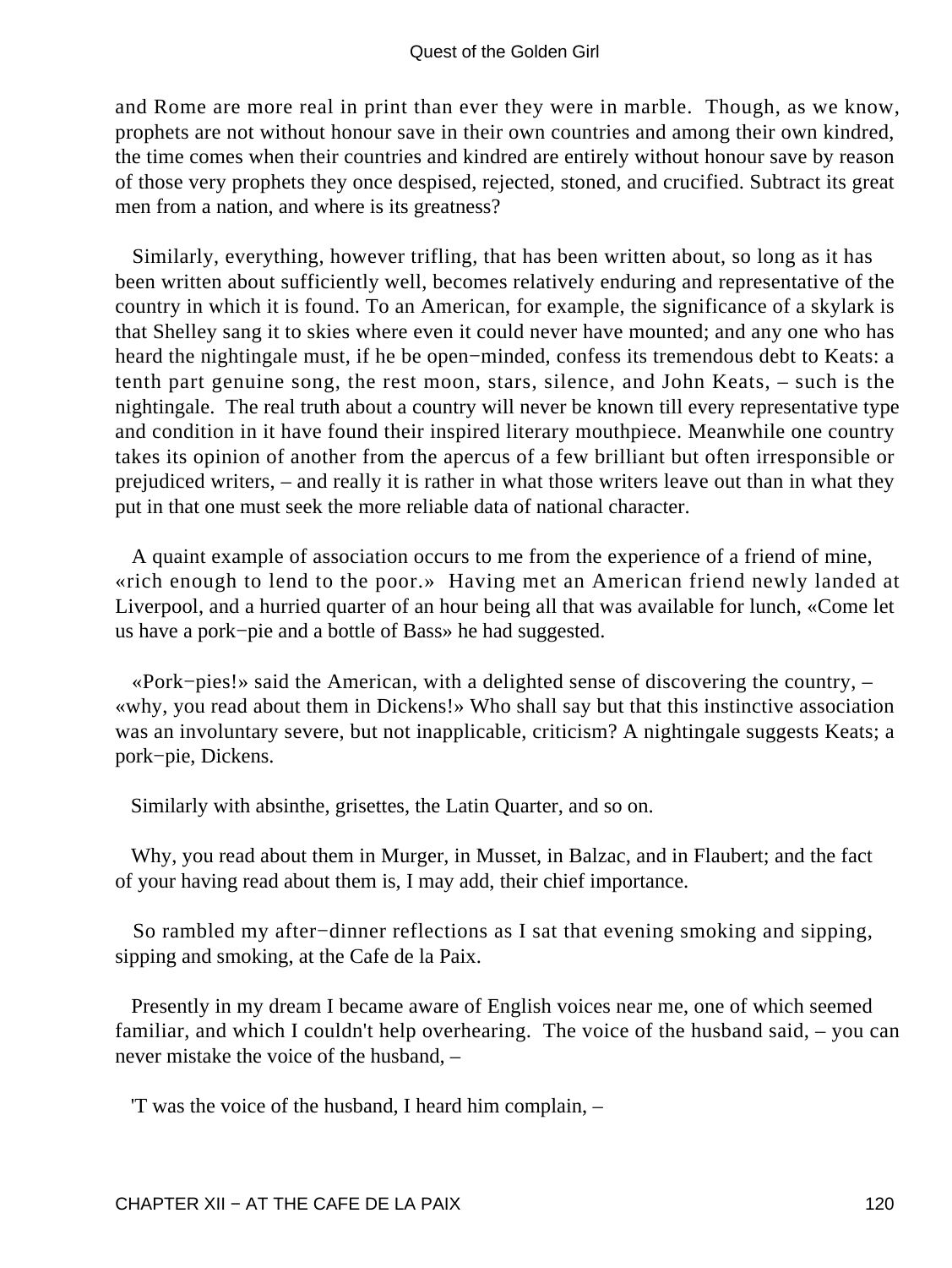and Rome are more real in print than ever they were in marble. Though, as we know, prophets are not without honour save in their own countries and among their own kindred, the time comes when their countries and kindred are entirely without honour save by reason of those very prophets they once despised, rejected, stoned, and crucified. Subtract its great men from a nation, and where is its greatness?

Similarly, everything, however trifling, that has been written about, so long as it has been written about sufficiently well, becomes relatively enduring and representative of the country in which it is found. To an American, for example, the significance of a skylark is that Shelley sang it to skies where even it could never have mounted; and any one who has heard the nightingale must, if he be open−minded, confess its tremendous debt to Keats: a tenth part genuine song, the rest moon, stars, silence, and John Keats, – such is the nightingale. The real truth about a country will never be known till every representative type and condition in it have found their inspired literary mouthpiece. Meanwhile one country takes its opinion of another from the apercus of a few brilliant but often irresponsible or prejudiced writers, – and really it is rather in what those writers leave out than in what they put in that one must seek the more reliable data of national character.

A quaint example of association occurs to me from the experience of a friend of mine, «rich enough to lend to the poor.» Having met an American friend newly landed at Liverpool, and a hurried quarter of an hour being all that was available for lunch, «Come let us have a pork−pie and a bottle of Bass» he had suggested.

«Pork−pies!» said the American, with a delighted sense of discovering the country, – «why, you read about them in Dickens!» Who shall say but that this instinctive association was an involuntary severe, but not inapplicable, criticism? A nightingale suggests Keats; a pork−pie, Dickens.

Similarly with absinthe, grisettes, the Latin Quarter, and so on.

Why, you read about them in Murger, in Musset, in Balzac, and in Flaubert; and the fact of your having read about them is, I may add, their chief importance.

So rambled my after−dinner reflections as I sat that evening smoking and sipping, sipping and smoking, at the Cafe de la Paix.

Presently in my dream I became aware of English voices near me, one of which seemed familiar, and which I couldn't help overhearing. The voice of the husband said, – you can never mistake the voice of the husband, –

'T was the voice of the husband, I heard him complain, –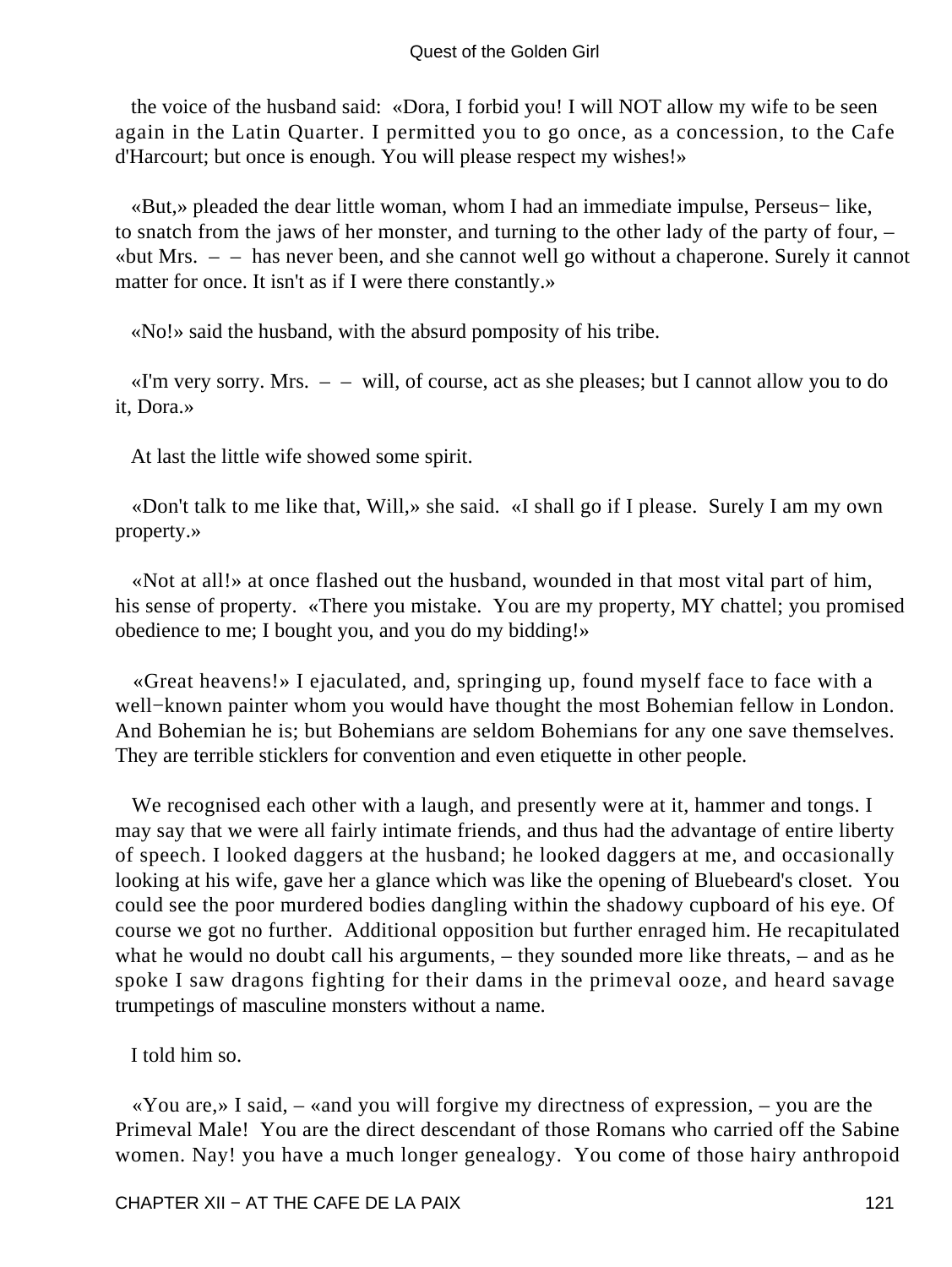the voice of the husband said: «Dora, I forbid you! I will NOT allow my wife to be seen again in the Latin Quarter. I permitted you to go once, as a concession, to the Cafe d'Harcourt; but once is enough. You will please respect my wishes!»

«But,» pleaded the dear little woman, whom I had an immediate impulse, Perseus− like, to snatch from the jaws of her monster, and turning to the other lady of the party of four, – «but Mrs. – – has never been, and she cannot well go without a chaperone. Surely it cannot matter for once. It isn't as if I were there constantly.»

«No!» said the husband, with the absurd pomposity of his tribe.

«I'm very sorry. Mrs. – – will, of course, act as she pleases; but I cannot allow you to do it, Dora.»

At last the little wife showed some spirit.

«Don't talk to me like that, Will,» she said. «I shall go if I please. Surely I am my own property.»

«Not at all!» at once flashed out the husband, wounded in that most vital part of him, his sense of property. «There you mistake. You are my property, MY chattel; you promised obedience to me; I bought you, and you do my bidding!»

«Great heavens!» I ejaculated, and, springing up, found myself face to face with a well−known painter whom you would have thought the most Bohemian fellow in London. And Bohemian he is; but Bohemians are seldom Bohemians for any one save themselves. They are terrible sticklers for convention and even etiquette in other people.

We recognised each other with a laugh, and presently were at it, hammer and tongs. I may say that we were all fairly intimate friends, and thus had the advantage of entire liberty of speech. I looked daggers at the husband; he looked daggers at me, and occasionally looking at his wife, gave her a glance which was like the opening of Bluebeard's closet. You could see the poor murdered bodies dangling within the shadowy cupboard of his eye. Of course we got no further. Additional opposition but further enraged him. He recapitulated what he would no doubt call his arguments, – they sounded more like threats, – and as he spoke I saw dragons fighting for their dams in the primeval ooze, and heard savage trumpetings of masculine monsters without a name.

I told him so.

«You are,» I said, – «and you will forgive my directness of expression, – you are the Primeval Male! You are the direct descendant of those Romans who carried off the Sabine women. Nay! you have a much longer genealogy. You come of those hairy anthropoid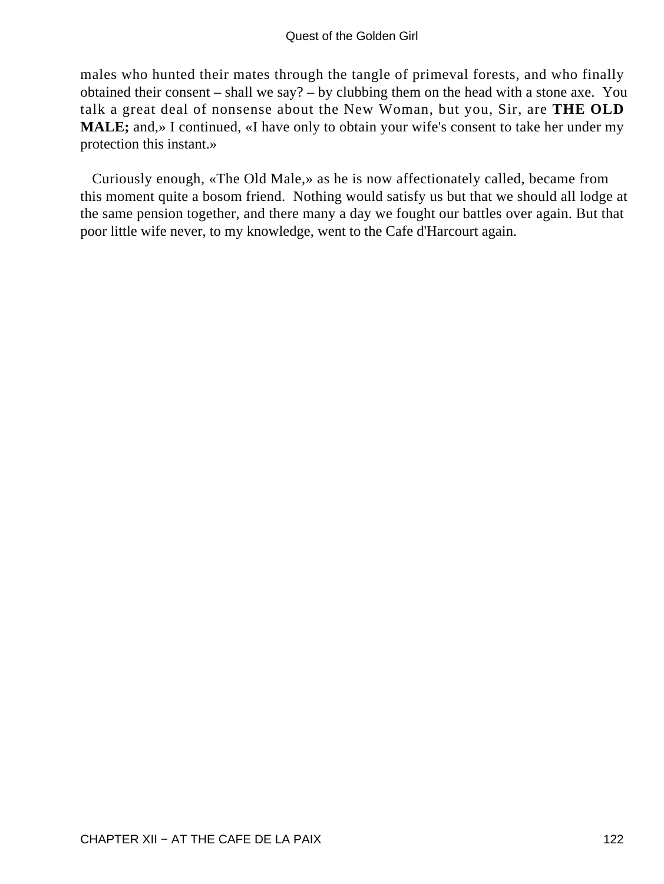males who hunted their mates through the tangle of primeval forests, and who finally obtained their consent – shall we say? – by clubbing them on the head with a stone axe. You talk a great deal of nonsense about the New Woman, but you, Sir, are **THE OLD MALE;** and,» I continued, «I have only to obtain your wife's consent to take her under my protection this instant.»

Curiously enough, «The Old Male,» as he is now affectionately called, became from this moment quite a bosom friend. Nothing would satisfy us but that we should all lodge at the same pension together, and there many a day we fought our battles over again. But that poor little wife never, to my knowledge, went to the Cafe d'Harcourt again.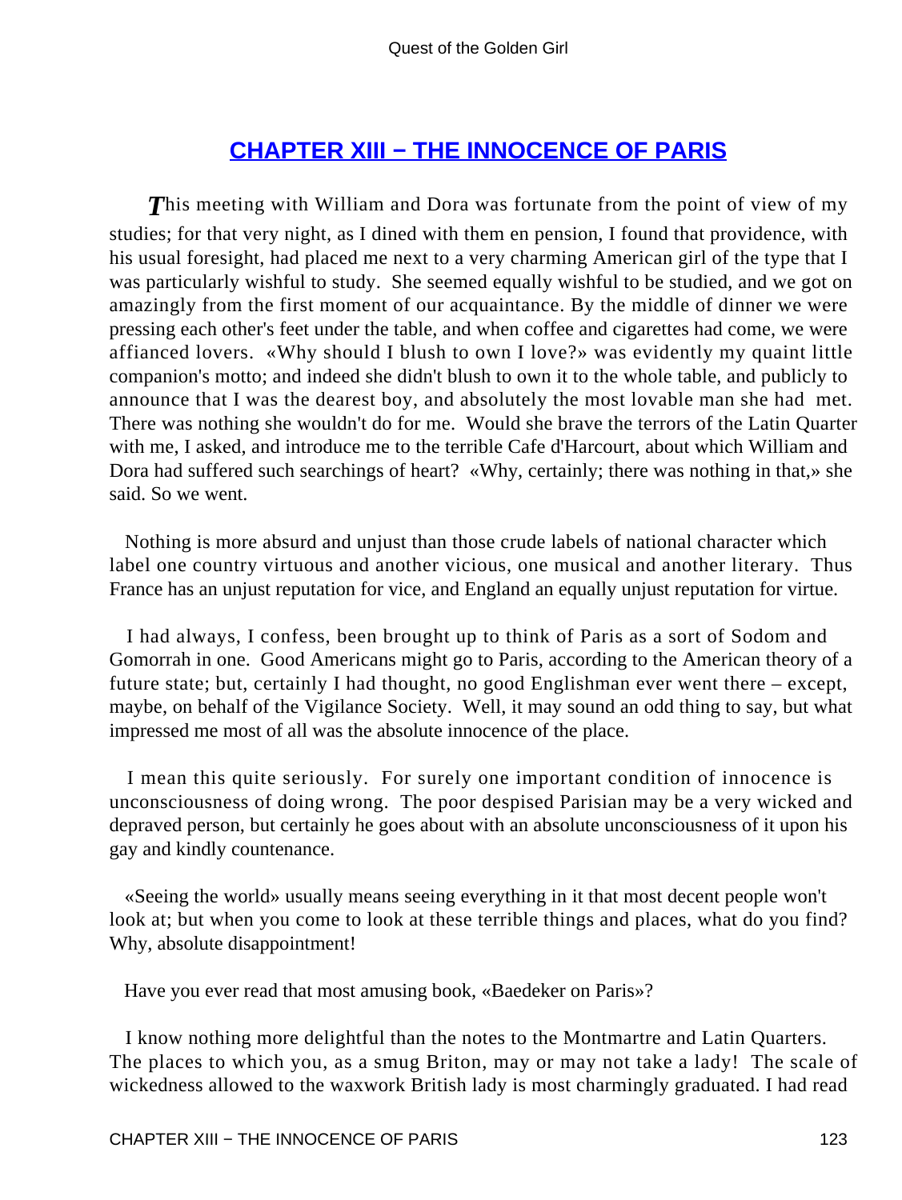## CHAPTER XIII − THE INNOCENCE OF PARIS

*T*his meeting with William and Dora was fortunate from the point of view of my studies; for that very night, as I dined with them en pension, I found that providence, with his usual foresight, had placed me next to a very charming American girl of the type that I was particularly wishful to study. She seemed equally wishful to be studied, and we got on amazingly from the first moment of our acquaintance. By the middle of dinner we were pressing each other's feet under the table, and when coffee and cigarettes had come, we were affianced lovers. «Why should I blush to own I love?» was evidently my quaint little companion's motto; and indeed she didn't blush to own it to the whole table, and publicly to announce that I was the dearest boy, and absolutely the most lovable man she had met. There was nothing she wouldn't do for me. Would she brave the terrors of the Latin Quarter with me, I asked, and introduce me to the terrible Cafe d'Harcourt, about which William and Dora had suffered such searchings of heart? «Why, certainly; there was nothing in that,» she said. So we went.

Nothing is more absurd and unjust than those crude labels of national character which label one country virtuous and another vicious, one musical and another literary. Thus France has an unjust reputation for vice, and England an equally unjust reputation for virtue.

I had always, I confess, been brought up to think of Paris as a sort of Sodom and Gomorrah in one. Good Americans might go to Paris, according to the American theory of a future state; but, certainly I had thought, no good Englishman ever went there – except, maybe, on behalf of the Vigilance Society. Well, it may sound an odd thing to say, but what impressed me most of all was the absolute innocence of the place.

I mean this quite seriously. For surely one important condition of innocence is unconsciousness of doing wrong. The poor despised Parisian may be a very wicked and depraved person, but certainly he goes about with an absolute unconsciousness of it upon his gay and kindly countenance.

«Seeing the world» usually means seeing everything in it that most decent people won't look at; but when you come to look at these terrible things and places, what do you find? Why, absolute disappointment!

Have you ever read that most amusing book, «Baedeker on Paris»?

I know nothing more delightful than the notes to the Montmartre and Latin Quarters. The places to which you, as a smug Briton, may or may not take a lady! The scale of wickedness allowed to the waxwork British lady is most charmingly graduated. I had read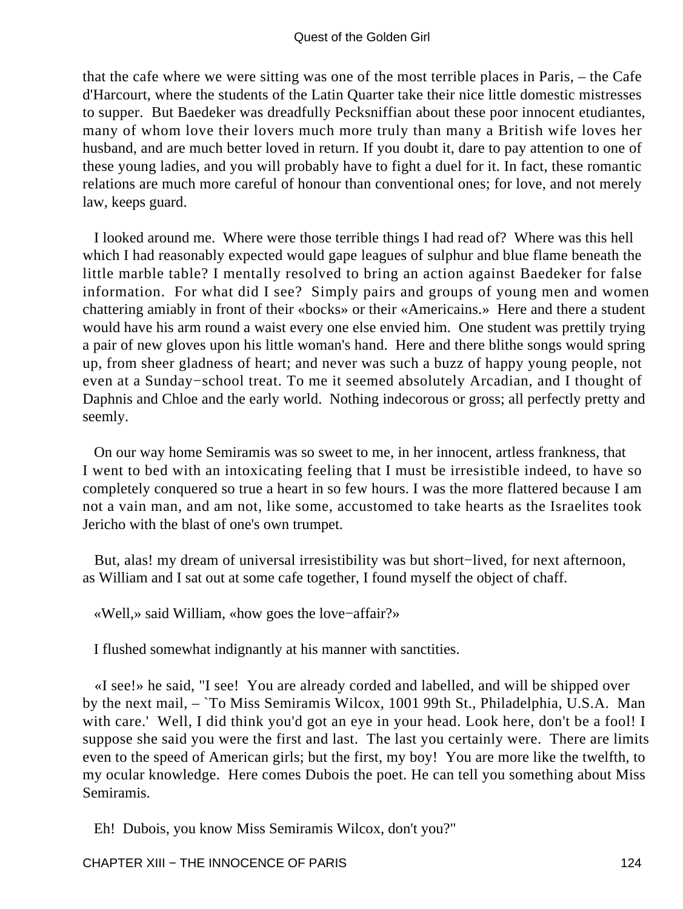that the cafe where we were sitting was one of the most terrible places in Paris, – the Cafe d'Harcourt, where the students of the Latin Quarter take their nice little domestic mistresses to supper. But Baedeker was dreadfully Pecksniffian about these poor innocent etudiantes, many of whom love their lovers much more truly than many a British wife loves her husband, and are much better loved in return. If you doubt it, dare to pay attention to one of these young ladies, and you will probably have to fight a duel for it. In fact, these romantic relations are much more careful of honour than conventional ones; for love, and not merely law, keeps guard.

I looked around me. Where were those terrible things I had read of? Where was this hell which I had reasonably expected would gape leagues of sulphur and blue flame beneath the little marble table? I mentally resolved to bring an action against Baedeker for false information. For what did I see? Simply pairs and groups of young men and women chattering amiably in front of their «bocks» or their «Americains.» Here and there a student would have his arm round a waist every one else envied him. One student was prettily trying a pair of new gloves upon his little woman's hand. Here and there blithe songs would spring up, from sheer gladness of heart; and never was such a buzz of happy young people, not even at a Sunday−school treat. To me it seemed absolutely Arcadian, and I thought of Daphnis and Chloe and the early world. Nothing indecorous or gross; all perfectly pretty and seemly.

On our way home Semiramis was so sweet to me, in her innocent, artless frankness, that I went to bed with an intoxicating feeling that I must be irresistible indeed, to have so completely conquered so true a heart in so few hours. I was the more flattered because I am not a vain man, and am not, like some, accustomed to take hearts as the Israelites took Jericho with the blast of one's own trumpet.

But, alas! my dream of universal irresistibility was but short−lived, for next afternoon, as William and I sat out at some cafe together, I found myself the object of chaff.

«Well,» said William, «how goes the love−affair?»

I flushed somewhat indignantly at his manner with sanctities.

«I see!» he said, "I see! You are already corded and labelled, and will be shipped over by the next mail, – `To Miss Semiramis Wilcox, 1001 99th St., Philadelphia, U.S.A. Man with care.' Well, I did think you'd got an eye in your head. Look here, don't be a fool! I suppose she said you were the first and last. The last you certainly were. There are limits even to the speed of American girls; but the first, my boy! You are more like the twelfth, to my ocular knowledge. Here comes Dubois the poet. He can tell you something about Miss Semiramis.

Eh! Dubois, you know Miss Semiramis Wilcox, don't you?"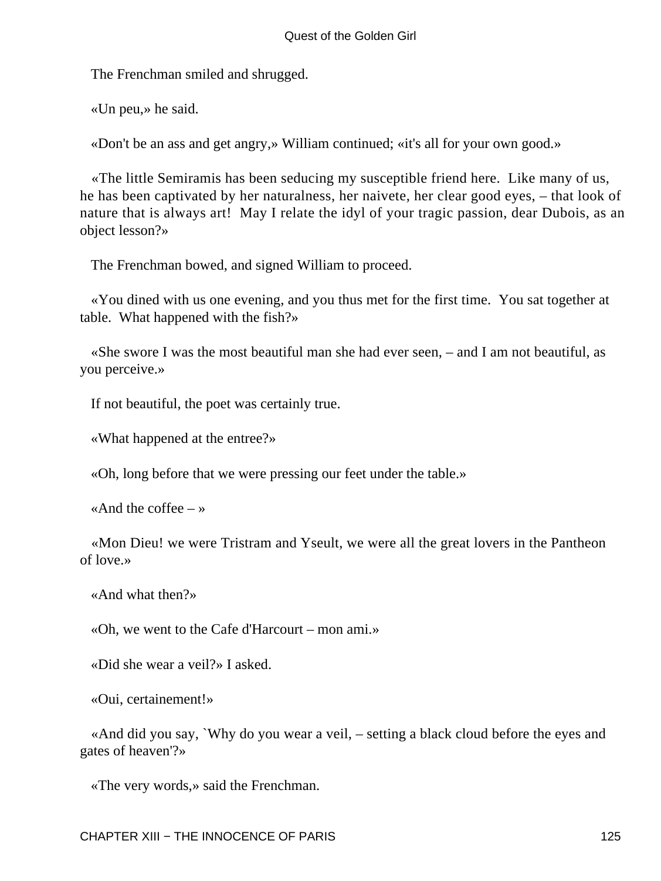The Frenchman smiled and shrugged.

«Un peu,» he said.

«Don't be an ass and get angry,» William continued; «it's all for your own good.»

«The little Semiramis has been seducing my susceptible friend here. Like many of us, he has been captivated by her naturalness, her naivete, her clear good eyes, – that look of nature that is always art! May I relate the idyl of your tragic passion, dear Dubois, as an object lesson?»

The Frenchman bowed, and signed William to proceed.

«You dined with us one evening, and you thus met for the first time. You sat together at table. What happened with the fish?»

«She swore I was the most beautiful man she had ever seen, – and I am not beautiful, as you perceive.»

If not beautiful, the poet was certainly true.

«What happened at the entree?»

«Oh, long before that we were pressing our feet under the table.»

«And the coffee – »

«Mon Dieu! we were Tristram and Yseult, we were all the great lovers in the Pantheon of love.»

«And what then?»

«Oh, we went to the Cafe d'Harcourt – mon ami.»

«Did she wear a veil?» I asked.

«Oui, certainement!»

«And did you say, `Why do you wear a veil, – setting a black cloud before the eyes and gates of heaven'?»

«The very words,» said the Frenchman.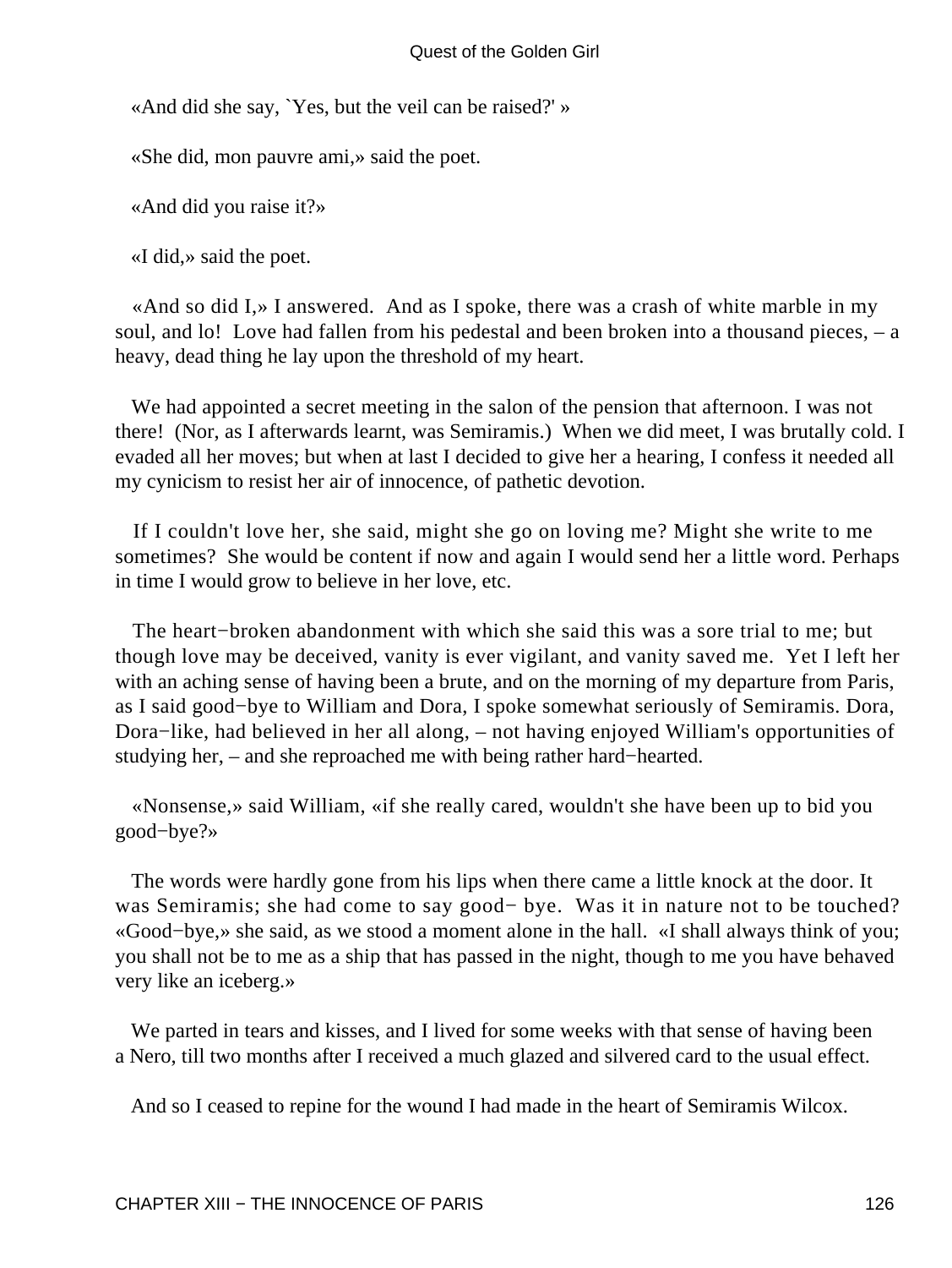«And did she say, `Yes, but the veil can be raised?' »

«She did, mon pauvre ami,» said the poet.

«And did you raise it?»

«I did,» said the poet.

«And so did I,» I answered. And as I spoke, there was a crash of white marble in my soul, and lo! Love had fallen from his pedestal and been broken into a thousand pieces, – a heavy, dead thing he lay upon the threshold of my heart.

We had appointed a secret meeting in the salon of the pension that afternoon. I was not there! (Nor, as I afterwards learnt, was Semiramis.) When we did meet, I was brutally cold. I evaded all her moves; but when at last I decided to give her a hearing, I confess it needed all my cynicism to resist her air of innocence, of pathetic devotion.

If I couldn't love her, she said, might she go on loving me? Might she write to me sometimes? She would be content if now and again I would send her a little word. Perhaps in time I would grow to believe in her love, etc.

The heart−broken abandonment with which she said this was a sore trial to me; but though love may be deceived, vanity is ever vigilant, and vanity saved me. Yet I left her with an aching sense of having been a brute, and on the morning of my departure from Paris, as I said good−bye to William and Dora, I spoke somewhat seriously of Semiramis. Dora, Dora−like, had believed in her all along, – not having enjoyed William's opportunities of studying her, – and she reproached me with being rather hard−hearted.

«Nonsense,» said William, «if she really cared, wouldn't she have been up to bid you good−bye?»

The words were hardly gone from his lips when there came a little knock at the door. It was Semiramis; she had come to say good− bye. Was it in nature not to be touched? «Good−bye,» she said, as we stood a moment alone in the hall. «I shall always think of you; you shall not be to me as a ship that has passed in the night, though to me you have behaved very like an iceberg.»

We parted in tears and kisses, and I lived for some weeks with that sense of having been a Nero, till two months after I received a much glazed and silvered card to the usual effect.

And so I ceased to repine for the wound I had made in the heart of Semiramis Wilcox.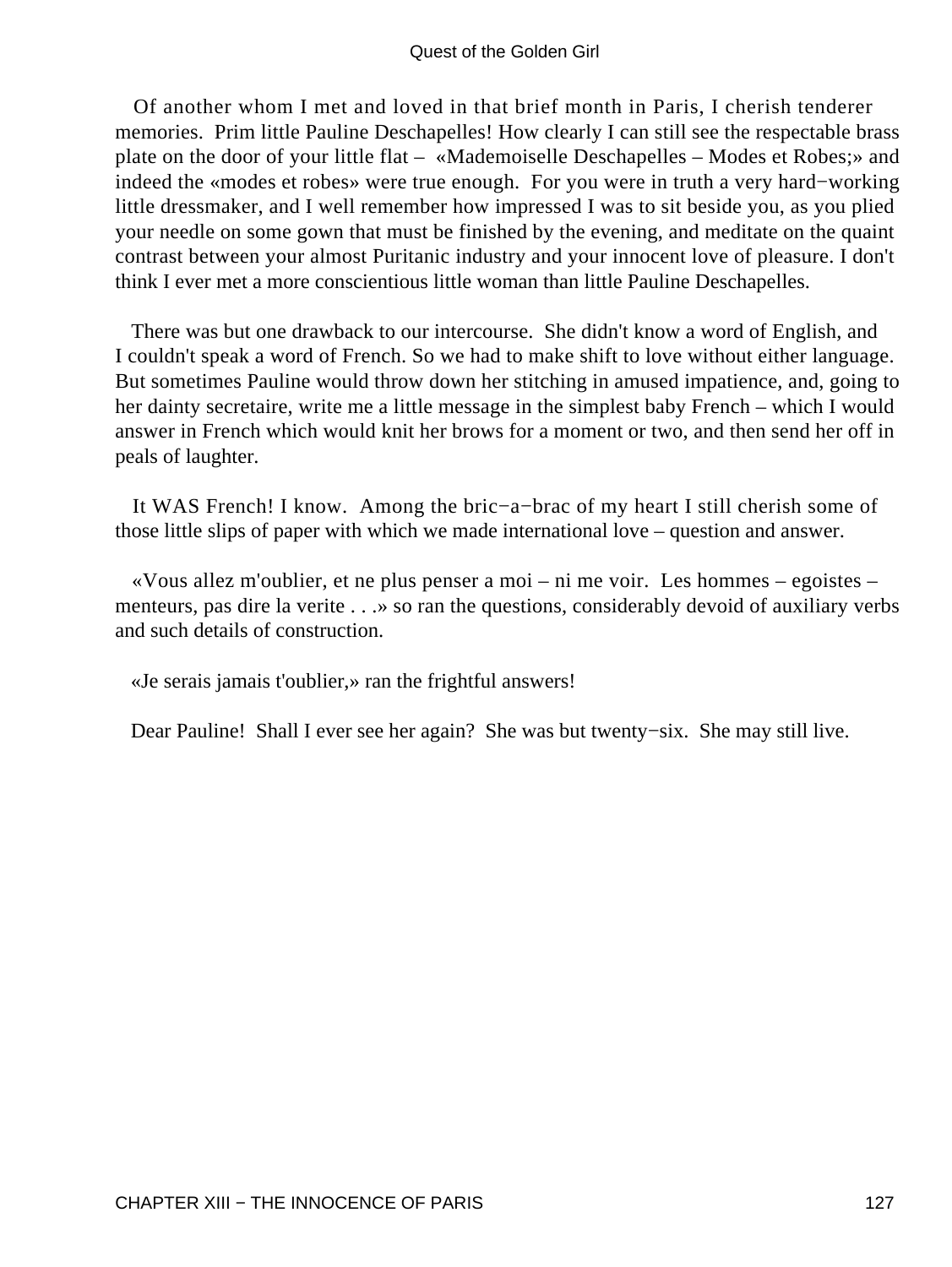Of another whom I met and loved in that brief month in Paris, I cherish tenderer memories. Prim little Pauline Deschapelles! How clearly I can still see the respectable brass plate on the door of your little flat – «Mademoiselle Deschapelles – Modes et Robes;» and indeed the «modes et robes» were true enough. For you were in truth a very hard−working little dressmaker, and I well remember how impressed I was to sit beside you, as you plied your needle on some gown that must be finished by the evening, and meditate on the quaint contrast between your almost Puritanic industry and your innocent love of pleasure. I don't think I ever met a more conscientious little woman than little Pauline Deschapelles.

There was but one drawback to our intercourse. She didn't know a word of English, and I couldn't speak a word of French. So we had to make shift to love without either language. But sometimes Pauline would throw down her stitching in amused impatience, and, going to her dainty secretaire, write me a little message in the simplest baby French – which I would answer in French which would knit her brows for a moment or two, and then send her off in peals of laughter.

It WAS French! I know. Among the bric−a−brac of my heart I still cherish some of those little slips of paper with which we made international love – question and answer.

«Vous allez m'oublier, et ne plus penser a moi – ni me voir. Les hommes – egoistes – menteurs, pas dire la verite . . .» so ran the questions, considerably devoid of auxiliary verbs and such details of construction.

«Je serais jamais t'oublier,» ran the frightful answers!

Dear Pauline! Shall I ever see her again? She was but twenty−six. She may still live.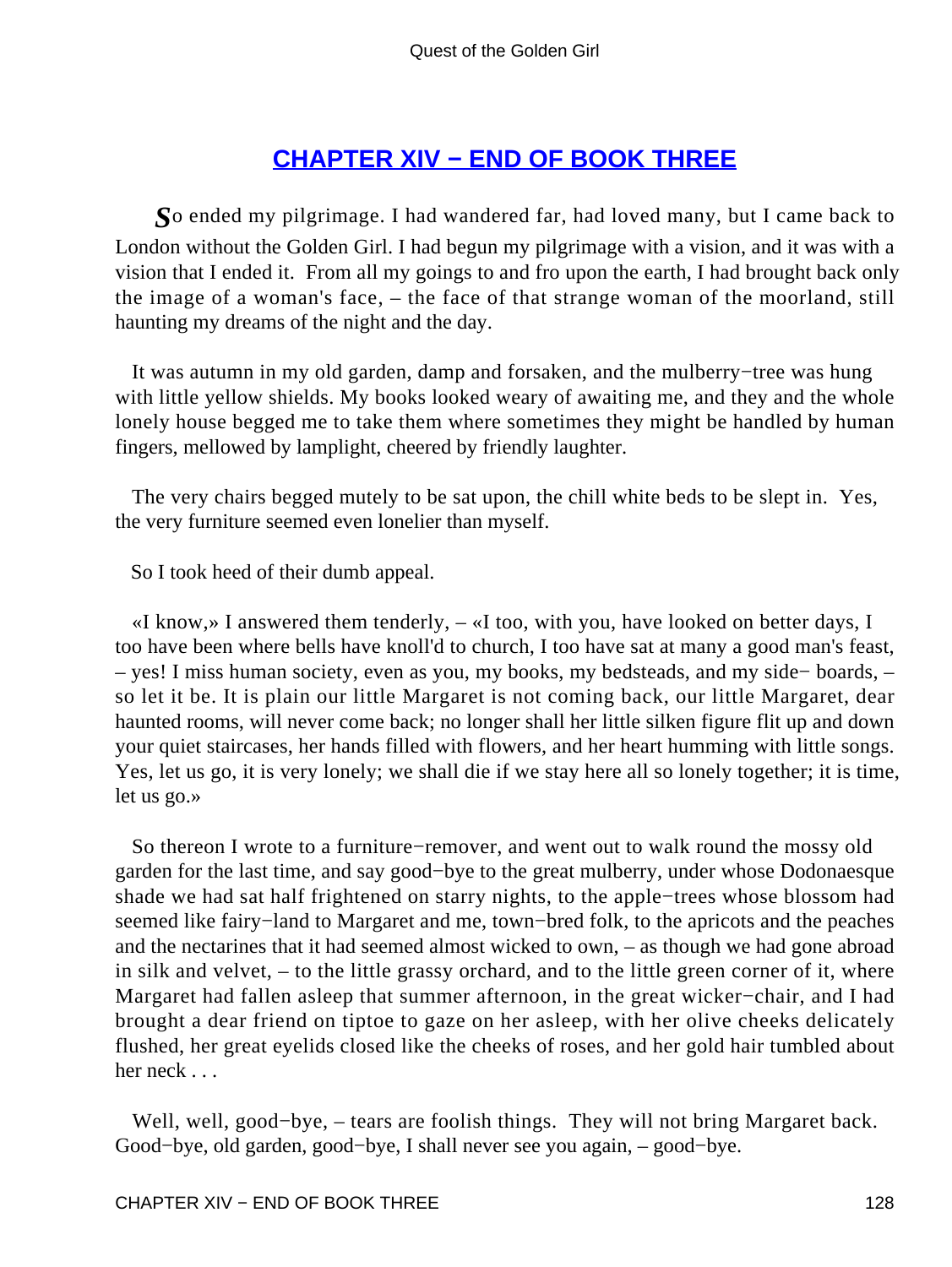## CHAPTER XIV − END OF BOOK THREE

*S*o ended my pilgrimage. I had wandered far, had loved many, but I came back to London without the Golden Girl. I had begun my pilgrimage with a vision, and it was with a vision that I ended it. From all my goings to and fro upon the earth, I had brought back only the image of a woman's face, – the face of that strange woman of the moorland, still haunting my dreams of the night and the day.

It was autumn in my old garden, damp and forsaken, and the mulberry−tree was hung with little yellow shields. My books looked weary of awaiting me, and they and the whole lonely house begged me to take them where sometimes they might be handled by human fingers, mellowed by lamplight, cheered by friendly laughter.

The very chairs begged mutely to be sat upon, the chill white beds to be slept in. Yes, the very furniture seemed even lonelier than myself.

So I took heed of their dumb appeal.

«I know,» I answered them tenderly, – «I too, with you, have looked on better days, I too have been where bells have knoll'd to church, I too have sat at many a good man's feast, – yes! I miss human society, even as you, my books, my bedsteads, and my side− boards, – so let it be. It is plain our little Margaret is not coming back, our little Margaret, dear haunted rooms, will never come back; no longer shall her little silken figure flit up and down your quiet staircases, her hands filled with flowers, and her heart humming with little songs. Yes, let us go, it is very lonely; we shall die if we stay here all so lonely together; it is time, let us go.»

So thereon I wrote to a furniture−remover, and went out to walk round the mossy old garden for the last time, and say good−bye to the great mulberry, under whose Dodonaesque shade we had sat half frightened on starry nights, to the apple−trees whose blossom had seemed like fairy−land to Margaret and me, town−bred folk, to the apricots and the peaches and the nectarines that it had seemed almost wicked to own, – as though we had gone abroad in silk and velvet, – to the little grassy orchard, and to the little green corner of it, where Margaret had fallen asleep that summer afternoon, in the great wicker−chair, and I had brought a dear friend on tiptoe to gaze on her asleep, with her olive cheeks delicately flushed, her great eyelids closed like the cheeks of roses, and her gold hair tumbled about her neck . . .

Well, well, good−bye, – tears are foolish things. They will not bring Margaret back. Good−bye, old garden, good−bye, I shall never see you again, – good−bye.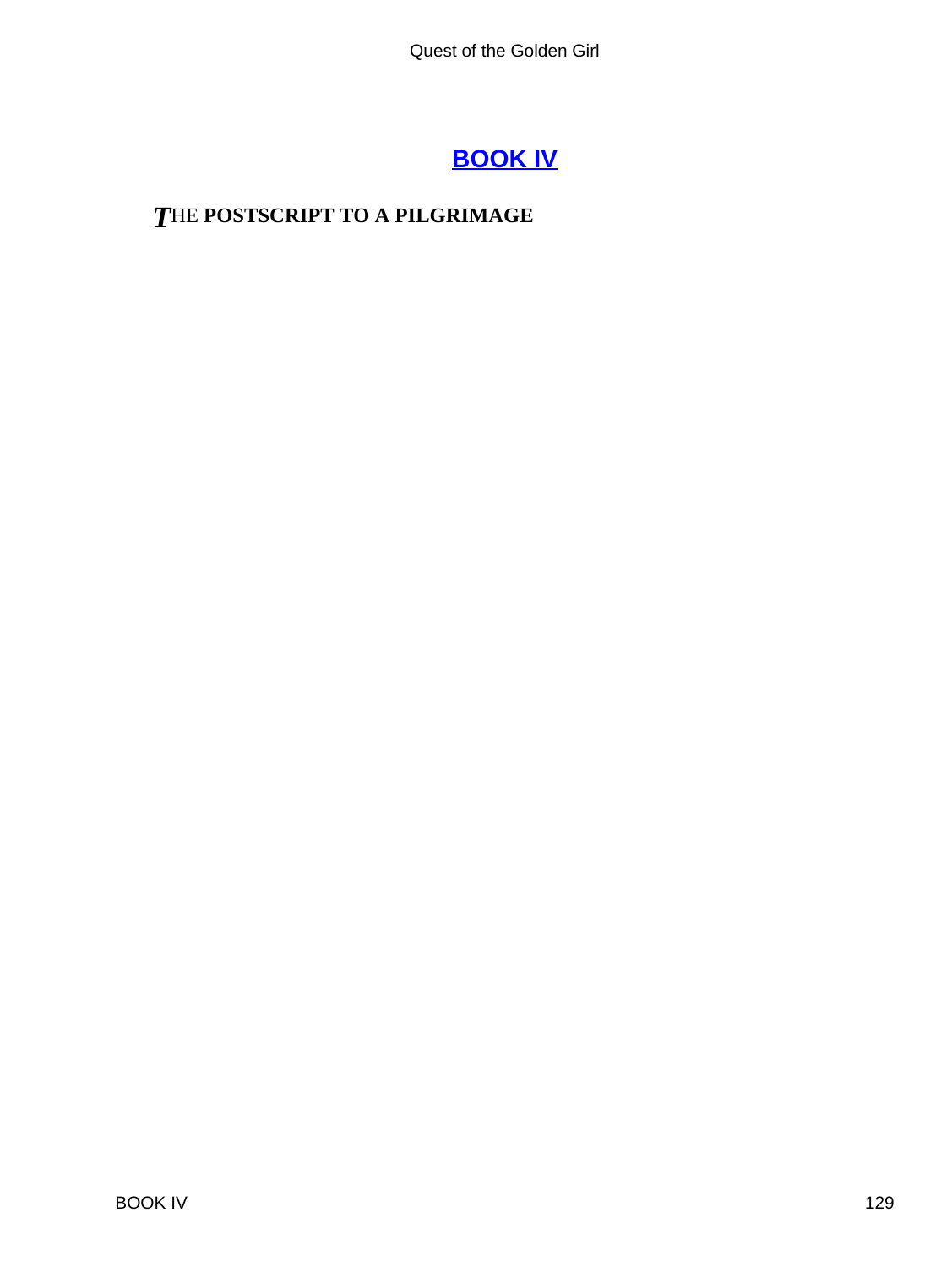## BOOK IV

### *T*HE POSTSCRIPT TO A PILGRIMAGE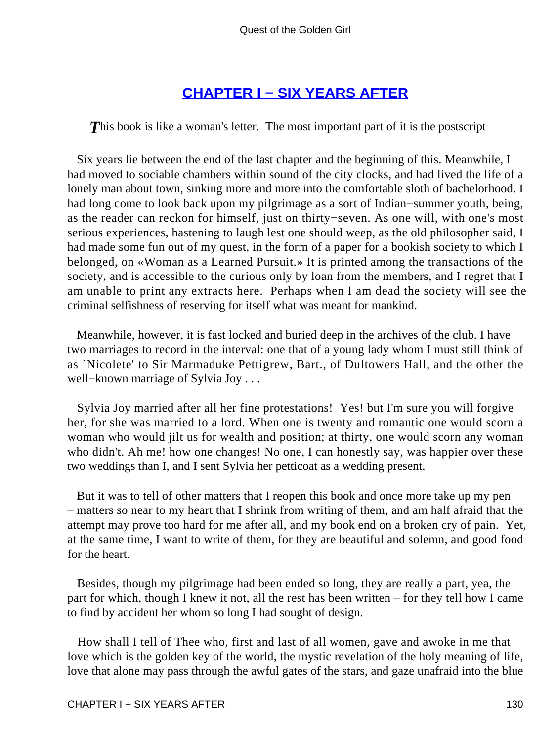## CHAPTER I − SIX YEARS AFTER

*T*his book is like a woman's letter. The most important part of it is the postscript

Six years lie between the end of the last chapter and the beginning of this. Meanwhile, I had moved to sociable chambers within sound of the city clocks, and had lived the life of a lonely man about town, sinking more and more into the comfortable sloth of bachelorhood. I had long come to look back upon my pilgrimage as a sort of Indian−summer youth, being, as the reader can reckon for himself, just on thirty−seven. As one will, with one's most serious experiences, hastening to laugh lest one should weep, as the old philosopher said, I had made some fun out of my quest, in the form of a paper for a bookish society to which I belonged, on «Woman as a Learned Pursuit.» It is printed among the transactions of the society, and is accessible to the curious only by loan from the members, and I regret that I am unable to print any extracts here. Perhaps when I am dead the society will see the criminal selfishness of reserving for itself what was meant for mankind.

Meanwhile, however, it is fast locked and buried deep in the archives of the club. I have two marriages to record in the interval: one that of a young lady whom I must still think of as `Nicolete' to Sir Marmaduke Pettigrew, Bart., of Dultowers Hall, and the other the well−known marriage of Sylvia Joy . . .

Sylvia Joy married after all her fine protestations! Yes! but I'm sure you will forgive her, for she was married to a lord. When one is twenty and romantic one would scorn a woman who would jilt us for wealth and position; at thirty, one would scorn any woman who didn't. Ah me! how one changes! No one, I can honestly say, was happier over these two weddings than I, and I sent Sylvia her petticoat as a wedding present.

But it was to tell of other matters that I reopen this book and once more take up my pen – matters so near to my heart that I shrink from writing of them, and am half afraid that the attempt may prove too hard for me after all, and my book end on a broken cry of pain. Yet, at the same time, I want to write of them, for they are beautiful and solemn, and good food for the heart.

Besides, though my pilgrimage had been ended so long, they are really a part, yea, the part for which, though I knew it not, all the rest has been written – for they tell how I came to find by accident her whom so long I had sought of design.

How shall I tell of Thee who, first and last of all women, gave and awoke in me that love which is the golden key of the world, the mystic revelation of the holy meaning of life, love that alone may pass through the awful gates of the stars, and gaze unafraid into the blue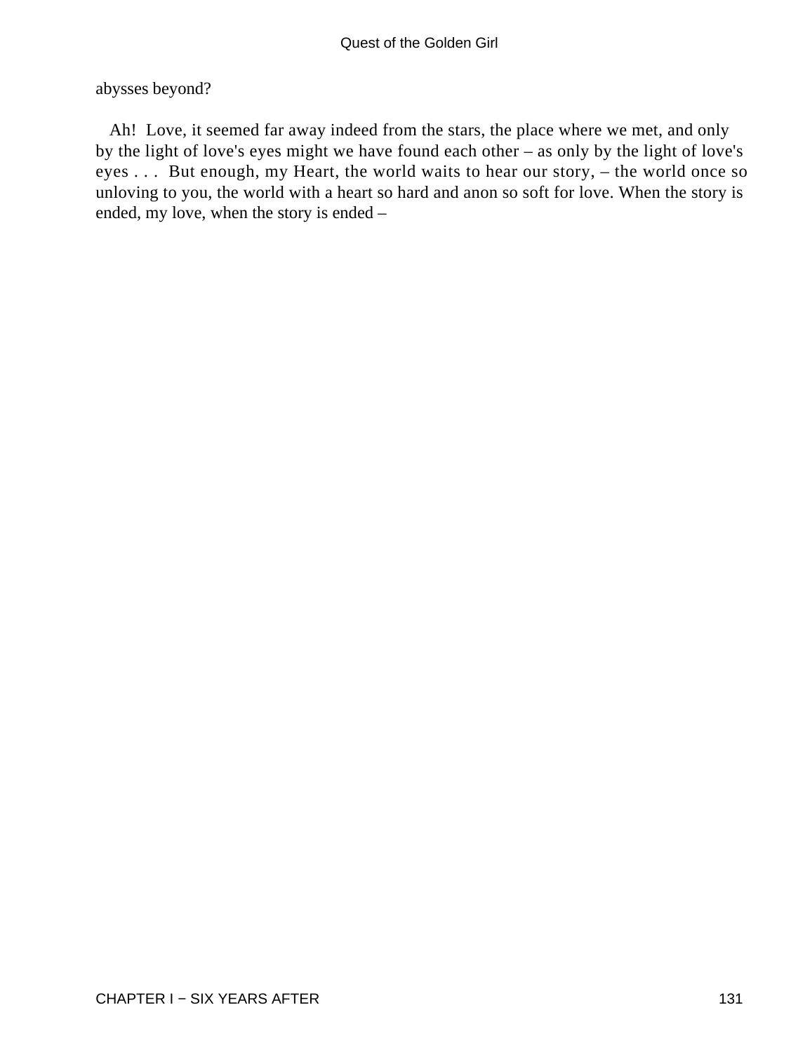abysses beyond?

Ah! Love, it seemed far away indeed from the stars, the place where we met, and only by the light of love's eyes might we have found each other – as only by the light of love's eyes . . . But enough, my Heart, the world waits to hear our story, – the world once so unloving to you, the world with a heart so hard and anon so soft for love. When the story is ended, my love, when the story is ended –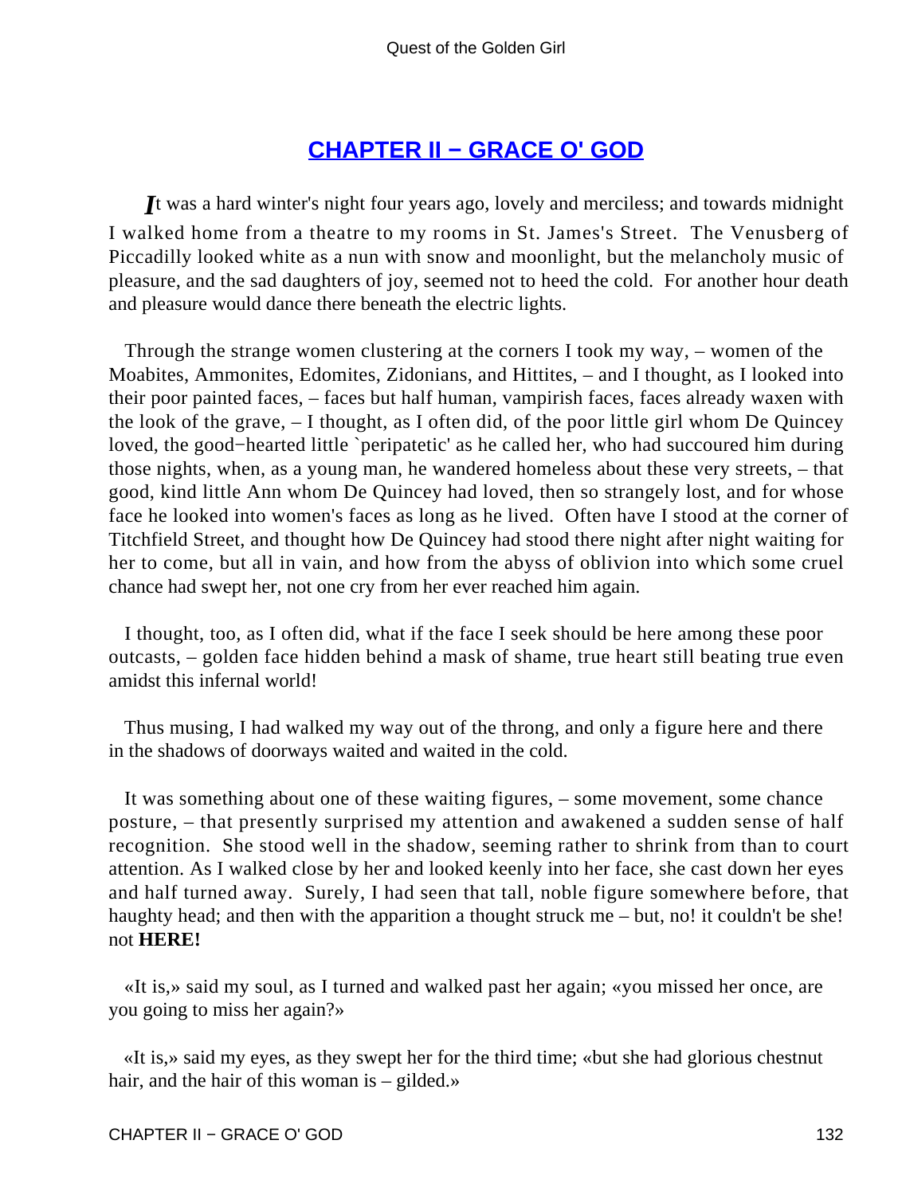## CHAPTER II − GRACE O' GOD

*I*t was a hard winter's night four years ago, lovely and merciless; and towards midnight I walked home from a theatre to my rooms in St. James's Street. The Venusberg of Piccadilly looked white as a nun with snow and moonlight, but the melancholy music of pleasure, and the sad daughters of joy, seemed not to heed the cold. For another hour death and pleasure would dance there beneath the electric lights.

Through the strange women clustering at the corners I took my way, – women of the Moabites, Ammonites, Edomites, Zidonians, and Hittites, – and I thought, as I looked into their poor painted faces, – faces but half human, vampirish faces, faces already waxen with the look of the grave, – I thought, as I often did, of the poor little girl whom De Quincey loved, the good−hearted little `peripatetic' as he called her, who had succoured him during those nights, when, as a young man, he wandered homeless about these very streets, – that good, kind little Ann whom De Quincey had loved, then so strangely lost, and for whose face he looked into women's faces as long as he lived. Often have I stood at the corner of Titchfield Street, and thought how De Quincey had stood there night after night waiting for her to come, but all in vain, and how from the abyss of oblivion into which some cruel chance had swept her, not one cry from her ever reached him again.

I thought, too, as I often did, what if the face I seek should be here among these poor outcasts, – golden face hidden behind a mask of shame, true heart still beating true even amidst this infernal world!

Thus musing, I had walked my way out of the throng, and only a figure here and there in the shadows of doorways waited and waited in the cold.

It was something about one of these waiting figures, – some movement, some chance posture, – that presently surprised my attention and awakened a sudden sense of half recognition. She stood well in the shadow, seeming rather to shrink from than to court attention. As I walked close by her and looked keenly into her face, she cast down her eyes and half turned away. Surely, I had seen that tall, noble figure somewhere before, that haughty head; and then with the apparition a thought struck me – but, no! it couldn't be she! not **HERE!**

«It is,» said my soul, as I turned and walked past her again; «you missed her once, are you going to miss her again?»

«It is,» said my eyes, as they swept her for the third time; «but she had glorious chestnut hair, and the hair of this woman is – gilded.»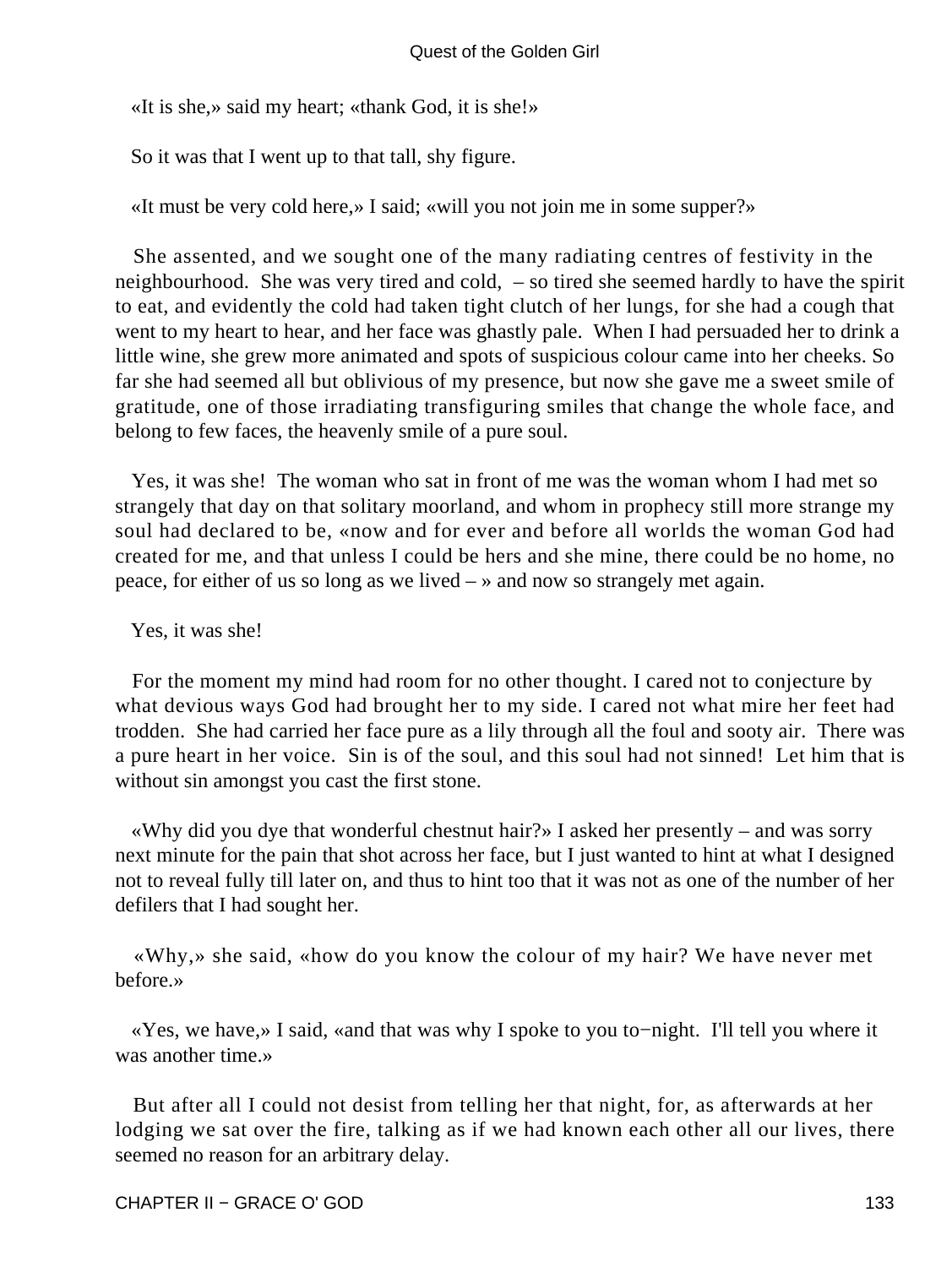«It is she,» said my heart; «thank God, it is she!»

So it was that I went up to that tall, shy figure.

«It must be very cold here,» I said; «will you not join me in some supper?»

She assented, and we sought one of the many radiating centres of festivity in the neighbourhood. She was very tired and cold, – so tired she seemed hardly to have the spirit to eat, and evidently the cold had taken tight clutch of her lungs, for she had a cough that went to my heart to hear, and her face was ghastly pale. When I had persuaded her to drink a little wine, she grew more animated and spots of suspicious colour came into her cheeks. So far she had seemed all but oblivious of my presence, but now she gave me a sweet smile of gratitude, one of those irradiating transfiguring smiles that change the whole face, and belong to few faces, the heavenly smile of a pure soul.

Yes, it was she! The woman who sat in front of me was the woman whom I had met so strangely that day on that solitary moorland, and whom in prophecy still more strange my soul had declared to be, «now and for ever and before all worlds the woman God had created for me, and that unless I could be hers and she mine, there could be no home, no peace, for either of us so long as we lived – » and now so strangely met again.

Yes, it was she!

For the moment my mind had room for no other thought. I cared not to conjecture by what devious ways God had brought her to my side. I cared not what mire her feet had trodden. She had carried her face pure as a lily through all the foul and sooty air. There was a pure heart in her voice. Sin is of the soul, and this soul had not sinned! Let him that is without sin amongst you cast the first stone.

«Why did you dye that wonderful chestnut hair?» I asked her presently – and was sorry next minute for the pain that shot across her face, but I just wanted to hint at what I designed not to reveal fully till later on, and thus to hint too that it was not as one of the number of her defilers that I had sought her.

«Why,» she said, «how do you know the colour of my hair? We have never met before.»

«Yes, we have,» I said, «and that was why I spoke to you to−night. I'll tell you where it was another time.»

But after all I could not desist from telling her that night, for, as afterwards at her lodging we sat over the fire, talking as if we had known each other all our lives, there seemed no reason for an arbitrary delay.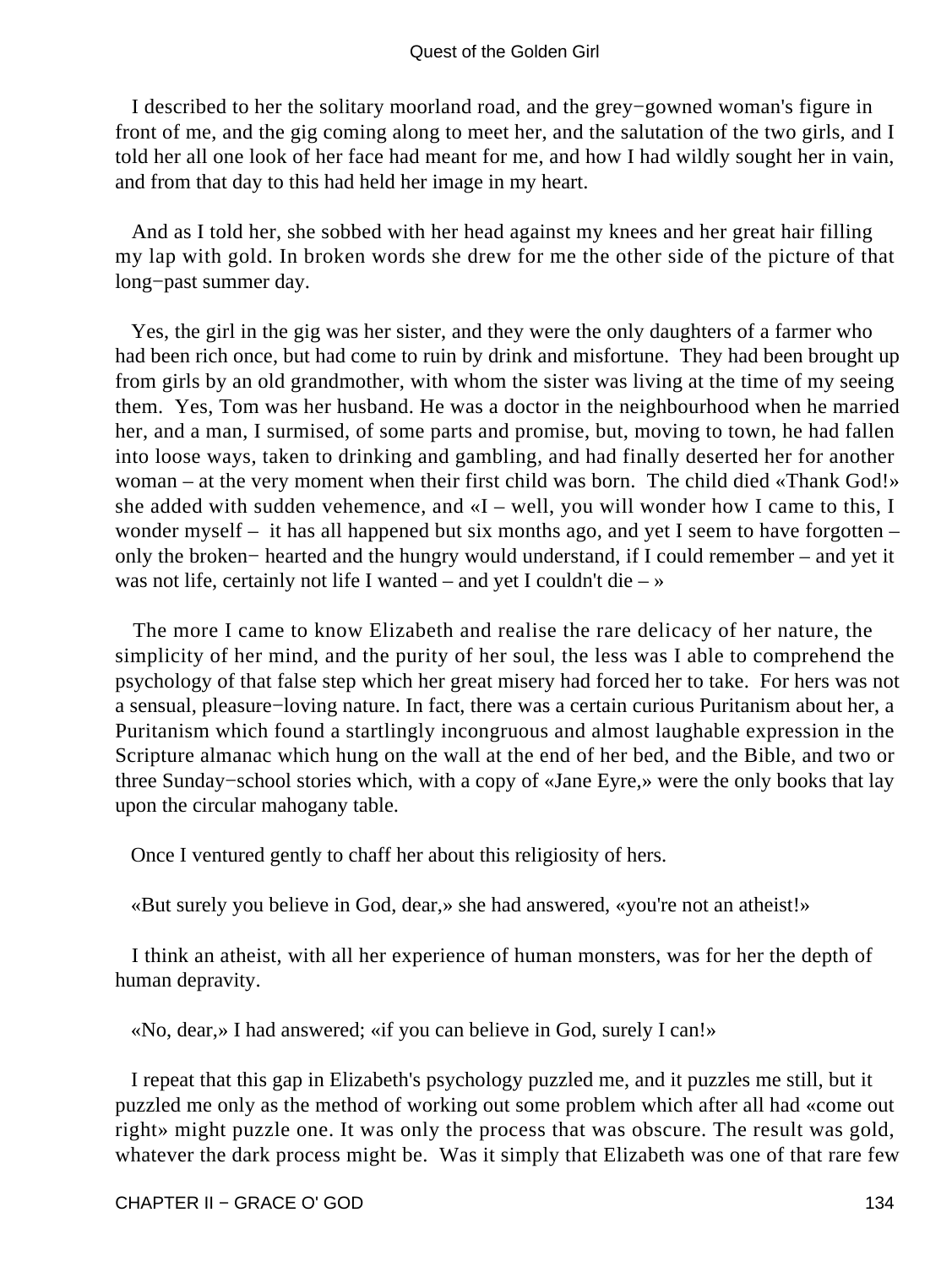I described to her the solitary moorland road, and the grey−gowned woman's figure in front of me, and the gig coming along to meet her, and the salutation of the two girls, and I told her all one look of her face had meant for me, and how I had wildly sought her in vain, and from that day to this had held her image in my heart.

And as I told her, she sobbed with her head against my knees and her great hair filling my lap with gold. In broken words she drew for me the other side of the picture of that long−past summer day.

Yes, the girl in the gig was her sister, and they were the only daughters of a farmer who had been rich once, but had come to ruin by drink and misfortune. They had been brought up from girls by an old grandmother, with whom the sister was living at the time of my seeing them. Yes, Tom was her husband. He was a doctor in the neighbourhood when he married her, and a man, I surmised, of some parts and promise, but, moving to town, he had fallen into loose ways, taken to drinking and gambling, and had finally deserted her for another woman – at the very moment when their first child was born. The child died «Thank God!» she added with sudden vehemence, and «I – well, you will wonder how I came to this, I wonder myself – it has all happened but six months ago, and yet I seem to have forgotten – only the broken− hearted and the hungry would understand, if I could remember – and yet it was not life, certainly not life I wanted – and yet I couldn't die – »

The more I came to know Elizabeth and realise the rare delicacy of her nature, the simplicity of her mind, and the purity of her soul, the less was I able to comprehend the psychology of that false step which her great misery had forced her to take. For hers was not a sensual, pleasure−loving nature. In fact, there was a certain curious Puritanism about her, a Puritanism which found a startlingly incongruous and almost laughable expression in the Scripture almanac which hung on the wall at the end of her bed, and the Bible, and two or three Sunday−school stories which, with a copy of «Jane Eyre,» were the only books that lay upon the circular mahogany table.

Once I ventured gently to chaff her about this religiosity of hers.

«But surely you believe in God, dear,» she had answered, «you're not an atheist!»

I think an atheist, with all her experience of human monsters, was for her the depth of human depravity.

«No, dear,» I had answered; «if you can believe in God, surely I can!»

I repeat that this gap in Elizabeth's psychology puzzled me, and it puzzles me still, but it puzzled me only as the method of working out some problem which after all had «come out right» might puzzle one. It was only the process that was obscure. The result was gold, whatever the dark process might be. Was it simply that Elizabeth was one of that rare few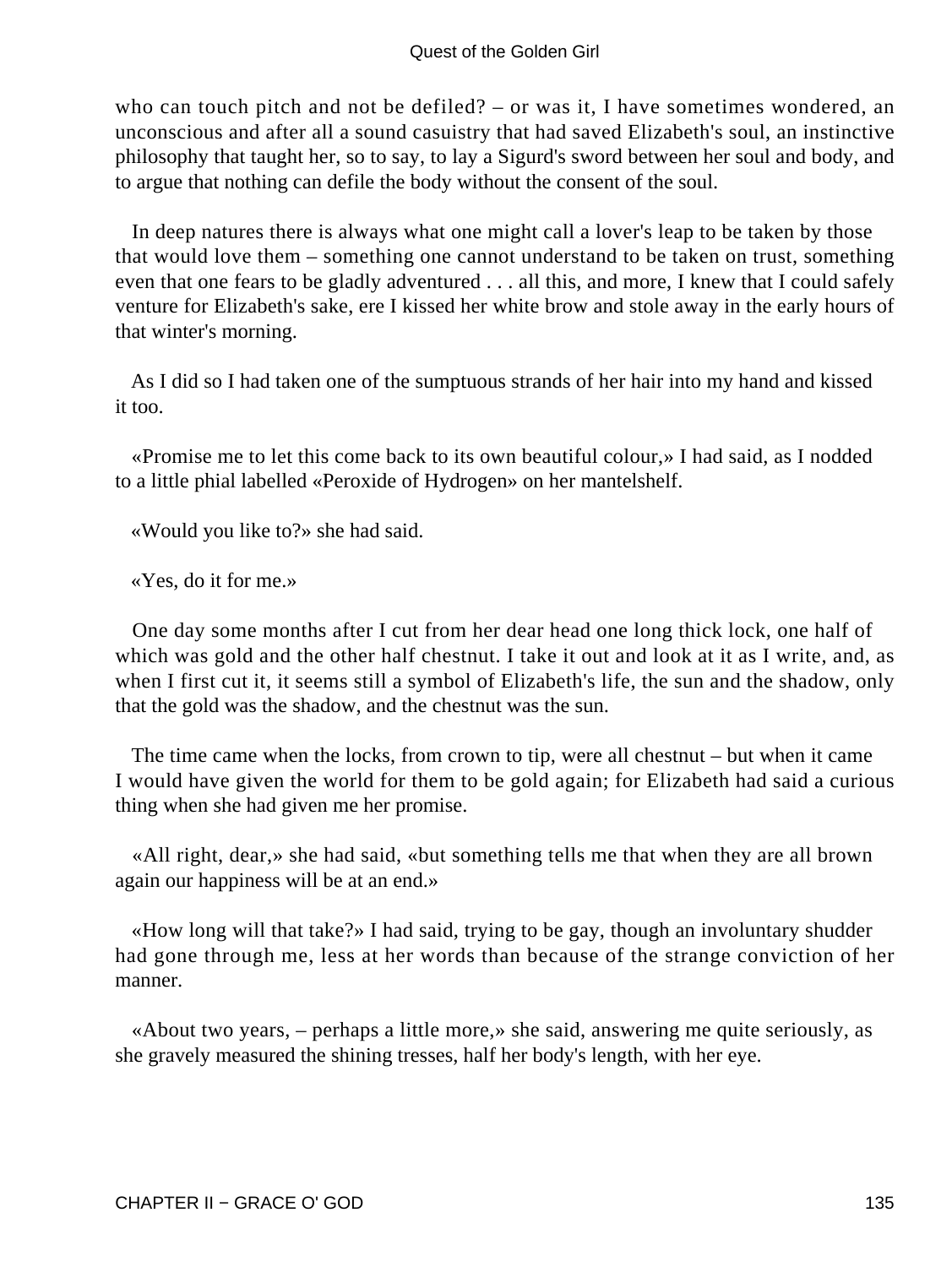who can touch pitch and not be defiled? – or was it, I have sometimes wondered, an unconscious and after all a sound casuistry that had saved Elizabeth's soul, an instinctive philosophy that taught her, so to say, to lay a Sigurd's sword between her soul and body, and to argue that nothing can defile the body without the consent of the soul.

In deep natures there is always what one might call a lover's leap to be taken by those that would love them – something one cannot understand to be taken on trust, something even that one fears to be gladly adventured . . . all this, and more, I knew that I could safely venture for Elizabeth's sake, ere I kissed her white brow and stole away in the early hours of that winter's morning.

As I did so I had taken one of the sumptuous strands of her hair into my hand and kissed it too.

«Promise me to let this come back to its own beautiful colour,» I had said, as I nodded to a little phial labelled «Peroxide of Hydrogen» on her mantelshelf.

«Would you like to?» she had said.

«Yes, do it for me.»

One day some months after I cut from her dear head one long thick lock, one half of which was gold and the other half chestnut. I take it out and look at it as I write, and, as when I first cut it, it seems still a symbol of Elizabeth's life, the sun and the shadow, only that the gold was the shadow, and the chestnut was the sun.

The time came when the locks, from crown to tip, were all chestnut – but when it came I would have given the world for them to be gold again; for Elizabeth had said a curious thing when she had given me her promise.

«All right, dear,» she had said, «but something tells me that when they are all brown again our happiness will be at an end.»

«How long will that take?» I had said, trying to be gay, though an involuntary shudder had gone through me, less at her words than because of the strange conviction of her manner.

«About two years, – perhaps a little more,» she said, answering me quite seriously, as she gravely measured the shining tresses, half her body's length, with her eye.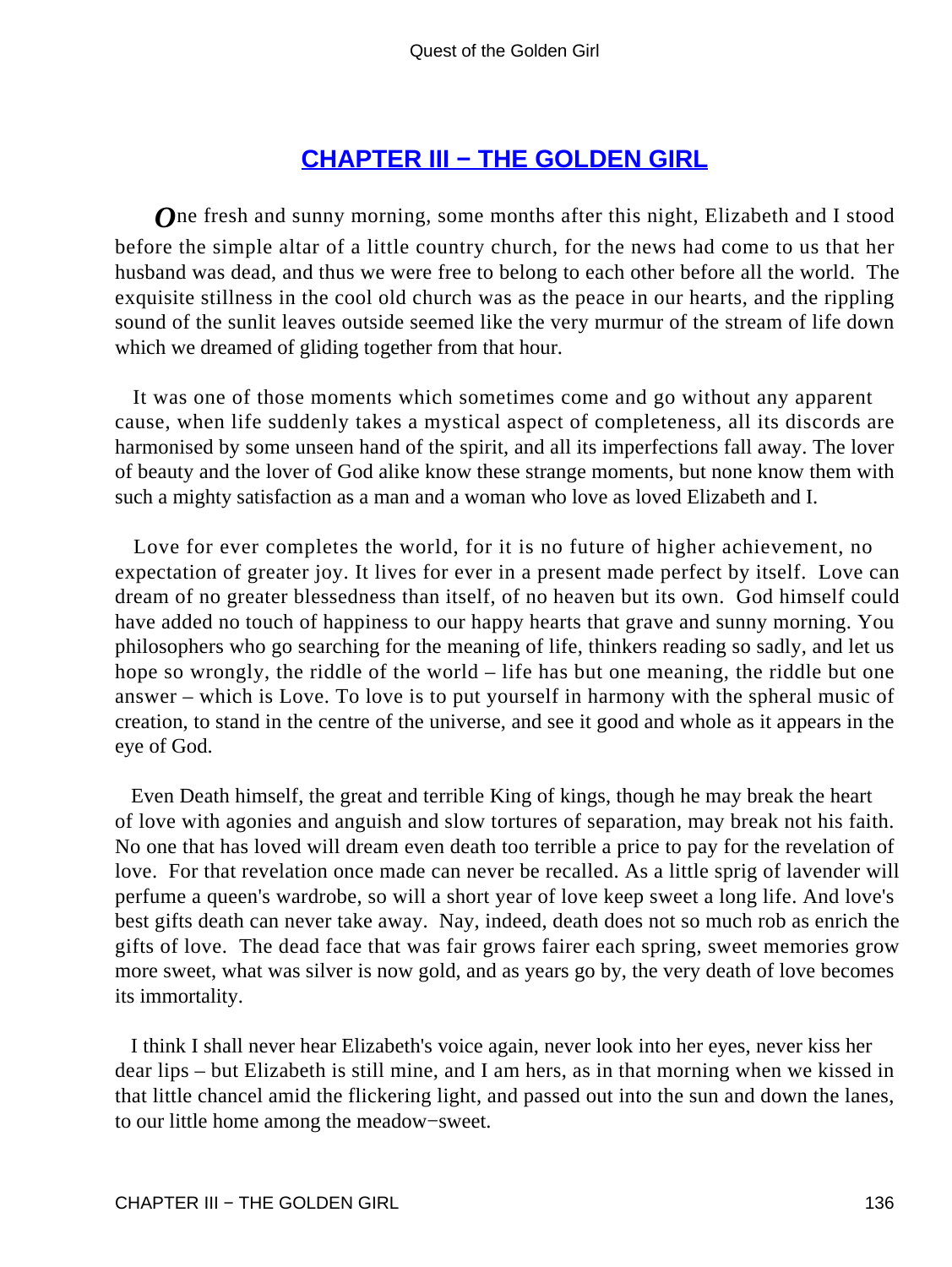# CHAPTER III − THE GOLDEN GIRL

One fresh and sunny morning, some months after this night, Elizabeth and I stood before the simple altar of a little country church, for the news had come to us that her husband was dead, and thus we were free to belong to each other before all the world. The exquisite stillness in the cool old church was as the peace in our hearts, and the rippling sound of the sunlit leaves outside seemed like the very murmur of the stream of life down which we dreamed of gliding together from that hour.

It was one of those moments which sometimes come and go without any apparent cause, when life suddenly takes a mystical aspect of completeness, all its discords are harmonised by some unseen hand of the spirit, and all its imperfections fall away. The lover of beauty and the lover of God alike know these strange moments, but none know them with such a mighty satisfaction as a man and a woman who love as loved Elizabeth and I.

Love for ever completes the world, for it is no future of higher achievement, no expectation of greater joy. It lives for ever in a present made perfect by itself. Love can dream of no greater blessedness than itself, of no heaven but its own. God himself could have added no touch of happiness to our happy hearts that grave and sunny morning. You philosophers who go searching for the meaning of life, thinkers reading so sadly, and let us hope so wrongly, the riddle of the world – life has but one meaning, the riddle but one answer – which is Love. To love is to put yourself in harmony with the spheral music of creation, to stand in the centre of the universe, and see it good and whole as it appears in the eye of God.

Even Death himself, the great and terrible King of kings, though he may break the heart of love with agonies and anguish and slow tortures of separation, may break not his faith. No one that has loved will dream even death too terrible a price to pay for the revelation of love. For that revelation once made can never be recalled. As a little sprig of lavender will perfume a queen's wardrobe, so will a short year of love keep sweet a long life. And love's best gifts death can never take away. Nay, indeed, death does not so much rob as enrich the gifts of love. The dead face that was fair grows fairer each spring, sweet memories grow more sweet, what was silver is now gold, and as years go by, the very death of love becomes its immortality.

I think I shall never hear Elizabeth's voice again, never look into her eyes, never kiss her dear lips – but Elizabeth is still mine, and I am hers, as in that morning when we kissed in that little chancel amid the flickering light, and passed out into the sun and down the lanes, to our little home among the meadow−sweet.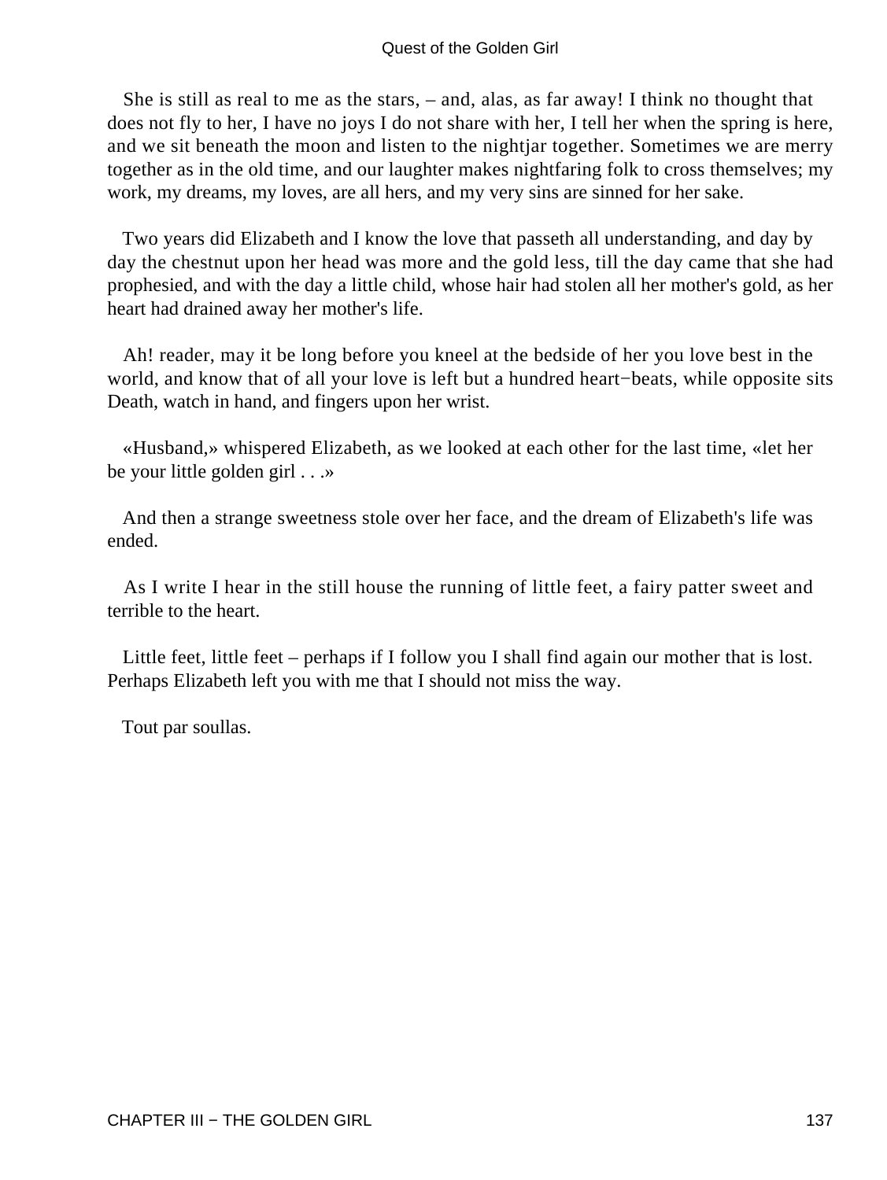She is still as real to me as the stars, – and, alas, as far away! I think no thought that does not fly to her, I have no joys I do not share with her, I tell her when the spring is here, and we sit beneath the moon and listen to the nightjar together. Sometimes we are merry together as in the old time, and our laughter makes nightfaring folk to cross themselves; my work, my dreams, my loves, are all hers, and my very sins are sinned for her sake.

Two years did Elizabeth and I know the love that passeth all understanding, and day by day the chestnut upon her head was more and the gold less, till the day came that she had prophesied, and with the day a little child, whose hair had stolen all her mother's gold, as her heart had drained away her mother's life.

Ah! reader, may it be long before you kneel at the bedside of her you love best in the world, and know that of all your love is left but a hundred heart−beats, while opposite sits Death, watch in hand, and fingers upon her wrist.

«Husband,» whispered Elizabeth, as we looked at each other for the last time, «let her be your little golden girl . . .»

And then a strange sweetness stole over her face, and the dream of Elizabeth's life was ended.

As I write I hear in the still house the running of little feet, a fairy patter sweet and terrible to the heart.

Little feet, little feet – perhaps if I follow you I shall find again our mother that is lost. Perhaps Elizabeth left you with me that I should not miss the way.

Tout par soullas.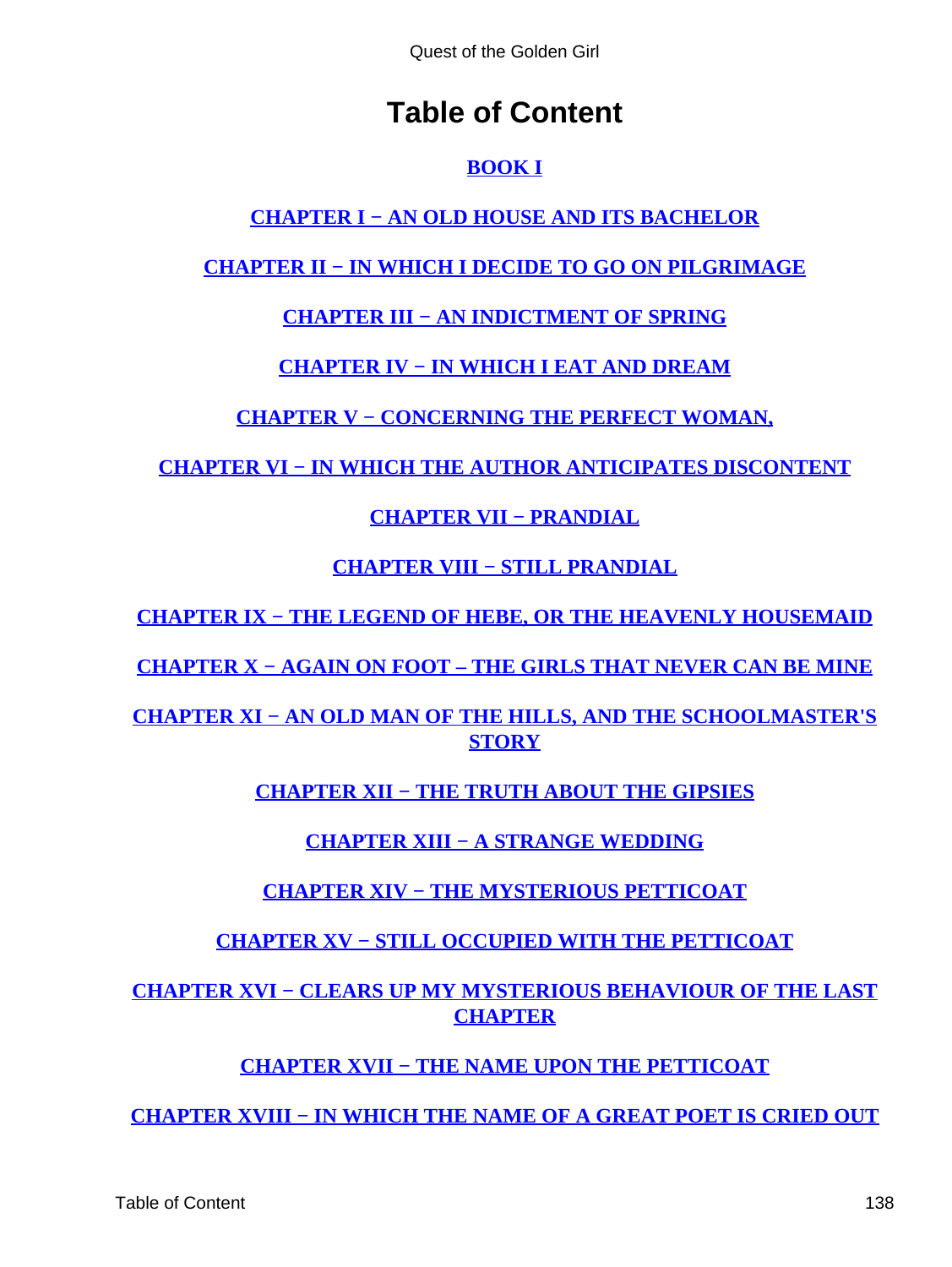# Table of Content

**BOOK I**

**CHAPTER I − AN OLD HOUSE AND ITS BACHELOR**

**CHAPTER II − IN WHICH I DECIDE TO GO ON PILGRIMAGE**

**CHAPTER III − AN INDICTMENT OF SPRING**

**CHAPTER IV − IN WHICH I EAT AND DREAM**

**CHAPTER V − CONCERNING THE PERFECT WOMAN,**

**CHAPTER VI − IN WHICH THE AUTHOR ANTICIPATES DISCONTENT**

**CHAPTER VII − PRANDIAL**

**CHAPTER VIII − STILL PRANDIAL**

**CHAPTER IX − THE LEGEND OF HEBE, OR THE HEAVENLY HOUSEMAID**

**CHAPTER X − AGAIN ON FOOT – THE GIRLS THAT NEVER CAN BE MINE**

**CHAPTER XI − AN OLD MAN OF THE HILLS, AND THE SCHOOLMASTER'S STORY**

**CHAPTER XII − THE TRUTH ABOUT THE GIPSIES**

**CHAPTER XIII − A STRANGE WEDDING**

**CHAPTER XIV − THE MYSTERIOUS PETTICOAT**

**CHAPTER XV − STILL OCCUPIED WITH THE PETTICOAT**

**CHAPTER XVI − CLEARS UP MY MYSTERIOUS BEHAVIOUR OF THE LAST CHAPTER**

**CHAPTER XVII − THE NAME UPON THE PETTICOAT**

**CHAPTER XVIII − IN WHICH THE NAME OF A GREAT POET IS CRIED OUT**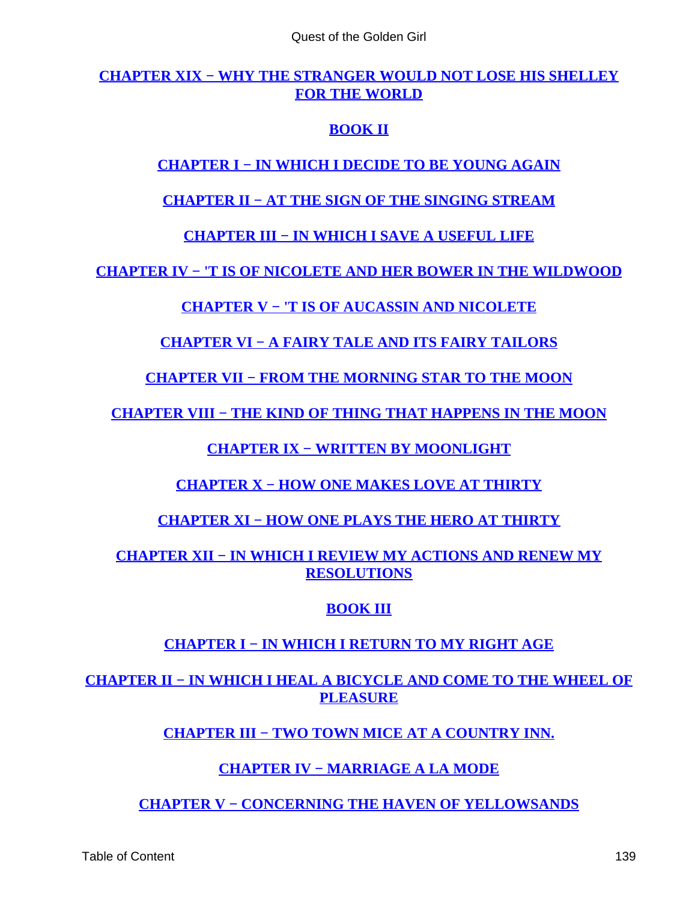[CHAPTER XIX − WHY THE STRANGER WOULD NOT LOSE HIS SHELLEY FOR THE WORLD]

[BOOK II]

[CHAPTER I − IN WHICH I DECIDE TO BE YOUNG AGAIN]

[CHAPTER II − AT THE SIGN OF THE SINGING STREAM]

[CHAPTER III − IN WHICH I SAVE A USEFUL LIFE]

[CHAPTER IV − 'T IS OF NICOLETE AND HER BOWER IN THE WILDWOOD]

[CHAPTER V − 'T IS OF AUCASSIN AND NICOLETE]

[CHAPTER VI − A FAIRY TALE AND ITS FAIRY TAILORS]

[CHAPTER VII − FROM THE MORNING STAR TO THE MOON]

[CHAPTER VIII − THE KIND OF THING THAT HAPPENS IN THE MOON]

[CHAPTER IX − WRITTEN BY MOONLIGHT]

[CHAPTER X − HOW ONE MAKES LOVE AT THIRTY]

[CHAPTER XI − HOW ONE PLAYS THE HERO AT THIRTY]

[CHAPTER XII − IN WHICH I REVIEW MY ACTIONS AND RENEW MY RESOLUTIONS]

[BOOK III]

[CHAPTER I − IN WHICH I RETURN TO MY RIGHT AGE]

[CHAPTER II − IN WHICH I HEAL A BICYCLE AND COME TO THE WHEEL OF PLEASURE]

[CHAPTER III − TWO TOWN MICE AT A COUNTRY INN.]

[CHAPTER IV − MARRIAGE A LA MODE]

[CHAPTER V − CONCERNING THE HAVEN OF YELLOWSANDS]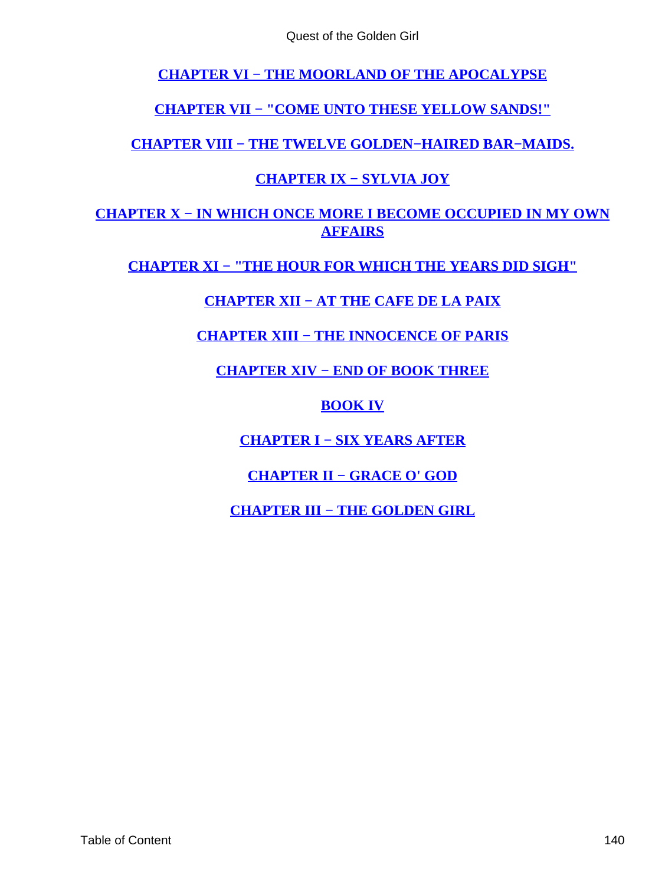CHAPTER VI − THE MOORLAND OF THE APOCALYPSE

CHAPTER VII − "COME UNTO THESE YELLOW SANDS!"

CHAPTER VIII − THE TWELVE GOLDEN−HAIRED BAR−MAIDS.

CHAPTER IX − SYLVIA JOY

CHAPTER X − IN WHICH ONCE MORE I BECOME OCCUPIED IN MY OWN AFFAIRS

CHAPTER XI − "THE HOUR FOR WHICH THE YEARS DID SIGH"

CHAPTER XII − AT THE CAFE DE LA PAIX

CHAPTER XIII − THE INNOCENCE OF PARIS

CHAPTER XIV − END OF BOOK THREE

BOOK IV

CHAPTER I − SIX YEARS AFTER

CHAPTER II − GRACE O' GOD

CHAPTER III − THE GOLDEN GIRL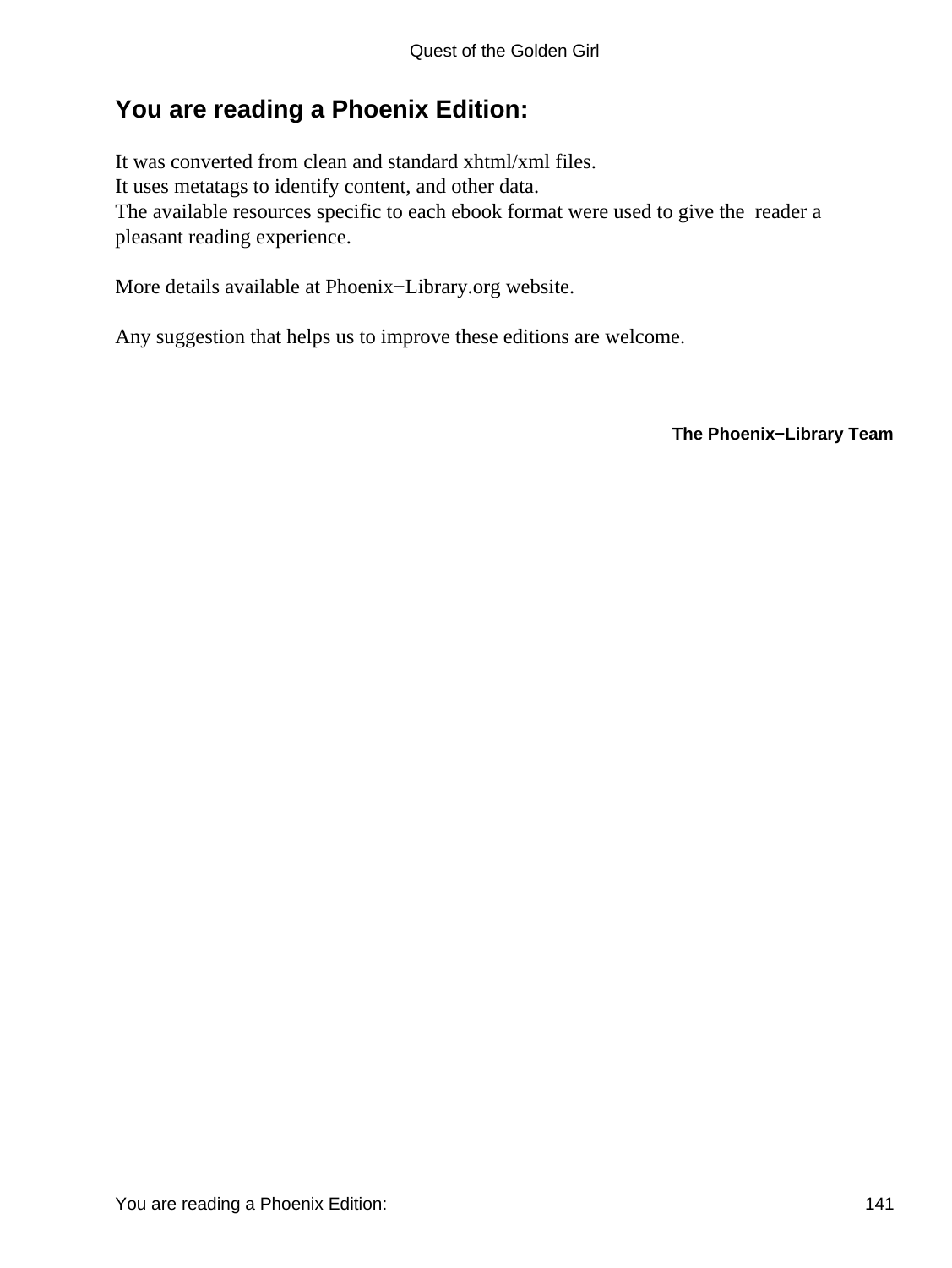## You are reading a Phoenix Edition:

It was converted from clean and standard xhtml/xml files.
It uses metatags to identify content, and other data.
The available resources specific to each ebook format were used to give the reader a pleasant reading experience.

More details available at Phoenix−Library.org website.

Any suggestion that helps us to improve these editions are welcome.

**The Phoenix−Library Team**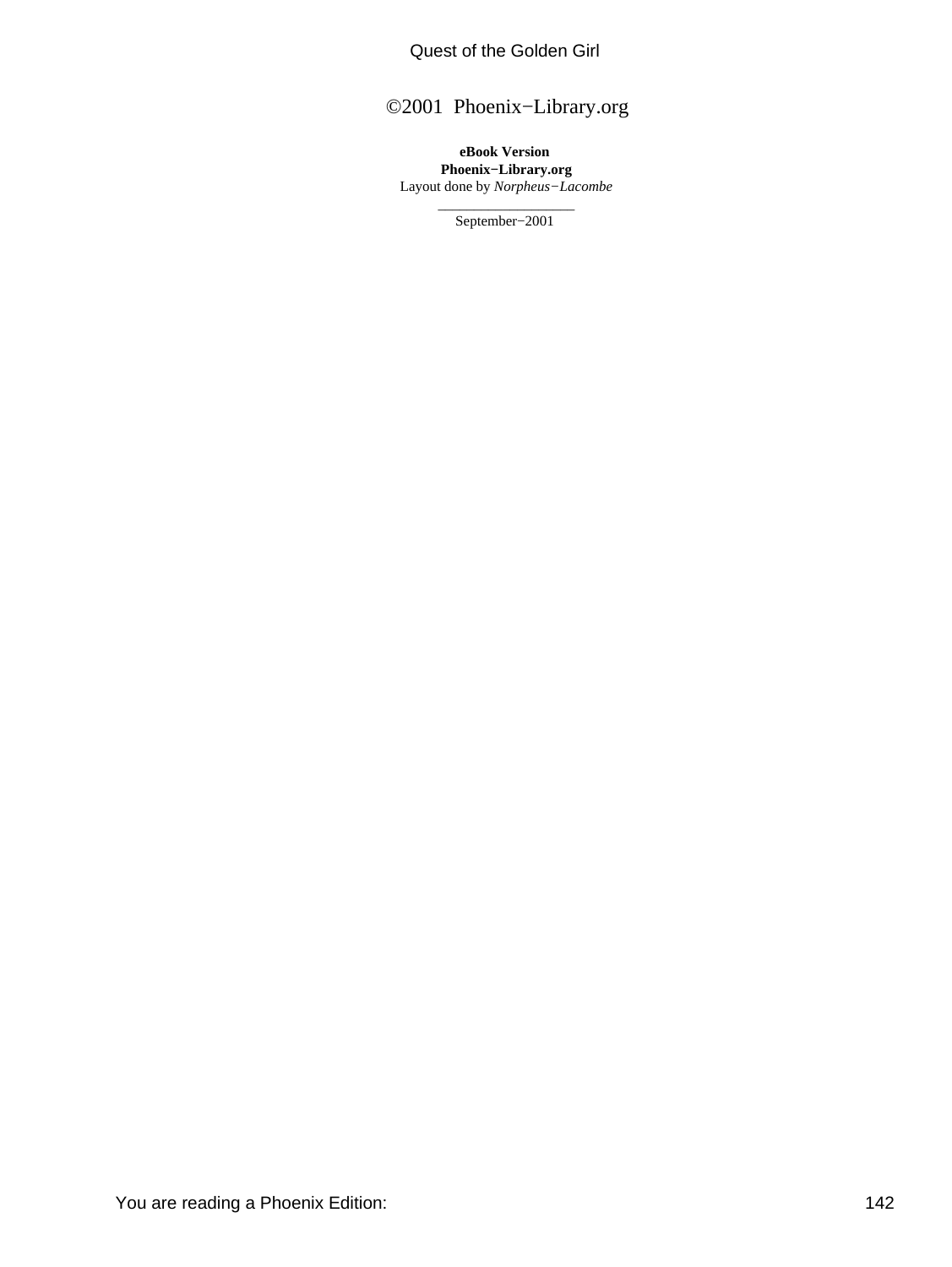©2001 Phoenix−Library.org

**eBook Version**
**Phoenix−Library.org**
Layout done by *Norpheus−Lacombe*

___________________

September−2001